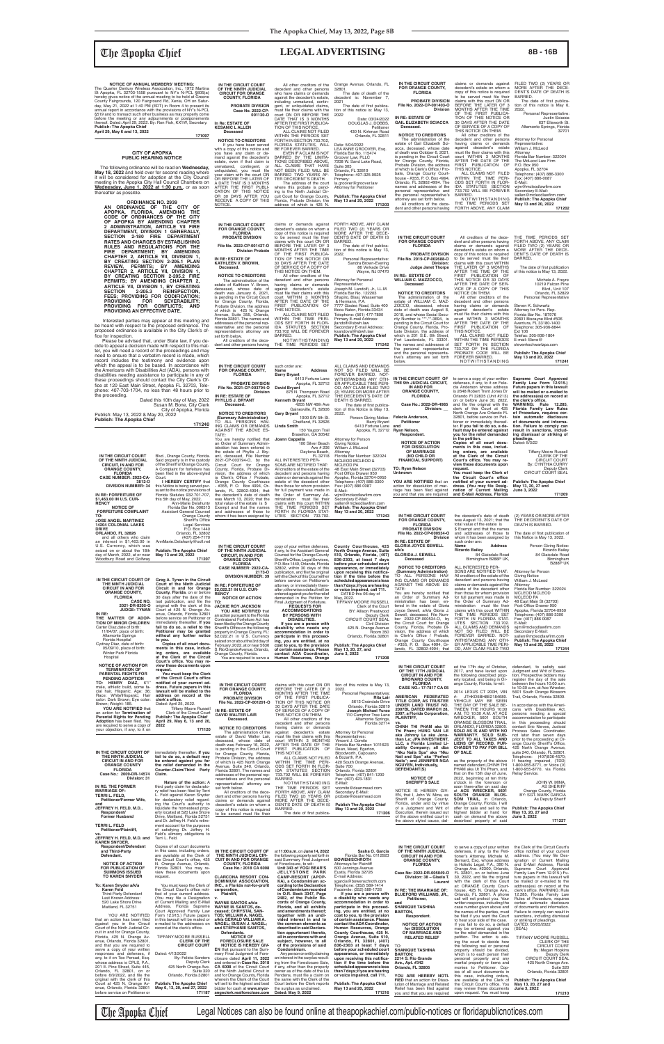**NOTICE OF ANNUAL MEMBERS' MEETING:**
The Quarter Century Wireless Association, Inc., 1972 Martina St Apopka, FL 32703-1558 pursuant to NY's N-PCL §603(a) hereby gives notice of the annual meeting to be held at Greene County Fairgrounds, 120 Fairground Rd, Xenia, OH on Saturday, May 21, 2022 at 1:40 PM (EDT) in Room 4 to present its annual report in accordance with the provisions of NY's N-PCL §519 and to transact such other business as may properly come before the meeting or any adjournments or postponements thereof. Dated April 29, 2022; By: Ron Fish, KX1W, Secretary.
**Publish: The Apopka Chief**
**April 29, May 6 and 13, 2022**
**171097**

---

**CITY OF APOPKA**
**PUBLIC HEARING NOTICE**

The following ordinance will be read on **Wednesday, May 18, 2022** and held over for second reading where it will be considered for adoption at the City Council meeting in the Apopka City Hall Council Chambers on **Wednesday, June 1, 2022 at 1:30 p.m.**, or as soon thereafter as possible.

**ORDINANCE NO. 2939**
**AN ORDINANCE OF THE CITY OF APOPKA, FLORIDA, AMENDING THE CODE OF ORDINANCES OF THE CITY OF APOPKA BY AMENDING CHAPTER 2 ADMINISTRATION, ARTICLE VII FIRE DEPARTMENT, DIVISION 1 GENERALLY, SECTION 2-180 FIRE DEPARTMENT RATES AND CHARGES BY ESTABLISHING RULES AND REGULATIONS FOR THE FIRE DEPARTMENT; BY AMENDING CHAPTER 2, ARTICLE VII, DIVISION 1, BY CREATING SECTION 2-205.1 PLAN REVIEW, PERMITS; BY AMENDING CHAPTER 2, ARTICLE VII, DIVISION 1, BY CREATING SECTION 2-205.2 FIRE PERMITS; BY AMENDING CHAPTER 2, ARTICLE VII, DIVISION 1, BY CREATING SECTION 2-205.3 REINSPECTION, FEES; PROVIDING FOR CODIFICATION; PROVIDING FOR SEVERABILITY; PROVIDING FOR CONFLICTS; AND PROVIDING AN EFFECTIVE DATE.**

Interested parties may appear at this meeting and be heard with respect to the proposed ordinance. The proposed ordinance is available in the City Clerk's office for inspection.

Please be advised that, under State law, if you decide to appeal a decision made with respect to this matter, you will need a record of the proceedings and may need to ensure that a verbatim record is made, which record includes the testimony and evidence upon which the appeal is to be based. In accordance with the Americans with Disabilities Act (ADA), persons with disabilities needing assistance to participate in any of these proceedings should contact the City Clerk's Office at 120 East Main Street, Apopka FL 32703, Telephone: 407-703-1704, no less than 48 hours prior to the proceeding.

Dated this 10th day of May, 2022
Susan M. Bone, City Clerk
City of Apopka, Florida

Publish: May 13, 2022 & May 20, 2022
**Publish: The Apopka Chief**
**171240**

---

**IN THE CIRCUIT COURT OF THE NINTH JUDICIAL CIRCUIT IN AND FOR ORANGE COUNTY, FLORIDA**
**PROBATE DIVISION**
**Case No. 2022-CP-001130-O**
**In Re: ESTATE OF KESANIC L ALLEN Deceased.**

**NOTICE TO CREDITORS**

If you have been served with a copy of this notice and you have any claim or demand against the decedent's estate, even if that claim is unmatured, contingent, or unliquidated, you must file your claim with the court ON OR BEFORE THE LATER OF A DATE THAT IS 3 MONTHS AFTER THE FIRST PUBLICATION OR 30 DAYS AFTER YOU RECEIVE A COPY OF THIS NOTICE.

All other creditors of the decedent and other persons who have claims or demands against the decedent's estate, including unmatured, contingent, or unliquidated claims, must file their claims with the court ON OR BEFORE THE DATE THAT IS 3 MONTHS AFTER THE FIRST PUBLICATION OF THIS NOTICE.

ALL CLAIMS NOT FILED WITHIN THE PERIODS SET FORTH IN SECTION 733.702, FLORIDA STATUTES, WILL BE FOREVER BARRED.

EVEN IF A CLAIM IS NOT BARRED BY THE LIMITATIONS DESCRIBED ABOVE, ALL CLAIMS THAT HAVE NOT BEEN FILED WILL BE BARRED TWO YEARS AFTER DECEDENT'S DEATH.

The address of the court where this probate is pending is the Ninth Judicial Circuit Court for Orange County, Florida Probate Division, the address of which is 425 N. Orange Avenue, Orlando, FL 32801.

The date of death of the decedent is: November 7, 2021.

The date of first publication of this notice is: May 13, 2022.

Date: 03/24/2022
DOUGLAS J. DOBBS, Petitioner
430 N. Kirkman Road
Orlando, FL 32811

Date: 5/04/2022
LEANNE GROOVER, Esq.
Florida Bar No. 115474
Groover Law, PLLC
7208 W. Sand Lake Road, Suite 305
Orlando, FL 32819
Telephone: 407-325-9925
Primary: lg.groover@groover.law
Attorney for Petitioner

**Publish: The Apopka Chief**
**May 13 and 20, 2022**
**171203**

---

**IN THE CIRCUIT COURT FOR ORANGE COUNTY, FLORIDA**
**PROBATE DIVISION**
**File No. 2022-CP-001403-O**
**Division**
**IN RE: ESTATE OF GAIL ELIZABETH SCIACCA Deceased.**

**NOTICE TO CREDITORS**

The administration of the estate of Gail Elizabeth Sciacca, deceased, whose date of death was October 6, 2021, is pending in the Circuit Court for Orange County, Florida, Probate Division, the address of which is Clerk's Office / Probate, Orange County Courthouse - #355, P. O. Box 4994, Orlando, FL 32802-4994. The names and addresses of the personal representative and the personal representative's attorney are set forth below.

All creditors of the decedent and other persons having claims or demands against decedent's estate on whom a copy of this notice is required to be served must file their claims with this court ON OR BEFORE THE LATER OF 3 MONTHS AFTER THE TIME OF THE FIRST PUBLICATION OF THIS NOTICE OR 30 DAYS AFTER THE DATE OF SERVICE OF A COPY OF THIS NOTICE ON THEM.

All other creditors of the decedent and other persons having claims or demands against decedent's estate must file their claims with this court WITHIN 3 MONTHS AFTER THE DATE OF THE FIRST PUBLICATION OF THIS NOTICE.

ALL CLAIMS NOT FILED WITHIN THE TIME PERIODS SET FORTH IN FLORIDA STATUTES SECTION 733.702 WILL BE FOREVER BARRED.

NOTWITHSTANDING THE TIME PERIODS SET FORTH ABOVE, ANY CLAIM FILED TWO (2) YEARS OR MORE AFTER THE DECEDENT'S DATE OF DEATH IS BARRED.

The date of first publication of this notice is May 13, 2022.

Personal Representative:
Justin Sciacca
837 Eleventh St.
Altamonte Springs, Florida 32701

Attorney for Personal Representative:
William J. McLeod
Attorney
Florida Bar Number: 322024
The McLeod Law Firm
P.O. Box 950
Apopka, FL 32704
Telephone: (407) 886-3300
Fax: (407) 886-0087
E-Mail: wjm@mcleodlawfirm.com
Secondary E-Mail: sallen@mcleodlawfirm.com

**Publish: The Apopka Chief**
**May 13 and 20, 2022**
**171202**

---

**IN THE CIRCUIT COURT FOR ORANGE COUNTY, FLORIDA**
**PROBATE DIVISION**
**File No. 2022-CP-001427-O**
**Division Probate**
**IN RE: ESTATE OF KATHLEEN V. BROWN, Deceased.**

**NOTICE TO CREDITORS**

The administration of the estate of Kathleen V. Brown, deceased, whose date of death was January 6, 2021, is pending in the Circuit Court for Orange County, Florida, Probate Division, the address of which is 425 N. Orange Avenue, Suite 355, Orlando, Florida 32801. The names and addresses of the personal representative and the personal representative's attorney are set forth below.

All creditors of the decedent and other persons having claims or demands against decedent's estate on whom a copy of this notice is required to be served must file their claims with this court ON OR BEFORE THE LATER OF 3 MONTHS AFTER THE TIME OF THE FIRST PUBLICATION OF THIS NOTICE OR 30 DAYS AFTER THE DATE OF SERVICE OF A COPY OF THIS NOTICE ON THEM.

All other creditors of the decedent and other persons having claims or demands against decedent's estate must file their claims with this court WITHIN 3 MONTHS AFTER THE DATE OF THE FIRST PUBLICATION OF THIS NOTICE.

ALL CLAIMS NOT FILED WITHIN THE TIME PERIODS SET FORTH IN FLORIDA STATUTES SECTION 733.702 WILL BE FOREVER BARRED.

NOTWITHSTANDING THE TIME PERIODS SET FORTH ABOVE, ANY CLAIM FILED TWO (2) YEARS OR MORE AFTER THE DECEDENT'S DATE OF DEATH IS BARRED.

The date of first publication of this notice is May 13, 2022.

Personal Representative:
Sandra Brown-Ewerling
86 Verbena Drive
Wayne, NJ 07470

Attorney for Personal Representative:
Joseph M. Landolfi, Jr., LL.M.
Florida Bar No. 122203
Shapiro, Blasi, Wasserman & Hermann, P.A.
7777 Glades Road, Suite 400
Boca Raton, Florida 33434
Telephone: (561) 477-7800
Primary E-mail Address: jlandolfi@sbwh.law
Secondary E-mail Address: lcastiblanco@sbwh.law

**Publish: The Apopka Chief**
**May 13 and 20, 2022**
**171242**

---

**IN THE CIRCUIT COURT FOR ORANGE COUNTY, FLORIDA**
**PROBATE DIVISION**
**File Number: 2019-CP-002688-O**
**Division: Judge Janet Thorpe**
**IN RE: ESTATE OF WILLIAM C. MAZZOCCO, Deceased**

**NOTICE TO CREDITORS**

The administration of the estate of WILLIAM C. MAZZOCCO, deceased, whose date of death was August 8, 2018, and whose Social Security Number is \*\*\*-\*\*-3694, is pending in the Circuit Court for Orange County, Florida, Probate Division, the address of which is 201 S.E. 6th Street, Fort Lauderdale, FL 33301. The names and addresses of the personal representative and the personal representative's attorney are set forth below.

All creditors of the decedent and other persons having claims or demands against decedent's estate on whom a copy of this notice is required to be served must file their claims with this court WITHIN THE LATER OF 3 MONTHS AFTER THE TIME OF THE FIRST PUBLICATION OF THIS NOTICE OR 30 DAYS AFTER THE DATE OF SERVICE OF A COPY OF THIS NOTICE ON THEM.

All other creditors of the decedent and persons having claims or demands against the decedent's estate must file their claims with this court WITHIN 3 MONTHS AFTER THE DATE OF THE FIRST PUBLICATION OF THIS NOTICE.

ALL CLAIMS NOT FILED WITHIN THE TIME PERIODS SET FORTH IN SECTION 733.702 OF THE FLORIDA PROBATE CODE WILL BE FOREVER BARRED.

NOTWITHSTANDING THE TIME PERIODS SET FORTH ABOVE, ANY CLAIM FILED TWO (2) YEARS OR MORE AFTER THE DECEDENT'S DATE OF DEATH IS BARRED.

The date of first publication of this notice is May 13, 2022.

Michelle A. Freyre
10219 Falcon Pine Blvd, Unit 107
Orlando, FL 32829
Personal Representative

Steven K. Schwartz
Attorney for Pers. Rep.
Florida Bar No. 187976
20801 Biscayne Blvd #506
Aventura, FL 33180-1400
Telephone: 305-936-8844
Toll free
Telefax: 305-936-1804
E-mail Service: stevenkschwartzpa.com

**Publish: The Apopka Chief**
**May 13 and 20, 2022**
**171241**

---

**IN THE CIRCUIT COURT FOR ORANGE COUNTY, FLORIDA**
**PROBATE DIVISION**
**File No. 2021-CP-003794-O**
**Division**
**IN RE: ESTATE OF PHYLLIS J. BRYANT Deceased.**

**NOTICE TO CREDITORS (Summary Administration)**

TO ALL PERSONS HAVING CLAIMS OR DEMANDS AGAINST THE ABOVE ESTATE:

You are hereby notified that an Order of Summary Administration has been entered in the estate of Phyllis J. Bryant, deceased, File Number 2021-CP-003794-O, by the Circuit Court for Orange County, Florida, Probate Division, the address of which is Clerk's Office / Probate, Orange County Courthouse - #355, P. O. Box 4994, Orlando, FL 32802-4994; that the decedent's date of death was March 13, 2020; that the total value of the estate is $ Exempt and that the names and addresses of those to whom it has been assigned by such order are:

| Name | Address |
|---|---|
| Barry Bryant | 6413 Fortune Lane Apopka, FL 32712 |
| David Bryant | 875 N. Thompson Road Apopka, FL 32712 |
| Kenneth Bryant | 4205 NW 46th Ave Gainesville, FL 32606 |
| Gary Bryant | 1900 SW 5th St. Chiefland, FL 32626 |
| Linda Smith | 150 Yaupon Trail Braselton, GA 30542 |
| Joann Cappella | 100 Silver Beach Ave # 206 Daytona Beach, FL 32118 |

ALL INTERESTED PERSONS ARE NOTIFIED THAT:

All creditors of the estate of the decedent and persons having claims or demands against the estate of the decedent other than those for whom provision for full payment was made in the Order of Summary Administration must file their claims with this court WITHIN THE TIME PERIODS SET FORTH IN FLORIDA STATUTES SECTION 733.702. ALL CLAIMS AND DEMANDS NOT SO FILED WILL BE FOREVER BARRED. NOTWITHSTANDING ANY OTHER APPLICABLE TIME PERIOD, ANY CLAIM FILED TWO (2) YEARS OR MORE AFTER THE DECEDENT'S DATE OF DEATH IS BARRED.

The date of first publication of this Notice is May 13, 2022.

Person Giving Notice:
Barry Bryant
6413 Fortune Lane
Apopka, FL 32712

Attorney for Person Giving Notice
William J. McLeod
Attorney
Florida Bar Number: 322024
MCLEOD MCLEOD & MCLEOD PA
48 East Main Street (32703)
Post Office Drawer 950
Apopka, Florida 32704-0950
Telephone: (407) 886-3300
Fax: (407) 886-0087
E-Mail: wjm@mcleodlawfirm.com
Secondary E-Mail: sallen@mcleodlawfirm.com

**Publish: The Apopka Chief**
**May 13 and 20, 2022**
**171243**

---

**IN THE CIRCUIT COURT OF THE 9th JUDICIAL CIRCUIT, IN AND FOR ORANGE COUNTY, FLORIDA**
**Case No.: 2022-DR-4985**
**Division: \_\_\_\_**
**Felecia Anderson, Petitioner**
**and**
**Ryan Nelson, Respondent.**

**NOTICE OF ACTION FOR DISSOLUTION OF MARRIAGE (NO CHILD OR FINANCIAL SUPPORT)**

**TO: Ryan Nelson Unknown**

**YOU ARE NOTIFIED** that an action for dissolution of marriage has been filed against you and that you are required to serve a copy of your written defenses, if any, to it on Felecia Anderson whose address is 2648 Robert Trent Jones Dr Orlando Fl 32835 (Unit #213) on or before June 30, 2022, and file the original with the clerk of this Court at 425 North Orange Ave Orlando, FL 32801, before service on Petitioner or immediately thereafter. **If you fail to do so, a default may be entered against you for the relief demanded in the petition.**

**Copies of all court documents in this case, including orders, are available at the Clerk of the Circuit Court's office. You may review these documents upon request.**

**You must keep the Clerk of the Circuit Court's office notified of your current address. (You may file Designation of Current Mailing and E-Mail Address, Florida**

**Supreme Court Approved Family Law Form 12.915.) Future papers in this lawsuit will be mailed or e-mailed to the address(es) on record at the clerk's office.**

**WARNING: Rule 12.285, Florida Family Law Rules of Procedure, requires certain automatic disclosure of documents and information. Failure to comply can result in sanctions, including dismissal or striking of pleadings.**

Dated: 5/2/22

Tiffany Moore Russell
CLERK OF THE CIRCUIT COURT
By: CYNTHIA CURRY
Deputy Clerk
CIRCUIT COURT SEAL

**Publish: The Apopka Chief**
**May 13, 20, 27 and June 3, 2022**
**171209**

---

**IN THE CIRCUIT COURT OF THE NINTH JUDICIAL CIRCUIT IN AND FOR ORANGE COUNTY, FLORIDA**
**CASE NUMBER: 2022-CA-3812-O**
**DIVISION NUMBER: 34**
**IN RE: FORFEITURE OF $1,463.00 IN U.S. CURRENCY**

**NOTICE OF FORFEITURE COMPLAINT**

**TO:**
**JOSE ANGEL MARTINEZ**
**14204 COLONIAL LAKES DRIVE**
**ORLANDO, FL 32826**

and all others who claim an interest in $1,463.00 in U.S. Currency, which was seized on or about the 18th day of March, 2022, at or near Woodbury Road and Golfway Blvd., Orange County, Florida. Said property is in the custody of the Sheriff of Orange County. A Complaint for forfeiture has been filed in the above-styled Court.

**I HEREBY CERTIFY** that this Notice is being served pursuant to the notice provisions of Florida Statutes 932.701-707, this 5th day of May, 2022.

Ann-Marie Delahunty
Florida Bar No. 006513
Assistant General Counsel
Orange County Sheriff's Office
Legal Services
P.O. Box 1440
Orlando, FL 32802
(407) 254-7170
AnnMarie.Delahunty@ocfl.net

**Publish: The Apopka Chief**
**May 13 and 20, 2022**
**171207**

---

**IN THE CIRCUIT COURT OF THE NINTH JUDICIAL CIRCUIT IN AND FOR ORANGE COUNTY, FLORIDA**
**CASE NO. 2021-DR-8205-O**
**JUDGE: TYNAN**
**IN RE: THE MATTER OF ADOPTION OF MINOR CHILDREN**
Carter Diaz,date of birth: 11/04/07, place of birth: Altamonte Springs Florida Hospital
Cydney Diaz, date of birth: 05/30/10, place of birth: Winter Park Florida Hospital

**NOTICE OF ACTION FOR TERMINATION OF PARENTAL RIGHTS FOR PENDING ADOPTION**

**TO: HENRY DIAZ**, 6'1" male, ethnic Italic, some facial hair, Hispanic; Age: 36; Race: White/Hispanic; Hair color: Dark Brown; Eye color: Brown; Weight: 185.

**YOU ARE NOTIFIED** that an action for **Termination of Parental Rights for Pending Adoption** has been filed. You are required to serve a copy of your objection, if any, to it on **Greg A. Tynan in the Circuit Court of the Ninth Judicial Circuit in and for Orange County, Florida**, on or before 30 days after the date of the last publication, and file the original with the clerk of this Court at 425 N. Orange Avenue, Orlando, Florida 32801 before service on Petitioner or immediately thereafter. **If you fail to do so, a relief by the Petitioner may be granted without any further notice to you.**

**Copies of all court documents in this case, including orders, are available at the Clerk of the Circuit Court's office. You may review these documents upon request.**

**You must keep the Clerk of the Circuit Court's office notified of your current address. Future papers in this lawsuit will be mailed to the address on record at the clerk's office.**

Dated: April 25, 2022

Tiffany Moore Russell
Clerk of the Circuit Court

**Publish: The Apopka Chief**
**April 29, May 6, 13 and 20, 2022**
**171120**

---

**IN THE CIRCUIT COURT OF THE NINTH JUDICIAL CIRCUIT IN AND FOR ORANGE COUNTY FLORIDA**
**PROBATE DIVISION**
**Case Number: 2022-CA-2173-O**
**DIVISION NUMBER: 39**
**IN RE: FORFEITURE OF $2,022.11 IN U.S. CURRENCY**

**NOTICE OF ACTION**

**TO: JACKIE ROY JACKSON**

**YOU ARE NOTIFIED** that an action pursuant to the Florida Contraband Forfeiture Act has been filed by the Orange County Sheriff's Office on the following property in Orange County, FL: $2,022.21 in U.S. Currency seized on or about the 3rd day of February, 2022, at or near 5536 S. Rio Grande Avenue, Orlando, Orange County, Florida. You are required to serve a copy of your written defenses, if any, to the Assistant General Counsel for the Orange County Sheriff's Office, Legal Services, P.O. Box 1440, Orlando, Florida 32802, within 30 days of this publication, and file the original with the Clerk of this Court either before service on Petitioner's attorney or immediately thereafter; otherwise a default will be entered against you for the relief demanded in the Petition for Final Judgment of Forfeiture.

**REQUESTS FOR ACCOMMODATIONS BY PERSONS WITH DISABILITIES**

**If you are a person with a disability who needs any accommodation in order to participate in this proceeding, you are entitled, at no cost to you, to the provision of certain assistance. Please contact ADA Coordinator, Human Resources, Orange County Courthouse, 425 N. Orange Avenue, Suite 510, Orlando, Florida, (407) 836-2303, at least 7 days before your scheduled court appearance, or immediately upon receiving this notification if the time before the scheduled appearance is less than 7 days; if you are hearing or voice impaired, call 711.**

DATED this 06 day of May, 2022.

TIFFANY MOORE RUSSELL
Clerk of the Court
BY: Alison Prestwood
Deputy Clerk
CIRCUIT COURT SEAL
Civil Division
425 N. Orange Avenue Room 350
Orlando, Florida 32801

**Publish: The Apopka Chief**
**May 13, 20, 27 and June 3, 2022**
**171208**

---

**IN THE CIRCUIT COURT FOR ORANGE COUNTY, FLORIDA**
**PROBATE DIVISION**
**File No. 2022-CP-000534-O**
**Division**
**IN RE: ESTATE OF GLORIA JOYCE SEWELL a/k/a GLORIA J. SEWELL Deceased**

**NOTICE TO CREDITORS (Summary Administration)**

TO ALL PERSONS HAVING CLAIMS OR DEMANDS AGAINST THE ABOVE ESTATE:

You are hereby notified that an Order of Summary Administration has been entered in the estate of Gloria Joyce Sewell, a/k/a Gloria J. Sewell, deceased, File Number 2022-CP-000534-O, by the Circuit Court for Orange County, Florida, Probate Division, the address of which is Clerk's Office / Probate, Orange County Courthouse - #355, P. O. Box 4994, Orlando, FL 32802-4994; that the decedent's date of death was August 12, 2021; that the total value of the estate is $ Exempt and that the names and addresses of those to whom it has been assigned by such order are:

| Name | Address |
|---|---|
| Ricardo Bailey | 84 Glasdale Road Birmingham B288P UK |

ALL INTERESTED PERSONS ARE NOTIFIED THAT:

All creditors of the estate of the decedent and persons having claims or demands against the estate of the decedent other than those for whom provision for full payment was made in the Order of Summary Administration must file their claims with this court WITHIN THE TIME PERIODS SET FORTH IN FLORIDA STATUTES SECTION 733.702. ALL CLAIMS AND DEMANDS NOT SO FILED WILL BE FOREVER BARRED. NOTWITHSTANDING ANY OTHER APPLICABLE TIME PERIOD, ANY CLAIM FILED TWO (2) YEARS OR MORE AFTER THE DECEDENT'S DATE OF DEATH IS BARRED.

The date of first publication of this Notice is May 13, 2022.

Person Giving Notice:
Ricardo Bailey
84 Glasdale Road
Birmingham B288P UK

Attorney for Person Giving Notice
William J. McLeod
Attorney
Florida Bar Number: 322024
MCLEOD MCLEOD & MCLEOD PA
48 East Main St (32703)
Post Office Drawer 950
Apopka, Florida 32704-0950
Telephone: (407) 886-3300
Fax: (407) 886-0087
E-Mail: wjm@mcleodlawfirm.com
Secondary E-Mail: sallen@mcleodlawfirm.com

**Publish: The Apopka Chief**
**May 13 and 20, 2022**
**171244**

---

**IN THE CIRCUIT COURT FOR ORANGE COUNTY, FLORIDA**
**PROBATE DIVISION**
**File No. 2022-CP-001291-O**
**IN RE: ESTATE OF DAVID WALTER LAIR Deceased.**

**NOTICE TO CREDITORS**

The administration of the estate of David Walter Lair, deceased, whose date of death was February 16, 2022, is pending in the Circuit Court for Orange County, Florida, Probate Division, the address of which is 425 North Orange Avenue, Suite 340, Orlando, Florida 32801. The names and addresses of the personal representatives and the personal representatives' attorney are set forth below.

All creditors of the decedent and other persons having claims or demands against decedent's estate on whom a copy of this notice is required to be served must file their claims with this court ON OR BEFORE THE LATER OF 3 MONTHS AFTER THE TIME OF THE FIRST PUBLICATION OF THIS NOTICE OR 30 DAYS AFTER THE DATE OF SERVICE OF A COPY OF THIS NOTICE ON THEM.

All other creditors of the decedent and other persons having claims or demands against decedent's estate must file their claims with this court WITHIN 3 MONTHS AFTER THE DATE OF THE FIRST PUBLICATION OF THIS NOTICE.

ALL CLAIMS NOT FILED WITHIN THE TIME PERIODS SET FORTH IN SECTION 733.702 WILL BE FOREVER BARRED.

NOTWITHSTANDING THE TIME PERIODS SET FORTH ABOVE, ANY CLAIM FILED TWO (2) YEARS OR MORE AFTER THE DECEDENT'S DATE OF DEATH IS BARRED.

The date of first publication of this notice is May 13, 2022.

Personal Representatives:
Rita Lair
5613 Crowntree Drive
Orlando, Florida 32819
**Joseph Michael Yurso**
110 Camphor Tree Lane
Altamonte Springs, Florida 32714

Attorney for Personal Representatives:
Vincent J. Comito
Florida Bar Number: 1016623
Dean, Mead, Egerton, Bloodworth, Capouano & Bozarth, P.A.
420 South Orange Avenue, Suite 700
Orlando, Florida 32801
Telephone: (407) 841-1200
Fax: (407) 423-1831
E-Mail: vcomito@deanmead.com
Secondary E-Mail: probate@deanmead.com

**Publish: The Apopka Chief**
**May 13 and 20, 2022**
**171206**

---

**IN THE CIRCUIT COURT OF THE 17TH JUDICIAL CIRCUIT IN AND FOR BROWARD COUNTY, FLORIDA**
**CASE NO.: 17-7817 CA 05**

**AMERICAN FEDERATED TITLE CORP, AS TRUSTEE UNDER LAND TRUST NO. 2007BL DATED MARCH 28, 2007, a Florida Corporation, PLAINTIFF,**
**vs.**
**CHINH THI PHAM aka Ut Thi Pham; HUNG VAN LE aka Johnny Le aka Jonathan Le; JPA INVESTMENT, LLC, a Florida Limited Liability Company; all dba "Nku Nails Spa" aka "Nku Nail and Spa" aka "Perfect Nails"; and JENNIFER NGA NGUYEN, Individually, DEFENDANT(S)**

**NOTICE OF SHERIFF'S SALE**

NOTICE IS HEREBY GIVEN, that I, John W. Mina, as Sheriff of Orange County, Florida, under and by virtue of a Judgment and Writ of Execution, therein issued out of the above entitled court in the above styled cause, dated the 17th day of October, 2017, and have levied upon the following described property located, and being in Orange County, Florida, to-wit:

2014 LEXUS CT 200H, VIN #: JTHKD5BH8E2184689, VEHICLE MAY BE SEEN THE DAY OF THE SALE BETWEEN THE HOURS 10:00 A.M. TO 10:30 A.M. AT ACE WRECKER, 5601 SOUTH ORANGE BLOSSOM TRAIL, ORLANDO, FLORIDA 32809. **SOLD AS IS AND WITH NO WARRANTY. SOLD SUBJECT TO ALL TAXES AND LIENS OF RECORD. PURCHASER TO PAY FOR BILL OF SALE**

as the property of the above named defendant, CHINH THI PHAM aka Ut Thi Pham, and that on the 15th day of June, 2022, beginning at ten thirty o'clock in the forenoon or soon there-after on said day at **ACE WRECKER, 5601 SOUTH ORANGE BLOSSOM TRAIL**, in Orlando, Orange County, Florida, I will offer for sale and sell to the highest bidder at hand for cash on demand the above described property of said defendant, to satisfy said Judgment and Writ of Execution. Prospective bidders may register the day of the sale between the hours 10:00 a.m. to 10:30 a.m. at Ace Wrecker, 5601 South Orange Blossom Trail, Orlando, Florida 32809.

In accordance with the Americans with Disabilities Act, persons needing a special accommodation to participate in this proceeding should contact Eric Nieves, Judicial Process Sales Coordinator, not later than seven days prior to the proceeding at Orange County Sheriff's Office, 425 North Orange Avenue, suite 240, Orlando, FL 32801. Telephone: (407)836-4570; If hearing impaired, (TDD) 1-800-955-8771, or Voice (V) 1-800-955-8770, via Florida Relay Service.

JOHN W. MINA,
AS SHERIFF
Orange County, Florida
BY: SGT. MARK GARCIA
As Deputy Sheriff

**Publish: The Apopka Chief**
**May 13, 20, 27 and June 3, 2022**
**171227**

---

**IN THE CIRCUIT COURT OF THE NINTH JUDICIAL CIRCUIT IN AND FOR ORANGE COUNTY, FLORIDA**
**Case No.: 2009-DR-14574**
**Division: 31**

**IN RE: THE FORMER MARRIAGE OF:**
**TERRI L. FELD, Petitioner/Former Wife, and**
**JEFFREY H. FELD, M.D., Respondent/Former Husband**

**TERRI L. FELD Petitioner/Plaintiff,**
**vs.**
**JEFFREY H. FELD, M.D. and KAREN SNYDER, Respondent/Defendant and Third-Party Defendant.**

**NOTICE OF ACTION FOR PUBLICATION OF SUMMONS ISSUED TO KAREN SNYDER**

**To: Karen Snyder a/k/a Karen Feld**
Third-Party Defendant
Last Known Address:
520 Lake Shore Drive
Maitland, FL 32751

YOU ARE NOTIFIED that an action has been filed against you in the Circuit Court of the Ninth Judicial Circuit in and for Orange County, Florida, 425 N. Orange Avenue, Orlando, Florida 32801, and that you are required to serve a copy of your written responses and defenses, if any, to it on Ezra Fresel, Esq. whose address is CPLS, P.A., 201 E. Pine Street, Suite 445, Orlando, FL 32801, on or before 6/9/2022, and file the original with the clerk of this Court at 425 N. Orange Avenue, Orlando, Florida 32801 before service on Petitioner or immediately thereafter. **If you fail to do so, a default may be entered against you for the relief demanded in the Counter-Claim/Third Party Claim.**

**Nature of the action:** A third party claim for declaratory relief has been filed by Terri L. Feld against Karen Snyder for declaratory relief regarding the Court's authority to liquidate the homestead property located at 520 Lake Shore Drive, Maitland, Florida 32751 and Dr. Jeffrey H. Feld's retirement account for the purposes of satisfying Dr. Jeffrey H. Feld's alimony obligations to Terri L. Feld.

Copies of all court documents in this case, including orders, are available at the Clerk of the Circuit Court's office, 425 N. Orange Avenue, Orlando, Florida 32801. You may review these documents upon request.

You must keep the Clerk of the Circuit Court's office notified of your current address. (You may file a Designation of Current Mailing and E-Mail Address, Florida Supreme Court Approved Family Law Form 12.915.) Future papers in this lawsuit will be mailed or e-mailed to the addresses on record at the clerk's office.

Dated: 4/13/2022

TIFFANY MOORE RUSSELL
**CLERK OF THE CIRCUIT COURT**
By: Felicia Sanders
Deputy Clerk
425 North Orange Ave. Suite 320
Orlando, Florida 32801

**Publish: The Apopka Chief**
**May 6, 13, 20, and 27, 2022**
**171187**

---

**IN THE CIRCUIT COURT OF THE NINTH JUDICIAL CIRCUIT, IN AND FOR ORANGE COUNTY, FLORIDA**
**Case No.: 2018 CA 6008**

**CLARCONA RESORT CONDOMINIUM ASSOCIATION, INC., a Florida not-for-profit corporation, Plaintiff,**
**v.**
**WAYNE SANTOS a/k/a WAYNE M. SANTOS, deceased; CHRYSTAL SANTOS; WILLIAM A. NAGEL a/k/a GERALD WILLIAM A. NAGEL; SUSAN J. NAGEL; and STEPHANIE SANTOS, Defendants.**

**NOTICE OF FORECLOSURE SALE**

**NOTICE IS HEREBY GIVEN** that pursuant to the Summary Final Judgment of Foreclosure dated **April 11, 2022** and entered in **Case No. 2018 CA 6008** of the Circuit Court of the Ninth Judicial Circuit in and for Orange County, Florida wherein the Clerk of the Court will sell to the highest and best bidder for cash at **www.myorangeclerk.realforeclose.com** at **11:00 a.m.** on **June 14, 2022** the following property set forth in said Summary Final Judgment of Foreclosure, to wit:

**Unit 343 of YOGI BEAR'S JELLYSTONE PARK CAMP-RESORT (APOPKA), a Condominium according to the Declaration of Condominium recorded in O.R. Book 3347, Page 2482, of the Public Records of Orange County, Florida, and all exhibits and amendments thereof; together with an undivided interest in and to the common elements as described in said Declaration appurtenant thereto, all in accordance with and subject, however, to all of the provisions of said Condominium.**

Any person or entity claiming an interest in the surplus resulting from the Foreclosure Sale, if any, other than the property owner as of the date of the Lis Pendens, must file a claim on the same with the Clerk of the Court before the Clerk reports the surplus as unclaimed.

**Dated: May 9, 2022**

**Sasha O. Garcia**
Florida Bar No. 0112923
**BOWEN|SCHROTH**
Attorneys for Plaintiff
600 Jennings Avenue
Eustis, Florida 32726
E-mail Address: sgarcia@bowenschroth.com
Telephone: (352) 589-1414
Facsimile: (352) 589-1726

**If you are a person with a disability who needs any accommodation in order to participate in this proceeding, you are entitled, at no cost to you, to the provision of certain assistance. Please contact the ADA Coordinator, Human Resources, Orange County Courthouse, 425 N. Orange Ave., Suite 510, Orlando, FL 32801, (407) 836-2303 at least 7 days before your scheduled court appearance, or immediately upon receiving this notification if the time before the scheduled appearance is less than 7 days; if you are hearing or voice impaired, call 711.**

**Publish: The Apopka Chief**
**May 13 and 20, 2022**
**171216**

---

**IN THE CIRCUIT COURT OF THE NINTH JUDICIAL CIRCUIT IN AND FOR ORANGE COUNTY, FLORIDA**
**Case No: 2022-DR-005049-O**
**Division: 38 – Gisela T. Laurent**

**IN RE: THE MARRIAGE OF: BLUEFORD WILLIAMS, JR., Petitioner,**
**and**
**SHANIQUE TASHINA BARTON, Respondent.**

**NOTICE OF ACTION FOR DISSOLUTION OF MARRIAGE AND RELATED RELIEF**

**TO: SHANIQUE TASHINA BARTON**
**2214 S. Rio Grande Ave., Apt. #342**
**Orlando, FL 32805**

**YOU ARE HEREBY NOTIFIED** that an action for Dissolution of Marriage and Related Relief has been filed against you and that you are required to serve a copy of your written defenses, if any, to it on the Petitioner's Attorney, Michele M. Bernard, Esq. whose address is Holistic Legal, P.A., 390 N. Orange Ave, #2300, Orlando, FL 32801, on or before June 30, 2022, and file the original with the clerk of this Court at: ORANGE County Courthouse, 425 N. Orange Ave, Orlando, FL 32801. A phone call will not protect you. Your written response, including the case number given above and the names of the parties, must be filed if you want the Court to hear your side of the case. If you fail to do so, a default may be entered against you for the relief demanded in the petition. The action is asking the court to decide how the following real or personal property should be divided, which is to each person their personal property and any marital property or items and monies to Petitioner. Copies of all court documents in this case, including orders, are available at the Clerk of the Circuit Court's office. You may review these documents upon request. You must keep the Clerk of the Circuit Court's office notified of your current address. (You may file Designation of Current Mailing and E-Mail Address, Florida Supreme Court Approved Family Law Form 12.915.) Future papers in this lawsuit will be mailed or e-mailed to the addresses on record at the clerk's office. WARNING: Rule 12.285, Florida Family Law Rules of Procedure, requires certain automatic disclosure of documents and information. Failure to comply can result in sanctions, including dismissal or striking of pleadings.

DATED: 05/05/2022

TIFFANY MOORE RUSSELL
CLERK OF THE CIRCUIT COURT
By: Morgan Hopkins
Deputy Clerk
CIRCUIT COURT SEAL
425 North Orange Ave. Suite 320
Orlando, Florida 32801

**Publish: The Apopka Chief**
**May 13, 20, 27 and June 3, 2022**
**171210**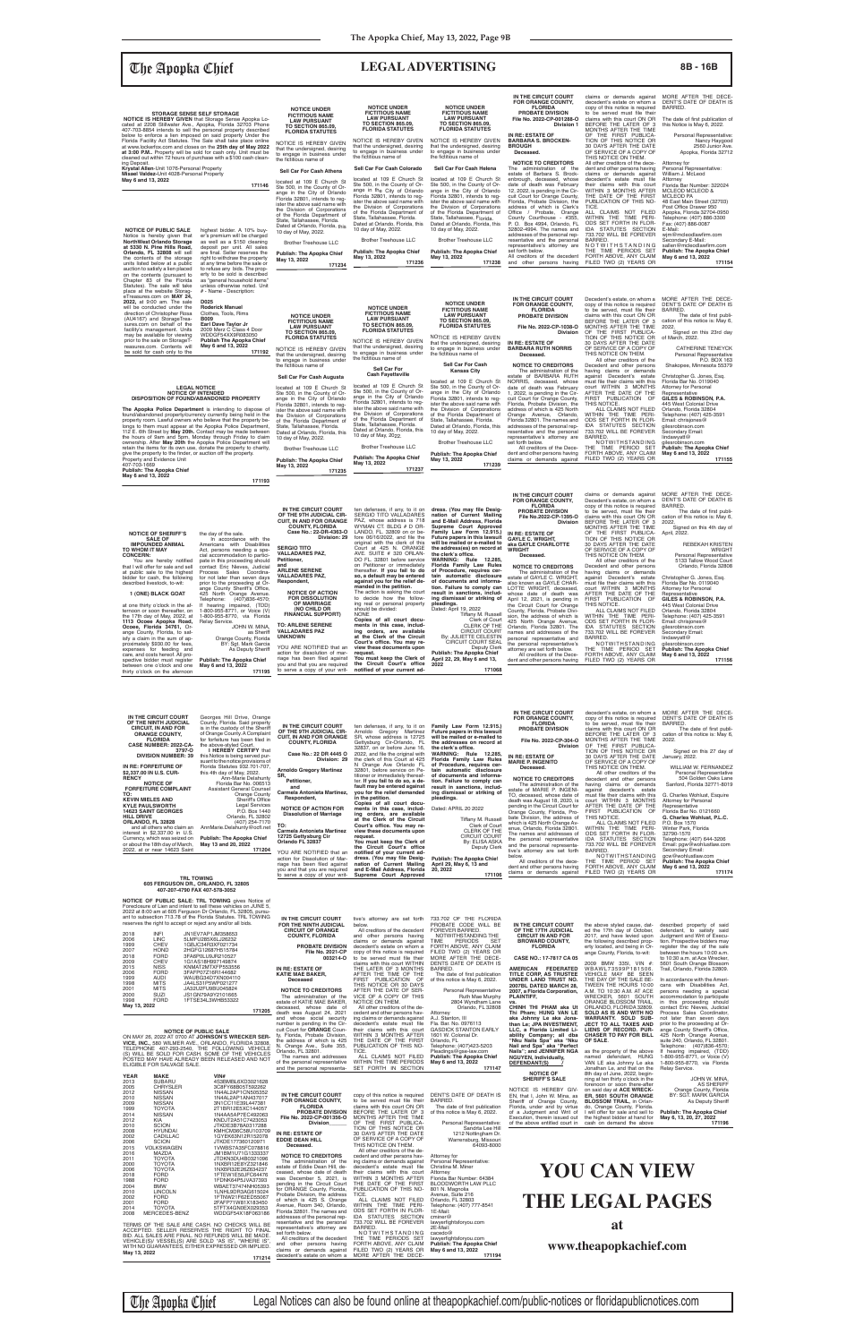# The Apopka Chief

## LEGAL ADVERTISING

**8B - 16B**

**STORAGE SENSE SELF STORAGE NOTICE IS HEREBY GIVEN** that Storage Sense Apopka Located at 2208 Stillwater Ave., Apopka, Florida 32703 Phone 407-703-8854 intends to sell the personal property described below to enforce a lien imposed on said property Under the Florida Facility Act Statutes. The Sale shall take place online at www.lockerfox.com and closes on the **25th day of May 2022 at 3:00 P.M..** Property will be sold for cash only. Unit must be cleared out within 72 hours of purchase with a $100 cash cleaning deposit.
**Krystal Allen**-Unit 1078-Personal Property
**Misael Valdez**-Unit 4028-Personal Property
**May 6 and 13, 2022**
**171146**

**NOTICE OF PUBLIC SALE**
Notice is hereby given that **NorthWest Orlando Storage at 5330 N. Pine Hills Road, Orlando, FL 32808** will sell the contents of the storage units listed below at a public auction to satisfy a lien placed on the contents (pursuant to Chapter 83 of the Florida Statutes). The sale will take place at the website StorageTreasures.com on **MAY 24, 2022**, at 9:00 am. The sale will be conducted under the direction of Christopher Rosa (AU4167) and StorageTreasures.com on behalf of the facility's management. Units may be available for viewing prior to the sale on StorageTreasures.com. Contents will be sold for cash only to the highest bidder. A 10% buyer's premium will be charged as well as a $150 cleaning deposit per unit. All sales are final. Seller reserves the right to withdraw the property at any time before the sale or to refuse any bids. The property to be sold is described as "general household items" unless otherwise noted. Unit # - Name - Description:
**D025**
**Roderick Manuel**
Clothes, Tools, Rims
**B009**
**Earl Dave Taylor Jr**
2009 Merz C Class 4 Door
WDDGF54XX9F083250
**Publish The Apopka Chief**
**May 6 and 13, 2022**
**171192**

**NOTICE UNDER FICTITIOUS NAME LAW PURSUANT TO SECTION 865.09, FLORIDA STATUTES**

NOTICE IS HEREBY GIVEN that the undersigned, desiring to engage in business under the fictitious name of

**Sell Car For Cash Athens**

located at 109 E Church St Ste 500, in the County of Orange in the City of Orlando Florida 32801, intends to register the above said name with the Division of Corporations of the Florida Department of State, Tallahassee, Florida. Dated at Orlando, Florida, this 10 day of May, 2022.

Brother Treehouse LLC

**Publish: The Apopka Chief**
**May 13, 2022**
**171234**

**NOTICE UNDER FICTITIOUS NAME LAW PURSUANT TO SECTION 865.09, FLORIDA STATUTES**

NOTICE IS HEREBY GIVEN that the undersigned, desiring to engage in business under the fictitious name of

**Sell Car For Cash Colorado**

located at 109 E Church St Ste 500, in the County of Orange in the City of Orlando Florida 32801, intends to register the above said name with the Division of Corporations of the Florida Department of State, Tallahassee, Florida. Dated at Orlando, Florida, this 10 day of May, 2022.

Brother Treehouse LLC

**Publish: The Apopka Chief**
**May 13, 2022**
**171236**

**NOTICE UNDER FICTITIOUS NAME LAW PURSUANT TO SECTION 865.09, FLORIDA STATUTES**

NOTICE IS HEREBY GIVEN that the undersigned, desiring to engage in business under the fictitious name of

**Sell Car For Cash Helena**

located at 109 E Church St Ste 500, in the County of Orange in the City of Orlando Florida 32801, intends to register the above said name with the Division of Corporations of the Florida Department of State, Tallahassee, Florida. Dated at Orlando, Florida, this 10 day of May, 2022.

Brother Treehouse LLC

**Publish: The Apopka Chief**
**May 13, 2022**
**171238**

**IN THE CIRCUIT COURT FOR ORANGE COUNTY, FLORIDA PROBATE DIVISION**
**File No. 2022-CP-001288-O**
**Division 1**

**IN RE: ESTATE OF BARBARA S. BROCKEN-BROUGH**
**Deceased.**

**NOTICE TO CREDITORS**
The administration of the estate of Barbara S. Brockenbrough, deceased, whose date of death was February 12, 2022, is pending in the Circuit Court for Orange County, Florida, Probate Division, the address of which is Clerk's Office / Probate, Orange County Courthouse - #355, P. O. Box 4994, Orlando, FL 32802-4994. The names and addresses of the personal representative and the personal representative's attorney are set forth below.
All creditors of the decedent and other persons having claims or demands against decedent's estate on whom a copy of this notice is required to be served must file their claims with this court ON OR BEFORE THE LATER OF 3 MONTHS AFTER THE TIME OF THE FIRST PUBLICATION OF THIS NOTICE OR 30 DAYS AFTER THE DATE OF SERVICE OF A COPY OF THIS NOTICE ON THEM.
All other creditors of the decedent and other persons having claims or demands against decedent's estate must file their claims with this court WITHIN 3 MONTHS AFTER THE DATE OF THE FIRST PUBLICATION OF THIS NOTICE.
ALL CLAIMS NOT FILED WITHIN THE TIME PERIODS SET FORTH IN FLORIDA STATUTES SECTION 733.702 WILL BE FOREVER BARRED.
NOTWITHSTANDING THE TIME PERIODS SET FORTH ABOVE, ANY CLAIM FILED TWO (2) YEARS OR MORE AFTER THE DECEDENT'S DATE OF DEATH IS BARRED.
The date of first publication of this Notice is May 6, 2022.

Personal Representative:
Nancy Haygood
2560 Junior Ave.
Apopka, Florida 32712

Attorney for Personal Representative:
William J. McLeod
Attorney
Florida Bar Number: 322024
MCLEOD MCLEOD & MCLEOD PA
48 East Main Street (32703)
Post Office Drawer 950
Apopka, Florida 32704-0950
Telephone: (407) 886-3300
Fax: (407) 886-0087
E-Mail: wjm@mcleodlawfirm.com
Secondary E-Mail: sallen@mcleodlawfirm.com
**Publish: The Apopka Chief**
**May 6 and 13, 2022**
**171154**

**LEGAL NOTICE OF INTENDED DISPOSITION OF FOUND/ABANDONED PROPERTY**

**The Apopka Police Department** is intending to dispose of found/abandoned property/currency currently being held in the property room. Lawful owners who believe that the property belongs to them must appear at the Apopka Police Department, 112 E. 6th Street by **May 20th**. Contact may be made between the hours of 9am and 5pm, Monday through Friday to claim ownership. After **May 20th** the Apopka Police Department will retain the items for its own use, donate the property to charity, give the property to the finder, or auction off the property.
Property and Evidence Unit
407-703-1669
**Publish: The Apopka Chief**
**May 6 and 13, 2022**
**171193**

**NOTICE UNDER FICTITIOUS NAME LAW PURSUANT TO SECTION 865.09, FLORIDA STATUTES**

NOTICE IS HEREBY GIVEN that the undersigned, desiring to engage in business under the fictitious name of

**Sell Car For Cash Augusta**

located at 109 E Church St Ste 500, in the County of Orange in the City of Orlando Florida 32801, intends to register the above said name with the Division of Corporations of the Florida Department of State, Tallahassee, Florida. Dated at Orlando, Florida, this 10 day of May, 2022.

Brother Treehouse LLC

**Publish: The Apopka Chief**
**May 13, 2022**
**171235**

**NOTICE UNDER FICTITIOUS NAME LAW PURSUANT TO SECTION 865.09, FLORIDA STATUTES**

NOTICE IS HEREBY GIVEN that the undersigned, desiring to engage in business under the fictitious name of

**Sell Car For Cash Fayetteville**

located at 109 E Church St Ste 500, in the County of Orange in the City of Orlando Florida 32801, intends to register the above said name with the Division of Corporations of the Florida Department of State, Tallahassee, Florida. Dated at Orlando, Florida, this 10 day of May, 2022.

Brother Treehouse LLC

**Publish: The Apopka Chief**
**May 13, 2022**
**171237**

**NOTICE UNDER FICTITIOUS NAME LAW PURSUANT TO SECTION 865.09, FLORIDA STATUTES**

NOTICE IS HEREBY GIVEN that the undersigned, desiring to engage in business under the fictitious name of

**Sell Car For Cash Kansas City**

located at 109 E Church St Ste 500, in the County of Orange in the City of Orlando Florida 32801, intends to register the above said name with the Division of Corporations of the Florida Department of State, Tallahassee, Florida. Dated at Orlando, Florida, this 10 day of May, 2022.

Brother Treehouse LLC

**Publish: The Apopka Chief**
**May 13, 2022**
**171239**

**IN THE CIRCUIT COURT FOR ORANGE COUNTY, FLORIDA PROBATE DIVISION**
**File No. 2022-CP-1038-O**
**Division**

**IN RE: ESTATE OF BARBARA RUTH NORRIS**
**Deceased.**

**NOTICE TO CREDITORS**
The administration of the estate of BARBARA RUTH NORRIS, deceased, whose date of death was February 1, 2022, is pending in the Circuit Court for Orange County, Florida, Probate Division, the address of which is 425 North Orange Avenue, Orlando, Florida 32801. The names and addresses of the personal representative and the personal representative's attorney are set forth below.
All creditors of the decedent and other persons having claims or demands against decedent's estate, on whom a copy of this notice is required to be served, must file their claims with this court ON OR BEFORE THE LATER OF 3 MONTHS AFTER THE TIME OF THE FIRST PUBLICATION OF THIS NOTICE OR 30 DAYS AFTER THE DATE OF SERVICE OF A COPY OF THIS NOTICE ON THEM.
All other creditors of the Decedent and other persons having claims or demands against Decedent's estate must file their claims with this court WITHIN 3 MONTHS AFTER THE DATE OF THE FIRST PUBLICATION OF THIS NOTICE.
ALL CLAIMS NOT FILED WITHIN THE TIME PERIODS SET FORTH IN FLORIDA STATUTES SECTION 733.702 WILL BE FOREVER BARRED.
NOTWITHSTANDING THE TIME PERIOD SET FORTH ABOVE, ANY CLAIM FILED TWO (2) YEARS OR MORE AFTER THE DECEDENT'S DATE OF DEATH IS BARRED.
The date of first publication of this notice is: May 6, 2022.
Signed on this 23rd day of March, 2022.

CATHERINE TENEYCK
Personal Representative
P.O. BOX 163
Shakopee, Minnesota 55379

Christopher G. Jones, Esq.
Florida Bar No. 0119040
Attorney for Personal Representative
**GILES & ROBINSON, P.A.**
445 West Colonial Drive
Orlando, Florida 32804
Telephone: (407) 425-3591
Email: chrisjones@gilesrobinson.com
Secondary Email: ashley@gilesrobinson.com
**Publish: The Apopka Chief**
**May 6 and 13, 2022**
**171155**

**NOTICE OF SHERIFF'S SALE OF IMPOUNDED ANIMAL TO WHOM IT MAY CONCERN:**
You are hereby notified that I will offer for sale and sell at public sale to the highest bidder for cash, the following described livestock, to-wit:

**1 (ONE) BLACK GOAT**

at one thirty o'clock in the afternoon or soon thereafter, on the 17th day of May, 2022, at **1113 Crow Apopka Road, Ocoee, Florida 34761**, Orange County, Florida, to satisfy a claim in the sum of approximately $930.00 for fees, expenses for feeding and care, and costs hereof. All prospective bidder must register between one o'clock and one thirty o'clock on the afternoon the day of the sale.
In accordance with the Americans with Disabilities Act, persons needing a special accommodation to participate in this proceeding should contact Eric Nieves, Judicial Process Sales Coordinator not later than seven days prior to the proceeding at Orange County Sheriff's Office, 425 North Orange Avenue. Telephone: (407)836-4570; If hearing impaired, (TDD) 1-800-955-8771, or Voice (V) 1-800-955-8770, via Florida Relay Service.
JOHN W. MINA,
as Sheriff
Orange County, Florida
BY: Sgt. Mark Garcia
As Deputy Sheriff
**Publish: The Apopka Chief**
**May 6 and 13, 2022**
**171195**

**IN THE CIRCUIT COURT OF THE 9TH JUDICIAL CIRCUIT, IN AND FOR ORANGE COUNTY, FLORIDA**
**Case No.: 22-DR-4363-O**
**Division: 29**

**SERGIO TITO VALLADARES PAZ,**
**Petitioner,**
**and**
**ARLENE SERENE VALLADARES PAZ,**
**Respondent,**

**NOTICE OF ACTION FOR DISSOLUTION OF MARRIAGE (NO CHILD OR FINANCIAL SUPPORT)**

**TO: ARLENE SERENE VALLADARES PAZ UNKNOWN**

YOU ARE NOTIFIED that an action for dissolution of marriage has been filed against you and that you are required to serve a copy of your written defenses, if any, to it on SERGIO TITO VALLADARES PAZ, whose address is 718 WYMAN CT BLDG # D ORLANDO, FL 32809 on or before 06/10/2022, and file the original with the clerk of this Court at 425 N. ORANGE AVE SUITE # 320 ORLANDO FL 32801 before service on Petitioner or immediately thereafter. **If you fail to do so, a default may be entered against you for the relief demanded in the petition.**
The action is asking the court to decide how the following real or personal property should be divided: NONE
**Copies of all court documents in this case, including orders, are available at the Clerk of the Circuit Court's office. You may review these documents upon request.**
**You must keep the Clerk of the Circuit Court's office notified of your current address. (You may file Designation of Current Mailing and E-Mail Address, Florida Supreme Court Approved Family Law Form 12.915.) Future papers in this lawsuit will be mailed or e-mailed to the address(es) on record at the clerk's office.**
**WARNING: Rule 12.285, Florida Family Law Rules of Procedure, requires certain automatic disclosure of documents and information. Failure to comply can result in sanctions, including dismissal or striking of pleadings.**
Dated: April 19, 2022
Tiffany M. Russell
Clerk of Court
CLERK OF THE CIRCUIT COURT
By: JULIETTE CELESTIN
CIRCUIT COURT SEAL
Deputy Clerk
**Publish: The Apopka Chief**
**April 22, 29, May 6 and 13, 2022**
**171068**

**IN THE CIRCUIT COURT FOR ORANGE COUNTY, FLORIDA PROBATE DIVISION**
**File No.2022-CP-1395-O**
**Division**

**IN RE: ESTATE OF GAYLE C. WRIGHT, aka GAYLE CHARLOTTE WRIGHT**
**Deceased.**

**NOTICE TO CREDITORS**
The administration of the estate of GAYLE C. WRIGHT, also known as GAYLE CHARLOTTE WRIGHT, deceased, whose date of death was April 12, 2021, is pending in the Circuit Court for Orange County, Florida, Probate Division, the address of which is 425 North Orange Avenue, Orlando, Florida 32801. The names and addresses of the personal representative and the personal representative's attorney are set forth below.
All creditors of the Decedent and other persons having claims or demands against Decedent's estate, on whom a copy of this notice is required to be served, must file their claims with this court ON OR BEFORE THE LATER OF 3 MONTHS AFTER THE TIME OF THE FIRST PUBLICATION OF THIS NOTICE OR 30 DAYS AFTER THE DATE OF SERVICE OF A COPY OF THIS NOTICE ON THEM.
All other creditors of the Decedent and other persons having claims or demands against Decedent's estate must file their claims with this court WITHIN 3 MONTHS AFTER THE DATE OF THE FIRST PUBLICATION OF THIS NOTICE.
ALL CLAIMS NOT FILED WITHIN THE TIME PERIODS SET FORTH IN FLORIDA STATUTES SECTION 733.702 WILL BE FOREVER BARRED.
NOTWITHSTANDING THE TIME PERIOD SET FORTH ABOVE, ANY CLAIM FILED TWO (2) YEARS OR MORE AFTER THE DECEDENT'S DATE OF DEATH IS BARRED.
The date of first publication of this notice is: May 6, 2022.
Signed on this 4th day of April, 2022.

REBEKAH KRISTEN WRIGHT
Personal Representative
5133 Tallow Wood Court
Orlando, Florida 32808

Christopher G. Jones, Esq.
Florida Bar No. 0119040
Attorney for Personal Representative
**GILES & ROBINSON, P.A.**
445 West Colonial Drive
Orlando, Florida 32804
Telephone: (407) 425-3591
Email: chrisjones@gilesrobinson.com
Secondary Email: ashley@gilesrobinson.com
**Publish: The Apopka Chief**
**May 6 and 13, 2022**
**171156**

**IN THE CIRCUIT COURT OF THE NINTH JUDICIAL CIRCUIT, IN AND FOR ORANGE COUNTY, FLORIDA**
**CASE NUMBER: 2022-CA-3797-O**
**DIVISION NUMBER: 39**

**IN RE: FORFEITURE OF $2,337.00 IN U.S. CURRENCY**

**NOTICE OF FORFEITURE COMPLAINT**
**TO:**
**KEVIN MIELES AND KYLE PAULSWORTH**
**14623 SAINT GEORGES HILL DRIVE**
**ORLANDO, FL 32828**
and all others who claim an interest in $2,337.00 in U.S. Currency, which was seized on or about the 18th day of March, 2022, at or near 14623 Saint Georges Hill Drive, Orange County, Florida. Said property is in the custody of the Sheriff of Orange County. A Complaint for forfeiture has been filed in the above-styled Court.
**I HEREBY CERTIFY** that this Notice is being served pursuant to the notice provisions of Florida Statutes 932.701-707, this 4th day of May, 2022.
Ann-Marie Delahunty
Florida Bar No. 006513
Assistant General Counsel
Orange County Sheriff's Office
Legal Services
P.O. Box 1440
Orlando, FL 32802
(407) 254-7170
AnnMarie.Delahunty@ocfl.net
**Publish: The Apopka Chief**
**May 13 and 20, 2022**
**171204**

**IN THE CIRCUIT COURT OF THE 9TH JUDICIAL CIRCUIT, IN AND FOR ORANGE COUNTY, FLORIDA**
**Case No.: 22 DR 4445 O**
**Division: 29**

**Arnoldo Gregory Martinez SR,**
**Petitioner,**
**and**
**Carmela Antonieta Martinez,**
**Respondent,**

**NOTICE OF ACTION FOR Dissolution of Marriage**

**TO:**
**Carmela Antonieta Martinez**
**12725 Gettysburg Cir**
**Orlando FL 32837**

YOU ARE NOTIFIED that an action for Dissolution of Marriage has been filed against you and that you are required to serve a copy of your written defenses, if any, to it on Arnoldo Gregory Martinez SR, whose address is 12725 Gettysburg Cir-Orlando, FL 32837, on or before June 10, 2022, and file the original with the clerk of this Court at 425 N Orange Ave Orlando FL 32801, before service on Petitioner or immediately thereafter. **If you fail to do so, a default may be entered against you for the relief demanded in the petition.**
**Copies of all court documents in this case, including orders, are available at the Clerk of the Circuit Court's office. You may review these documents upon request.**
**You must keep the Clerk of the Circuit Court's office notified of your current address. (You may file Designation of Current Mailing and E-Mail Address, Florida Supreme Court Approved Family Law Form 12.915.) Future papers in this lawsuit will be mailed or e-mailed to the addresses on record at the clerk's office.**
**WARNING: Rule 12.285, Florida Family Law Rules of Procedure, requires certain automatic disclosure of documents and information. Failure to comply can result in sanctions, including dismissal or striking of pleadings.**
Dated: APRIL 20 2022
Tiffany M. Russell
Clerk of Court
CLERK OF THE CIRCUIT COURT
By: ELISA ASKA
Deputy Clerk
**Publish: The Apopka Chief**
**April 29, May 6, 13 and 20, 2022**
**171105**

**IN THE CIRCUIT COURT FOR ORANGE COUNTY, FLORIDA PROBATE DIVISION**
**File No. 2022-CP-304-O**
**Division**

**IN RE: ESTATE OF MARIE P. INGENITO**
**Deceased.**

**NOTICE TO CREDITORS**
The administration of the estate of MARIE P. INGENITO, deceased, whose date of death was August 18, 2020, is pending in the Circuit Court for Orange County, Florida, Probate Division, the address of which is 425 North Orange Avenue, Orlando, Florida 32801. The names and addresses of the personal representative and the personal representative's attorney are set forth below.
All creditors of the decedent and other persons having claims or demands against decedent's estate on whom a copy of this notice is required to be served, must file their claims with this court ON OR BEFORE THE LATER OF 3 MONTHS AFTER THE TIME OF THE FIRST PUBLICATION OF THIS NOTICE OR 30 DAYS AFTER THE DATE OF SERVICE OF A COPY OF THIS NOTICE ON THEM.
All other creditors of the decedent and other persons having claims or demands against decedent's estate must file their claims with this court WITHIN 3 MONTHS AFTER THE DATE OF THE FIRST PUBLICATION OF THIS NOTICE.
ALL CLAIMS NOT FILED WITHIN THE TIME PERIODS SET FORTH IN FLORIDA STATUTES SECTION 733.702 WILL BE FOREVER BARRED.
NOTWITHSTANDING THE TIME PERIOD SET FORTH ABOVE, ANY CLAIM FILED TWO (2) YEARS OR MORE AFTER THE DECEDENT'S DATE OF DEATH IS BARRED.
The date of first publication of this notice is: May 6, 2022.
Signed on this 27 day of January, 2022.

WILLIAM W. FERNANDEZ
Personal Representative
504 Golden Oaks Lane
Sanford, Florida 32771-8019

G. Charles Wohlust, Esquire
Attorney for Personal Representative
Florida Bar No. 0121660
**G. Charles Wohlust, P.L.C.**
P.O. Box 1510
Winter Park, Florida 32790-1510
Telephone: (407) 644-3206
Email: gcw@wohlustlaw.com
Secondary Email: gcw@wohlustlaw.com
**Publish: The Apopka Chief**
**May 6 and 13, 2022**
**171174**

**TRL TOWING**
**605 FERGUSON DR., ORLANDO, FL 32805**
**407-207-0750 FAX 407-578-3052**

**NOTICE OF PUBLIC SALE: TRL TOWING** gives Notice of Foreclosure of Lien and intent to sell these vehicles on JUNE 5, 2022 at 8:00 am at 605 Ferguson Dr Orlando, FL 32805, pursuant to subsection 713.78 of the Florida Statutes. TRL TOWING reserves the right to accept or reject any and/or all bids.

| | | |
|---|---|---|
| 2018 | INFI | JN1EV7AP1JM358653 |
| 2006 | LINC | 5LMFU28506LJ06232 |
| 1999 | CHEV | 1GBJC34R0XF021734 |
| 2007 | HOND | 2HGFG12687H515794 |
| 2018 | FORD | 3FA6P0LU9JR210527 |
| 2008 | CHEV | 1G1AS18H697149874 |
| 2015 | NISS | KNMAT2MTXFP535556 |
| 2006 | FORD | 3FAFP07Z16R144882 |
| 1999 | AUDI | WAUBG34D7XN004710 |
| 1998 | MITS | JA4LS31P5WP021277 |
| 2001 | MITS | JA32U2FU8BU045824 |
| 2000 | SUZI | JS1GN79A9Y2101665 |
| 1998 | FORD | 1FTSE34L3WHB53322 |

**May 13, 2022**
**171205**

**NOTICE OF PUBLIC SALE**
ON MAY 26, 2022 AT 0700 AT **JOHNSON'S WRECKER SERVICE, INC.**, 580 WILMER AVE., ORLANDO, FLORIDA 32808, TELEPHONE 407-293-2540, THE FOLLOWING VEHICLE (S) WILL BE SOLD FOR CASH. SOME OF THE VEHICLES POSTED MAY HAVE ALREADY BEEN RELEASED AND NOT ELIGIBLE FOR SALVAGE SALE.

| YEAR | MAKE | VIN# |
|---|---|---|
| 2013 | SUBARU | 4S3BMBL6XD3021628 |
| 2005 | CHRYSLER | 3C8FY68B05T592261 |
| 2012 | NISSAN | 1N4AL2AP1CN505352 |
| 2010 | NISSAN | 1N4AL2AP1AN437517 |
| 2009 | NISSAN | 3N1CC11E39L447381 |
| 1999 | TOYOTA | 2T1BR12E5XC144057 |
| 2014 | NISSAN | 1N4AA5AP7EC492063 |
| 2012 | KIA | KNDJT2A51C7423053 |
| 2008 | SCION | JTKDE3B78A0317286 |
| 2020 | HYUNDAI | KMHCN36C58U103709 |
| 2002 | CADILLAC | 1GYEK63N12R153297 |
| 2006 | SCION | JTKDE177360120971 |
| 2015 | VOLKSWAGEN | 1VWBS7A35FC078816 |
| 2016 | MAZDA | JM1BM1U71G1330337 |
| 2011 | TOYOTA | JTDKN3DU4B0321596 |
| 2000 | TOYOTA | 1NXBR12E8YZ321846 |
| 2010 | TOYOTA | 1NXBR32E26Z634237 |
| 2016 | FORD | 1FTEW1E50JFC64476 |
| 1988 | FORD | 1FDNK64P5JVA37393 |
| 2004 | BMW | WBAET37474NH05393 |
| 2010 | LINCOLN | 1LNHL9DR3AG615024 |
| 2002 | FORD | 1FTNW21F62ED05067 |
| 2001 | FORD | 2FAFP71W81X183450 |
| 2014 | TOYOTA | 5TFTX4GN0EX029352 |
| 2008 | MERCEDES-BENZ | WDDGF54X18F063186 |

TERMS OF THE SALE ARE CASH. NO CHECKS WILL BE ACCEPTED. SELLER RESERVES THE RIGHT TO FINAL BID. ALL SALES ARE FINAL. NO REFUNDS WILL BE MADE. VEHICLE(S)/ VESSEL(S) ARE SOLD "AS IS", "WHERE IS", WITH NO GUARANTEES, EITHER EXPRESSED OR IMPLIED.
**May 13, 2022**
**171214**

**IN THE CIRCUIT COURT FOR THE NINTH JUDICIAL CIRCUIT OF ORANGE COUNTY, FLORIDA**
**PROBATE DIVISION**
**File No. 2021-CP 003214-O**

**IN RE: ESTATE OF KATIE MAE BAKER,**
**Deceased**

**NOTICE TO CREDITORS**
The administration of the estate of KATIE MAE BAKER, deceased, whose date of death was August 24, 2021 and whose social security number is pending in the Circuit Court for **ORANGE** County, Florida, Probate Division, the address of which is 425 N. Orange Ave, Suite 355, Orlando, FL 32801.
The names and addresses of the personal representative and the personal representative's attorney are set forth below.
All creditors of the decedent and other persons having claims or demands against decedent's estate on whom a copy of this notice is required to be served must file their claims with this court ON OR BEFORE THE LATER OF 3 MONTHS AFTER THE TIME OF THE FIRST PUBLICATION OF THIS NOTICE OR 30 DAYS AFTER THE DATE OF SERVICE OF A COPY OF THIS NOTICE ON THEM.
All other creditors of the decedent and other persons having claims or demands against decedent's estate must file their claims with this court WITHIN 3 MONTHS AFTER THE DATE OF THE FIRST PUBLICATION OF THIS NOTICE.
ALL CLAIMS NOT FILED WITHIN THE TIME PERIODS SET FORTH IN SECTION 733.702 OF THE FLORIDA PROBATE CODE WILL BE FOREVER BARRED.
NOTWITHSTANDING THE TIME PERIODS SET FORTH ABOVE, ANY CLAIM FILED TWO (2) YEARS OR MORE AFTER THE DECEDENT'S DATE OF DEATH IS BARRED.
The date of first publication of this notice is May 6, 2022.

Personal Representative:
Ruth Mae Murphy
2604 Wyndham Lane
Orlando, FL 32808

Attorney
A.J. Stanton, III
Fla. Bar No. 0976113
Garcia-Stanton Law
Stanton & Stanton Early
1851 W. Colonial Dr.
Orlando, FL
Telephone: (407)423-5203
Pleadings@garcia-law.com
**Publish: The Apopka Chief**
**May 6 and 13, 2022**
**171147**

**IN THE CIRCUIT COURT FOR ORANGE COUNTY, FLORIDA PROBATE DIVISION**
**File No. 2022-CP-001356-O**
**Division____**

**IN RE: ESTATE OF EDDIE DEAN HILL**
**Deceased.**

**NOTICE TO CREDITORS**
The administration of the estate of Eddie Dean Hill, deceased, whose date of death was December 5, 2021, is pending in the Circuit Court for ORANGE County, Florida, Probate Division, the address of which is 425 S. Orange Avenue, Room 340, Orlando, Florida 32801. The names and addresses of the personal representative and the personal representative's attorney are set forth below.
All creditors of the decedent and other persons having claims or demands against decedent's estate on whom a copy of this notice is required to be served must file their claims with this court ON OR BEFORE THE LATER OF 3 MONTHS AFTER THE TIME OF THE FIRST PUBLICATION OF THIS NOTICE OR 30 DAYS AFTER THE DATE OF SERVICE OF A COPY OF THIS NOTICE ON THEM.
All other creditors of the decedent and other persons having claims or demands against decedent's estate must file their claims with this court WITHIN 3 MONTHS AFTER THE DATE OF THE FIRST PUBLICATION OF THIS NOTICE.
ALL CLAIMS NOT FILED WITHIN THE TIME PERIODS SET FORTH IN FLORIDA STATUTES SECTION 733.702 WILL BE FOREVER BARRED.
NOTWITHSTANDING THE TIME PERIODS SET FORTH ABOVE, ANY CLAIM FILED TWO (2) YEARS OR MORE AFTER THE DECEDENT'S DATE OF DEATH IS BARRED.
The date of first publication of this notice is May 6, 2022.

Personal Representative:
Sandra Lea Hill
1212 Nottingham Dr.
Warrensburg, Missouri 64093-8000

Attorney for Personal Representative:
Christina M. Miner
Attorney
Florida Bar Number: 64384
BLOODWORTH LAW PLLC
801 N. Magnolia Avenue, Suite 216
Orlando, FL 32803
Telephone: (407) 777-8541
E-Mail: cminer@lawyerfightsforyou.com
2E-Mail: cavado@lawyerfightsforyou.com
**Publish: The Apopka Chief**
**May 6 and 13, 2022**
**171153**

**IN THE CIRCUIT COURT OF THE 17TH JUDICIAL CIRCUIT IN AND FOR BROWARD COUNTY, FLORIDA**

**CASE NO.: 17-7817 CA 05**

**AMERICAN FEDERATED TITLE CORP, AS TRUSTEE UNDER LAND TRUST NO. 2007BL DATED MARCH 28, 2007, a Florida Corporation, PLAINTIFF,**
**vs.**
**CHINH THI PHAM aka Ut Thi Pham; HUNG VAN LE aka Johnny Le aka Jonathan Le; JPA INVESTMENT, LLC, a Florida Limited Liability Company; all dba "Nku Nails Spa" aka "Nku Nail and Spa" aka "Perfect Nails"; and JENNIFER NGA NGUYEN, Individually, DEFENDANT(S).**

**NOTICE OF SHERIFF'S SALE**

NOTICE IS HEREBY GIVEN, that I, John W. Mina, as Sheriff of Orange County, Florida, under and by virtue of a Judgment and Writ of Execution, therein issued out of the above entitled court in the above styled cause, dated the 17th day of October, 2017, and have levied upon the following described property located, and being in Orange County, Florida, to-wit:

2009 BMW 335i, VIN # WBAWL73599P181506. VEHICLE MAY BE SEEN THE DAY OF THE SALE BETWEEN THE HOURS 10:00 A.M. TO 10:30 A.M. AT ACE WRECKER - 5601 SOUTH ORANGE BLOSSOM TRAIL, ORLANDO, FLORIDA 32809. **SOLD AS IS AND WITH NO WARRANTY. SOLD SUBJECT TO ALL TAXES AND LIENS OF RECORD. PURCHASER TO PAY FOR BILL OF SALE.**

as the property of the above named defendant, HUNG VAN LE aka Johnny Le aka Jonathan Le, and that on the 8th day of June, 2022, beginning at ten thirty o'clock in the forenoon or soon there-after on said day at **ACE WRECKER, 5601 SOUTH ORANGE BLOSSOM TRAIL**, in Orlando, Orange County, Florida. I will offer for sale and sell to the highest bidder at hand for cash on demand the above described property of said defendant, to satisfy said Judgment and Writ of Execution. Prospective bidders may register the day of the sale between the hours 10:00 a.m. to 10:30 a.m. at Ace Wrecker, 5601 South Orange Blossom Trail, Orlando, Florida 32809.

In accordance with the Americans with Disabilities Act, persons needing a special accommodation to participate in this proceeding should contact Eric Nieves, Judicial Process Sales Coordinator, not later than seven days prior to the proceeding at Orange County Sheriff's Office, 425 N. Orange Avenue, suite 240, Orlando, FL 32801. Telephone: (407)836-4570; If hearing impaired, (TDD) 1-800-955-8771, or Voice (V) 1-800-955-8770, via Florida Relay Service.

JOHN W. MINA,
AS SHERIFF
Orange County, Florida
BY: SGT. MARK GARCIA
As Deputy Sheriff

**Publish: The Apopka Chief**
**May 6, 13, 20, 27, 2022**
**171196**

# YOU CAN VIEW THE LEGAL PAGES
at
**www.theapopkachief.com**

The Apopka Chief — Legal Notices can also be found online at theapopkachief.com/public-notices or floridapublicnotices.com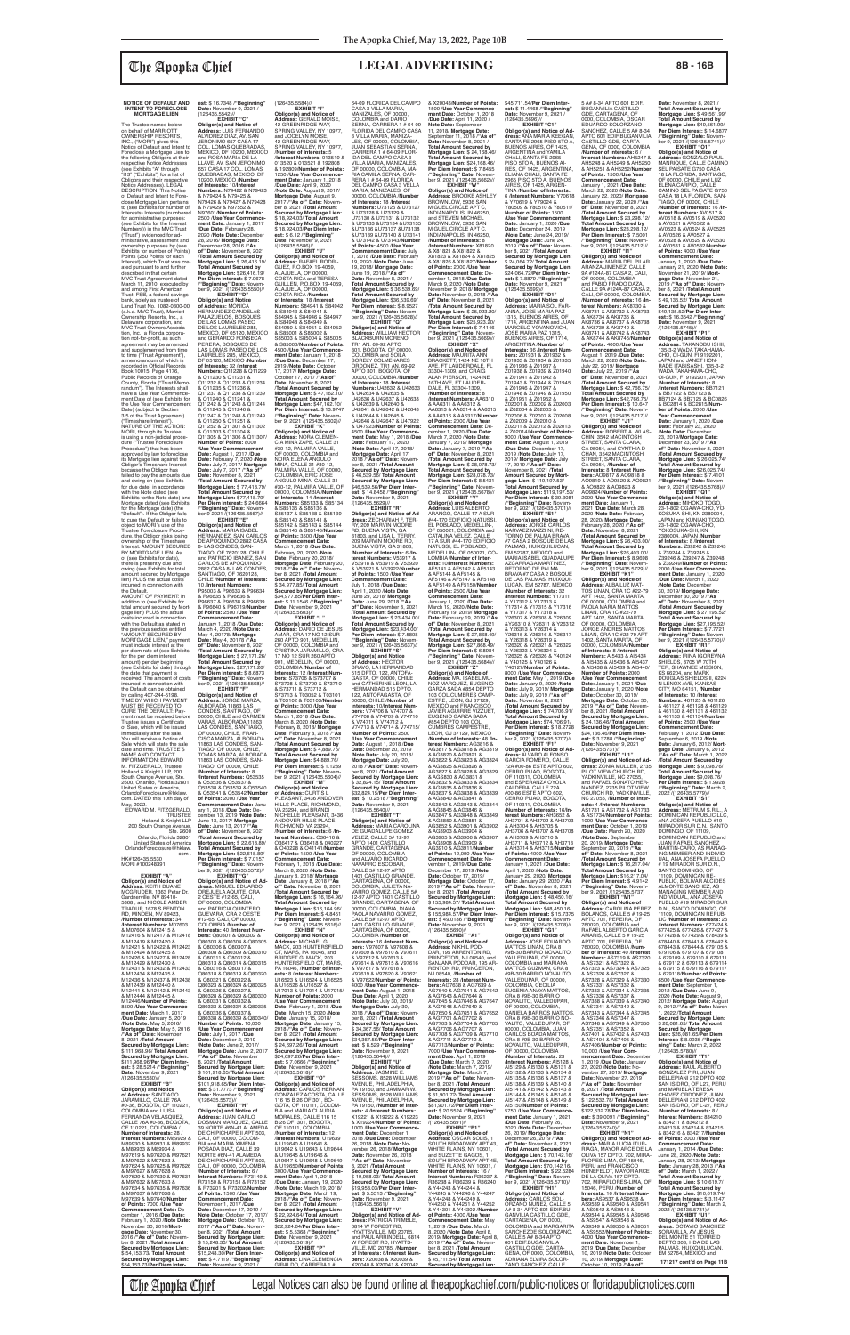**NOTICE OF DEFAULT AND INTENT TO FORECLOSE A MORTGAGE LIEN**

The Trustee named below on behalf of MARRIOTT OWNERSHIP RESORTS, INC., ("MORI") gives this Notice of Default and Intent to Foreclose a Mortgage Lien to the following Obligors at their respective Notice Addresses (see Exhibits "A" through "I3" ("Exhibits") for a list of Obligors and their respective Notice Addresses). LEGAL DESCRIPTION: This Notice of Default and Intent to Foreclose Mortgage Lien pertains to (see Exhibits for number of Interests) Interests (numbered for administrative purposes: (see Exhibits for the Interest Numbers)) in the MVC Trust ("Trust") evidenced for administrative, assessment and ownership purposes by (see Exhibits for number of Points) Points (250 Points for each Interest), which Trust was created pursuant to and further described in that certain MVC Trust Agreement dated March 11, 2010, executed by and among First American Trust, FSB, a federal savings bank, solely as trustee of Land Trust No. 1082-0300-00 (a.k.a. MVC Trust), Marriott Ownership Resorts, Inc., a Delaware corporation, and MVC Trust Owners Association, Inc., a Florida corporation not-for-profit, as such agreement may be amended and supplemented from time to time ("Trust Agreement"), a memorandum of which is recorded in Official Records Book 10015, Page 4176, Public Records of Orange County, Florida ("Trust Memorandum"). The Interests shall have a Use Year Commencement Date of (see Exhibits for the Use Year Commencement Date) (subject to Section 3.5 of the Trust Agreement) ("Timeshare Interest"). NATURE OF THE ACTION: MORI, through its Trustee, is using a non-judicial procedure ("Trustee Foreclosure Procedure") that has been approved by law to foreclose its Mortgage lien against the Obligor's Timeshare Interest because the Obligor has failed to pay the amounts due and owing on (see Exhibits for due date) in accordance with the Note dated (see Exhibits for the Note date) and Mortgage dated (see Exhibits for the Mortgage date) (the "Default"). If the Obligor fails to cure the Default or fails to object to MORI's use of the Trustee Foreclosure Procedure, the Obligor risks losing ownership of the Timeshare Interest. AMOUNT SECURED BY MORTGAGE LIEN: As of (see Exhibits for date), there is presently due and owing (see Exhibits for total amount secured by Mortgage lien) PLUS the actual costs incurred in connection with the Default. AMOUNT OF PAYMENT: In addition to (see Exhibits for total amount secured by Mortgage lien) PLUS the actual costs incurred in connection with the Default as stated in the previous section entitled "AMOUNT SECURED BY MORTGAGE LIEN," payment must include interest at the per diem rate of (see Exhibits for the per diem interest amount) per day beginning (see Exhibits for date) through the date that payment is received. The amount of costs incurred in connection with the Default can be obtained by calling 407-244-5198. TIME BY WHICH PAYMENT MUST BE RECEIVED TO CURE THE DEFAULT: Payment must be received before the Trustee issues a Certificate of Sale, which will be issued immediately after the sale. You will receive a Notice of Sale which will state the sale date and time. TRUSTEE'S NAME AND CONTACT INFORMATION: EDWARD M. FITZGERALD, Trustee, Holland & Knight LLP, 200 South Orange Avenue, Ste. 2600, Orlando, Florida 32801, United States of America, OrlandoForeclosure@hklaw.com. DATED this 10th day of May, 2022.

EDWARD M. FITZGERALD
TRUSTEE
Holland & Knight LLP
200 South Orange Avenue, Ste. 2600
Orlando, Florida 32801
United States of America
OrlandoForeclosure@hklaw.com

HK#126435.5530
MORI #100248391

**EXHIBIT "A"**
**Obligor(s) and Notice of Address:** KEITH DUANE MCGRUDER, 1365 Peter Dr, Gainesville, NV 89410-5869 , and NICOLE AMBER TRAGNY, 1578 S BENTON RD, MINDEN, NV 89423, /**Number of Interests:** 34 /**Interest Numbers:** M07603 & M07604 & M12415 & M12416 & M12417 & M12418 & M12419 & M12420 & M12421 & M12422 & M12423 & M12424 & M12425 & M12426 & M12427 & M12428 & M12429 & M12430 & M12431 & M12432 & M12433 & M12434 & M12435 & M12436 & M12437 & M12438 & M12439 & M12440 & M12441 & M12442 & M12443 & M12444 & M12445 & M12446 /**Number of Points:** 8500 /**Use Year Commencement Date:** March 1, 2017 /**Due Date:** January 5, 2019 /**Note Date:** May 5, 2016/ **Mortgage Date:** May 5, 2016 /**"As of" Date:** November 8, 2021 /**Total Amount Secured by Mortgage Lien:** $ 111,968.96/ **Total Amount Secured by Mortgage Lien:** $111,968.96/**Per Diem Interest:** $ 28.5214 /**"Beginning" Date:** November 9, 2021 /(126435.5530)//

**EXHIBIT "B"**
**Obligor(s) and Notice of Address:** SANTIAGO JARAMILLO, CALLE 78A #0-38, BOGOTA, OF 110221, COLOMBIA and LUISA FERNANDA VELASQUEZ, CALLE 78A #0-38, BOGOTA, OF 110221, COLOMBIA / **Number of Interests:** 28 / **Interest Numbers:** M89929 & M89930 & M89931 & M89932 & M89933 & M89934 & M97619 & M97620 & M97621 & M97622 & M97623 & M97624 & M97625 & M97626 & M97627 & M97628 & M97629 & M97630 & M97631 & M97632 & M97633 & M97634 & M97635 & M97636 & M97637 & M97638 & M97639 & M97640/**Number of Points:** 7000 /**Use Year Commencement Date:** December 1, 2016 /**Due Date:** February 1, 2020 /**Note Date:** November 30, 2016/**Mortgage Date:** November 30, 2016 /**"As of" Date:** November 8, 2021 /**Total Amount Secured by Mortgage Lien:** $ 54,153.73/ **Total Amount Secured by Mortgage Lien:** $54,153.73/**Per Diem Interest:** $ 16.7348 /**"Beginning" Date:** November 9, 2021 /(126435.5542)//

**EXHIBIT "C"**
**Obligor(s) and Notice of Address:** LUIS FERNANDO ALVDREZ DIAZ, AV. SAN JERONIMO 657 CASA 17 COL. LOMAS QUEBRADAS, MEXICO, DF 10200, MEXICO and ROSA MARIA DE LA LLAVE, AV. SAN JERONIMO 657 CASA 17 COL. LOMAS QUEBRADAS, MEXICO, DF 10200, MEXICO /**Number of Interests:** 10/**Interest Numbers:** N79422 & N79423 & N79424 & N79425 & N79426 & N79427 & N79428 & N79429 & N97552 & N97601/**Number of Points:** 2500 /**Use Year Commencement Date:** January 1, 2017 /**Due Date:** February 28, 2020 /**Note Date:** December 28, 2016/ **Mortgage Date:** December 28, 2016 /**"As of" Date:** November 8, 2021 /**Total Amount Secured by Mortgage Lien:** $ 26,416.19/ **Total Amount Secured by Mortgage Lien:** $26,416.19/ **Per Diem Interest:** $ 7.9678 /**"Beginning" Date:** November 9, 2021 /(126435.5550)//

**EXHIBIT "D"**
**Obligor(s) and Notice of Address:** MONICA HERNANDEZ CANDELAS PALAZUELOS, BOSQUES DE LAS LOMAS PASEO DE LOS LAURELES 285, MEXICO, DF 05120, MEXICO and GERARDO FONSECA PERERA, BOSQUES DE LAS LOMAS PASEO DE LOS LAURELES 285, MEXICO, DF 05120, MEXICO /**Number of Interests:** 32 /**Interest Numbers:** Q11228 & Q11229 & Q11230 & Q11231 & Q11232 & Q11233 & Q11234 & Q11235 & Q11236 & Q11237 & Q11238 & Q11239 & Q11240 & Q11241 & Q11242 & Q11243 & Q11244 & Q11245 & Q11246 & Q11247 & Q11248 & Q11249 & Q11250 & Q11251 & Q11252 & Q11301 & Q11302 & Q11303 & Q11304 & Q11305 & Q11306 & Q11307/**Number of Points:** 8000 /**Use Year Commencement Date:** August 1, 2017 /**Due Date:** February 7, 2020 /**Note Date:** July 7, 2017/ **Mortgage Date:** July 7, 2017 /**"As of" Date:** November 8, 2021 /**Total Amount Secured by Mortgage Lien:** $ 77,418.79/ **Total Amount Secured by Mortgage Lien:** $77,418.79/ **Per Diem Interest:** $ 24.6664 /**"Beginning" Date:** November 9, 2021 /(126435.5567)//

**EXHIBIT "E"**
**Obligor(s) and Notice of Address:** MARIA ISABEL HERNANDEZ, SAN CARLOS DE APOQUINDO 2882 CASA 8-LAS CONDES, SANTIAGO, OF 7620128, CHILE and PATRICIO IBANEZ, SAN CARLOS DE APOQUINDO 2882 CASA 8-LAS CONDES, SANTIAGO, OF 7620128, CHILE /**Number of Interests:** 10 /**Interest Numbers:** P95603 & P96633 & P96634 & P96635 & P96636 & P96637 & P96638 & P96639 & P96640 & P96719/**Number of Points:** 2500 /**Use Year Commencement Date:** January 1, 2018 /**Due Date:** March 4, 2020 /**Note Date:** May 4, 2017/ **Mortgage Date:** May 4, 2017 /**"As of" Date:** November 8, 2021 /**Total Amount Secured by Mortgage Lien:** $ 27,171.26/ **Total Amount Secured by Mortgage Lien:** $27,171.26/ **Per Diem Interest:** $ 8.6873 /**"Beginning" Date:** November 9, 2021 /(126435.5568)//

**EXHIBIT "F"**
**Obligor(s) and Notice of Address:** JORGE MARZA, ALBORADA 11863 LAS CONDES, SANTIAGO, OF 00000, CHILE and CARMEN VARAS, ALBORADA 11863 LAS CONDES, SANTIAGO, OF 00000, CHILE; FRANCISCA MARZA, ALBORADA 11863 LAS CONDES, SANTIAGO, OF 00000, CHILE; TOMAS MARZA, ALBORADA 11863 LAS CONDES, SANTIAGO, OF 00000, CHILE /**Number of Interests:** 8 /**Interest Numbers:** Q53535 & Q53536 & Q53537 & Q53538 & Q53539 & Q53540 & Q53541 & Q53542/**Number of Points:** 2000 /**Use Year Commencement Date:** January 1, 2018 /**Due Date:** December 13, 2019 /**Note Date:** June 13, 2017/ **Mortgage Date:** June 13, 2017 /**"As of" Date:** November 8, 2021 /**Total Amount Secured by Mortgage Lien:** $ 22,618.69/ **Total Amount Secured by Mortgage Lien:** $22,618.69/ **Per Diem Interest:** $ 7.0157 /**"Beginning" Date:** November 9, 2021 /(126435.5572)//

**EXHIBIT "G"**
**Obligor(s) and Notice of Address:** MIGUEL EDUARDO ORELLANA AGATE, CRA 2 OESTE #12-65, CALI, OF 00000, COLOMBIA and PATRICIA GUINTERO GUEVARA, CRA 2 OESTE #12-65, CALI, OF 00000, COLOMBIA /**Number of Interests:** 40 /**Interest Numbers:** Q80301 & Q80302 & Q80303 & Q80304 & Q80305 & Q80306 & Q80307 & Q80308 & Q80309 & Q80310 & Q80311 & Q80312 & Q80313 & Q80314 & Q80315 & Q80316 & Q80317 & Q80318 & Q80319 & Q80320 & Q80321 & Q80322 & Q80323 & Q80324 & Q80325 & Q80326 & Q80327 & Q80328 & Q80329 & Q80330 & Q80331 & Q80332 & Q80333 & Q80334 & Q80335 & Q80336 & Q80337 & Q80338 & Q80339 & Q80340/**Number of Points:** 10,000 /**Use Year Commencement Date:** July 1, 2017 /**Due Date:** December 2, 2019 /**Note Date:** June 2, 2017/ **Mortgage Date:** June 2, 2017 /**"As of" Date:** November 8, 2021 /**Total Amount Secured by Mortgage Lien:** $101,018.69/ **Total Amount Secured by Mortgage Lien:** $101,018.69/ **Per Diem Interest:** $ 31.7773 /**"Beginning" Date:** November 9, 2021 /(126435.5573)//

**EXHIBIT "H"**
**Obligor(s) and Notice of Address:** JUAN CARLO DOSMAN MARQUEZ, CALLE 38 NORTE #6N-41 ALAMEDA DE CHIPICHAPE II APT 502, CALI, OF 00000, COLOMBIA and MARIA XIMENA POSADA DIAZ, CALLE 38 NORTE #6N-41 ALAMEDA DE CHIPICHAPE II APT 502, CALI, OF 00000, COLOMBIA /**Number of Interests:** 6 /**Interest Numbers:** R73149 & R73150 & R73151 & R73152 & R73201 & R73202/**Number of Points:** 1500 /**Use Year Commencement Date:** November 1, 2017 /**Due Date:** December 17, 2019 / **Note Date:** October 17, 2017/ **Mortgage Date:** October 17, 2017 /**"As of" Date:** November 8, 2021 /**Total Amount Secured by Mortgage Lien:** $ 15,248.30/ **Total Amount Secured by Mortgage Lien:** $15,248.30/**Per Diem Interest:** $ 4.7119 /**"Beginning" Date:** November 9, 2021 /(126435.5584)//

**EXHIBIT "I"**
**Obligor(s) and Notice of Address:** RAFAEL RODRIGUEZ, P.O.BOX 19-4059, ALAJUELA, OF 00000, COSTA RICA and TERESA GUILLEN, P.O.BOX 19-4059, ALAJUELA, OF 00000, COSTA RICA /**Number of Interests:** 18 /**Interest Numbers:** S84941 & S84942 & S84943 & S84944 & S84945 & S84946 & S84947 & S84948 & S84949 & S84950 & S84951 & S84952 & S85001 & S85002 & S85003 & S85004 & S85005 & S85006/**Number of Points:** 4500 /**Use Year Commencement Date:** January 1, 2018 /**Due Date:** November 17, 2019 /**Note Date:** October 17, 2017/ **Mortgage Date:** October 17, 2017 /**"As of" Date:** November 8, 2021 /**Total Amount Secured by Mortgage Lien:** $ 47,162.10/ **Total Amount Secured by Mortgage Lien:** $47,162.10/ **Per Diem Interest:** $ 13.9747 /**"Beginning" Date:** November 9, 2021 /(126435.5592)//

**EXHIBIT "J"**
**Obligor(s) and Notice of Address:** NORA CLEMENCIA MEJIA ZAPE, CALLE 31 #30-12, PALMIRA VALLE, OF 00000, COLOMBIA and ENRIQUE ANGULO MINA, CALLE 31 #30-12, PALMIRA VALLE, OF 00000, COLOMBIA and LUIS ENRIQUE ANGULO MEJIA, CALLE 31 #30-12, PALMIRA VALLE, OF 00000, COLOMBIA /**Number of Interests:** 8 /**Interest Numbers:** S85133 & S85134 & S85135 & S85136 & S85137 & S85138 & S85139 & S85140/**Number of Points:** 2000 /**Use Year Commencement Date:** January 1, 2018 /**Due Date:** February 20, 2020 /**Note Date:** February 20, 2018/ **Mortgage Date:** February 20, 2018 /**"As of" Date:** November 8, 2021 /**Total Amount Secured by Mortgage Lien:** $ 34,077.85/ **Total Amount Secured by Mortgage Lien:** $34,077.85/**Per Diem Interest:** $ 11.1546 /**"Beginning" Date:** November 9, 2021 /(126435.5603)//

**EXHIBIT "K"**
**Obligor(s) and Notice of Address:** DARIO DE JESUS AMAR, CRA 17 NO 14 SUR 260 APTO 901, MEDELLIN, OF 00000, COLOMBIA and CRISTINA JARAMILLO, CRA 17 NO 14 SUR 260 APTO 901, MEDELLIN, OF 00000, COLOMBIA /**Number of Interests:** 12 /**Interest Numbers:** S73706 & S73707 & S73708 & S73709 & S73710 & S73711 & S73712 & S73713 & T03502 & T03101 & T03102 & T03103/**Number of Points:** 3000 /**Use Year Commencement Date:** March 1, 2018 /**Due Date:** March 6, 2020 /**Note Date:** February 6, 2018/ **Mortgage Date:** February 6, 2018 /**"As of" Date:** November 8, 2021 /**Total Amount Secured by Mortgage Lien:** $ 4,889.19/ **Total Amount Secured by Mortgage Lien:** $4,889.19/**Per Diem Interest:** $ 1.1269 /**"Beginning" Date:** November 9, 2021 /(126435.5604)//

**EXHIBIT "L"**
**Obligor(s) and Notice of Address:** CURTIS L PLEASANT, 3438 ANDOVER HILLS PLACE, RICHMOND, VA 23294, and LATONYA NICHELLE PLEASANT, 3438 ANDOVER HILLS PLACE, RICHMOND, VA 23294, /**Number of Interests:** 6 /**Interest Numbers:** C36410 & C36411 & C36412 & C36413 & C36414 & C36415/**Number of Points:** 1500 /**Use Year Commencement Date:** February 1, 2018 /**Due Date:** March 8, 2020 /**Note Date:** January 8, 2018/ **Mortgage Date:** January 8, 2018 /**"As of" Date:** November 8, 2021 /**Total Amount Secured by Mortgage Lien:** $ 15,164.96/ **Total Amount Secured by Mortgage Lien:** $15,164.96/ **Per Diem Interest:** $ 4.8451 /**"Beginning" Date:** November 9, 2021 /(126435.5616)//

**EXHIBIT "M"**
**Obligor(s) and Notice of Address:** MICHAEL G. MACK, 203 HUNTERSFIELD CT, MARS, PA 16046, and BRIDGET G. MACK, 203 HUNTERSFIELD CT, MARS, PA 16046, /**Number of Interests:** 8 /**Interest Numbers:** U18523 & U18524 & U18525 & U18526 & U18527 & U17014 & U17015 & U17016 /**Number of Points:** 2000 /**Use Year Commencement Date:** February 1, 2018 /**Due Date:** March 15, 2020 /**Note Date:** January 15, 2018/ **Mortgage Date:** January 15, 2018 /**"As of" Date:** November 8, 2021 /**Total Amount Secured by Mortgage Lien:** $24,897.35/ **Total Amount Secured by Mortgage Lien:** $24,897.35/ **Per Diem Interest:** $ 7.0668 /**"Beginning" Date:** November 9, 2021 /(126435.5618)//

**EXHIBIT "N"**
**Obligor(s) and Notice of Address:** CARLOS HERNAN GONZALEZ ACOSTA, CALLE 116 15 B 26 OF1301, BOGOTA, OF 110111, COLOMBIA and MARIA CLAUDIA MORALES, CALLE 116 15 B 26 OF1301, BOGOTA, OF 110111, COLOMBIA /**Number of Interests:** 8 /**Interest Numbers:** U19642 & U19643 & U19644 & U19645 & U19646 & U19647 & U19648 & U19649 & U19650/**Number of Points:** 3000 /**Use Year Commencement Date:** April 1, 2018 /**Due Date:** January 19, 2020 /**Note Date:** March 19, 2018/ **Mortgage Date:** March 19, 2018 /**"As of" Date:** November 8, 2021 /**Total Amount Secured by Mortgage Lien:** $ 22,924.64/ **Total Amount Secured by Mortgage Lien:** $22,924.64/**Per Diem Interest:** $ 6.5968 /**"Beginning" Date:** November 9, 2021 /(126435.5626)//

**EXHIBIT "O"**
**Obligor(s) and Notice of Address:** LINA CLEMENCIA GIRALDO, CARRERA 1 # 64-09 FLORIDA DEL CAMPO CASA 3 VILLA MARIA, MANIZALES, OF 00000, COLOMBIA and DARIO SORELY CORRAL, CARRERA 1 # 64-09 FLORIDA DEL CAMPO CASA 3 VILLA MARIA, MANIZALES, OF 00000, COLOMBIA and JUAN SEBASTIAN MORA, CARRERA 1 # 64-09 FLORIDA DEL CAMPO CASA 3 VILLA MARIA, MANIZALES, OF 00000, COLOMBIA, MARIA CAMILA SERNA, CARRERA 1 # 64-09 FLORIDA DEL CAMPO CASA 3 VILLA MARIA, MANIZALES, OF 00000, COLOMBIA /**Number of Interests:** 18 /**Interest Numbers:** U73126 & U73127 & U73128 & U73129 & U73130 & U73131 & U73132 & U73133 & U73134 & U73135 & U73136 & U73137 & U73138 & U73139 & U73140 & U73141 & U73142 & U73143/**Number of Points:** 4500 /**Use Year Commencement Date:** July 1, 2018 /**Due Date:** February 19, 2020 /**Note Date:** June 19, 2018/ **Mortgage Date:** June 19, 2018 /**"As of" Date:** November 8, 2021 /**Total Amount Secured by Mortgage Lien:** $ 36,539.69/ **Total Amount Secured by Mortgage Lien:** $36,539.69/ **Per Diem Interest:** $ 8.5637 /**"Beginning" Date:** November 9, 2021 /(126435.5638)//

**EXHIBIT "P"**
**Obligor(s) and Notice of Address:** WILLIAM HECTOR BLACKBURN MORENO, TR1 #4 69-92 APTO 301, BOGOTA, OF 00000, COLOMBIA and SOFIA SOPHY CONSUELO MARIA ORDONEZ, TR1 #4 69-92 APTO 301, BOGOTA, OF 00000, COLOMBIA /**Number of Interests:** 18 /**Interest Numbers:** U42632 & U42633 & U42634 & U42635 & U42636 & U42637 & U42638 & U42639 & U42640 & U42641 & U42642 & U42643 & U42644 & U42645 & U42646 & U42647 & U47922 & U47923/**Number of Points:** 4500 /**Use Year Commencement Date:** May 1, 2018 /**Due Date:** February 17, 2020 /**Note Date:** April 17, 2018/ **Mortgage Date:** April 17, 2018 /**"As of" Date:** November 8, 2021 /**Total Amount Secured by Mortgage Lien:** $46,539.58/ **Total Amount Secured by Mortgage Lien:** $46,539.58/**Per Diem Interest:** $ 14.0458 /**"Beginning" Date:** November 9, 2021 /(126435.5629)//

**EXHIBIT "Q"**
**Obligor(s) and Notice of Address:** ZECHARIAH P. TERRY, 209 MARVIN MOORE RD, BUENA VISTA, GA 31803, and LISA L. TERRY, 209 MARVIN MOORE RD, BUENA VISTA, GA 31803, /**Number of Interests:** 6 /**Interest Numbers:** V35917 & V35918 & V35919 & V35920 & V35921 & V35922/**Number of Points:** 1500 /**Use Year Commencement Date:** May 1, 2018 /**Due Date:** April 1, 2020 /**Note Date:** June 29, 2018/ **Mortgage Date:** June 29, 2018 /**"As of" Date:** November 8, 2021 /**Total Amount Secured by Mortgage Lien:** $ 20,434.00/ **Total Amount Secured by Mortgage Lien:** $20,434.00/ **Per Diem Interest:** $ 6.0761 /**"Beginning" Date:** November 9, 2021 /(126435.5637)//

**EXHIBIT "R"**
**Obligor(s) and Notice of Address:** HECTOR BRAVO, LA HERMANDAD 2315 EDIFICIO TERRANOVA DEPTO. 52, ANTOFAGASTA, OF 00000, CHILE and CATHERINE LEON, LA HERMANDAD 515 DTPO 122, ANTOFAGASTA, OF 00000, CHILE /**Number of Interests:** 10/**Interest Numbers:** V74706 & V74707 & V74708 & V74709 & V74710 & V74711 & V74712 & V74713 & V74714 & V74715/**Number of Points:** 2500 /**Use Year Commencement Date:** August 1, 2018 /**Due Date:** December 20, 2019 /**Note Date:** July 20, 2018/ **Mortgage Date:** July 20, 2018 /**"As of" Date:** November 8, 2021 /**Total Amount Secured by Mortgage Lien:** $32,824.15/ **Total Amount Secured by Mortgage Lien:** $32,824.15/**Per Diem Interest:** $ 10.2316 /**"Beginning" Date:** November 9, 2021 /(126435.5639)//

**EXHIBIT "S"**
**Obligor(s) and Notice of Address:** CLAUDIA CAROLINA DE GUADALUPE GOMEZ VELEZ, CALLE 5F 12-07 APTO 1401 CASTILLO GRANDE, CARTAGENA, OF 00000, COLOMBIA and ALVARO ENRIQUE NAVARRO ESCOBAR, CALLE 5F 12-07 APTO 1401 CASTILLO GRANDE, CARTAGENA, OF 00000, COLOMBIA, JULIETA NAVARRO GOMEZ, CALLE 5F 12-07 APTO 1401 CASTILLO GRANDE, CARTAGENA, OF 00000, COLOMBIA, PAOLA NAVARRO GOMEZ, CALLE 5F 12-07 APTO 1401 CASTILLO GRANDE, CARTAGENA, OF 00000, COLOMBIA /**Number of Interests:** 16 /**Interest Numbers:** V97808 & V97809 & V97810 & V97811 & V97812 & V97813 & V97814 & V97815 & V97816 & V97817 & V97818 & V97819 & V97820 & V97821 & V97822 & V97823/**Number of Points:** 4000 /**Use Year Commencement Date:** August 1, 2018 /**Due Date:** August 1, 2020 /**Note Date:** July 30, 2018/ **Mortgage Date:** July 30, 2018 /**"As of" Date:** November 8, 2021 /**Total Amount Secured by Mortgage Lien:** $ 34,997.50/ **Total Amount Secured by Mortgage Lien:** $34,997.50/**Per Diem Interest:** $ 10.2886 /**"Beginning" Date:** November 9, 2021 /(126435.5644)//

**EXHIBIT "T"**
**Obligor(s) and Notice of Address:** JASMINE C. SESSOMS, 8936 WILLIAMS AVE, PHILADELPHIA, PA 19150, and JAMMAR W. SESSOMS, 8936 WILLIAMS AVENUE, PHILADELPHIA, PA 19150, /**Number of Interests:** 4 /**Interest Numbers:** X19221 & X19222 & X19223 & X19224/**Number of Points:** 1000 /**Use Year Commencement Date:** September 1, 2018 /**Due Date:** December 26, 2019 /**Note Date:** August 26, 2018/ **Mortgage Date:** August 26, 2018 /**"As of" Date:** November 8, 2021 /**Total Amount Secured by Mortgage Lien:** $19,856.03/ **Total Amount Secured by Mortgage Lien:** $ 19,856.03 /**Per Diem Interest:** $ 5.8313 /**"Beginning" Date:** November 9, 2021 /(126435.5661)//

**EXHIBIT "U"**
**Obligor(s) and Notice of Address:** PAUL ARRINDELL, 6614 W FOREST RD, HYATTSVILLE, MD 20785, and PAUL ARRINDELL, 6614 W FOREST RD, HYATTSVILLE, MD 20785, /**Number of Interests:** 4 /**Interest Numbers:** X20039 & X20040 & X20041 & X20042 & X20043/**Number of Points:** 1500 /**Use Year Commencement Date:** October 1, 2018 /**Due Date:** April 11, 2020 /**Note Date:** September 11, 2018/ **Mortgage Date:** September 11, 2018 /**"As of" Date:** November 8, 2021 /**Total Amount Secured by Mortgage Lien:** $ 20,114.12/ **Total Amount Secured by Mortgage Lien:** $20,114.12/ **Per Diem Interest:** $ 6.2656 /**"Beginning" Date:** November 9, 2021 /(126435.5665)//

**EXHIBIT "V"**
**Obligor(s) and Notice of Address:** BROOKE ASHLEY BROWNLOW, 5936 SAN MIGUEL CIRCLE APT C, INDIANAPOLIS, IN 46250, and STEVEN MICHAEL MORROW, 5936 SAN MIGUEL CIRCLE APT C, INDIANAPOLIS, IN 46250, /**Number of Interests:** 8 /**Interest Numbers:** X81820 & X81821 & X81822 & X81823 & X81824 & X81825 & X81826 & X81827/**Number of Points:** 2000 /**Use Year Commencement Date:** January 1, 2018 /**Due Date:** March 8, 2020 /**Note Date:** November 8, 2018/ **Mortgage Date:** November 8, 2018 /**"As of" Date:** November 8, 2021 /**Total Amount Secured by Mortgage Lien:** $25,823.20/ **Total Amount Secured by Mortgage Lien:** $25,823.20/ **Per Diem Interest:** $ 7.4146 /**"Beginning" Date:** November 9, 2021 /(126435.5669)//

**EXHIBIT "W"**
**Obligor(s) and Notice of Address:** MAHVIN ANN MCDONALD, 1424 NE 16TH AVE, FT LAUDERDALE, FL 33304-1309, and CRAIG ALAN PIERSON, 1424 NE 16TH AVE, FT LAUDERDALE, FL 33304-1309, /**Number of Interests:** 8 /**Interest Numbers:** AA6310 & AA6311 & AA6312 & AA6313 & AA6314 & AA6315 & AA6316 & AA6317/**Number of Points:** 2000 /**Use Year Commencement Date:** December 1, 2020 /**Due Date:** March 7, 2020 /**Note Date:** January 7, 2019/ **Mortgage Date:** January 7, 2019 /**"As of" Date:** November 8, 2021 /**Total Amount Secured by Mortgage Lien:** $ 28,078.73/ **Total Amount Secured by Mortgage Lien:** $28,078.73/ **Per Diem Interest:** $ 8.5431 /**"Beginning" Date:** November 9, 2021 /(126435.5675)//

**EXHIBIT "X"**
**Obligor(s) and Notice of Address:** LUIS ALBERTO ARANGO, CALLE 17 A SUR #44-170 EDIFICIO NATURES EL POBLADO, MEDELLIN, OF 050021, COLOMBIA and CRISTINA VELEZ, CALLE 17 A SUR #44-170 EDIFICIO NATURES, EL POBLADO, MEDELLIN, OF 050021, COLOMBIA /**Number of Interests:** 10/**Interest Numbers:** AF5141 & AF5142 & AF5143 & AF5144 & AF5145 & AF5146 & AF5147 & AF5148 & AF5149 & AF5150/**Number of Points:** 2500 /**Use Year Commencement Date:** January 1, 2020 /**Due Date:** March 13, 2020 /**Note Date:** February 19, 2019/ **Mortgage Date:** February 19, 2019 /**"As of" Date:** November 8, 2021 /**Total Amount Secured by Mortgage Lien:** $27,868.46/ **Total Amount Secured by Mortgage Lien:** $27,868.46/ **Per Diem Interest:** $ 8.6984 /**"Beginning" Date:** November 9, 2021 /(126435.5684)//

**EXHIBIT "Y"**
**Obligor(s) and Notice of Address:** MA. ISABEL MUNOZ VALIENTE, EUGENIO GARZA SADA #864 DEPTO 103 COL.CUMBRES CAMPESTRE, LEON, GJ 37125, MEXICO and FRANCISCO JAVIER AGUIRRE VAZQUEZ, EUGENIO GARZA SADA #864 DEPTO 103 COL. CUMBRES CAMPESTRE, LEON, GJ 37125, MEXICO /**Number of Interests:** 48 /**Interest Numbers:** AG3816 & AG3817 & AG3818 & AG3819 & AG3820 & AG3821 & AG3822 & AG3823 & AG3824 & AG3825 & AG3826 & AG3827 & AG3828 & AG3829 & AG3830 & AG3831 & AG3832 & AG3833 & AG3834 & AG3835 & AG3836 & AG3837 & AG3838 & AG3839 & AG3840 & AG3841 & AG3842 & AG3843 & AG3844 & AG3845 & AG3846 & AG3847 & AG3848 & AG3849 & AG3850 & AG3851 & AG3852 & AG3901 & AG3902 & AG3903 & AG3904 & AG3905 & AG3906 & AG3907 & AG3908 & AG3909 & AG3910 & AG3911/**Number of Points:** 12,000 /**Use Year Commencement Date:** April 1, 2019 /**Due Date:** December 17, 2019 /**Note Date:** October 17, 2019/ **Mortgage Date:** October 17, 2019 /**"As of" Date:** November 8, 2021 /**Total Amount Secured by Mortgage Lien:** $ 133,964.57/ **Total Amount Secured by Mortgage Lien:** $133,964.57/**Per Diem Interest:** $ 40.1858 /**"Beginning" Date:** November 9, 2021 /(126435.5695)//

**EXHIBIT "Z"**
**Obligor(s) and Notice of Address:** NIKHIL DOMINIC DAR, 195 ARRENTON RD, PRINCETON, NJ 08540, and SANJANA PODDAR, 195 ARRENTON RD, PRINCETON, NJ 08540, /**Number of Interests:** 28 /**Interest Numbers:** AG7638 & AG7639 & AG7640 & AG7641 & AG7642 & AG7643 & AG7644 & AG7645 & AG7646 & AG7647 & AG7648 & AG7649 & AG7650 & AG7651 & AG7652 & AG7701 & AG7702 & AG7703 & AG7704 & AG7705 & AG7706 & AG7707 & AG7708 & AG7709 & AG7710 & AG7711 & AG7712 & AG7713 /**Number of Points:** 7000 /**Use Year Commencement Date:** January 1, 2019 /**Due Date:** March 7, 2020 /**Note Date:** March 7, 2019/ **Mortgage Date:** March 7, 2019 /**"As of" Date:** November 8, 2021 /**Total Amount Secured by Mortgage Lien:** $61,201.72/ **Per Diem Interest:** $ 20.5524 /**"Beginning" Date:** November 9, 2021 /(126435.5697)//

**EXHIBIT "A1"**
**Obligor(s) and Notice of Address:** OSCAR SOLIS, 1 SOUTH BROADWAY APT 4G, WHITE PLAINS, NY 10601, and SUZETTE GADDIS, 1 SOUTH BROADWAY APT 4G, WHITE PLAINS, NY 10601, /**Number of Interests:** 16 /**Interest Numbers:** R26237 & R26238 & R26239 & R26240 & Y44242 & Y44244 & Y44245 & Y44246 & Y44247 & Y44248 & Y44249 & Y44250 & Y44251 & Y44252 & Y44301 & Y44302/**Number of Points:** 4000 /**Use Year Commencement Date:** April 1, 2019 /**Due Date:** April 8, 2019/ **Mortgage Date:** April 8, 2019 /**"As of" Date:** November 8, 2021 /**Total Amount Secured by Mortgage Lien:** $ 45,711.54/ **Total Amount Secured by Mortgage Lien:** $45,711.54/**Per Diem Interest:** $ 11.4468 /**"Beginning" Date:** November 9, 2021 /(126435.5698)//

**EXHIBIT "B1"**
**Obligor(s) and Notice of Address:** ANA MARIA KEEGAN, SANTA FE 2965 PISO 5TO A, BUENOS AIRES, OF 1425, ARGENTINA and YAMILA ELIANA CHALL, SANTA FE 2965 PISO 5TO A, BUENOS AIRES, OF 1425, ARGENTINA /**Number of Interests:** 6 /**Interest Numbers:** Y70618 & Y70619 & Y79024 & Y80509 & Y80510 & Y80511/ **Number of Points:** 1500 /**Use Year Commencement Date:** January 1, 2020 /**Due Date:** December 24, 2019 /**Note Date:** June 24, 2019/ **Mortgage Date:** June 24, 2019 /**"As of" Date:** November 8, 2021 /**Total Amount Secured by Mortgage Lien:** $24,064.72/ **Total Amount Secured by Mortgage Lien:** $24,064.72/**Per Diem Interest:** $ 7.9879 /**"Beginning" Date:** November 9, 2021 /(126435.5699)//

**EXHIBIT "C1"**
**Obligor(s) and Notice of Address:** MARIA SOL FARINHA, JOSE MARIA PAZ 1315, BUENOS AIRES, OF 1714, ARGENTINA and JUAN MARCELO YOVANOVICH, JOSE MARIA PAZ 1315, BUENOS AIRES, OF 1714, ARGENTINA /**Number of Interests:** 34 /**Interest Numbers:** Z01934 & Z01935 & Z01936 & Z01937 & Z01938 & Z01939 & Z01940 & Z01941 & Z01942 & Z01943 & Z01944 & Z01945 & Z01946 & Z01947 & Z01948 & Z01949 & Z01950 & Z01951 & Z01952 & Z02001 & Z02002 & Z02003 & Z02004 & Z02005 & Z02006 & Z02007 & Z02008 & Z02009 & Z02010 & Z02011 & Z02012 & Z02013 & Z02014/**Number of Points:** 8000 /**Use Year Commencement Date:** June 1, 2019 /**Due Date:** December 17, 2019 /**Note Date:** July 17, 2019/ **Mortgage Date:** July 17, 2019 /**"As of" Date:** November 8, 2021 /**Total Amount Secured by Mortgage Lien:** $ 119,197.53/ **Total Amount Secured by Mortgage Lien:** $119,197.53/ **Per Diem Interest:** $ 39.3081 /**"Beginning" Date:** November 9, 2021 /(126435.5701)//

**EXHIBIT "D1"**
**Obligor(s) and Notice of Address:** JORGE CARLOS NARVAEZ MAZA, NL RETORNO DE PALMA BRAVA #7 CASA 2 BOSQUE DE LAS PALMAS, HUIXQUILUCAN, EM 52787, MEXICO and MARIA ISABEL GUADALUPE AZCARRAGA MARTINEZ, RETORNO DE PALMA BRAVA #7 CASA 2 BOSQUE DE LAS PALMAS, HUIXQUILUCAN, EM 52787, MEXICO /**Number of Interests:** 32 /**Interest Numbers:** Y17311 & Y17312 & Y17313 & Y17314 & Y17315 & Y17316 & Y17317 & Y17318 & Y26307 & Y26308 & Y26309 & Y26310 & Y26311 & Y26312 & Y26313 & Y26314 & Y26315 & Y26316 & Y26317 & Y26318 & Y26319 & Y26320 & Y26321 & Y26322 & Y26323 & Y26324 & Y26325 & Y26326 & Y40124 & Y40125 & Y40126 & Y40127/**Number of Points:** 8000 /**Use Year Commencement Date:** May 1, 2019 /**Due Date:** December 9, 2019 /**Note Date:** July 9, 2019/ **Mortgage Date:** July 9, 2019 /**"As of" Date:** November 8, 2021 /**Total Amount Secured by Mortgage Lien:** $ 74,706.91/ **Total Amount Secured by Mortgage Lien:** $74,706.91/ **Per Diem Interest:** $ 18.2728 /**"Beginning" Date:** November 9, 2021 /(126435.5702)//

**EXHIBIT "E1"**
**Obligor(s) and Notice of Address:** ALVARO ALFONSO GARCIA ROMERO, CALLE 72A #00-86 ESTE APTO 602, CERRO PIJAO, BOGOTA, OF 110311, COLOMBIA and ESPERANZA OYOLA CALDERA, CALLE 72A #00-86 ESTE APTO 602, CERRO PIJAO, BOGOTA, OF 110311, COLOMBIA /**Number of Interests:** 16/**Interest Numbers:** AH3652 & AH3701 & AH3702 & AH3703 & AH3704 & AH3705 & AH3706 & AH3707 & AH3708 & AH3709 & AH3710 & AH3711 & AH3712 & AH3713 & AH3714 & AH3715/**Number of Points:** 4000 /**Use Year Commencement Date:** January 1, 2020 /**Due Date:** April 1, 2020 /**Note Date:** January 29, 2020/ **Mortgage Date:** January 29, 2020 /**"As of" Date:** November 8, 2021 /**Total Amount Secured by Mortgage Lien:** $ 48,450.16/ **Total Amount Secured by Mortgage Lien:** $48,450.16/ **Per Diem Interest:** $ 15.7375 /**"Beginning" Date:** November 9, 2021 /(126435.5708)//

**EXHIBIT "F1"**
**Obligor(s) and Notice of Address:** JOSE EDUARDO MATTOS LIÑAN, CRA 8 #9B-30 BARRIO NOVALITO, VALLEDUPAR, OF 00000, COLOMBIA and MARIANA MATTOS GUZMAN, CRA 8 #9B-30 BARRIO NOVALITO, VALLEDUPAR, OF 00000, COLOMBIA, CECILIA ELENA MATTOS GUZMAN, CRA 8 #9B-30 BARRIO NOVALITO, VALLEDUPAR, OF 00000, COLOMBIA, DANIELA BARROS MATTOS, CRA 8 #9B-30 BARRIO NOVALITO, VALLEDUPAR, OF 00000, COLOMBIA, CARLOS BARROS MATTOS, CRA 8 #9B-30 BARRIO NOVALITO, VALLEDUPAR, OF 00000, COLOMBIA /**Number of Interests:** 23 /**Interest Numbers:** AI5128 & AI5129 & AI5130 & AI5131 & AI5132 & AI5133 & AI5134 & AI5135 & AI5136 & AI5137 & AI5138 & AI5139 & AI5140 & AI5141 & AI5142 & AI5143 & AI5144 & AI5145 & AI5146 & AI5147 & AI5148 & AI5149 & AI5150/**Number of Points:** 5750 /**Use Year Commencement Date:** January 1, 2020 /**Due Date:** December 26, 2019 /**Note Date:** November 26, 2019/ **Mortgage Date:** November 26, 2019 /**"As of" Date:** November 8, 2021 /**Total Amount Secured by Mortgage Lien:** $ 70,142.16/ **Total Amount Secured by Mortgage Lien:** $70,142.16/**Per Diem Interest:** $ 22.5284 /**"Beginning" Date:** November 9, 2021 /(126435.5710)//

**EXHIBIT "G1"**
**Obligor(s) and Notice of Address:** CARLOS SOLORZANO NUNEZ, CALLE 5 A# 8-34 APTO 601 EDIFICIO BUGANVILIA CASTILLO GDE, CARTAGENA, OF 0000, COLOMBIA and MARGARITA SANCHEZ DE SOLORZANO, CALLE 5 A# 8-34 APTO 601 EDIFICIO BUGANVILIA CASTILLO GDE, CARTAGENA, OF 0000, COLOMBIA, ADRIANA ELVIRA SOLORZANO SANCHEZ, CALLE 5 A# 8-34 APTO 601 EDIF.BUGANVILIA CASTILLO GDE, CARTAGENA, OF 0000, COLOMBIA, CESAR EDUARDO SOLORZANO SANCHEZ, CALLE 5 A# 8-34 APTO 601 EDIF.BUGANVILIA CASTILLO GDE, CARTAGENA, OF 0000, COLOMBIA /**Number of Interests:** 6 /**Interest Numbers:** AH5247 & AH5248 & AH5249 & AH5250 & AH5251 & AH5252/**Number of Points:** 1500 /**Use Year Commencement Date:** January 1, 2021 /**Due Date:** March 22, 2020 /**Note Date:** January 22, 2020/ **Mortgage Date:** January 22, 2020 /**"As of" Date:** November 8, 2021 /**Total Amount Secured by Mortgage Lien:** $ 23,298.12/ **Total Amount Secured by Mortgage Lien:** $23,298.12/ **Per Diem Interest:** $ 7.5001 /**"Beginning" Date:** November 9, 2021 /(126435.5711)//

**EXHIBIT "H1"**
**Obligor(s) and Notice of Address:** MARIA DEL PILAR ARANZA JIMENEZ, CALLE 9A #124A-87 CASA 2, CALI, OF 00000, COLOMBIA and FABIO PRADO DAZA, CALLE 9A #124A-87 CASA 2, CALI, OF 00000, COLOMBIA /**Number of Interests:** 16 /**Interest Numbers:** AK8730 & AK8731 & AK8732 & AK8733 & AK8734 & AK8735 & AK8736 & AK8737 & AK8738 & AK8739 & AK8740 & AK8741 & AK8742 & AK8743 & AK8744 & AK8745/**Number of Points:** 4000 /**Use Year Commencement Date:** January 1, 2021 /**Due Date:** March 22, 2020 /**Note Date:** July 22, 2019/ **Mortgage Date:** July 22, 2019 /**"As of" Date:** November 8, 2021 /**Total Amount Secured by Mortgage Lien:** $ 42,766.75/ **Total Amount Secured by Mortgage Lien:** $42,766.75/ **Per Diem Interest:** $ 10.6472 /**"Beginning" Date:** November 9, 2021 /(126435.5717)//

**EXHIBIT "I1"**
**Obligor(s) and Notice of Address:** ROBERT A. WILASCHIN, 3542 MACINTOSH STREET, SANTA CLARA, CA 95054, and CYNTHIA Y. CHAN, 3542 MACINTOSH STREET, SANTA CLARA, CA 95054, /**Number of Interests:** 8 /**Interest Numbers:** AO9817 & AO9818 & AO9819 & AO9820 & AO9821 & AO9822 & AO9823 & AO9824/**Number of Points:** 2000 /**Use Year Commencement Date:** January 1, 2021 /**Due Date:** March 28, 2020 /**Note Date:** February 28, 2020/ **Mortgage Date:** February 28, 2020 /**"As of" Date:** November 8, 2021 /**Total Amount Secured by Mortgage Lien:** $ 26,403.00/ **Total Amount Secured by Mortgage Lien:** $26,403.00/ **Per Diem Interest:** $ 8.5698 /**"Beginning" Date:** November 9, 2021 /(126435.5730)//

**EXHIBIT "J1"**
**Obligor(s) and Notice of Address:** ALBA LUZ MATTOS LINAN, CR 1C #22-79 APT 1402, SANTA MARTA, OF 00000, COLOMBIA and JORGE ANDRES MATTOS LINAN, CR 1C #22-79 APT 1402, SANTA MARTA, OF 00000, COLOMBIA and PAOLA MARIA MATTOS LINAN, CRA 1C #22-79 APT 1402, SANTA MARTA, OF 00000, COLOMBIA, ANDREA MATTOS LINAN, CR 1C #22-79 APT 1402, SANTA MARTA, OF 00000, COLOMBIA /**Number of Interests:** 8 /**Interest Numbers:** AS5433 & AS5434 & AS5435 & AS5436 & AS5437 & AS5438 & AS5439 & AS5440 /**Number of Points:** 2000 /**Use Year Commencement Date:** January 1, 2020 /**Due Date:** January 1, 2020 /**Note Date:** October 30, 2019/ **Mortgage Date:** October 30, 2019 /**"As of" Date:** November 8, 2021 /**Total Amount Secured by Mortgage Lien:** $24,136.46/ **Total Amount Secured by Mortgage Lien:** $24,136.46/**Per Diem Interest:** $ 3.3788 /**"Beginning" Date:** November 9, 2021 /(126435.5731)//

**EXHIBIT "K1"**
**Obligor(s) and Notice of Address:** ZONIA MULLER, 2735 PILOT VIEW CHURCH RD, YADKINVILLE, NC 27055, and RAFAEL SONATO HERNANDEZ, 2735 PILOT VIEW CHURCH RD, YADKINVILLE, NC 27055, /**Number of Interests:** 4 /**Interest Numbers:** AL5733 & AL5734 /**Number of Points:** 1000 /**Use Year Commencement Date:** October 1, 2019 /**Due Date:** March 20, 2020 /**Note Date:** September 20, 2019/ **Mortgage Date:** September 20, 2019 /**"As of" Date:** November 8, 2021 /**Total Amount Secured by Mortgage Lien:** $ 16,217.04/ **Total Amount Secured by Mortgage Lien:** $16,217.04/ **Per Diem Interest:** $ 4.9142 /**"Beginning" Date:** November 9, 2021 /(126435.5737)//

**EXHIBIT "L1"**
**Obligor(s) and Notice of Address:** CAROLINA PEREZ BOLAÑOS, CALLE 5 # 19-25 APTO 701, PEREIRA, OF 760020, COLOMBIA and RAFAEL ALBERTO GARCIA AMARIS, CALLE 5 # 19-25 APTO 701, PEREIRA, OF 760020, COLOMBIA /**Number of Interests:** 40 /**Interest Numbers:** AS7321 & AS7322 & AS7323 & AS7324 & AS7325 & AS7326 & AS7327 & AS7328 & AS7329 & AS7330 & AS7331 & AS7332 & AS7333 & AS7334 & AS7335 & AS7336 & AS7337 & AS7338 & AS7339 & AS7340 & AS7341 & AS7342 & AS7343 & AS7344 & AS7345 & AS7346 & AS7347 & AS7348 & AS7349 & AS7350 & AS7351 & AS7352 & AS7401 & AS7402 & AS7403 & AS7404 & AS7405 & AS7406/**Number of Points:** 10,000 /**Use Year Commencement Date:** January 1, 2020 /**Due Date:** January 27, 2020 /**Note Date:** November 27, 2019/ **Mortgage Date:** November 27, 2019 /**"As of" Date:** November 8, 2021 /**Total Amount Secured by Mortgage Lien:** $ 122,532.78/ **Total Amount Secured by Mortgage Lien:** $122,532.78/**Per Diem Interest:** $ 39.0091 /**"Beginning" Date:** November 9, 2021 /(126435.5740)//

**EXHIBIT "M1"**
**Obligor(s) and Notice of Address:** MARIA LUCIA IRARRAGA, MAYOR ARCE DE LA OLIVA 157 DPTO. 702, MIRAFLORES-LIMA, OF 15048, PERU and FRANCISCO HUNEFELDT, MAYOR ARCE DE LA OLIVA 157 DPTO. 702, MIRAFLORES-LIMA, OF 15048, PERU /**Number of Interests:** 16 /**Interest Numbers:** AS9537 & AS9538 & AS9539 & AS9540 & AS9541 & AS9542 & AS9543 & AS9544 & AS9545 & AS9546 & AS9547 & AS9548 & AS9549 & AS9550 & AS9551 & AS9552/**Number of Points:** 4000 /**Use Year Commencement Date:** January 1, 2020 /**Due Date:** November 1, 2019/**Note Date:** October 10, 2019/ **Mortgage Date:** October 10, 2019 /**"As of" Date:** November 8, 2021 /**Total Amount Secured by Mortgage Lien:** $ 49,561.99/ **Total Amount Secured by Mortgage Lien:** $49,561.99/ **Per Diem Interest:** $ 14.6877 /**"Beginning" Date:** November 9, 2021 /(126435.5741)//

**EXHIBIT "N1"**
**Obligor(s) and Notice of Address:** GONZALO RAUL MANRIQUE, CALLE CAMINO DEL PASAJE 0750 CASA 18 LA FLORIDA, SANTIAGO, OF 00000, CHILE and LUZ ELENA CARRO, CALLE CAMINO DEL PASAJE 0750 CASA 18 LA FLORIDA, SANTIAGO, OF 00000, CHILE /**Number of Interests:** 16 /**Interest Numbers:** AV0517 & AV0518 & AV0519 & AV0520 & AV0521 & AV0522 & AV0523 & AV0524 & AV0525 & AV0526 & AV0527 & AV0528 & AV0529 & AV0530 & AV0531 & AV0532/**Number of Points:** 4000 /**Use Year Commencement Date:** January 1, 2020 /**Due Date:** January 21, 2020 /**Note Date:** November 21, 2019/ **Mortgage Date:** November 21, 2019 /**"As of" Date:** November 8, 2021 /**Total Amount Secured by Mortgage Lien:** $ 49,139.32/ **Total Amount Secured by Mortgage Lien:** $49,139.32/**Per Diem Interest:** $ 16.3542 /**"Beginning" Date:** November 9, 2021 /(126435.5745)//

**EXHIBIT "O1"**
**Obligor(s) and Notice of Address:** TAKANOBU ISHII, 135-3-4 WADA TAKAHAMACHO, OI-GUN, FI 9192201, JAPAN and KEIKO ISHII, 135-3-4 WADA TAKAHAMACHO, OI-GUN, FI 9192201, JAPAN /**Number of Interests:** 8 /**Interest Numbers:** BB7121 & BB7122 & BB7123 & BB7124 & BB7125 & BC2816 & BC2817 & BC2818/**Number of Points:** 2000 /**Use Year Commencement Date:** January 1, 2020 /**Due Date:** February 23, 2020 /**Note Date:** December 23, 2019/**Mortgage Date:** December 23, 2019 /**"As of" Date:** November 8, 2021 /**Total Amount Secured by Mortgage Lien:** $ 26,025.74/ **Total Amount Secured by Mortgage Lien:** $26,025.74/ **Per Diem Interest:** $ 7.4101 /**"Beginning" Date:** November 9, 2021 /(126435.5758)//

**EXHIBIT "P1"**
**Obligor(s) and Notice of Address:** MIHOKO TOGO, 23-1-802 OGAWA-CHO, YOKOSUKA-SHI, KN 2380004, JAPAN and HIKARU TOGO, 23-1-802 OGAWA-CHO, YOKOSUKA-SHI, KN 2380004, JAPAN /**Number of Interests:** 8 /**Interest Numbers:** BC5241 & Z39243 & Z39244 & Z39245 & Z39246 & Z39247 & Z39248 & Z39249/**Number of Points:** 2000 /**Use Year Commencement Date:** January 1, 2020 /**Due Date:** March 1, 2020 /**Note Date:** December 30, 2019/ **Mortgage Date:** December 30, 2019 /**"As of" Date:** November 8, 2021 /**Total Amount Secured by Mortgage Lien:** $ 27,195.52/ **Total Amount Secured by Mortgage Lien:** $27,195.52/ **Per Diem Interest:** $ 7.7721 /**"Beginning" Date:** November 9, 2021 /(126435.5770)//

**EXHIBIT "Q1"**
**Obligor(s) and Notice of Address:** RINA GOREVNA SHIELDS, 8705 W 70TH TER, SHAWNEE MISSION, KS 66204, and ROBERT DOUGLAS SHIELDS II, 6224 W LENOX AVE, KANSAS CITY, MO 64151, /**Number of Interests:** 12 /**Interest Numbers:** 461125 & 461126 & 461127 & 461128 & 461129 & 461130 & 461131 & 461132 & 461133 & 461134 & 461135 & 461136 /**Number of Points:** 3000 /**Use Year Commencement Date:** January 1, 2020 /**Due Date:** September 6, 2019 /**Note Date:** January 9, 2019/ **Mortgage Date:** January 9, 2019 /**"As of" Date:** November 8, 2021 /**Total Amount Secured by Mortgage Lien:** $ 9,098.76/ **Total Amount Secured by Mortgage Lien:** $9,098.76/ **Per Diem Interest:** $ 1.9928 /**"Beginning" Date:** November 9, 2021 /(126435.5779)//

**EXHIBIT "R1"**
**Obligor(s) and Notice of Address:** JOSE M. BELL, A DOMINICAN REPUBLIC LLC, ANA JOSEFA PUELLO BERMUDOR SUR D.N., SANTO DOMINGO, OF 11109, DOMINICAN REPUBLIC and JUAN RAFAEL SANCHEZ MARTIN-CARO, AS MANAGING MEMBER AND INDIVIDUAL, ANA JOSEFA ALMONTE SANCHEZ, AS MANAGING MEMBER AND INDIVIDUAL, ANA JOSEFA PUELLO #19 MIRADOR SUR D.N., SANTO DOMINGO, OF 11109, DOMINICAN REPUBLIC, EDUARDO ALMONTE SANCHEZ, ANA JOSEFA PUELLO #19 MIRADOR SUR D.N., SANTO DOMINGO, OF 11109, DOMINICAN REPUBLIC /**Number of Interests:** 28 /**Interest Numbers:** 677424 & 677425 & 677426 & 677427 & 677428 & 677429 & 678439 & 678440 & 678441 & 678442 & 678443 & 678444 & 679105 & 679106 & 679107 & 679108 & 679109 & 679110 & 679111 & 679112 & 679113 & 679114 & 679115 & 679116 & 679117 & 679118/**Number of Points:** 7000 /**Use Year Commencement Date:** January 1, 2013 /**Due Date:** June 1, 2020 /**Note Date:** August 10, 2012/ **Mortgage Date:** August 10, 2012 /**"As of" Date:** March 1, 2022 /**Total Amount Secured by Mortgage Lien:** $ 28,085.69/ **Total Amount Secured by Mortgage Lien:** $28,085.69/ **Per Diem Interest:** $ 8.0936 /**"Beginning" Date:** March 2, 2022 /(126435.5780)//

**EXHIBIT "S1"**
**Obligor(s) and Notice of Address:** RAUL ALBERTO GONZALEZ PRI, JUAN DELLEPIANI 212 DPTO 402 SAN ISIDRO, OF LI 27, PERU and MARIELA TERESA CHAVEZ CRIOZENDA, JUAN DELLEPIANI 212 DPTO 402 SAN ISIDRO, OF LI 27, PERU /**Number of Interests:** 8 /**Interest Numbers:** 834210 & 834211 & 834212 & 834213 & 834214 & 834215 & 834216 & 834217/**Number of Points:** 2000 /**Use Year Commencement Date:** January 1, 2014 /**Due Date:** January 28, 2013/ **Mortgage Date:** January 28, 2013 /**"As of" Date:** March 1, 2022 /**Total Amount Secured by Mortgage Lien:** $ 10,619.71/ **Total Amount Secured by Mortgage Lien:** $10,619.71/ **Per Diem Interest:** $ 3.1147 /**"Beginning" Date:** March 2, 2022 /(126435.5781)//

**EXHIBIT "T1"**
**Obligor(s) and Notice of Address:** OCTAVIO SANCHEZ SORAVILLA, AV JESUS DEL MONTE 51 TORRE D DEPTO 303, HDA DE LAS PALMAS, HUIXQUILUCAN, EM 52764, MEXICO and

**171217 cont'd on Page 11B**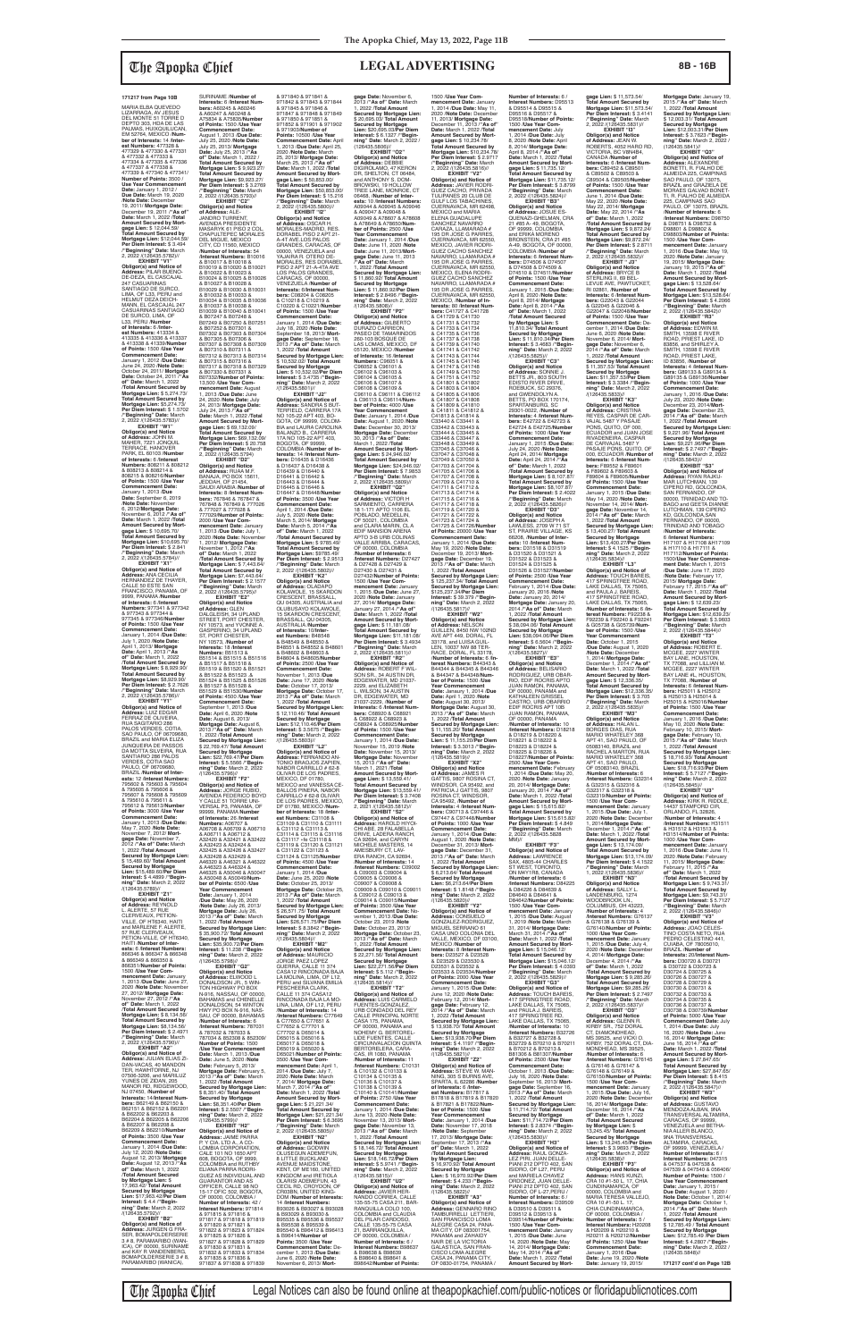171217 from Page 10B

MARIA ELBA QUEVEDO LIZARRAGA, AV JESUS DEL MONTE 51 TORRE D DEPTO 303, HDA DE LAS PALMAS, HUIXQUILUCAN, EM 52788, MEXICO /**Number of Interests:** 14 /**Interest Numbers:** 477328 & 477329 & 477330 & 477331 & 477332 & 477333 & 477334 & 477335 & 477336 & 477337 & 477338 & 477339 & 477340 & 477341 /**Number of Points:** 3500 /**Use Year Commencement Date:** January 1, 2012 /**Due Date:** March 10, 2020 /**Note Date:** December 19, 2011/ **Mortgage Date:** December 19, 2011 /**"As of" Date:** March 1, 2022 /**Total Amount Secured by Mortgage Lien:** $ 12,044.59/ **Total Amount Secured by Mortgage Lien:** $12,044.59/ **Per Diem Interest:** $ 3.494 /**"Beginning" Date:** March 2, 2022 /(126435.5782)//

**EXHIBIT "V1"**
**Obligor(s) and Notice of Address:** PILAR BUENO-DE-DEZA, EL CASCAJAL 247 CASUARINAS SANTIAGO DE SURCO, LIMA, OF L33, PERU and HUMBERTO DEZA DESCHAMPS, EL CASCAJAL 247 CASUARINAS SANTIAGO DE SURCO, LIMA, OF L33, PERU /**Number of Interests:** 6 /**Interest Numbers:** 413334 & 413335 & 413336 & 413337 & 413338 & 413339/**Number of Points:** 1500 /**Use Year Commencement Date:** January 1, 2012 /**Due Date:** June 24, 2020 /**Note Date:** October 24, 2011/ **Mortgage Date:** October 24, 2011 /**"As of" Date:** March 1, 2022 /**Total Amount Secured by Mortgage Lien:** $ 5,274.73/ **Total Amount Secured by Mortgage Lien:** $5,274.73/ **Per Diem Interest:** $ 1.5702 /**"Beginning" Date:** March 2, 2022 /(126435.5783)//

**EXHIBIT "W1"**
**Obligor(s) and Notice of Address:** JOHN M. MAHER, 7221 JONQUIL TERRACE, HANOVER PARK, IL 60103 /**Number of Interests:** 6 /**Interest Numbers:** 808211 & 808212 & 808213 & 808214 & 808215 & 808216/**Number of Points:** 1500 /**Use Year Commencement Date:** January 1, 2013 /**Due Date:** September 6, 2019 /**Note Date:** November 6, 2012/ **Mortgage Date:** November 6, 2012 /**"As of" Date:** March 1, 2022 /**Total Amount Secured by Mortgage Lien:** $ 10,695.70/ **Total Amount Secured by Mortgage Lien:** $10,695.70/ **Per Diem Interest:** $ 2.841 /**"Beginning" Date:** March 2, 2022 /(126435.5790)//

**EXHIBIT "X1"**
**Obligor(s) and Notice of Address:** ANA CECILIA HERNANDEZ DE THAYER, CALLE 50 ESTE SAN FRANCISCO, PANAMA, OF 9999, PANAMA /**Number of Interests:** 6 /**Interest Numbers:** 977341 & 977342 & 977343 & 977344 & 977345 & 977346/**Number of Points:** 1500 /**Use Year Commencement Date:** January 1, 2014 /**Due Date:** July 1, 2020 /**Note Date:** April 1, 2013/ **Mortgage Date:** April 1, 2013 /**"As of" Date:** March 1, 2022 /**Total Amount Secured by Mortgage Lien:** $ 8,929.90/ **Total Amount Secured by Mortgage Lien:** $8,929.90/ **Per Diem Interest:** $ 2.7626 /**"Beginning" Date:** March 2, 2022 /(126435.5795)//

**EXHIBIT "Y1"**
**Obligor(s) and Notice of Address:** LUIZ EDGAR FERRAZ DE OLIVEIRA, RUA SAGITARIO 286 PALOS VERDES, COTIA, SAO PAULO, OF 06709680, BRAZIL and MARIA ELIZA JUNQUEIRA DE PASSOS ESTEVES OLIVEIRA, RUA SANTARIO 286 PALOS VERDES, COTIA SAO PAULO, OF 06709680, BRAZIL /**Number of Interests:** 12 /**Interest Numbers:** 795603 & 795604 & 795605 & 795606 & 795607 & 795608 & 795609 & 795610 & 795611 & 795612 & 795613/**Number of Points:** 3000 /**Use Year Commencement Date:** January 1, 2013 /**Due Date:** May 7, 2020 /**Note Date:** November 7, 2012/ **Mortgage Date:** November 7, 2012 /**"As of" Date:** March 1, 2022 /**Total Amount Secured by Mortgage Lien:** $ 15,489.60/ **Total Amount Secured by Mortgage Lien:** $15,489.60/**Per Diem Interest:** $ 4.4899 /**"Beginning" Date:** March 2, 2022 /(126435.5800)//

**EXHIBIT "Z1"**
**Obligor(s) and Notice of Address:** REYNOLD L. ALERTE, 57 RUE CLERVEAUX, PETION-VILLE, OF HT6340, HAITI and MARLENE P. ALERTE, 57 RUE CLERVEAUX, PETION-VILLE, OF HT6340, HAITI /**Number of Interests:** 6 /**Interest Numbers:** 866348 & 866349 & 866350 & 866351 & 866352 & 866353/**Number of Points:** 1500 /**Use Year Commencement Date:** January 1, 2013 /**Due Date:** June 27, 2020 /**Note Date:** November 27, 2012/ **Mortgage Date:** November 27, 2012 /**"As of" Date:** March 1, 2022 /**Total Amount Secured by Mortgage Lien:** $ 8,124.56/ **Total Amount Secured by Mortgage Lien:** $8,124.56/ **Per Diem Interest:** $ 2.4971 /**"Beginning" Date:** March 2, 2022 /(126435.5790)//

**EXHIBIT "A2"**
**Obligor(s) and Notice of Address:** JULIAN ELIAS ZIDAN-VACAS, 40 MANDON TER, HAWTHORNE, NJ 07506 and MARILUZ YUNES DE ZIDAN, 205 MANOR RD, RIDGEWOOD, NJ 07450, /**Number of Interests:** 14/**Interest Numbers:** B62149 & B62150 & B62151 & B62152 & B62201 & B62202 & B62203 & B62204 & B62205 & B62206 & B62207 & B62208 & B62209 & B62210/**Number of Points:** 3500 /**Use Year Commencement Date:** January 1, 2014 /**Due Date:** July 12, 2020 /**Note Date:** August 12, 2013/ **Mortgage Date:** August 12, 2013 /**"As of" Date:** March 1, 2022 /**Total Amount Secured by Mortgage Lien:** $ 17,963.42/ **Total Amount Secured by Mortgage Lien:** $17,963.42/**Per Diem Interest:** $ 4.4 /**"Beginning" Date:** March 2, 2022 /(126435.5793)//

**EXHIBIT "B2"**
**Obligor(s) and Notice of Address:** JURGEN G FRASER, BOMAPOLDERSERIE 3 # 8, PARAMARIBO (WANICA), OF 00000, SURINAME and KAY R VANDENBERG, BOMAPOLDERSERIE 3 # 8, PARAMARIBO (WANICA), SURINAME /**Number of Interests:** 6 /**Interest Numbers:** A60245 & A60246 & A60247 & A60248 & A75824 & A75825/**Number of Points:** 1500 /**Use Year Commencement Date:** August 1, 2013 /**Due Date:** July 25, 2020 /**Note Date:** July 25, 2013/ **Mortgage Date:** July 25, 2013 /**"As of" Date:** March 1, 2022 /**Total Amount Secured by Mortgage Lien:** $ 9,923.27/ **Total Amount Secured by Mortgage Lien:** $9,923.27/ **Per Diem Interest:** $ 3.0769 /**"Beginning" Date:** March 2, 2022 /(126435.5799)//

**EXHIBIT "C2"**
**Obligor(s) and Notice of Address:** ALEJANDRO TURRENT, AVENIDA PRESIDENTE MASARYK 61 PISO 2 COL CHAPULTEPEC MORALES DEL MIGUEL MEXICO CITY, CD 11560, MEXICO /**Number of Interests:** 54 /**Interest Numbers:** B10016 & B10017 & B10018 & B10019 & B10020 & B10021 & B10022 & B10023 & B10024 & B10025 & B10026 & B10027 & B10028 & B10029 & B10030 & B10031 & B10032 & B10033 & B10034 & B10035 & B10036 & B10037 & B10038 & B10039 & B10040 & B10041 & B07247 & B07248 & B07249 & B07250 & B07251 & B07252 & B07301 & B07302 & B07303 & B07304 & B07305 & B07306 & B07307 & B07308 & B07309 & B07310 & B07311 & B07312 & B07313 & B07314 & B07315 & B07316 & B07317 & B07318 & B07329 & B07330 & B07331 & B07332/**Number of Points:** 13,500 /**Use Year Commencement Date:** August 1, 2013 /**Due Date:** June 24, 2020 /**Note Date:** July 24, 2013/ **Mortgage Date:** July 24, 2013 /**"As of" Date:** March 1, 2022 /**Total Amount Secured by Mortgage Lien:** $ 69,132.09/ **Total Amount Secured by Mortgage Lien:** $69,132.09/ **Per Diem Interest:** $ 20.758 /**"Beginning" Date:** March 2, 2022 /(126435.5794)//

**EXHIBIT "D2"**
**Obligor(s) and Notice of Address:** RUAA M F BANAJA, PO BOX 15611, JEDDAH, OF 21454, SAUDI ARABIA /**Number of Interests:** 8 /**Interest Numbers:** 767846 & 767847 & 767848 & 767849 & 777026 & 777027 & 777028 & 777029/**Number of Points:** 2000 /**Use Year Commencement Date:** January 1, 2013 /**Due Date:** July 1, 2020 /**Note Date:** November 1, 2012/ **Mortgage Date:** November 1, 2012 /**"As of" Date:** March 1, 2022 /**Total Amount Secured by Mortgage Lien:** $ 7,443.64/ **Total Amount Secured by Mortgage Lien:** $7,443.64/ **Per Diem Interest:** $ 2.1577 /**"Beginning" Date:** March 2, 2022 /(126435.5795)//

**EXHIBIT "E2"**
**Obligor(s) and Notice of Address:** GLEN DALGLEISH, 34 UPLAND STREET, PORT CHESTER, NY 10573, and YVONNE A GASPERINO, 34 UPLAND ST, PORT CHESTER, NY 10573, /**Number of Interests:** 18 /**Interest Numbers:** B51513 & B51514 & B51515 & B51516 & B51517 & B51518 & B51519 & B51520 & B51521 & B51522 & B51523 & B51524 & B51525 & B51526 & B51527 & B51528 & B51529 & B51530/**Number of Points:** 4500 /**Use Year Commencement Date:** September 1, 2013 /**Due Date:** April 6, 2020 /**Note Date:** August 6, 2013/ **Mortgage Date:** August 6, 2013 /**"As of" Date:** March 1, 2022 /**Total Amount Secured by Mortgage Lien:** $ 22,769.47/ **Total Amount Secured by Mortgage Lien:** $22,769.47/**Per Diem Interest:** $ 6.5566 /**"Beginning" Date:** March 2, 2022 /(126435.5796)//

**EXHIBIT "F2"**
**Obligor(s) and Notice of Address:** JORGE RUBIO, AVENIDA FEDERICO BOYD Y CALLE 51 TORRE UNIVERSAL P3, PANAMA, OF 99999, PANAMA /**Number of Interests:** 26 /**Interest Numbers:** A06707 & A06708 & A06709 & A06710 & A06711 & A06712 & A32420 & A32421 & A32422 & A32423 & A32424 & A32425 & A32426 & A32427 & A46320 & A46321 & A46322 & A46323 & A46324 & A46325 & A50046 & A50047 & A50048 & A50049/**Number of Points:** 6500 /**Use Year Commencement Date:** January 1, 2014 /**Due Date:** May 26, 2020 /**Note Date:** July 26, 2013/ **Mortgage Date:** July 26, 2013 /**"As of" Date:** March 1, 2022 /**Total Amount Secured by Mortgage Lien:** $ 35,900.73/ **Total Amount Secured by Mortgage Lien:** $35,900.73/**Per Diem Interest:** $ 11.238 /**"Beginning" Date:** March 2, 2022 /(126435.5798)//

**EXHIBIT "G2"**
**Obligor(s) and Notice of Address:** ELWOOD L DONALDSON JR., 6 WINTON HIGHWAY PO BOX N-918, NASSAU, OF 00000, BAHAMAS and CHENELLE DONALDSON, 54 WINTON HWY PO BOX N-918, NASSAU, OF 00000, BAHAMAS /**Number of Interests:** 6 /**Interest Numbers:** 787031 & 787032 & 787033 & 787034 & B23398 & B23399 /**Number of Points:** 1500 /**Use Year Commencement Date:** March 1, 2013 /**Due Date:** June 5, 2020 /**Note Date:** February 5, 2013/ **Mortgage Date:** February 5, 2013 /**"As of" Date:** March 1, 2022 /**Total Amount Secured by Mortgage Lien:** $ 8,351.40/ **Total Amount Secured by Mortgage Lien:** $8,351.40/**Per Diem Interest:** $ 2.5507 /**"Beginning" Date:** March 2, 2022 /(126435.5799)//

**EXHIBIT "H2"**
**Obligor(s) and Notice of Address:** JAIME PARRA P. Y CIA. LTD. A., a COLOMBIA CORPORATION, CALLE 101 NO 1650 APT 609, BOGOTA, OF 9999, COLOMBIA and RUTHBY ELIANA PARRA RODRIGUEZ AS INDIVIDUALLY AND GUARANTOR AND AS OFFICER, CALLE 98 NO 15-17 OFIC 502, BOGOTA, OF 0000, COLOMBIA /**Number of Interests:** 42 /**Interest Numbers:** 971814 & 971815 & 971816 & 971817 & 971818 & 971819 & 971820 & 971821 & 971822 & 971823 & 971824 & 971825 & 971826 & 971827 & 971828 & 971829 & 971830 & 971831 & 971832 & 971833 & 971834 & 971835 & 971836 & 971837 & 971838 & 971839 & 971840 & 971841 & 971842 & 971843 & 971844 & 971845 & 971846 & 971847 & 971848 & 971849 & 971850 & 971851 & 971852 & 971901 & 971902 & 971903/**Number of Points:** 10500 /**Use Year Commencement Date:** January 1, 2014 /**Due Date:** April 25, 2020 /**Note Date:** March 25, 2013/ **Mortgage Date:** March 25, 2013 /**"As of" Date:** March 1, 2022 /**Total Amount Secured by Mortgage Lien:** $ 50,853.00/ **Total Amount Secured by Mortgage Lien:** $50,853.00/ **Per Diem Interest:** $ 15.216 /**"Beginning" Date:** March 2, 2022 /(126435.5800)//

**EXHIBIT "I2"**
**Obligor(s) and Notice of Address:** OSCAR H. MORALES-MADRID, RES. DORABEL PISO 2 APT 21-A 47 AVE LOS PALOS GRANDES, CARACAS, OF 00000, VENEZUELA and YAJAIRA R. OTERO DE MORALES, RES DORABEL PISO 2 APT 21-A 4TA AVE LOS PALOS GRANDES, CARACAS, OF 00000, VENEZUELA /**Number of Interests:** 8 /**Interest Numbers:** C08004 & C08005 & C10218 & C10219 & C10220 & C10221/**Number of Points:** 2000 /**Use Year Commencement Date:** January 1, 2014 /**Due Date:** July 18, 2020 /**Note Date:** September 18, 2013/ **Mortgage Date:** September 18, 2013 /**"As of" Date:** March 1, 2022 /**Total Amount Secured by Mortgage Lien:** $ 10,532.03/ **Total Amount Secured by Mortgage Lien:** $10,532.03/**Per Diem Interest:** $ 3.4735 /**"Beginning" Date:** March 2, 2022 /(126435.5801)//

**EXHIBIT "J2"**
**Obligor(s) and Notice of Address:** SANDRA S BUSTOS-CABRERA, CRA 11A NO. 105-22 APT 403, BOGOTA, OF 99999, COLOMBIA and LAURA CAROLINA BALANZO B., CARRERA 11A NO 105-22 APT 403, BOGOTA, OF 99999, COLOMBIA /**Number of Interests:** 10 /**Interest Numbers:** D16435 & D16436 & D16437 & D16438 & D16439 & D16440 & D16441 & D16442 & D16443 & D16444 & D16445 & D16446 & D16447 & D16448/**Number of Points:** 3500 /**Use Year Commencement Date:** April 1, 2014 /**Due Date:** July 5, 2020 /**Note Date:** March 5, 2014/ **Mortgage Date:** March 5, 2014 /**"As of" Date:** March 1, 2022 /**Total Amount Secured by Mortgage Lien:** $ 9785.49/ **Total Amount Secured by Mortgage Lien:** $9785.49/ **Per Diem Interest:** $ 2.9513 /**"Beginning" Date:** March 2, 2022 /(126435.5802)//

**EXHIBIT "K2"**
**Obligor(s) and Notice of Address:** OLANIPO KOLAWOLE, 15 SKARDON CRESCENT, BRASSALL, QLD 4305, AUSTRALIA and OLUBUSAYO KOLAWOLE, 15 SKARDON CRESCENT, BRASSALL, QLD 4305, AUSTRALIA /**Number of Interests:** 10/**Interest Numbers:** B48548 & B48549 & B48550 & B48551 & B48552 & B48601 & B48602 & B48603 & B48604 & B48605/**Number of Points:** 2500 /**Use Year Commencement Date:** January 1, 2014 /**Due Date:** June 17, 2020 /**Note Date:** October 17, 2013/ **Mortgage Date:** October 17, 2013 /**"As of" Date:** March 1, 2022 /**Total Amount Secured by Mortgage Lien:** $ 12,104.40/ **Total Amount Secured by Mortgage Lien:** $12,104.40/**Per Diem Interest:** $ 3.5675 /**"Beginning" Date:** March 2, 2022 /(126435.5803)//

**EXHIBIT "L2"**
**Obligor(s) and Notice of Address:** FERNANDO ANTONIO SANCHEZ ARIN, NABOR CARRILLO # 62-B OLIVAR DE LOS PADRES, MEXICO, DF 01780, MEXICO and VANESSA CEBALLOS PINERA, NABOR CARRILLO # 62-B OLIVAR DE LOS PADRES, MEXICO, DF 01780, MEXICO /**Number of Interests:** 18 /**Interest Numbers:** C31108 & C31109 & C31110 & C31111 & C31112 & C31113 & C31114 & C31115 & C31116 & C31117 & C31118 & C31119 & C31120 & C31121 & C31122 & C31123 & C31124 & C31125/**Number of Points:** 4500 /**Use Year Commencement Date:** January 1, 2014 /**Due Date:** June 25, 2020 /**Note Date:** October 25, 2013/ **Mortgage Date:** October 25, 2013 /**"As of" Date:** March 1, 2022 /**Total Amount Secured by Mortgage Lien:** $ 26,571.75/ **Total Amount Secured by Mortgage Lien:** $26,571.75/**Per Diem Interest:** $ 8.3842 /**"Beginning" Date:** March 2, 2022 /(126435.5804)//

**EXHIBIT "M2"**
**Obligor(s) and Notice of Address:** MAURICIO JORGE PAEZ LOPEZ GUERRA, CALLE 11 374 CASA 51 RINCONADA BAJA LA MOLINA, LIMA, OF L12, PERU and SUSANA EMILIA CASTRO LLOSA DE PAEZ, CALLE 11 374 CASA 51 RINCONADA BAJA LA MOLINA, LIMA, OF L12, PERU /**Number of Interests:** 14 /**Interest Numbers:** C77849 & C77850 & C77851 & C77852 & C77901 & C77902 & D65014 & D65015 & D65016 & D65017 & D65018 & D65019 & D65020 & D65021/**Number of Points:** 3500 /**Use Year Commencement Date:** April 1, 2014 /**Due Date:** July 7, 2020 /**Note Date:** March 7, 2014/ **Mortgage Date:** March 7, 2014 /**"As of" Date:** March 1, 2022 /**Total Amount Secured by Mortgage Lien:** $ 21,221.34/ **Total Amount Secured by Mortgage Lien:** $21,221.34/ **Per Diem Interest:** $ 6.3685 /**"Beginning" Date:** March 2, 2022 /(126435.5805)//

**EXHIBIT "N2"**
**Obligor(s) and Notice of Address:** GODWIN OLUSEGUN ADEMEFUN, 6 LITTLE BUCKLAND AVENUE MAIDSTONE, KENT, OF ME160, UNITED KINGDOM and IRETIOLA OLARIS ADEMEFUN, 43 CECIL RD, CROYDON, OF CR03BN, UNITED KINGDOM /**Number of Interests:** 12 /**Interest Numbers:** B95303 & B95307 & B95308 & B95309 & B95311 & B95535 & B95536 & B95537 & B95538 & B95539 & B95540 & B96412 & B96413 /**Number of Points:** 3000 /**Use Year Commencement Date:** December 1, 2013 /**Due Date:** June 6, 2020 /**Note Date:** November 6, 2013/ **Mortgage Date:** November 6, 2013 /**"As of" Date:** March 1, 2022 /**Total Amount Secured by Mortgage Lien:** $ 20,005.03/ **Total Amount Secured by Mortgage Lien:** $20,005.03/**Per Diem Interest:** $ 6.1327 /**"Beginning" Date:** March 2, 2022 /(126435.5806)//

**EXHIBIT "O2"**
**Obligor(s) and Notice of Address:** ROBERT DIGIROLAMO, 47 KERON DR, SHELTON, CT 06484, and ANTHONY S. DOMBROWSKI, 19 HOLLOW TREE LANE, MONROE, CT 06468, /**Number of Interests:** 10 /**Interest Numbers:** A09045 & A09046 & A09047 & A09048 & A09049 & A76807 & A76808 & A76849 & A76850/**Number of Points:** 2500 /**Use Year Commencement Date:** January 1, 2014 /**Due Date:** June 11, 2020 /**Note Date:** June 11, 2013/**Mortgage Date:** June 11, 2013 /**"As of" Date:** March 1, 2022 /**Total Amount Secured by Mortgage Lien:** $ 11,860.92/**Per Diem Interest:** $ 2.8496 /**"Beginning" Date:** March 2, 2022 /(126435.5808)//

**EXHIBIT "P2"**
**Obligor(s) and Notice of Address:** GILBERTO DURAZO CARREON, PASEO DE TAMARINDOS 260-103 BOSQUE DE LAS LOMAS, MEXICO, DF 05120, MEXICO /**Number of Interests:** 16 /**Interest Numbers:** C96051 & C96052 & C96101 & C96102 & C96103 & C96104 & C96105 & C96106 & C96107 & C96108 & C96109 & C96110 & C96111 & C96112 & C96113 & C96114/**Number of Points:** 4000 /**Use Year Commencement Date:** January 1, 2014 /**Due Date:** August 1, 2020 /**Note Date:** December 30, 2013/ **Mortgage Date:** December 30, 2013 /**"As of" Date:** March 1, 2022 /**Total Amount Secured by Mortgage Lien:** $ 24,946.02/ **Total Amount Secured by Mortgage Lien:** $24,946.02/ **Per Diem Interest:** $ 7.3853 /**"Beginning" Date:** March 2, 2022 /(126435.5809)//

**EXHIBIT "Q2"**
**Obligor(s) and Notice of Address:** VICTOR H SARMIENTO, CARRERA 18 1-171 APTO 1106 EL POBLADO, MEDELLIN, OF 00001, COLOMBIA and ANA CLARA EDIF MANSION ARENA APTO 3-B LIBRE COLINAS VALLE ARRIBA, CARACAS, OF 00000, COLOMBIA /**Number of Interests:** 8 /**Interest Numbers:** D27427 & D27428 & D27429 & D27430 & D27431 & D27432 & D27433 & D27434/**Number of Points:** 2000 /**Use Year Commencement Date:** January 1, 2015 /**Due Date:** June 27, 2020 /**Note Date:** January 27, 2014/ **Mortgage Date:** January 27, 2014 /**"As of" Date:** March 1, 2022 /**Total Amount Secured by Mortgage Lien:** $ 13,181.08/ **Total Amount Secured by Mortgage Lien:** $13,181.08/ **Per Diem Interest:** $ 3.4934 /**"Beginning" Date:** March 2, 2022 /(126435.5811)//

**EXHIBIT "R2"**
**Obligor(s) and Notice of Address:** ROBERT P. KASSOFF, 24 AUSTIN DR, EDGEWATER, MD 21037-2205 and ELIZABETH L. WILSON, 24 AUSTIN DR, EDGEWATER, MD 21037-2205, /**Number of Interests:** 10 /**Interest Numbers:** C68923 & C68924 & C68925 & C68926 & C68927 & C68928/**Number of Points:** 1500 /**Use Year Commencement Date:** January 1, 2014 /**Due Date:** November 15, 2019 /**Note Date:** November 15, 2013/ **Mortgage Date:** November 15, 2013 /**"As of" Date:** March 1, 2022 /**Total Amount Secured by Mortgage Lien:** $13,359.41/ **Total Amount Secured by Mortgage Lien:** $13,359.41/ **Per Diem Interest:** $ 3.7406 /**"Beginning" Date:** March 2, 2022 /(126435.5812)//

**EXHIBIT "S2"**
**Obligor(s) and Notice of Address:** HAROLD RIVERO-FRIAS, 26 PALABELLA DRIVE, LADERA RANCH, CA 92694, and CARMEN MICHELE MARTINS, 14 PALABELLA DRIVE, LADERA RANCH, CA 92694, /**Number of Interests:** 14 /**Interest Numbers:** C09002 & C09003 & C09004 & C09005 & C09006 & C09007 & C09008 & C09009 & C09010 & C09011 & C09012 & C09013 & C09014 & C09015/**Number of Points:** 3500 /**Use Year Commencement Date:** January 1, 2014 /**Due Date:** October 23, 2019 /**Note Date:** October 23, 2013/ **Mortgage Date:** October 23, 2013 /**"As of" Date:** March 1, 2022 /**Total Amount Secured by Mortgage Lien:** $22,211.56/**Per Diem Interest:** $ 6.1102 /**"Beginning" Date:** March 2, 2022 /(126435.5814)//

**EXHIBIT "T2"**
**Obligor(s) and Notice of Address:** LUIS CARMELO FUENTES-GONZALEZ, URB CONDADO DEL REY CALLE PRINCIPAL NORTE U10 PANAMA, OF 99999, PANAMA and NOHEMY B. BERTORELLIDE FUENTES, CALLE CIRCUNVALACION QUINTA BERTORELLIDA, CARACAS, IR 1508, PANAMA /**Number of Interests:** 16 /**Interest Numbers:** C10131 & C10132 & C10133 & C10134 & C10135 & C10136 & C10137 & C10138 & C10139 & C10140 & C10141/**Number of Points:** 2750 /**Use Year Commencement Date:** January 1, 2014 /**Due Date:** June 13, 2020 /**Note Date:** September 13, 2013/ **Mortgage Date:** September 13, 2013 /**"As of" Date:** March 1, 2022 /**Total Amount Secured by Mortgage Lien:** $ 18,746.72/ **Total Amount Secured by Mortgage Lien:** $18,746.72/**Per Diem Interest:** $ 5.9741 /**"Beginning" Date:** March 2, 2022 /(126435.5815)//

**EXHIBIT "U2"**
**Obligor(s) and Notice of Address:** JAVIER HERNANDO CORREA, CALLE 135 NO 75 CASA 211, BARRANQUILLA, OF 00000, COLOMBIA and DEL PILAR CARDOSO, CALLE 135 NO 75 CASA 21, BARRANQUILLA, OF 00000, COLOMBIA /**Number of Interests:** 6 /**Interest Numbers:** B98637 & B98638 & B98639 & B98640 & B98641 & B98642/**Number of Points:** 1500 /**Use Year Commencement Date:** January 1, 2014 /**Due Date:** May 11, 2020 /**Note Date:** December 11, 2013/ **Mortgage Date:** December 11, 2013 /**"As of" Date:** March 1, 2022 /**Total Amount Secured by Mortgage Lien:** $ 10,234.78/ **Total Amount Secured by Mortgage Lien:** $10,234.78/ **Per Diem Interest:** $ 3.0717 /**"Beginning" Date:** March 2, 2022 /(126435.5816)//

**EXHIBIT "V2"**
**Obligor(s) and Notice of Address:** JAVIER ROCHA GUEZ CACHO, PRIVADA TULIPANES 29 CLUB DE GOLF LOS TABACHINES, CUERNAVACA, MR 62498, MEXICO and MARIA ELENA GUADALUPE SANCHEZ NAVARRO CARAZA, LUMAVIRADA # 195 DR JOSE G PARRES, CUERNAVACA, MR 62550, MEXICO, ELENA ROCHA GUEZ CACHO SANCHEZ NAVARRO, LUMAVIRADA # 195 DR JOSE G PARRES, CUERNAVACA, MR 62550, MEXICO and ROCHA GUEZ CACHO SANCHEZ NAVARRO, LUMAVIRADA # 195 DR JOSE G PARRES, CUERNAVACA, MR 62550, MEXICO /**Number of Interests:** 62 /**Interest Numbers:** C41727 & C41728 & C41729 & C41730 & C41731 & C41732 & C41733 & C41734 & C41735 & C41736 & C41737 & C41738 & C41739 & C41740 & C41741 & C41742 & C41743 & C41744 & C41745 & C41746 & C41747 & C41748 & C41749 & C41750 & C41751 & C41752 & C41801 & C41802 & C41803 & C41804 & C41805 & C41806 & C41807 & C41808 & C41809 & C41810 & C41811 & C41812 & C41813 & C41814 & C34442 & C34443 & C34444 & C34445 & C34446 & C34447 & C34448 & C34449 & C34450 & C34451 & C70446 & C70447 & C70448 & C70449 & C70450 & C70451 & C71703 & C71704 & C71705 & C71706 & C71707 & C71708 & C71709 & C71710 & C71711 & C71712 & C71713 & C71714 & C71715 & C71716 & C71717 & C71718 & C71719 & C71720 & C71721 & C71722 & C71723 & C71724 & C71725/**Number of Points:** 20000 /**Use Year Commencement Date:** January 1, 2014 /**Due Date:** June 19, 2020 /**Note Date:** December 19, 2013/ **Mortgage Date:** December 19, 2013 /**"As of" Date:** March 1, 2022 /**Total Amount Secured by Mortgage Lien:** $ 125,237.34/ **Total Amount Secured by Mortgage Lien:** $125,237.34/**Per Diem Interest:** $ 39.379 /**"Beginning" Date:** March 2, 2022 /(126435.5817)//

**EXHIBIT "W2"**
**Obligor(s) and Notice of Address:** EDUARDO GUILLEN, 8450 NW 102ND AVE APT 448, DORAL, FL 33178, and LUISA GUILLEN, 10037 NW 88TH TERRACE, DORAL, FL 33178, /**Number of Interests:** 6 /**Interest Numbers:** B44344 & B44345 & B44346 & B44347 & B44348/**Number of Points:** 1500 /**Use Year Commencement Date:** January 1, 2014 /**Due Date:** June 30, 2020 /**Note Date:** August 30, 2013/ **Mortgage Date:** August 30, 2013 /**"As of" Date:** March 1, 2022 /**Total Amount Secured by Mortgage Lien:** $ 11,155.20/ **Total Amount Secured by Mortgage Lien:** $11,155.20/ **Per Diem Interest:** $ 3.3011 /**"Beginning" Date:** March 2, 2022 /(126435.5818)//

**EXHIBIT "X2"**
**Obligor(s) and Notice of Address:** JAMES R GATTIS, 9697 ROSINA CT, WINDSOR, CA 95492, and PATRICIA J GATTIS, 9697 ROSINA CT, WINDSOR, CA 95492, /**Number of Interests:** 6 /**Interest Numbers:** C97444 & C97445 & C97446 & C97447 & C97448 & C97449/**Number of Points:** 1500 /**Use Year Commencement Date:** January 1, 2014 /**Due Date:** August 1, 2020 /**Note Date:** December 31, 2013/ **Mortgage Date:** December 31, 2013 /**"As of" Date:** March 1, 2022 /**Total Amount Secured by Mortgage Lien:** $ 6,213.64/ **Total Amount Secured by Mortgage Lien:** $6,213.64/**Per Diem Interest:** $ 1.8148 /**"Beginning" Date:** March 2, 2022 /(126435.5819)//

**EXHIBIT "Y2"**
**Obligor(s) and Notice of Address:** CONSUELO GONZALEZ RODRIGUEZ, MIGUEL SERRANO 61 CASA UNO COLONIA DEL VALLE, MEXICO, DF 03100, MEXICO /**Number of Interests:** 10 /**Interest Numbers:** D23527 & D23528 & D23529 & D23530 & D23531 & D23532 & D23533 & D23534/**Number of Points:** 2000 /**Use Year Commencement Date:** January 1, 2015 /**Due Date:** June 12, 2020 /**Note Date:** February 12, 2014/ **Mortgage Date:** February 12, 2014 /**"As of" Date:** March 1, 2022 /**Total Amount Secured by Mortgage Lien:** $ 13,935.41/ **Total Amount Secured by Mortgage Lien:** $13,935.41/**Per Diem Interest:** $ 4.1197 /**"Beginning" Date:** March 2, 2022 /(126435.5821)//

**EXHIBIT "Z2"**
**Obligor(s) and Notice of Address:** STEVE W. MAKINA, 111 CRAWFORD ROAD, SPARTA, IL 62286 /**Number of Interests:** 6 /**Interest Numbers:** B17817 & B17818 & B17819 & B17820 & B17821 & B17822/**Number of Points:** 1500 /**Use Year Commencement Date:** January 1, 2014 /**Due Date:** June 17, 2020 /**Note Date:** September 17, 2013/ **Mortgage Date:** September 17, 2013 /**"As of" Date:** March 1, 2022 /**Total Amount Secured by Mortgage Lien:** $ 16,970.92/ **Total Amount Secured by Mortgage Lien:** $16,970.92/**Per Diem Interest:** $ 4.233 /**"Beginning" Date:** March 2, 2022 /(126435.5822)//

**EXHIBIT "A3"**
**Obligor(s) and Notice of Address:** GERMAN ENRIQUE ALFONSO ARIZ, CALLE 46 NO 72-20, SAN FRANCISCO LOMA ALEGRE CASA 24 PANAMA CITY, OF 0830017/54, PANAMA and JANADY NAIR DE LA VICTORIA GALASTICA, SAN FRANCISCO LOMA ALEGRE CASA 24 PANAMA CITY, OF 0830-01754, PANAMA /**Number of Interests:** 8 /**Interest Numbers:** D95513 & D95514 & D95515 & D95516 & D95517 & D95518/**Number of Points:** 1500 /**Use Year Commencement Date:** July 1, 2014 /**Due Date:** July 8, 2020 /**Note Date:** April 8, 2014/ **Mortgage Date:** April 8, 2014 /**"As of" Date:** March 1, 2022 /**Total Amount Secured by Mortgage Lien:** $11,735.12/ **Total Amount Secured by Mortgage Lien:** $11,735.12/ **Per Diem Interest:** $ 3.4789 /**"Beginning" Date:** March 2, 2022 /(126435.5824)//

**EXHIBIT "B3"**
**Obligor(s) and Notice of Address:** JOSUE ESQUENAZI-GHELMAN, CRA 21 #85 A- 49, BOGOTA, OF 99999, COLOMBIA and ERIKA MORENO BRONSTEIN, CRA 21 #85 A-49, BOGOTA, OF 00000, COLOMBIA /**Number of Interests:** 6 /**Interest Numbers:** D74506 & D74507 & D74508 & D74509 & D74510 & D74511/**Number of Points:** 1500 /**Use Year Commencement Date:** January 1, 2015 /**Due Date:** April 8, 2020 /**Note Date:** April 8, 2014/ **Mortgage Date:** April 8, 2014 /**"As of" Date:** March 1, 2022 /**Total Amount Secured by Mortgage Lien:** $ 11,810.34/ **Total Amount Secured by Mortgage Lien:** $11,810.34/**Per Diem Interest:** $ 3.4695 /**"Beginning" Date:** March 2, 2022 /(126435.5825)//

**EXHIBIT "C3"**
**Obligor(s) and Notice of Address:** SONNIE J. BETTS JR., 803 SOUTH EDISTO RIVER DRIVE, ROEBUCK, SC 29376, and GWENDOLYN A. BETTS, PO BOX 170174, SPARTANBURG, SC 29301-0022, /**Number of Interests:** 4 /**Interest Numbers:** E42722 & E42723 & E42724 & E42725/**Number of Points:** 1000 /**Use Year Commencement Date:** January 1, 2015 /**Due Date:** July 24, 2020 /**Note Date:** April 24, 2014/ **Mortgage Date:** April 24, 2014 /**"As of" Date:** March 1, 2022 /**Total Amount Secured by Mortgage Lien:** $ 8,107.87/ **Total Amount Secured by Mortgage Lien:** $8,107.87/ **Per Diem Interest:** $ 2.4022 /**"Beginning" Date:** March 2, 2022 /(126435.5826)//

**EXHIBIT "D3"**
**Obligor(s) and Notice of Address:** CLEOPATRA LAWLESS, 2709 W 71 ST ST. PRAIRIE VILLAGE, KS 66208, /**Number of Interests:** 10 /**Interest Numbers:** D31518 & D31519 & D31520 & D31521 & D31522 & D31523 & D31524 & D31525 & D31526 & D31527/**Number of Points:** 2500 /**Use Year Commencement Date:** February 1, 2014 /**Due Date:** January 20, 2016 /**Note Date:** January 20, 2014/ **Mortgage Date:** January 20, 2014 /**"As of" Date:** March 1, 2022 /**Total Amount Secured by Mortgage Lien:** $ 38,090.06/ **Total Amount Secured by Mortgage Lien:** $38,090.06/**Per Diem Interest:** $ 6.5604 /**"Beginning" Date:** March 2, 2022 /(126435.5827)//

**EXHIBIT "E3"**
**Obligor(s) and Notice of Address:** BELISARIO RODRIGUEZ, URB OBARRIO, EDIF PORCIS APTO JUAN RAMON, PANAMA, OF 00000, PANAMA and KATHALEEN GRISSEL CASTRO, URB OBARRIO EDIF PORCIS APT 10B, JUAN RAMON, PANAMA, OF 00000, PANAMA /**Number of Interests:** 10 /**Interest Numbers:** D18218 & D18219 & D18220 & D18221 & D18222 & D18223 & D18224 & D18225 & D18226 & D18227/**Number of Points:** 2500 /**Use Year Commencement Date:** February 1, 2014 /**Due Date:** May 20, 2020 /**Note Date:** January 20, 2014/ **Mortgage Date:** January 20, 2014 /**"As of" Date:** March 1, 2022 /**Total Amount Secured by Mortgage Lien:** $ 15,613.82/ **Total Amount Secured by Mortgage Lien:** $15,613.82/ **Per Diem Interest:** $ 4.849 /**"Beginning" Date:** March 2, 2022 /(126435.5828 MM)//

**EXHIBIT "F3"**
**Obligor(s) and Notice of Address:** LAWRENCE SAX, 4805-44 CHARLES ST WEST, TORONTO, ON M4Y1R8, CANADA /**Number of Interests:** 6 /**Interest Numbers:** D84225 & D84226 & D84639 & D84640 & D84641 & D84642/**Number of Points:** 1500 /**Use Year Commencement Date:** January 1, 2015 /**Due Date:** July 31, 2020 /**Note Date:** March 31, 2014/ **Mortgage Date:** March 31, 2014 /**"As of" Date:** March 1, 2022 /**Total Amount Secured by Mortgage Lien:** $ 15,046.12/ **Total Amount Secured by Mortgage Lien:** $15,046.12/ **Per Diem Interest:** $ 4.8483 /**"Beginning" Date:** March 2, 2022 /(126435.5829)//

**EXHIBIT "G3"**
**Obligor(s) and Notice of Address:** TOUCH BAREIS, 417 SPRINGTREE ROAD, LAKE DALLAS, TX 75065, and PAULA J. BAREIS, 417 SPRINGTREE ROAD, LAKE DALLAS, TX 75065, /**Number of Interests:** 6 /**Interest Numbers:** B32726 & B32727 & B32728 & B32729 & B32730 & B32731/**Number of Points:** 1500 /**Use Year Commencement Date:** January 1, 2014 /**Due Date:** July 16, 2020 /**Note Date:** September 16, 2013/ **Mortgage Date:** September 16, 2013 /**"As of" Date:** March 1, 2022 /**Total Amount Secured by Mortgage Lien:** $ 11,714.72/ **Total Amount Secured by Mortgage Lien:** $11,714.72/ **Per Diem Interest:** $ 2.8374 /**"Beginning" Date:** March 2, 2022 /(126435.5830)//

**EXHIBIT "H3"**
**Obligor(s) and Notice of Address:** RAUL GONZALEZ PINI, JUAN DELLEPIANI 212 DPTO 402, SAN ISIDRO, OF L27, PERU and MARIELA CHAVEZ ORDONEZ, JUAN DELLEPIANI 212 DPTO 402, SAN ISIDRO, OF L27, PERU /**Number of Interests:** 6 /**Interest Numbers:** D39509 & D39510 & D39511 & D39512 & D39513 & D39514/**Number of Points:** 1500 /**Use Year Commencement Date:** January 1, 2015 /**Due Date:** June 14, 2020 /**Note Date:** May 14, 2014/ **Mortgage Date:** May 14, 2014 /**"As of" Date:** March 1, 2022 /**Total Amount Secured by Mortgage Lien:** $ 11,573.54/ **Total Amount Secured by Mortgage Lien:** $11,573.54/ **Per Diem Interest:** $ 3.4141 /**"Beginning" Date:** March 2, 2022 /(126435.5831)//

**EXHIBIT "I3"**
**Obligor(s) and Notice of Address:** JEAN W. ROBERTS, 4052 HARO RD, VICTORIA, BC V8N4B4, CANADA /**Number of Interests:** 6 /**Interest Numbers:** C89452 & C89501 & C89502 & C89503 & C89504 & C89505/**Number of Points:** 1500 /**Use Year Commencement Date:** June 1, 2014 /**Due Date:** May 22, 2020 /**Note Date:** May 22, 2014/ **Mortgage Date:** May 22, 2014 /**"As of" Date:** March 1, 2022 /**Total Amount Secured by Mortgage Lien:** $ 9,872.24/ **Total Amount Secured by Mortgage Lien:** $9,872.24/ **Per Diem Interest:** $ 2.8711 /**"Beginning" Date:** March 2, 2022 /(126435.5832)//

**EXHIBIT "J3"**
**Obligor(s) and Notice of Address:** BRYCE B. STERLING II, 89 BELLEVUE AVE, PAWTUCKET, RI 02861, /**Number of Interests:** 6 /**Interest Numbers:** G22045 & G22046 & G22045 & G22048 & G22047 & G22048/**Number of Points:** 1500 /**Use Year Commencement Date:** January 1, 2015 /**Due Date:** June 6, 2020 /**Note Date:** November 6, 2014/ **Mortgage Date:** November 6, 2014 /**"As of" Date:** March 1, 2022 /**Total Amount Secured by Mortgage Lien:** $11,357.53/ **Total Amount Secured by Mortgage Lien:** $11,357.53/**Per Diem Interest:** $ 3.3384 /**"Beginning" Date:** March 2, 2022 /(126435.5833)//

**EXHIBIT "K3"**
**Obligor(s) and Notice of Address:** CRISTINA REYES, CASPAR DE CARVAJAL 5487 Y PASAJE PONS, QUITO, OF 00000, ECUADOR and JUAN JOSE RIVADENEIRA, CASPAR DE CARVAJAL 5487 Y PASAJE PONS, QUITO, OF 000, ECUADOR /**Number of Interests:** 6 /**Interest Numbers:** F89552 & F89601 & F89602 & F89603 & F89604 & F89605/**Number of Points:** 1500 /**Use Year Commencement Date:** January 1, 2015 /**Due Date:** May 14, 2020 /**Note Date:** November 14, 2014/ **Mortgage Date:** November 14, 2014 /**"As of" Date:** March 1, 2022 /**Total Amount Secured by Mortgage Lien:** $ 13,400.27/ **Total Amount Secured by Mortgage Lien:** $13,400.27/**Per Diem Interest:** $ 4.1525 /**"Beginning" Date:** March 2, 2022 /(126435.5834)//

**EXHIBIT "L3"**
**Obligor(s) and Notice of Address:** TOUCH BAREIS, 417 SPRINGTREE ROAD, LAKE DALLAS, TX 75065, and PAULA J. BAREIS, 417 SPRINGTREE ROAD, LAKE DALLAS, TX 75065, /**Number of Interests:** 8 /**Interest Numbers:** F92236 & F92237 & F92240 & F92241 & G05738 & G05739/**Number of Points:** 1500 /**Use Year Commencement Date:** October 1, 2015 /**Due Date:** December 1, 2014 /**Note Date:** December 1, 2014/ **Mortgage Date:** December 1, 2014 /**"As of" Date:** March 1, 2022 /**Total Amount Secured by Mortgage Lien:** $ 12,336.35/ **Total Amount Secured by Mortgage Lien:** $12,336.35/ **Per Diem Interest:** $ 3.7005 /**"Beginning" Date:** March 2, 2022 /(126435.5835)//

**EXHIBIT "M3"**
**Obligor(s) and Notice of Address:** HALAN L. BORGES DIAS, RUA MARIO WHATELEY 368 APT 41, SAO PAULO, OF 05083140, BRAZIL and RACHEL A MARTON, RUA MARIO WHATELEY 368 APT 41, SAO PAULO, OF 05083140, BRAZIL /**Number of Interests:** 6 /**Interest Numbers:** G32314 & G32315 & G32316 & G32317 & G32318 & G32319/**Number of Points:** 1500 /**Use Year Commencement Date:** January 1, 2015 /**Due Date:** July 1, 2020 /**Note Date:** December 1, 2014/ **Mortgage Date:** December 1, 2014 /**"As of" Date:** March 1, 2022 /**Total Amount Secured by Mortgage Lien:** $ 13,174.09/ **Total Amount Secured by Mortgage Lien:** $13,174.09/ **Per Diem Interest:** $ 4.1532 /**"Beginning" Date:** March 2, 2022 /(126435.5836)//

**EXHIBIT "N3"**
**Obligor(s) and Notice of Address:** SALLY L LANDENBERG, 5734 WOODBROOK LN, COLUMBUS, OH 43223, /**Number of Interests:** 6 /**Interest Numbers:** G76137 & G76138 & G76139 & G76140/**Number of Points:** 1000 /**Use Year Commencement Date:** January 1, 2015 /**Due Date:** July 4, 2020 /**Note Date:** December 4, 2014/ **Mortgage Date:** December 4, 2014 /**"As of" Date:** March 1, 2022 /**Total Amount Secured by Mortgage Lien:** $ 9,285.26/ **Total Amount Secured by Mortgage Lien:** $9,285.26/ **Per Diem Interest:** $ 2.7389 /**"Beginning" Date:** March 2, 2022 /(126435.5837)//

**EXHIBIT "O3"**
**Obligor(s) and Notice of Address:** GLENN R KIRBY SR., 752 DONAL CT, DIAMONDHEAD, MS 39525, and VICKI D KIRBY, 752 DONAL CT, DIAMONDHEAD, MS 39525, /**Number of Interests:** 6 /**Interest Numbers:** G76146 & G76147 & G76148 & G76149 & G76150/**Number of Points:** 1500 /**Use Year Commencement Date:** January 1, 2015 /**Due Date:** July 16, 2020 /**Note Date:** December 16, 2014/ **Mortgage Date:** December 16, 2014 /**"As of" Date:** March 1, 2022 /**Total Amount Secured by Mortgage Lien:** $ 13,245.45/ **Total Amount Secured by Mortgage Lien:** $13,245.45/**Per Diem Interest:** $ 3.9693 /**"Beginning" Date:** March 2, 2022 /(126435.5838)//

**EXHIBIT "P3"**
**Obligor(s) and Notice of Address:** HANS KUNZI, CRA 10 #1-50 L. 17, CHIA CUNDINAMARCA, OF 00000, COLOMBIA and MARIA TERESA VALLEJO, CRA 10 #1-50 L. 17, CHIA CUNDINAMARCA, OF 00000, COLOMBIA /**Number of Interests:** 4 /**Interest Numbers:** H20209 & H20210 & H20211 & H20212/**Number of Points:** 1250 /**Use Year Commencement Date:** January 1, 2016 /**Due Date:** June 16, 2020 /**Note Date:** January 16, 2015/ **Mortgage Date:** January 16, 2015 /**"As of" Date:** March 1, 2022 /**Total Amount Secured by Mortgage Lien:** $ 12,053.31/ **Total Amount Secured by Mortgage Lien:** $12,053.31/**Per Diem Interest:** $ 3.7627 /**"Beginning" Date:** March 2, 2022 /(126435.5841)//

**EXHIBIT "Q3"**
**Obligor(s) and Notice of Address:** ALEXANDRE BONETTI, R FALHO DE ALMEIDA 225, CAMPINAS SAO PAULO, OF 13075, BRAZIL and GRAZIELA DE MORAES GALVAO BONETTI, R. FULHO DE ALMEIDA 225, CAMPINAS SAO PAULO, OF 13075, BRAZIL /**Number of Interests:** 8 /**Interest Numbers:** D98750 & D98751 & D98752 & D98801 & D98802 & D98803/**Number of Points:** 1500 /**Use Year Commencement Date:** January 1, 2016 /**Due Date:** May 19, 2020 /**Note Date:** January 19, 2015/ **Mortgage Date:** January 19, 2015 /**"As of" Date:** March 1, 2022 /**Total Amount Secured by Mortgage Lien:** $ 13,626.64/ **Total Amount Secured by Mortgage Lien:** $13,626.64/**Per Diem Interest:** $ 3.8066 /**"Beginning" Date:** March 2, 2022 /(126435.5842)//

**EXHIBIT "R3"**
**Obligor(s) and Notice of Address:** EDWIN M. SMITH, 13308 E RIVER ROAD, PRIEST LAKE, ID 83856, and SHIRLEY A SMITH, 13308 E RIVER ROAD, PRIEST LAKE, ID 83856, /**Number of Interests:** 4 /**Interest Numbers:** G89133 & G89134 & G89135 & G89136/**Number of Points:** 1000 /**Use Year Commencement Date:** January 1, 2016 /**Due Date:** July 23, 2020 /**Note Date:** December 23, 2014/ **Mortgage Date:** December 23, 2014 /**"As of" Date:** March 1, 2022 /**Total Amount Secured by Mortgage Lien:** $ 9,221.96/ **Total Amount Secured by Mortgage Lien:** $9,221.96/**Per Diem Interest:** $ 2.7189 /**"Beginning" Date:** March 2, 2022 /(126435.5843)//

**EXHIBIT "S3"**
**Obligor(s) and Notice of Address:** RYAN RAJKUMAR LUTCHMAN, 139 OPERA ROAD, SAN FERNANDO, OF 00000, TRINIDAD AND TOBAGO and GEETA DIANNE LUTCHMAN, 139 OPERA RD, GOLCONDA, SAN FERNANDO, OF 00000, TRINIDAD AND TOBAGO /**Number of Interests:** 6 /**Interest Numbers:** H17107 & H17108 & H17109 & H17110 & H17111 & H17112/**Number of Points:** 1500 /**Use Year Commencement Date:** March 1, 2015 /**Due Date:** June 17, 2020 /**Note Date:** February 17, 2015/ **Mortgage Date:** February 17, 2015 /**"As of" Date:** March 1, 2022 /**Total Amount Secured by Mortgage Lien:** $ 12,639.23/ **Total Amount Secured by Mortgage Lien:** $12,639.23/ **Per Diem Interest:** $ 3.9603 /**"Beginning" Date:** March 2, 2022 /(126435.5844)//

**EXHIBIT "T3"**
**Obligor(s) and Notice of Address:** ROBERT E. MCGEE, 2227 WINTER BAY LANE, HOUSTON, TX 77088, and SUSAN M. MCGEE, 2227 WINTER BAY LANE, HOUSTON, TX 77088, /**Number of Interests:** 6 /**Interest Numbers:** H25011 & H25012 & H25013 & H25014 & H25015 & H25016/**Number of Points:** 1500 /**Use Year Commencement Date:** March 1, 2015 /**Due Date:** May 10, 2020 /**Note Date:** February 10, 2015/ **Mortgage Date:** February 10, 2015 /**"As of" Date:** March 1, 2022 /**Total Amount Secured by Mortgage Lien:** $ 16,715.63/ **Total Amount Secured by Mortgage Lien:** $16,715.63/**Per Diem Interest:** $ 5.7127 /**"Beginning" Date:** March 2, 2022 /(126435.5845)//

**EXHIBIT "U3"**
**Obligor(s) and Notice of Address:** RONALD NEDLE, 14437 STAMFORD CIR, ORLANDO, FL 32826, /**Number of Interests:** 4 /**Interest Numbers:** H31511 & H31512 & H31513 & H31514/**Number of Points:** 1000 /**Use Year Commencement Date:** January 1, 2016 /**Due Date:** June 11, 2020 /**Note Date:** February 11, 2015/ **Mortgage Date:** February 11, 2015 /**"As of" Date:** March 1, 2022 /**Total Amount Secured by Mortgage Lien:** $ 5,743.31/ **Total Amount Secured by Mortgage Lien:** $5,743.31/**Per Diem Interest:** $ 1.7127 /**"Beginning" Date:** March 2, 2022 /(126435.5846)//

**EXHIBIT "V3"**
**Obligor(s) and Notice of Address:** JOAO CELESTINO COSTA NETO, RUA PEDRO CELESTINO 1441, CUIABA, MT 78005010, BRAZIL /**Number of Interests:** 20/**Interest Numbers:** D30726 & D30727 & D30728 & D30729 & D30730 & D30731 & D30732 & D30733 & D30734 & D30735 & D30736 & D30737 & D30738 & D30739 & D30740 & D30741 & D30742 & D30743 & D30744 & D30745/**Number of Points:** 5000 /**Use Year Commencement Date:** January 1, 2015 /**Due Date:** June 16, 2020 /**Note Date:** June 16, 2014/ **Mortgage Date:** June 16, 2014 /**"As of" Date:** March 1, 2022 /**Total Amount Secured by Mortgage Lien:** $27,661.65/ **Total Amount Secured by Mortgage Lien:** $27,661.65/**Per Diem Interest:** $ 8.415 /**"Beginning" Date:** March 2, 2022 /(126435.5847)//

**EXHIBIT "W3"**
**Obligor(s) and Notice of Address:** GUSTAVO MENDOZA DURAN, 6NA TRANSVERSAL ALTAMIRA, CARACAS, OF 99999, VENEZUELA and BERTHANINA ELLER BLANCO, TRANSVERSAL ALTAMIRA, CARACAS, OF 99999, VENEZUELA /**Number of Interests:** 6 /**Interest Numbers:** D47516 & D47517 & D47518 & D47519 & D47540 & D58406/**Number of Points:** 1500 /**Use Year Commencement Date:** January 1, 2015 /**Due Date:** August 1, 2020 /**Note Date:** October 1, 2014/ **Mortgage Date:** October 1, 2014 /**"As of" Date:** March 1, 2022 /**Total Amount Secured by Mortgage Lien:** $ 12,764.39/ **Total Amount Secured by Mortgage Lien:** $12,764.39/**Per Diem Interest:** $ 4.2867 /**"Beginning" Date:** March 2, 2022 /(126435.5848)//

**171217 cont'd on Page 12B**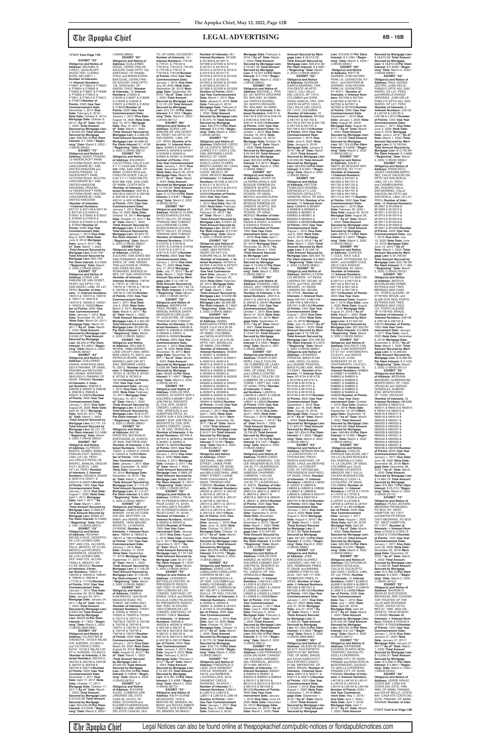**171217 from Page 11B**

**EXHIBIT "X3"**
**Obligor(s) and Notice of Address:** MICHAEL E. LYNCH, 12240 BLUFF-WOOD TER, CLARKS-BURG, MD 20871, / **Number of Interests:** 14 /**Interest Numbers:** F79601 & F79602 & F79603 & F79604 & F79605 & F79606 & F79607 & F79608 & F79609 & F79610 & F79611 & F79612 & F79613 & F79614/**Number of Points:** 3500 /**Use Year Commencement Date:** November 1, 2014 /**Due Date:** February 6, 2018 /**Note Date:** October 6, 2014/ **Mortgage Date:** October 6, 2014 /**"As of" Date:** March 1, 2022 /**Total Amount Secured by Mortgage Lien:** $ 36,092.35/ **Total Amount Secured by Mortgage Lien:** $36,092.35/**Per Diem Interest:** $ 7.3365 /**"Beginning" Date:** March 2, 2022 /(126435.5849)//
**EXHIBIT "Y3"**
**Obligor(s) and Notice of Address:** ANANT PRASAD, 12 HAVERCROFT PARK VICTORIA ROAD, BOLTON LANCASHIRE BL1 5AB, UNITED KINGDOM and SUNITA PRASAD, 12 HAVERCROFT PARK VICTORIA ROAD, BOLTON LANCASHIRE BL1 5AB, UNITED KINGDOM and ANUSHEEL PRASAD, 12 HAVERCROFT PARK VICTORIA ROAD, BOLTON LANCASHIRE BL1 5AB, UNITED KINGDOM /**Number of Interests:** 14/**Interest Numbers:** E67146 & E67148 & E67149 & E67150 & E67650 & E76451 & E76452 & E76501 & E76502 & E76503 & E76504 & E76505 & E76506 & E76507/**Number of Points:** 3500 /**Use Year Commencement Date:** January 1, 2015 /**Due Date:** May 9, 2020 /**Note Date:** June 9, 2014/ **Mortgage Date:** June 9, 2014 /**"As of" Date:** March 1, 2022 /**Total Amount Secured by Mortgage Lien:** $ 20,749/ **Total Amount Secured by Mortgage Lien:** $20,749/ **Per Diem Interest:** $ 5.0325 /**"Beginning" Date:** March 2, 2022 /(126435.5850)//
**EXHIBIT "Z3"**
**Obligor(s) and Notice of Address:** DORIS LAR-RABURE DE VAN CORDT, PEZET 543 DPTO 101 SAN ISIDRO, LIMA, OF L27, PERU /**Number of Interests:** 10 /**Interest Numbers:** 190514 & 190515 & 190516 & 190517 & 190518 & 190519 & 190520 & 190521 & 190522 & 190523/**Number of Points:** 2500 /**Use Year Commencement Date:** January 1, 2012 /**Due Date:** November 24, 2019 /**Note Date:** March 24, 2011/ **Mortgage Date:** March 24, 2011 /**"As of" Date:** March 1, 2022 /**Total Amount Secured by Mortgage Lien:** $ 6,645.27/ **Total Amount Secured by Mortgage Lien:** $6,645.27/**Per Diem Interest:** $ 2.4633 /**"Beginning" Date:** March 2, 2022 /(126435.5853)//
**EXHIBIT "A4"**
**Obligor(s) and Notice of Address:** GUILLERMO ARANA, APARTADO 0843-03214 PANAMA, OF 00000, PANAMA and MILVIA MA-BEL ARANA, APARTADO 0843-03214, PANAMA, OF 00000, PANAMA /**Number of Interests:** 8 /**Interest Numbers:** 258235 & 258236 & 258237 & 258238 & 258239 & 258240 & 258241 & 258242/**Number of Points:** 2000 /**Use Year Commencement Date:** January 1, 2012 /**Due Date:** August 25, 2020 /**Note Date:** April 25, 2011/ **Mortgage Date:** April 25, 2011 /**"As of" Date:** March 1, 2022 /**Total Amount Secured by Mortgage Lien:** $ 2,121.12/ **Total Amount Secured by Mortgage Lien:** $2,121.12/ **Per Diem Interest:** $ 0.5498 /**"Beginning" Date:** March 2, 2022 /(126435.5855)//
**EXHIBIT "B4"**
**Obligor(s) and Notice of Address:** ALFREDO EDISEL GOMEZ MANUAL UNGUIN #1071 SURCO,, LIMA, OF L33, PERU and URSULA PEDALDE BAERTL MANUAL ONGUIN #1071 SURCO,, LIMA, OF L33, PERU /**Number of Interests:** 6 /**Interest Numbers:** 225208 & 225209 & 225210 & 225211 & 225212 & 225213/**Number of Points:** 1500 /**Use Year Commencement Date:** January 1, 2012 /**Due Date:** August 7, 2020 /**Note Date:** April 7, 2011/ **Mortgage Date:** April 7, 2011 /**"As of" Date:** March 1, 2021 /**Total Amount Secured by Mortgage Lien:** $ 2569.67/ **Total Amount Secured by Mortgage Lien:** $2569.67/ **Per Diem Interest:** $ 0.6983 /**"Beginning" Date:** March 2, 2022 /(126435.5857)//
**EXHIBIT "C4"**
**Obligor(s) and Notice of Address:** ROXANA MICAELA RUIZ, DESIERTO DE LOS LEONES 5289 DEP 4402 COL. ALCANTARILLA, MEXICO, DF 01729, MEXICO and RICARDO NAVARRETE, DESIERTO DE LOS LEONES 5289 DEP 4402 COL. ALCANTARILLA, MEXICO, DF 01729, MEXICO /**Number of Interests:** 8/**Interest Numbers:** 169041 & 169042 & 169043 & 169044 & 169045 & 169046 & 177722 & 177723/**Number of Points:** 2000 /**Use Year Commencement Date:** January 1, 2012 /**Due Date:** November 24, 2019 /**Note Date:** January 24, 2011/ **Mortgage Date:** January 24, 2011 /**"As of" Date:** March 1, 2022 /**Total Amount Secured by Mortgage Lien:** $ 6,633.96/ **Total Amount Secured by Mortgage Lien:** $6633.96/**Per Diem Interest:** $ 1.7632 /**"Beginning" Date:** March 2, 2022 /(126435.5859.MM)//
**EXHIBIT "D4"**
**Obligor(s) and Notice of Address:** OLUROTIMI M OWOKONI, 19130 E MILAN CIR, AURORA, CO 80013, and VICTORIA O OWOKONI, 19130 E MILAN CIR #714, AURORA, CO 80013, /**Number of Interests:** 8 /**Interest Numbers:** 393703 & 393704 & 393705 & 393706 & 393707 & 393708 & 393709 & 393710/**Number of Points:** 2000 /**Use Year Commencement Date:** November 1, 2011 /**Due Date:** April 17, 2017 /**Note Date:** October 17, 2011/ **Mortgage Date:** October 17, 2011 /**"As of" Date:** March 1, 2022 /**Total Amount Secured by Mortgage Lien:** $ 24,533.56/ **Total Amount Secured by Mortgage Lien:** $24,533.56/**Per Diem Interest:** $ 5.6546 /**"Beginning" Date:** March 2, 2022 /(126435.5860)//
**EXHIBIT "E4"**
**Obligor(s) and Notice of Address:** GUILLERMO MOZZO, CERRO PAN DE AZUCAR 10435 DPTO 122, SANTIAGO, OF 000000, CHILE and MARIA ELENA BASTIDAS, CERRO PAN DE AZUCAR 10435 DPTO 122, SANTIAGO, OF 000000, CHILE /**Number of Interests:** 10 /**Interest Numbers:** 218225 & 218226 & 218227 & 218228 & 218229 & 218230 & 218231 & 218232 & 218233 & 218234/**Number of Points:** 2500 /**Use Year Commencement Date:** January 1, 2012 /**Due Date:** August 10, 2020 /**Note Date:** May 10, 2011/ **Mortgage Date:** May 10, 2011 /**"As of" Date:** March 1, 2022 /**Total Amount Secured by Mortgage Lien:** $ 4,688.25/ **Total Amount Secured by Mortgage Lien:** $4,688.25/ **Per Diem Interest:** $ 1.4136 /**"Beginning" Date:** March 2, 2022 /(126435.5861)//
**EXHIBIT "F4"**
**Obligor(s) and Notice of Address:** EDUARDO CALVO PENA, CALLE 9 AV 9 Y 11 CASA 936 POBOX 688-1000, SAN JOSE, OF 99999, COSTA RICA and CARLOTA GUIER, CALLE 9 AV 9 Y 11 CASA 936 PO-BOX 688-1000, SAN JOSE, OF 99999, COSTA RICA /**Number of Interests:** 8 /**Interest Numbers:** 429135 & 429136 & 429137 & 429138 & 429139 & 429140 & 429141 & 429142/**Number of Points:** 2000 /**Use Year Commencement Date:** January 1, 2012 /**Due Date:** May 19, 2020 /**Note Date:** October 19, 2011/ **Mortgage Date:** October 19, 2011 /**"As of" Date:** March 1, 2022 /**Total Amount Secured by Mortgage Lien:** $ 5,623.74/ **Total Amount Secured by Mortgage Lien:** $5,623.74/ **Per Diem Interest:** $ 1.6551 /**"Beginning" Date:** March 2, 2022 /(126435.5862)//
**EXHIBIT "G4"**
**Obligor(s) and Notice of Address:** JORGE L AULICINO, SAN GINES 659 SAN FERNANDO, BUENOS AIRES, OF 1646, ARGENTINA and DIANA M. PARRA, SAN GINES 659 SAN FERNANDO, BUENOS AIRES, OF 1646, ARGENTINA /**Number of Interests:** 10 /**Interest Numbers:** 178740 & 178741 & 178742 & 178743 & 178744 & 178745 & 195730 & 195731 & 195732 & 195733/**Number of Points:** 2500 /**Use Year Commencement Date:** April 1, 2011 /**Due Date:** July 4, 2020 /**Note Date:** March 4, 2011/ **Mortgage Date:** March 4, 2011 /**"As of" Date:** March 1, 2022 /**Total Amount Secured by Mortgage Lien:** $ 4,390.59/ **Total Amount Secured by Mortgage Lien:** $4,390.59/ **Per Diem Interest:** $ 1.3044 /**"Beginning" Date:** March 2, 2022 /(126435.5863)//
**EXHIBIT "H4"**
**Obligor(s) and Notice of Address:** WILLIAM B. HEARN, 19880 MARINO LAKE CIR APT 2404, MIRO-MAR LAKES, FL 33913, and PATRICIA HEARN, 19880 MARINO LAKE CIR APT 2404, MIROMAR LAKES, FL 33913, /**Number of Interests:** 6 /**Interest Numbers:** 187225 & 187252 & 187301 & 187302 & 187303 & 187304/**Number of Points:** 1500 /**Use Year Commencement Date:** January 1, 2012 /**Due Date:** May 15, 2020 /**Note Date:** February 15, 2011/ **Mortgage Date:** February 15, 2011 /**"As of" Date:** March 1, 2022 /**Total Amount Secured by Mortgage Lien:** $ 2,812.37/ **Total Amount Secured by Mortgage Lien:** $2,812.37/ **Per Diem Interest:** $ 0.7521 /**"Beginning" Date:** March 2, 2022 /(126435.5864)//
**EXHIBIT "I4"**
**Obligor(s) and Notice of Address:** ANTJE DROSTEN, BUCKHAUSERSTRASSE 23, ZURICH, OF 8003, SWITZERLAND /**Number of Interests:** 6 /**Interest Numbers:** 102543 & 102544 & 102545 & 102544 & 102602/**Number of Points:** 1500 /**Use Year Commencement Date:** January 1, 2011 /**Due Date:** September 16, 2020 /**Note Date:** December 16, 2010/ **Mortgage Date:** December 16, 2010 /**"As of" Date:** March 1, 2022 /**Total Amount Secured by Mortgage Lien:** $ 1,114.47/ **Total Amount Secured by Mortgage Lien:** $1,114.47/ **Per Diem Interest:** $ 0.265 /**"Beginning" Date:** March 2, 2022 /(126435.5867)//
**EXHIBIT "J4"**
**Obligor(s) and Notice of Address:** JAMES ARTHUR MANSIR, 19745 VICTORIA AVE #64, WHITTIER, CA 90604, and INGRID HELGA MANSIR, 13519 MEGAN WOOD PL, LA MIRADA, CA 90638, /**Number of Interests:** 4 /**Interest Numbers:** 786051 & 786052 & 786101 & 786102/**Number of Points:** 1000 /**Use Year Commencement Date:** January 1, 2013 /**Due Date:** October 17, 2019 /**Note Date:** September 17, 2012/ **Mortgage Date:** September 17, 2012 /**"As of" Date:** March 1, 2022 /**Total Amount Secured by Mortgage Lien:** $ 7,136.29/ **Total Amount Secured by Mortgage Lien:** $7,136.29/ **Per Diem Interest:** $ 1.9009 /**"Beginning" Date:** March 2, 2022 /(126435.5869)//
**EXHIBIT "K4"**
**Obligor(s) and Notice of Address:** DAWN A KUM-WALKS, 1525 BLUE MEADOW ROAD, POTOMAC, MD 20854-2621, /**Number of Interests:** 25 /**Interest Numbers:** 725251 & 725252 & 725301 & 725302 & 725303 & 725304 & 730713 & 730714 & 730736 & 730737 & 730738 & 730739 & 730740 & 730741 & 730742 & 730743 & 730744 & 730745 & 730746 & 730747/**Number of Points:** 5000 /**Use Year Commencement Date:** January 1, 2013 /**Due Date:** March 23, 2020 /**Note Date:** August 23, 2012/ **Mortgage Date:** August 23, 2012 /**"As of" Date:** March 1, 2022 /**Total Amount Secured by Mortgage Lien:** $ 20,632.94/ **Total Amount Secured by Mortgage Lien:** $20,632.94/**Per Diem Interest:** $ 4.8696 /**"Beginning" Date:** March 2, 2022 /(126435.5870)//
**EXHIBIT "L4"**
**Obligor(s) and Notice of Address:** RICHARD ALDAZ, CUMBAYA URB JARDINES DEL ESTE CASA 60, QUITO, OF 00000, ECUADOR and ELIZABETH MARROQUIN, CUMBAYA URB JARDINES DEL ESTE CASA 60, QUITO, OF 00000, ECUADOR / **Number of Interests:** 10 / **Interest Numbers:** 776120 & 776121 & 776122 & 776123 & 776124 & 776125 & 776126 & 776127 & 776128 & 776129/**Number of Points:** 2500 /**Use Year Commencement Date:** January 1, 2013 /**Due Date:** July 26, 2020 /**Note Date:** September 26, 2012/ **Mortgage Date:** September 25, 2012 /**"As of" Date:** March 1, 2022 /**Total Amount Secured by Mortgage Lien:** $ 10,151.25/ **Total Amount Secured by Mortgage Lien:** $10,151.25/**Per Diem Interest:** $ 3.1022 /**"Beginning" Date:** March 2, 2022 /(126435.5873)//
**EXHIBIT "M4"**
**Obligor(s) and Notice of Address:** DORIS LARRABURE DE VANCORDT, AV. PEZET 543 DPTO 101 SAN ISIDRO, LIMA, OF L27, PERU /**Number of Interests:** 8 /**Interest Numbers:** 524844 & 524845 & 524846 & 524847 & 524848 & 524849 & 524850 & 524851 & 524852/ **Number of Points:** 2500 /**Use Year Commencement Date:** January 1, 2013 /**Due Date:** November 26, 2019 /**Note Date:** March 26, 2012/ **Mortgage Date:** March 26, 2012 /**"As of" Date:** March 1, 2022 /**Total Amount Secured by Mortgage Lien:** $ 12,702.04/ **Total Amount Secured by Mortgage Lien:** $ 12,702.04/**Per Diem Interest:** $ 3.3569 /**"Beginning" Date:** March 2, 2022 /(126435.5872)//
**EXHIBIT "N4"**
**Obligor(s) and Notice of Address:** ANGELO CLARK, 2A BOUGANVILLEA AVE. PETIT VALLEY, OF 00000, TRINIDAD AND TOBAGO and LORRAINE CLARK, 2A BOUGANVILLEA AVE. PETIT VALLEY, OF 00000, TRINIDAD AND TOBAGO /**Number of Interests:** 8 /**Interest Numbers:** 519704 & 519705 & 519706 & 519707 & 519708 & 519709 & 519710 & 519711 & 519712 & 519713/**Number of Points:** 2500 /**Use Year Commencement Date:** January 1, 2013 /**Due Date:** May 17, 2020 /**Note Date:** July 17, 2012/ **Mortgage Date:** July 17, 2012 /**"As of" Date:** March 1, 2022 /**Total Amount Secured by Mortgage Lien:** $ 10,148.14/ **Total Amount Secured by Mortgage Lien:** $10,148.14/ **Per Diem Interest:** $ 3.0734 /**"Beginning" Date:** March 2, 2022 /(126435.5873)//
**EXHIBIT "O4"**
**Obligor(s) and Notice of Address:** ANDREA PATRICE PERMEL, 4 LA DON MANUEL AVENUE SANTA MARGARITA CIRCULAR, ST. AUGUSTINE, OF 00000, TRINIDAD AND TOBAGO /**Number of Interests:** 8 /**Interest Numbers:** 439036 & 439037 & 439038 & 439039 & 439040 & 439041 & 439042 & 439043/**Number of Points:** 2000 /**Use Year Commencement Date:** January 1, 2012 /**Due Date:** May 18, 2020 /**Note Date:** November 18, 2011/ **Mortgage Date:** November 18, 2011 /**"As of" Date:** March 1, 2022 /**Total Amount Secured by Mortgage Lien:** $ 5328.99/ **Total Amount Secured by Mortgage Lien:** $5,328.99/**Per Diem Interest:** $ 1.4957 /**"Beginning" Date:** March 2, 2022 /(126435.5874)//
**EXHIBIT "P4"**
**Obligor(s) and Notice of Address:** CARLOS HERNANDEZ, AV NORTE SUR 4 DOLORES A MAMEY EDIF JOS-PIM EL RESORTE EL COIL SPR, QUINTA CRESPO, CARACA, IR 1050, VENEZUELA and ALBERTINA ORTIZ, AV NORTE SUR 4 DOLORES A MAMEY EDIF JOS-PIM EL RESORTE EL COIL SPR, QUINTA CRESPO, CARACAS, VENEZUELA /**Number of Interests:** 8 /**Interest Numbers:** 367446 & 367447 & 384849 & 384850 & 384851 & 384852 & 384901 & 384902/**Number of Points:** 2000 /**Use Year Commencement Date:** January 1, 2012 /**Due Date:** May 3, 2020 /**Note Date:** October 3, 2011/ **Mortgage Date:** October 3, 2011 /**"As of" Date:** March 1, 2022 /**Total Amount Secured by Mortgage Lien:** $ 5889.32/ **Total Amount Secured by Mortgage Lien:** $5889.32/ **Per Diem Interest:** $ 1.8217 /**"Beginning" Date:** March 2, 2022 /(126435.5875)//
**EXHIBIT "Q4"**
**Obligor(s) and Notice of Address:** CAROL L PALMER, 53 PENNSYLVANIA LN, PALM COAST, FL 32164, and WILLIAM PALMER, 53 PENNSYLVANIA LN, PALM COAST, FL 32164, /**Number of Interests:** 4/**Interest Numbers:** 463901 & 463902 & 463903 & 463904/**Number of Points:** 1000 /**Use Year Commencement Date:** January 1, 2012 /**Due Date:** June 5, 2018 /**Note Date:** December 5, 2011/ **Mortgage Date:** December 5, 2011 /**"As of" Date:** March 1, 2022 /**Total Amount Secured by Mortgage Lien:** $ 7,917.64/ **Total Amount Secured by Mortgage Lien:** $7,917.64/ **Per Diem Interest:** $ 1.8707 /**"Beginning" Date:** March 2, 2022 /(126435.5876)//
**EXHIBIT "R4"**
**Obligor(s) and Notice of Address:** LEONARDO RAFAEL CUSTODIA, AV PRESIDENTE RIESCO 5561 PISO 19 OFICINA 1904 COMUNA DE LAS CONDES, SANTIAGO, OF 000000, CHILE and MARIA EULALIA COBO PALACIOS, AV PRESIDENTE RIESCO 5561 PISO 19 OFICINA 1904 COMUNA DE LAS CONDES, SANTIAGO, OF 000000, CHILE /**Number of Interests:** 16 /**Interest Numbers:** 462038 & 462039 & 462040 & 462041 & 462126 & 462127 & 462128 & 462129 & 462130 & 462131 & 462132 & 462133 & 462134 & 462135 & 462136 & 462137/**Number of Points:** 4000 /**Use Year Commencement Date:** January 1, 2013 /**Due Date:** April 3, 2020 /**Note Date:** February 3, 2012/ **Mortgage Date:** February 3, 2012 /**"As of" Date:** March 1, 2022 /**Total Amount Secured by Mortgage Lien:** $ 19,487.34/ **Total Amount Secured by Mortgage Lien:** $19,487.34/**Per Diem Interest:** $ 5.4295 /**"Beginning" Date:** March 2, 2022 /(126435.5877)//
**EXHIBIT "S4"**
**Obligor(s) and Notice of Address:** KEITH DUANE MCGRUDER, 1878 S BENTON RD, MINDEN, NV 89423, and NICOLE AMBER MCGRUDER, 1878 S BENTON RD, MINDEN, NV 89423 / **Number of Interests:** 26 / **Interest Numbers:** 521905 & 521906 & 521907 & 521908 & 521909 & 521910 & 521911 & 521912 & 521913 & 521914 & 521915 & 521916 & 521917 & 521918 & 521919 & 521920 & 521921 & 521922 & 521923 & 521924 & 521925 & 521926 & 521927 & 521928 & 521929 & 521930/ **Number of Points:** 6500 /**Use Year Commencement Date:** January 1, 2016 /**Due Date:** January 6, 2019 /**Note Date:** February 6, 2012/ **Mortgage Date:** February 6, 2012 /**"As of" Date:** March 1, 2022 /**Total Amount Secured by Mortgage Lien:** $ 30,376.74/ **Total Amount Secured by Mortgage Lien:** $30,376.74/**Per Diem Interest:** $ 6.3756 /**"Beginning" Date:** March 2, 2022 /(126435.5878)//
**EXHIBIT "T4"**
**Obligor(s) and Notice of Address:** ENRIQUE LOPEZ TOLA, CUESTA BENITO JUAREZ # 31 CASA 2 COL SAN JERONIMO LIDICE, MEXICO, DF 10200, MEXICO and MARIA CONSUELO LECUO FLORES, BENITO JUAREZ #31 CASA 2 COL SAN JERONIMO LIDICE, MEXICO, DF 10200, MEXICO /**Number of Interests:** 10 /**Interest Numbers:** 501209 & 501210 & 501211 & 501212 & 501213 & 501214 & 501215 & 501216 & 502939 & 502940/**Number of Points:** 2500 /**Use Year Commencement Date:** January 1, 2013 /**Due Date:** May 22, 2020 /**Note Date:** February 22, 2012/ **Mortgage Date:** February 22, 2012 /**"As of" Date:** March 1, 2022 /**Total Amount Secured by Mortgage Lien:** $ 8,637.34/ **Total Amount Secured by Mortgage Lien:** $8,637.34/ **Per Diem Interest:** $ 2.5167 /**"Beginning" Date:** March 2, 2022 /(126435.5879)//
**EXHIBIT "U4"**
**Obligor(s) and Notice of Address:** JOHN MACWILLIAMS, 2823 PATRICK HENRY DR APT 214, AUBURN HILLS, MI 48326 /**Number of Interests:** 4 /**Interest Numbers:** 947924 & 947925 & 947926 & 947927/ **Number of Points:** 1000 /**Use Year Commencement Date:** January 1, 2014 /**Due Date:** February 25, 2019 /**Note Date:** February 25, 2013/ **Mortgage Date:** February 25, 2013 /**"As of" Date:** March 1, 2022 /**Total Amount Secured by Mortgage Lien:** $ 6,056.68/ **Total Amount Secured by Mortgage Lien:** $6,056.68/ **Per Diem Interest:** $ 1.8921 /**"Beginning" Date:** March 2, 2022 /(126435.5880)//
**EXHIBIT "V4"**
**Obligor(s) and Notice of Address:** LUIS ALBERTO MENDOZA, CALLE 5A # 35-56 APTO 1501, MEDELLIN, OF 99999, COLOMBIA and NATALIA ACEVEDA PEREZ, CALLE 5A # 35-56 APTO 1501, MEDELLIN, OF 99999, COLOMBIA /**Number of Interests:** 28 /**Interest Numbers:** 493907 & 493908 & 493909 & 493910 & 493911 & 493912 & 493913 & 493914 & 493915 & 493916 & 493917 & 493918 & 493919 & 493920 & 493921 & 493922 & 493923 & 493924 & 493925 & 493926 & 493927 & 493928 & 493929 & 493930 & 493931 & 493932 & 493933 & 493934 & 493935 & 493936 & 493937 & 493938 & 493939 & 493940 & 493941 & 493942 & 493943 & 493944/**Number of Points:** 10,000 /**Use Year Commencement Date:** January 1, 2012 /**Due Date:** April 1, 2020 /**Note Date:** December 29, 2011/ **Mortgage Date:** December 29, 2011 /**"As of" Date:** March 1, 2022 /**Total Amount Secured by Mortgage Lien:** $ 34,011.64/ **Total Amount Secured by Mortgage Lien:** $34,011.64/**Per Diem Interest:** $ 10.55 /**"Beginning" Date:** March 2, 2022 /(126435.5881)//
**EXHIBIT "W4"**
**Obligor(s) and Notice of Address:** OMAH SEETAHAL, #683 ORBIT STREET, LANGE PARK CHAGUANAS, OF 00000, TRINIDAD AND TOBAGO and MALA SEETAHAL, #683 ORBIT STREET, LANGE PARK CHAGUANAS, OF 00000, TRINIDAD AND TOBAGO /**Number of Interests:** 20 /**Interest Numbers:** J80102 & J80103 & J80104 & J80105 & J80106 & J80107 & J80108 & J80109 & J80110 & J80111 & J80112 & J80113 & J80114 & J80115 & J80116 & J80117 & J80118 & J80119 & J80120 & J80121/**Number of Points:** 5000 /**Use Year Commencement Date:** January 1, 2016 /**Due Date:** June 13, 2020 /**Note Date:** October 13, 2015/ **Mortgage Date:** October 13, 2015 /**"As of" Date:** March 1, 2022 /**Total Amount Secured by Mortgage Lien:** $ 22,954.45/ **Total Amount Secured by Mortgage Lien:** $22,954.45/**Per Diem Interest:** $ 6.0734 /**"Beginning" Date:** March 2, 2022 /(126435.5883)//
**EXHIBIT "X4"**
**Obligor(s) and Notice of Address:** JORGE LUIS CABALLERO-CABALLERO, CARRERA 58 #61-160 APT 3, BARRANQUILLA, OF 0000, COLOMBIA and AIDA CABALLERO-TANCOURT, CARRERA 58 #61-160 APT 3, BARRANQUILLA, OF 0000, COLOMBIA /**Number of Interests:** 6 /**Interest Numbers:** J60948 & J50501 & J50502 & J50503 & J50504 & J50501 & J51002 & J51003/**Number of Points:** 2000 /**Use Year Commencement Date:** January 1, 2016 /**Due Date:** April 13, 2020 /**Note Date:** October 13, 2015/ **Mortgage Date:** October 13, 2015 /**"As of" Date:** March 1, 2022 /**Total Amount Secured by Mortgage Lien:** $ 18,175.16/ **Total Amount Secured by Mortgage Lien:** $18,175.16/**Per Diem Interest:** $ 5.4938 /**"Beginning" Date:** March 2, 2022 /(126435.5884)//
**EXHIBIT "Y4"**
**Obligor(s) and Notice of Address:** FREDERICK O LADO, 5219 COMMUNITY CIRCLE, ROANOKE, VA 24019, and BARBARA J GATENS-LADO, 5219 COMMUNITY CIRCLE, ROANOKE, VA 24019, /**Number of Interests:** 6 / **Interest Numbers:** L28514 & L28515 & L28516 & L28517 & L28518 & L28519/ **Number of Points:** 1500 /**Use Year Commencement Date:** January 1, 2017 /**Due Date:** May 3, 2020 /**Note Date:** February 3, 2016/ **Mortgage Date:** February 3, 2016 /**"As of" Date:** March 1, 2022 /**Total Amount Secured by Mortgage Lien:** $ 16,207.44/ **Total Amount Secured by Mortgage Lien:** $ 16,207.44/**Per Diem Interest:** $ 4.7159 /**"Beginning" Date:** March 2, 2022 /(126435.5884)//
**EXHIBIT "Z4"**
**Obligor(s) and Notice of Address:** MICHAEL L. PEREZ, 331 NORTH ORCHARD RD, BALLAND, NJ 08360, and YARITZA SUAREZ, 331 NORTH ORCHARD RD, BALLAND, NJ 08360, /**Number of Interests:** 8 /**Interest Numbers:** K46141 & K46142 & K46143 & K46144 & K46145 & K46146 & K46147 & K46148/**Number of Points:** 2000 /**Use Year Commencement Date:** November 1, 2015 /**Due Date:** October 16, 2019 /**Note Date:** October 16, 2015/ **Mortgage Date:** October 16, 2015 /**"As of" Date:** March 1, 2022 /**Total Amount Secured by Mortgage Lien:** $20,504.96/ **Total Amount Secured by Mortgage Lien:** $20,504.96/**Per Diem Interest:** $ 5.4619 /**"Beginning" Date:** March 2, 2022 /(126435.5889)//
**EXHIBIT "A5"**
**Obligor(s) and Notice of Address:** JAVIER DE LA PARRA ZAVALA, AVE BOSQUE ESMERALDA ORIENTE 46 APTO. 903 COLONIA BOSQUE ESMERALDA ORIENTE 46 APTO. 903, ATIZAPA, OF 52930, MEXICO and VALENTINA MORENA DE LUCA, AVE BOSQUE ESMERALDA ORIENTE 46 APTO. 903 COLONIA BOSQUE ESMERALDA ORIENTE 46 APTO. 903, ATIZAPA, OF 52930, MEXICO /**Number of Interests:** 6 /**Interest Numbers:** K32539 & K32541 & K32542 & K32543 & K32544 & K32545/**Number of Points:** 1500 /**Use Year Commencement Date:** January 1, 2016 /**Due Date:** November 30, 2019 /**Note Date:** November 30, 2015/ **Mortgage Date:** November 30, 2015 /**"As of" Date:** March 1, 2022 /**Total Amount Secured by Mortgage Lien:** $ 15,946.97/ **Total Amount Secured by Mortgage Lien:** $ 15,946.97/**Per Diem Interest:** $ 4.7099 /**"Beginning" Date:** March 2, 2022 /(126435.5890)//
**EXHIBIT "B5"**
**Obligor(s) and Notice of Address:** EDWARD J. MORALES, 2347 CREEKSIDE DR, CATOOSA, OK 74015 /**Number of Interests:** 4 /**Interest Numbers:** J29417 & J29418 & J29419 & J29420/**Number of Points:** 1000 /**Use Year Commencement Date:** October 1, 2015 /**Due Date:** March 21, 2019 /**Note Date:** September 21, 2015/ **Mortgage Date:** September 21, 2015 /**"As of" Date:** March 1, 2022 /**Total Amount Secured by Mortgage Lien:** $ 14,647.81/ **Total Amount Secured by Mortgage Lien:** $14,647.81/**Per Diem Interest:** $ 3.7603 /**"Beginning" Date:** March 2, 2022 /(126435.5891)//
**EXHIBIT "C5"**
**Obligor(s) and Notice of Address:** CESAR GUERRERO, CALLE TOLOSA 150 CUMBRES DE LAVALLE TORRE 1 DEPT 503, LIMA, OF 00000, PERU and MARTHA ZEGARRA RAS, CALLE TOLOSA 155 CUMBRES DE LA MOLINA TORRE 1 DEPT 503, LIMA, OF 00000, PERU /**Number of Interests:** 6 /**Interest Numbers:** L28236 & L28237 & L28238 & L28239 & L28240 & L28241/**Number of Points:** 1500 /**Use Year Commencement Date:** January 1, 2016 /**Due Date:** June 1, 2019 /**Note Date:** February 1, 2016/ **Mortgage Date:** February 1, 2016 /**"As of" Date:** March 1, 2022 /**Total Amount Secured by Mortgage Lien:** $ 19,709.63/ **Total Amount Secured by Mortgage Lien:** $19,709.63/**Per Diem Interest:** $ 6.1431 /**"Beginning" Date:** March 2, 2022 /(126435.5893)//
**EXHIBIT "D5"**
**Obligor(s) and Notice of Address:** RUBEN DARIO BLANCO HERMOSO, 1100 LEE WAGENER BLVD STE 140-30, FT LAUDERDALE, FL 33315, and REBECA VANESSA CHAPARRO CABRERA, 1100 LEE WAGENER BLVD STE 140-30, FT LAUDERDALE, FL 33315, /**Number of Interests:** 8 /**Interest Numbers:** J86513 & J86514 & J86515 & J86516 & J86517 & J86518 & J86519 & J86520 & J86521 & J86522/**Number of Points:** 2500 /**Use Year Commencement Date:** January 1, 2016 /**Due Date:** June 3, 2019 /**Note Date:** November 3, 2015/ **Mortgage Date:** November 3, 2015 /**"As of" Date:** March 1, 2022 /**Total Amount Secured by Mortgage Lien:** $ 27,944.59/ **Total Amount Secured by Mortgage Lien:** $27,944.59/ **Per Diem Interest:** $ 8.4497 /**"Beginning" Date:** March 2, 2022 /(126435.5895)//
**EXHIBIT "E5"**
**Obligor(s) and Notice of Address:** CARLOS HERNANDEZ, AV NORTE SUR 4 DOLORES A MAMEY EDIF JOS-PIM EL RESORTE EL BECA, QUINTA CRESPO, CARACA, OF 1050, VENEZUELA /**Number of Interests:** 8 /**Interest Numbers:** L56616 & L56617 & L56618 & L56619 & L56620 & L56621 & L56622 & L56623 & L56624 & L56625 & L56626 & L56627 & L56628 & L56629/**Number of Points:** 3500 /**Use Year Commencement Date:** January 1, 2017 /**Due Date:** June 5, 2020 /**Note Date:** February 5, 2016/ **Mortgage Date:** February 5, 2016 /**"As of" Date:** March 1, 2022 /**Total Amount Secured by Mortgage Lien:** $ 30,465.23/ **Total Amount Secured by Mortgage Lien:** $30,465.23/**Per Diem Interest:** $ 10.144 /**"Beginning" Date:** March 2, 2022 /(126435.5897)//
**EXHIBIT "F5"**
**Obligor(s) and Notice of Address:** LUIS FERNANDO LEON SALAZAR, CANADA 149 COLONIA JARDINES DEL PEDREGAL, MEXICO, DF 01900, MEXICO / **Number of Interests:** 14 /**Interest Numbers:** B58451 & B58452 & B58501 & B58502 & B58503 & B58504 & B60101 & B60102 & B60103 & B60104 & B60105 & B60106 & B60107 & B60108/ **Number of Points:** 3500 /**Use Year Commencement Date:** January 1, 2016 /**Due Date:** June 24, 2020 /**Note Date:** December 24, 2015/ **Mortgage Date:** December 24, 2015 /**"As of" Date:** March 1, 2022 /**Total Amount Secured by Mortgage Lien:** $ 29,312.32/ **Total Amount Secured by Mortgage Lien:** $29,312.32/ **Per Diem Interest:** $ 9.0381 /**"Beginning" Date:** March 2, 2022 /(126435.5893)//
**EXHIBIT "G5"**
**Obligor(s) and Notice of Address:** NORALBA GARCIA MORENO, CRA. 37#-OESTE 46 APTO 1003 C, CALI VALLE DEL CAUCA, OF 11010, COLOMBIA and SARA ARIAS GARCIA, CRA. 37#-OESTE 46 APTO 1003 C, CALI VALLE DEL CAUCA, OF 11010, COLOMBIA /**Number of Interests:** 10 /**Interest Numbers:** K61652 & K61701 & K61702 & K61703 & K61704 & K61705 & K61706 & K61707 & K61708 & K61709/**Number of Points:** 2500 /**Use Year Commencement Date:** September 1, 2016 /**Due Date:** June 6, 2020 /**Note Date:** January 6, 2016/ **Mortgage Date:** January 6, 2016 /**"As of" Date:** March 1, 2022 /**Total Amount Secured by Mortgage Lien:** $ 22,650.96/ **Total Amount Secured by Mortgage Lien:** $22,650.96/**Per Diem Interest:** $ 5.0281 /**"Beginning" Date:** March 2, 2022 /(126435.5894)//
**EXHIBIT "H5"**
**Obligor(s) and Notice of Address:** HECTOR FRANCISCO BUZNEL ESPINOZA 2711 LOS PEREGOS CIPOLLETTI, GENERAL ROCA, OF 8324, ARGENTINA /**Number of Interests:** 10 /**Interest Numbers:** M26846 & M26847 & M26848 & M26849 & M26850 & M26851 & M26852 & M26901 & M26902 & M26903 & M26904 & M26905/**Number of Points:** 3000 /**Use Year Commencement Date:** July 6, 2020 /**Due Date:** July 6, 2016 /**Note Date:** July 6, 2016 /**"As of" Date:** March 1, 2022 /**Total Amount Secured by Mortgage Lien:** $ 29,399.16/ **Total Amount Secured by Mortgage Lien:** $29,399.16/ **Per Diem Interest:** $ 9.9604 /**"Beginning" Date:** March 2, 2022 /(126435.5895)//
**EXHIBIT "I5"**
**Obligor(s) and Notice of Address:** MARIA LA FRANCIA WEAVER, 147 MOSS LANDING DR, SELMA, NC 27576, and PAUL WAYNE WEAVER, 147 MOSS LANDING DR, SELMA, NC 27576, /**Number of Interests:** 6 /**Interest Numbers:** M61447 & M61448 & M61449 & M61450 & M61451 & M61452/**Number of Points:** 1500 /**Use Year Commencement Date:** August 1, 2016 /**Due Date:** June 14, 2020 /**Note Date:** July 14, 2016/ **Mortgage Date:** July 14, 2016 /**"As of" Date:** March 1, 2022 /**Total Amount Secured by Mortgage Lien:** $ 16,798.63/ **Total Amount Secured by Mortgage Lien:** $16,798.63/ **Per Diem Interest:** $ 5.0214 /**"Beginning" Date:** March 2, 2022 /(126435.5896)//
**EXHIBIT "J5"**
**Obligor(s) and Notice of Address:** LEONARDO PERAFAN, 80633 PLUM LANE, INDIO, CA 92201, and JEANNE PERAFAN, 80633 PLUM LANE, INDIO, CA 92201, /**Number of Interests:** 14 /**Interest Numbers:** M14734 & M14735 & M14736 & M14737 & M14738 & M14739 & M14740 & M14741 & M14742 & M14743 & M14744 & M14745 & M14746 & M14747/**Number of Points:** 3500 /**Use Year Commencement Date:** September 1, 2016 /**Due Date:** July 18, 2020 /**Note Date:** August 18, 2016/ **Mortgage Date:** August 18, 2016 /**"As of" Date:** March 1, 2022 /**Total Amount Secured by Mortgage Lien:** $ 31,824.91/ **Total Amount Secured by Mortgage Lien:** $31,824.91/**Per Diem Interest:** $ 7.9533 /**"Beginning" Date:** March 2, 2022 /(126435.5897)//
**EXHIBIT "K5"**
**Obligor(s) and Notice of Address:** HERNAN MALUK, LA CONCEPCION 141 OFICINA 605, PROVIDENCIA SANTIAGO, OF 00000, CHILE and BEATRIZ ZEDAN, LA CONCEPCION 141 OFICINA 605, PROVIDENCIA SANTIAGO, OF 00000, CHILE /**Number of Interests:** 14 /**Interest Numbers:** L38330 & L38331 & L93507 & L98634 & L98635 & L98636 & L98637 & L98638 & L98639 & L98640 & M02747 & M02748 & M02749 & M02750 & M04049/**Number of Points:** 4000 /**Use Year Commencement Date:** January 1, 2017 /**Due Date:** June 4, 2020 /**Note Date:** August 4, 2016/ **Mortgage Date:** August 4, 2016 /**"As of" Date:** March 1, 2022 /**Total Amount Secured by Mortgage Lien:** $ 37,621.52/ **Total Amount Secured by Mortgage Lien:** $37,621.52/**Per Diem Interest:** $ 12.553 /**"Beginning" Date:** March 2, 2022 /(126435.5898)//
**EXHIBIT "L5"**
**Obligor(s) and Notice of Address:** JOSE GREGORIO ALVAREZ LIZARAZO, 1941 NW 171 AVE, PEMBROKE PINES, FL 33028, and MARINA GABRIELA PRIETO-DEALVA, 1941 NW 171 AVE, PEMBROKE PINES, FL 33028, /**Number of Interests:** 4 /**Interest Numbers:** M91030 & M91031 & M91032 & M91033/**Number of Points:** 1000 /**Use Year Commencement Date:** January 1, 2017 /**Due Date:** May 27, 2020 /**Note Date:** July 27, 2016/ **Mortgage Date:** July 27, 2016 /**"As of" Date:** March 1, 2022 /**Total Amount Secured by Mortgage Lien:** $ 11,926.34/ **Total Amount Secured by Mortgage Lien:** $11,926.34/**Per Diem Interest:** $ 3.5262 /**"Beginning" Date:** March 2, 2022 /(126435.5899 MM)//
**EXHIBIT "M5"**
**Obligor(s) and Notice of Address:** GILSON DE SOUSA KYT, RUA ESPIRITO SANTO #1185, IMPERATRIZ, OF 65900, BRAZIL and IULHA GARCIA KYT, RUA ESPIRITO SANTO #1185, IMPERATRIZ, OF 65903, BRAZIL /**Number of Interests:** 14 /**Interest Numbers:** N59110 & N59111 & N59112 & N59113/**Number of Points:** 1000 /**Use Year Commencement Date:** January 1, 2017 /**Due Date:** April 15, 2020 /**Note Date:** September 15, 2016/ **Mortgage Date:** September 15, 2016 /**"As of" Date:** March 1, 2022 /**Total Amount Secured by Mortgage Lien:** $12,846.37/**Per Diem Interest:** $ 4.1064 /**"Beginning" Date:** March 2, 2022 /(126435.5900)//
**EXHIBIT "N5"**
**Obligor(s) and Notice of Address:** MATT W GARNER, 2708 HAYDEN PARK LN, LEXINGTON, KY 40511, and HEATHER M GARNER, 2708 HAYDEN PARK LN, LEXINGTON, KY 40511, /**Number of Interests:** 4 /**Interest Numbers:** N27548 & N27549 & N27550 & N27551 & N27552 & N27601 & N27602 & N27603/**Number of Points:** 2000 /**Use Year Commencement Date:** September 1, 2016 /**Due Date:** January 1, 2020 /**Note Date:** August 29, 2016/ **Mortgage Date:** August 29, 2016 /**"As of" Date:** March 1, 2022 /**Total Amount Secured by Mortgage Lien:** $ 21,124.63/ **Total Amount Secured by Mortgage Lien:** $21,124.63/**Per Diem Interest:** $ 5.6836 /**"Beginning" Date:** March 2, 2022 /(126435.5901)//
**EXHIBIT "O5"**
**Obligor(s) and Notice of Address:** DAVID J SMITH, 85 SEQUOIA WAY, HOLBROOK, NY 11741 /**Number of Interests:** 14/**Interest Numbers:** N51650 & N51651 & N51652 & N51701 & N51702 & N51703 & N51704 & N51705 & N51706 & N51707 & N51708 & N51709 & N51710 & N51711/**Number of Points:** 3500 /**Use Year Commencement Date:** September 1, 2016 /**Due Date:** February 26, 2020 /**Note Date:** August 26, 2016/ **Mortgage Date:** August 26, 2016 /**"As of" Date:** March 1, 2022 /**Total Amount Secured by Mortgage Lien:** $ 32,517.15/ **Total Amount Secured by Mortgage Lien:** $32,517.15/**Per Diem Interest:** $ 7.8227 /**"Beginning" Date:** March 2, 2022 /(126435.5902)//
**EXHIBIT "P5"**
**Obligor(s) and Notice of Address:** CHARLES T. COLE, 205 E CALE AVENUE, EFFINGHAM, SC 29541, and SOMER COLE, 205 E CALE AVENUE, EFFINGHAM, SC 29541, /**Number of Interests:** 12 /**Interest Numbers:** N57118 & N57119 & N57120 & N57121 & N57122 & N57123 & N57124 & N57125 & N57126 & N57127 & N57128 & N57129/**Number of Points:** 3000 /**Use Year Commencement Date:** September 1, 2016 /**Due Date:** June 1, 2020 /**Note Date:** August 31, 2016/ **Mortgage Date:** August 31, 2016 /**"As of" Date:** March 1, 2022 /**Total Amount Secured by Mortgage Lien:** $ 27,933.05/ **Total Amount Secured by Mortgage Lien:** $27,933.05/**Per Diem Interest:** $ 6.8859 /**"Beginning" Date:** March 2, 2022 /(126435.5903)//
**EXHIBIT "Q5"**
**Obligor(s) and Notice of Address:** NOLASCO CASTILLO, 21350 NORDHOFF ST ST 107, CHATSWORTH, CA 91311, and GRACE CASTILLO, 21350 NORDHOFF ST ST 107, CHATSWORTH, CA 91311, /**Number of Interests:** 16 /**Interest Numbers:** N48820 & N48821 & N48822 & N48823 & N48824 & N48825 & N48826 & N48827 & N48828 & N48829 & N48830 & N48831 & N48832 & N48833 & N48834 & N48835/**Number of Points:** 4000 /**Use Year Commencement Date:** October 1, 2016 /**Due Date:** September 19, 2018 /**Note Date:** September 19, 2016/**Mortgage Date:** September 19, 2016 /**"As of" Date:** March 1, 2022 /**Total Amount Secured by Mortgage Lien:** $ 48,484.85/ **Total Amount Secured by Mortgage Lien:** $48,484.85/**Per Diem Interest:** $ 10.565 /**"Beginning" Date:** March 2, 2022 /(126435.5907)//
**EXHIBIT "R5"**
**Obligor(s) and Notice of Address:** CARLOS ENRIQUE MALAGON, KM 7 VIA LA CALERA BOSQUES DEL ENSENILLO CASA 14, LA CALERA, OF 0000, COLOMBIA and JULIA ADRIANA CIFUENTES AMADOR, KM 7 VIA LA CALERA BOSQUES DEL ENSENILLO CASA 14, LA CALERA, OF 0000, COLOMBIA /**Number of Interests:** 14 /**Interest Numbers:** L73723 & L73724 & L73725 & L73726 & L73727 & L73728 & L87536 & L87537 & L87538 & L87539 & L87540 & L87541 & L89127 & L89128/**Number of Points:** 3500 /**Use Year Commencement Date:** January 1, 2017 /**Due Date:** June 29, 2020 /**Note Date:** April 29, 2016/ **Mortgage Date:** April 29, 2016 /**"As of" Date:** March 1, 2022 /**Total Amount Secured by Mortgage Lien:** $ 29,269.94/ **Total Amount Secured by Mortgage Lien:** $29,269.94/**Per Diem Interest:** $ 9.459 /**"Beginning" Date:** March 2, 2022 /(126435.5908)//
**EXHIBIT "S5"**
**Obligor(s) and Notice of Address:** VICTOR EMILIO GAVIRIA OSTOLAZA, CALLE EL EUCALIPTO 236 CASA 7 SURCO, LIMA, OF L33, PERU /**Number of Interests:** 10 /**Interest Numbers:** L69811 & L69812 & L69813 & L69814 & L69815 & L69816 & L69817 & L69818 & L69819 & L69820/**Number of Points:** 2500 /**Use Year Commencement Date:** May 1, 2016 /**Due Date:** July 1, 2020 /**Note Date:** April 29, 2016/ **Mortgage Date:** April 29, 2016 /**"As of" Date:** March 1, 2022 /**Total Amount Secured by Mortgage Lien:** $ 25,432.40/ **Total Amount Secured by Mortgage Lien:** $25,432.40/**Per Diem Interest:** $ 7.8502 /**"Beginning" Date:** March 2, 2022 /(126435.5907)//
**EXHIBIT "T5"**
**Obligor(s) and Notice of Address:** KATHERINE EUCARIS OLARTE MONTENEGRO, SAUSALITO GDS.LA CHORRERA, PANAMA CITY, OF 00000, PANAMA and EDNA EVELIA MONTENEGRO, SAUSALITO GDS.LA CHORRERA, PANAMA CITY, OF 00000, PANAMA /**Number of Interests:** 8 /**Interest Numbers:** L46139 & L46140 & L46141 & L46142 & L46143 & L46144 & L46145 & L46146/ **Number of Points:** 2000 /**Use Year Commencement Date:** July 1, 2016 /**Due Date:** May 1, 2020 /**Note Date:** April 7, 2016/ **Mortgage Date:** April 7, 2016 /**"As of" Date:** March 1, 2022 /**Total Amount Secured by Mortgage Lien:** $ 18,872.02/ **Total Amount Secured by Mortgage Lien:** $ 18,872.02/**Per Diem Interest:** $ 5.9009 /**"Beginning" Date:** March 2, 2022 /(126435.5908)//
**EXHIBIT "U5"**
**Obligor(s) and Notice of Address:** RAUL GONZALEZ PIRI, JUAN DELLEPIANE12 DPTO 402, SAN ISIDRO, OF L27, PERU and MARIELA CHAVEZ ORDONEZ, JUAN DELLEPIANE12 DPTO 402, SAN ISIDRO, OF L27, PERU /**Number of Interests:** 8 /**Interest Numbers:** L35133 & L35134 & L35135 & L35136 & L35137/**Number of Points:** 2000 /**Use Year Commencement Date:** June 2, 2020 /**Due Date:** June 2, 2016 /**Note Date:** June 2, 2016/ **Mortgage Date:** June 2, 2016 /**"As of" Date:** March 1, 2022 /**Total Amount Secured by Mortgage Lien:** $13,763.84/ **Total Amount Secured by Mortgage Lien:** $13,763.84/ **Per Diem Interest:** $ 4.0886 /**"Beginning" Date:** March 2, 2022 /(126435.5909)//
**EXHIBIT "V5"**
**Obligor(s) and Notice of Address:** FRANCISCO JAVIER LEDESMA MARTINEZ, CALLE GALCON 250 DPTO 402 SAN BORJA, LIMA, OF L41, PERU and CARMEN MARIA DEL ROSARIO SALAZAR MORENO, CALLE GALCON 250 DPTO 402 SAN BORJA, LIMA, OF L41, PERU /**Number of Interests:** 16 /**Interest Numbers:** M12907 & M12908 & M12909 & M12910 & M12911 & M12912 & M12913 & M12914 & M12915 & M12916 & M12917 & M12918 & M12919 & M12920 & M12921 & M12922/**Number of Points:** 4000 /**Use Year Commencement Date:** July 1, 2016 /**Due Date:** July 13, 2020 /**Note Date:** June 13, 2016/ **Mortgage Date:** June 13, 2016 /**"As of" Date:** March 1, 2022 /**Total Amount Secured by Mortgage Lien:** $ 35,759.93/ **Total Amount Secured by Mortgage Lien:** $35,759.93/ **Per Diem Interest:** $ 11.483 /**"Beginning" Date:** March 2, 2022 /(126435.5910)//
**EXHIBIT "W5"**
**Obligor(s) and Notice of Address:** MATEUS MICHELIN BELTRAME, ESTRADA DAS TRES MENINAS 2000 CASA 107, PORTO ALEGRE, OF 91787400, BRAZIL and ALINE DOS REIS PORTO, ESTRADA DAS TRES MENINAS 2000 CASA 107, PORTO ALEGRE, OF 91787400, BRAZIL /**Number of Interests:** 4 /**Interest Numbers:** O36148 & O36149 & O36150 & O36151/**Number of Points:** 1000 /**Use Year Commencement Date:** January 1, 2017 /**Due Date:** July 6, 2020 /**Note Date:** December 6, 2016/ **Mortgage Date:** December 6, 2016 /**"As of" Date:** March 1, 2022 /**Total Amount Secured by Mortgage Lien:** $12,959.93/ **Total Amount Secured by Mortgage Lien:** $12,959.93/ **Per Diem Interest:** $ 4.1232 /**"Beginning" Date:** March 2, 2022 /(126435.5911)//
**EXHIBIT "X5"**
**Obligor(s) and Notice of Address:** MORIANA BRAZEIRO, GARIBALDI 2606 BIS, MONTEVIDEO, OF 11600, URUGUAY and SERGIO GONZALEZ, ALBERDI 6182, MONTEVIDEO, OF 11500, URUGUAY /**Number of Interests:** 32 /**Interest Numbers:** N60008 & N60009 & N60010 & N60011 & N60012 & N60013 & N60014 & N60015 & N60016 & N60017 & N60018 & N60019 & N60020 & N60021 & N60022 & N60023 & N60024 & N60025 & N60026 & N60027 & N60028 & N60029 & N60030 & N60031 & N60032 & N60033 & N60034 & N60035 & N60036 & N60037 & N60038 & N60039/**Number of Points:** 8000 /**Use Year Commencement Date:** January 1, 2017 /**Due Date:** June 28, 2020 /**Note Date:** December 28, 2016/ **Mortgage Date:** December 28, 2016 /**"As of" Date:** March 1, 2022 /**Total Amount Secured by Mortgage Lien:** $ 74,489.34/ **Total Amount Secured by Mortgage Lien:** $74,489.34/ **Per Diem Interest:** $ 25.313 /**"Beginning" Date:** March 2, 2022 /(126435.5914)//
**EXHIBIT "Y5"**
**Obligor(s) and Notice of Address:** HUGO JEOVANI MEDRANO CUBILLAS, PO BOX 797, WEST HAMPTON, NY 11977, and MARIA PETRONA CHITI MEDRANO, PO BOX 797, WEST HAMPTON, NY 11977, /**Number of Interests:** 4 /**Interest Numbers:** O72630 & O72631 & O72632 & O72633/**Number of Points:** 1000 /**Use Year Commencement Date:** January 1, 2017 /**Due Date:** June 22, 2020 /**Note Date:** December 22, 2016/ **Mortgage Date:** December 22, 2016 /**"As of" Date:** March 1, 2022 /**Total Amount Secured by Mortgage Lien:** $ 12,466.23/ **Total Amount Secured by Mortgage Lien:** $12,466.23/**Per Diem Interest:** $ 3.9321 /**"Beginning" Date:** March 2, 2022 /(126435.5915)//
**EXHIBIT "Z5"**
**Obligor(s) and Notice of Address:** SHARON H. DEAN AS SUCCESSOR, INDIVIDUAL AND GUARANTOR TRUSTEE OF THE LILLIE MAE RODGERS TRUST, DATED DECEMBER 27, 1995, 4553 VIA VENTANA, PALM DESERT, CA 92260 /**Number of Interests:** 8 /**Interest Numbers:** P05525 & P05526 & P05527 & P05528/**Number of Points:** 1000 /**Use Year Commencement Date:** January 1, 2018 /**Due Date:** July 27, 2020 /**Note Date:** January 27, 2017/ **Mortgage Date:** January 27, 2017 /**"As of" Date:** March 1, 2022 /**Total Amount Secured by Mortgage Lien:** $ 13,656.01/ **Total Amount Secured by Mortgage Lien:** $13,656.01/**Per Diem Interest:** $ 3.9801 /**"Beginning" Date:** March 2, 2022 /(126435.5916)//
**EXHIBIT "A6"**
**Obligor(s) and Notice of Address:** JORGE ARAUZ, ENTRADA AL LAGO COSTA DEL ESTE, PANAMA, OF 00000, PANAMA and DIANE BELLO, COSTA BAY, CASA #16 COSTA DEL ESTE, PANAMA, OF 99999, PANAMA /**Number of Interests:**

**171217 Cont'd on Page 13B**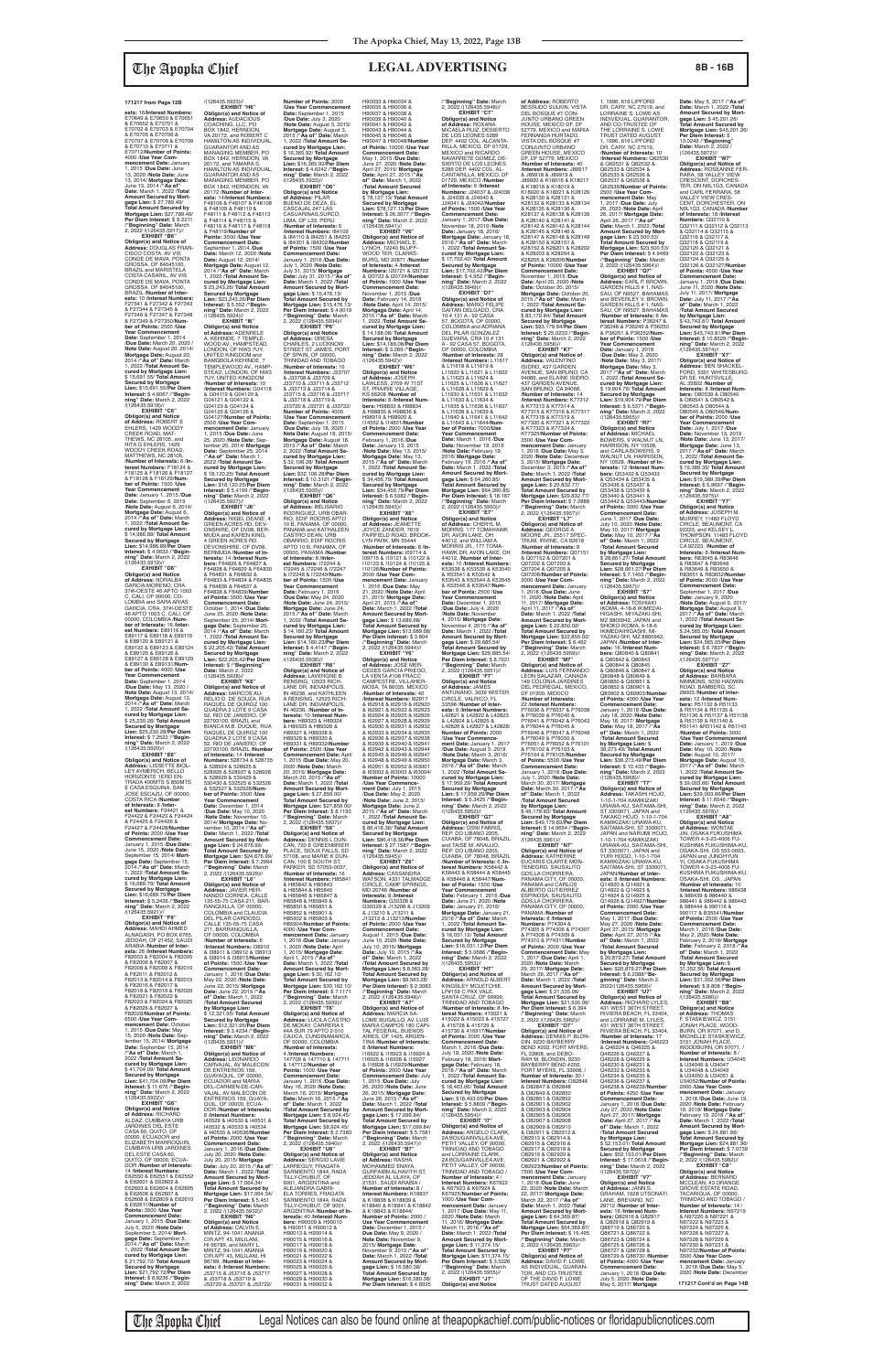**171217 from Page 12B**

ests: 16/Interest Numbers: E70649 & E70650 & E70651 & E70652 & E70701 & E70702 & E70703 & E70704 & E70705 & E70706 & E70707 & E70708 & E70709 & E70710 & E70711 & E70712/**Number of Points:** 4000 /**Use Year Commencement Date:** January 1, 2015 /**Due Date:** June 13, 2020 /**Note Date:** June 13, 2014/ **Mortgage Date:** June 13, 2014 /**"As of" Date:** March 1, 2022 /**Total Amount Secured by Mortgage Lien:** $ 27,789.49/ **Total Amount Secured by Mortgage Lien:** $27,789.49/ **Per Diem Interest:** $ 9.2211 /**"Beginning" Date:** March 2, 2022 /(126435.5917)//

**EXHIBIT "B6"**
**Obligor(s) and Notice of Address:** DOUGLAS FRANCISCO COSTA, AV VIS CONDE DE MAVA, PONTA GROSSA, OF 84045100, BRAZIL and MARISTELA COSTA CASARIL, AV VIS CONDE DE MAVA, PONTA GROSSA, OF 84045100, BRAZIL /**Number of Interests:** 10 /**Interest Numbers:** F27344 & F27342 & F27343 & F27344 & F27345 & F27346 & F27347 & F27348 & F27349 & F27350/**Number of Points:** 2500 /**Use Year Commencement Date:** September 1, 2014 /**Due Date:** March 20, 2020 / **Note Date:** August 20, 2014/ **Mortgage Date:** August 20, 2014 /**"As of" Date:** March 1, 2022 /**Total Amount Secured by Mortgage Lien:** $ 15,691.55/ **Total Amount Secured by Mortgage Lien:** $15,691.55/**Per Diem Interest:** $ 4.6067 /**"Beginning" Date:** March 2, 2022 /(126435.5918)//

**EXHIBIT "C6"**
**Obligor(s) and Notice of Address:** ROBERT E EHLERS, 1429 WOODY CREEK ROAD, MATTHEWS, NC 28105, and RITA G EHLERS, 1429 WOODY CREEK ROAD, MATTHEWS, NC 28105, /**Number of Interests:** 6 /**Interest Numbers:** F18124 & F18125 & F18126 & F18127 & F18128 & F18129/**Number of Points:** 1500 /**Use Year Commencement Date:** January 1, 2015 /**Due Date:** September 6, 2019 /**Note Date:** August 6, 2014/ **Mortgage Date:** August 6, 2014 /**"As of" Date:** March 1, 2022 /**Total Amount Secured by Mortgage Lien:** $ 14,986.89/ **Total Amount Secured by Mortgage Lien:** $14,986.89/**Per Diem Interest:** $ 4.4633 /**"Beginning" Date:** March 2, 2022 /(126435.5919)//

**EXHIBIT "D6"**
**Obligor(s) and Notice of Address:** NORALBA GARCIA MORENO, CRA. 37H-OESTE 46 APTO 1003 C, CALI, OF 00000, COLOMBIA and SARA ARIAS GARCIA, CRA. 37H-OESTE 46 APTO 1003 C, CALI, OF 00000, COLOMBIA /**Number of Interests:** 16 /**Interest Numbers:** E89116 & E89117 & E89118 & E89119 & E89120 & E89121 & E89122 & E89123 & E89124 & E89125 & E89126 & E89127 & E89128 & E89129 & E89130 & E89131/**Number of Points:** 4000 /**Use Year Commencement Date:** September 1, 2014 /**Due Date:** May 13, 2020 / **Note Date:** August 13, 2014/ **Mortgage Date:** August 13, 2014 /**"As of" Date:** March 1, 2022 /**Total Amount Secured by Mortgage Lien:** $ 25,230.28/ **Total Amount Secured by Mortgage Lien:** $25,230.28/**Per Diem Interest:** $ 7.2522 /**"Beginning" Date:** March 2, 2022 /(126435.5920)//

**EXHIBIT "E6"**
**Obligor(s) and Notice of Address:** LISSETTE BOLLEY KYMERCH, BELLO HORIZONTE 1EN1 EN TRADA 400MTS S 850MTS E CASA ESQUINA, SAN JOSE ESCAZU, OF 00000, COSTA RICA /**Number of Interests:** 8 /**Interest Numbers:** F24421 & F24422 & F24423 & F24424 & F24425 & F24426 & F24427 & F24428/**Number of Points:** 2000 /**Use Year Commencement Date:** January 1, 2015 /**Due Date:** June 15, 2020 /**Note Date:** September 15, 2014/ **Mortgage Date:** September 15, 2014 /**"As of" Date:** March 1, 2022 /**Total Amount Secured by Mortgage Lien:** $ 16,699.79/ **Total Amount Secured by Mortgage Lien:** $16,699.79/**Per Diem Interest:** $ 5.2436 /**"Beginning" Date:** March 2, 2022 /(126435.5921)//

**EXHIBIT "F6"**
**Obligor(s) and Notice of Address:** MAHDI AHMED ALGHAMDI, PO BOX 8765, JEDDAH, OF 21452, SAUDI ARABIA /**Number of Interests:** 26 /**Interest Numbers:** F82003 & F82004 & F82005 & F82006 & F82007 & F82008 & F82009 & F82010 & F82011 & F82012 & F82013 & F82014 & F82015 & F82016 & F82017 & F82018 & F82019 & F82020 & F82021 & F82022 & F82023 & F82024 & F82025 & F82026 & F82027 & F82028/**Number of Points:** 6500 /**Use Year Commencement Date:** October 1, 2015 /**Due Date:** May 15, 2020 /**Note Date:** September 15, 2014/ **Mortgage Date:** September 15, 2014 /**"As of" Date:** March 1, 2022 /**Total Amount Secured by Mortgage Lien:** $ 41,704.09/ **Total Amount Secured by Mortgage Lien:** $41,704.09/**Per Diem Interest:** $ 11.676 /**"Beginning" Date:** March 2, 2022 /(126435.5922)//

**EXHIBIT "G6"**
**Obligor(s) and Notice of Address:** RICHARD ALDAZ, CUMBAYA URB JARDINES DEL ESTE CASA 60, QUITO, OF 00000, ECUADOR and ELIZABETH MARROQUIN, CUMBAYA URB JARDINES DEL ESTE CASA 60, QUITO, OF 00000, ECUADOR /**Number of Interests:** 14 /**Interest Numbers:** E62500 & E62551 & E62552 & E62601 & E62602 & E62603 & E62604 & E62605 & E62606 & E62607 & E62608 & E62609 & E62610 & E62611/**Number of Points:** 3500 /**Use Year Commencement Date:** January 1, 2015 /**Due Date:** July 5, 2020 /**Note Date:** September 5, 2014/ **Mortgage Date:** September 5, 2014 /**"As of" Date:** March 1, 2022 /**Total Amount Secured by Mortgage Lien:** $ 21,762.72/ **Total Amount Secured by Mortgage Lien:** $21,762.72/**Per Diem Interest:** $ 6.9236 /**"Beginning" Date:** March 2, 2022 /(126435.5923)//

**EXHIBIT "H6"**
**Obligor(s) and Notice of Address:** AUDACIOUS COACHING, LLC, PO BOX 1842, HERNDON, VA 20172, and ROBERT C HAMILTON AS INDIVIDUAL GUARANTOR AND AS MANAGING MEMBER, PO BOX 1842, HERNDON, VA 20172, and TAMARA S HAMILTON AS INDIVIDUAL GUARANTOR AND AS MANAGING MEMBER, PO BOX 1842, HERNDON, VA 20172 /**Number of Interests:** 14/**Interest Numbers:** F48106 & F48107 & F48108 & F48109 & F48110 & F48111 & F48112 & F48113 & F48114 & F48115 & F48116 & F48117 & F48118 & F48119/**Number of Points:** 3500 /**Use Year Commencement Date:** September 1, 2014 /**Due Date:** March 12, 2020 /**Note Date:** August 12, 2014/ **Mortgage Date:** August 12, 2014 /**"As of" Date:** March 1, 2022 /**Total Amount Secured by Mortgage Lien:** $ 23,243.26/ **Total Amount Secured by Mortgage Lien:** $23,243.26/**Per Diem Interest:** $ 5.552 /**"Beginning" Date:** March 2, 2022 /(126435.5924)//

**EXHIBIT "I6"**
**Obligor(s) and Notice of Address:** ADENIKE A KEHINDE, 7 TEMPLEWOOD AV., HAMPSTEAD, LONDON, OF NW3 7UY, UNITED KINGDOM and BAMIGBOLA KEHINDE, 7 TEMPLEWOOD AV., HAMPSTEAD, LONDON, OF NW3 7UY, UNITED KINGDOM /**Number of Interests:** 10 /**Interest Numbers:** G04118 & G04119 & G04120 & G04121 & G04122 & G04123 & G04124 & G04125 & G04126 & G04127/**Number of Points:** 2500 /**Use Year Commencement Date:** January 1, 2015 /**Due Date:** June 25, 2020 /**Note Date:** September 25, 2014/ **Mortgage Date:** September 25, 2014 /**"As of" Date:** March 1, 2022 /**Total Amount Secured by Mortgage Lien:** $ 18,120.25/ **Total Amount Secured by Mortgage Lien:** $18,120.25/**Per Diem Interest:** $ 5.4199 /**"Beginning" Date:** March 2, 2022 /(126435.5927)//

**EXHIBIT "J6"**
**Obligor(s) and Notice of Address:** NIGEL DEANE, 4 GREEN ACRES RD, DEVONSHIRE, OF DV08, BERMUDA and KAREN KING, 4 GREEN ACRES RD, DEVONSHIRE, OF DV08, BERMUDA /**Number of Interests:** 8 /**Interest Numbers:** F64826 & F64827 & F64828 & F64829 & F64830 & F64831 & F64832 & F64833 & F64834 & F64835 & F64836 & F64837 & F64838 & F64839/**Number of Points:** 3500 /**Use Year Commencement Date:** October 1, 2014 /**Due Date:** June 25, 2020 /**Note Date:** September 25, 2014/ **Mortgage Date:** September 25, 2014 /**"As of" Date:** March 1, 2022 /**Total Amount Secured by Mortgage Lien:** $ 22,205.42/ **Total Amount Secured by Mortgage Lien:** $22,205.42/**Per Diem Interest:** $ **"Beginning" Date:** March 2, 2022 /(126435.5928)//

**EXHIBIT "K6"**
**Obligor(s) and Notice of Address:** MARCOS ALVELINO DE SOUZA, RUA RAQUEL DE QUIROZ 100 QUADRA 2 LOTE 9 CASA 92, RIO DE JANEIRO, OF 22793100, BRAZIL and BIANCA M.B. DUQUE, RUA RAQUEL DE QUIROZ 100 QUADRA 2 LOTE 9 CASA 92, RIO DE JANEIRO, OF 22793100, BRAZIL /**Number of Interests:** 14 /**Interest Numbers:** 528734 & 528735 & 528924 & 528925 & 528926 & 528927 & 528928 & 528929 & 530429 & 530430 & 532525 & 532526 & 532527 & 532528/**Number of Points:** 2500 /**Use Year Commencement Date:** December 1, 2014 /**Due Date:** May 10, 2020 /**Note Date:** November 10, 2014/ **Mortgage Date:** November 10, 2014 /**"As of" Date:** March 1, 2022 /**Total Amount Secured by Mortgage Lien:** $ 24,675.39/ **Total Amount Secured by Mortgage Lien:** $24,675.39/**Per Diem Interest:** $ 7.2994 /**"Beginning" Date:** March 2, 2022 /(126435.5929)//

**EXHIBIT "L6"**
**Obligor(s) and Notice of Address:** JAVIER HERNANDO CORREA, CALLE 135-55-75 CASA 211, BARRANQUILLA, OF 00000, COLOMBIA and CLAUDIA DEL PILAR CARDOSO, CALLE 135-55-75 CASA 211, BARRANQUILLA, OF 00000, COLOMBIA /**Number of Interests:** 6 /**Interest Numbers:** I38910 & I38911 & I38912 & I38913 & I38914 & I38915/**Number of Points:** 1500 /**Use Year Commencement Date:** January 1, 2016 /**Due Date:** May 22, 2020 /**Note Date:** June 22, 2015/ **Mortgage Date:** June 22, 2015 /**"As of" Date:** March 1, 2022 /**Total Amount Secured by Mortgage Lien:** $ 12,321.95/ **Total Amount Secured by Mortgage Lien:** $12,321.95/**Per Diem Interest:** $ 3.4224 /**"Beginning" Date:** March 2, 2022 /(126435.5931)//

**EXHIBIT "M6"**
**Obligor(s) and Notice of Address:** LEONARDO CARVAJAL, AV MALECON DE ENTRERIOS 106, GUAYAQUIL, OF 00000, ECUADOR and MARIA DEL-CARMEN-DE-CARVAJAL, AV MALECON DE ENTRERIOS 106, GUAYAQUIL, OF 00000, ECUADOR /**Number of Interests:** 8 /**Interest Numbers:** I40530 & I40531 & I40532 & I40533 & I40534 & I40535 & I40536 & I40537/**Number of Points:** 2000 /**Use Year Commencement Date:** January 1, 2016 /**Due Date:** July 20, 2020 /**Note Date:** July 20, 2015/ **Mortgage Date:** July 20, 2015 /**"As of" Date:** March 1, 2022 /**Total Amount Secured by Mortgage Lien:** $ 17,064.34/ **Total Amount Secured by Mortgage Lien:** $17,064.34/ **Per Diem Interest:** $ 5.451 /**"Beginning" Date:** March 2, 2022 /(126435.5932)//

**EXHIBIT "N6"**
**Obligor(s) and Notice of Address:** CALVIN E MINTZ, 94-1041 ANANIA CIR APT 43, MILILANI, HI 96789, and MARY L MINTZ, 94-1041 ANANIA CIR APT 43, MILILANI, HI 96789 /**Number of Interests:** 8 /**Interest Numbers:** J53715 & J53716 & J53717 & J53718 & J53719 & J53720 & J53721 & J53722/**Number of Points:** 2000 /**Use Year Commencement Date:** September 1, 2015 /**Due Date:** July 3, 2020 /**Note Date:** August 3, 2015/ **Mortgage Date:** August 3, 2015 /**"As of" Date:** March 1, 2022 /**Total Amount Secured by Mortgage Lien:** $ 16,355.30/ **Total Amount Secured by Mortgage Lien:** $16,355.30/**Per Diem Interest:** $ 4.6242 /**"Beginning" Date:** March 2, 2022 /(126435.5933)//

**EXHIBIT "O6"**
**Obligor(s) and Notice of Address:** PILAR BUENDIA DE DEZA, EL CASCAJAL 247 LAS CASUARINAS SURCO, LIMA, OF L33, PERU /**Number of Interests:** 6 /**Interest Numbers:** I84109 & I84110 & I84251 & I84252 & I84301 & I84302/**Number of Points:** 1500 /**Use Year Commencement Date:** January 1, 2016 /**Due Date:** July 1, 2020 /**Note Date:** July 31, 2015/ **Mortgage Date:** July 31, 2015 /**"As of" Date:** March 1, 2022 /**Total Amount Secured by Mortgage Lien:** $ 14,475.13/ **Total Amount Secured by Mortgage Lien:** $14,475.13/ **Per Diem Interest:** $ 4.8019 /**"Beginning" Date:** March 2, 2022 /(126435.5934)//

**EXHIBIT "P6"**
**Obligor(s) and Notice of Address:** ORESA CHARLES, 2 LUCKNOW STREET ST JAMES, PORT OF SPAIN, OF 00000, TRINIDAD AND TOBAGO /**Number of Interests:** 16 /**Interest Numbers:** J33707 & J33708 & J33709 & J33710 & J33711 & J33712 & J33713 & J33714 & J33715 & J33716 & J33717 & J33718 & J33719 & J33720 & J33721 & J33722/ **Number of Points:** 4000 /**Use Year Commencement Date:** September 1, 2015 /**Due Date:** July 18, 2020 / **Note Date:** August 18, 2015/ **Mortgage Date:** August 18, 2015 /**"As of" Date:** March 2, 2022 /**Total Amount Secured by Mortgage Lien:** $ 32,126.32/ **Total Amount Secured by Mortgage Lien:** $32,126.32/**Per Diem Interest:** $ 10.2121 /**"Beginning" Date:** March 2, 2022 /(126435.5935)//

**EXHIBIT "Q6"**
**Obligor(s) and Notice of Address:** BELISARIO RODRIGUEZ, URB OBARRIO, EDF ROCRIS APTO 10 B, PANAMA, OF 00000, PANAMA and KATHLEEN CASTRO DE BALURB OBARRIO, EDF ROCRIS APTO 10 B, PANAMA, OF 00000, PANAMA /**Number of Interests:** 8 /**Interest Numbers:** I72244 & I72245 & I72246 & I72247 & I72248 & I72249/**Number of Points:** 1500 /**Use Year Commencement Date:** February 1, 2016 /**Due Date:** July 24, 2020 /**Note Date:** June 24, 2015/ **Mortgage Date:** June 24, 2015 /**"As of" Date:** March 1, 2022 /**Total Amount Secured by Mortgage Lien:** $ 14,160.23/ **Total Amount Secured by Mortgage Lien:** $14,160.23/**Per Diem Interest:** $ 4.4147 /**"Beginning" Date:** March 2, 2022 /(126435.5936)//

**EXHIBIT "R6"**
**Obligor(s) and Notice of Address:** LAVERNE B. RENSING, 12533 RICHLANE DR, INDIANAPOLIS, IN 46236, and KATHLEEN A RENSING, 12533 RICHLANE DR, INDIANAPOLIS, IN 46236, /**Number of Interests:** 16 /**Interest Numbers:** H69324 & H69324 & H69325 & H69326 & H69327 & H69328 & H69329 & H69330 & H69331 & H69332/**Number of Points:** 2500 /**Use Year Commencement Date:** April 1, 2015 /**Due Date:** May 20, 2020 /**Note Date:** March 20, 2015/ **Mortgage Date:** March 20, 2015 /**"As of" Date:** March 1, 2022 /**Total Amount Secured by Mortgage Lien:** $27,859.00/ **Per Diem Interest:** $ 8.1193 /**"Beginning" Date:** March 2, 2022 /(126435.5937)//

**EXHIBIT "S6"**
**Obligor(s) and Notice of Address:** DENNIS L DUNCAN, 2 BUTTONHEN PLACE, SIOUX FALLS, SD 57106, and MARK R DUNCAN, 100 E SOUTH ST, PARKER, SD 57053-0057 /**Number of Interests:** 16 /**Interest Numbers:** H85841 & H85842 & H85843 & H85844 & H85845 & H85846 & H85847 & H85848 & H85849 & H85850 & H85851 & H85852 & H85901 & H85902 & H85903 & H85904/**Number of Points:** 4000 /**Use Year Commencement Date:** January 1, 2016 /**Due Date:** January 1, 2016 /**Note Date:** April 1, 2015/ **Mortgage Date:** April 1, 2015 /**"As of" Date:** March 1, 2022 /**Total Amount Secured by Mortgage Lien:** $ 30,162.72 /**Total Amount Secured by Mortgage Lien:** $30,162.72/ **Per Diem Interest:** $ 7.1171 /**"Beginning" Date:** March 2, 2022 /(126435.5939)//

**EXHIBIT "T6"**
**Obligor(s) and Notice of Address:** LUCILA CASTRO DE MCKAY, CARRERA 6 #43-09 78 APTO 3-510 EDI CAJICA DE AGUAS CAJICA, OF 00000, COLOMBIA /**Number of Interests:** 4 /**Interest Numbers:** I47709 & I47710 & I47711 & I47712/**Number of Points:** 1000 /**Use Year Commencement Date:** January 1, 2016 /**Due Date:** May 15, 2020 /**Note Date:** March 16, 2015/ **Mortgage Date:** March 16, 2015 /**"As of" Date:** March 1, 2022 /**Total Amount Secured by Mortgage Lien:** $ 8,924.45/ **Total Amount Secured by Mortgage Lien:** $8,924.45/ **Per Diem Interest:** $ 2.7383 /**"Beginning" Date:** March 2, 2022 /(126435.5940)//

**EXHIBIT "U6"**
**Obligor(s) and Notice of Address:** SERGIO LAVIE LARREGUY, FRAGATA SARMIENTO 1844, RADA TILLY-CHUBUT, OF 9001, ARGENTINA and ALEJANDRA GABRIELA TORRES, FRAGATA SARMIENTO 1844, RADA TILLY-CHUBUT, OF 9001, ARGENTINA /**Number of Interests:** 16 /**Interest Numbers:** H90009 & H90010 & H90011 & H90012 & H90013 & H90014 & H90015 & H90016 & H90017 & H90018 & H90019 & H90020 & H90021 & H90022 & H90023 & H90024 & H90025 & H90026 & H90027 & H90028 & H90029 & H90030 & H90031 & H90032 & H90033 & H90034 & H90035 & H90036 & H90037 & H90038 & H90039 & H90040 & H90041 & H90042 & H90043 & H90044 & H90045 & H90046 & H90047 & H90048/**Number of Points:** 10000 /**Use Year Commencement Date:** May 1, 2015 /**Due Date:** April 27, 2020 /**Note Date:** April 27, 2015/ **Mortgage Date:** April 27, 2015 /**"As of" Date:** March 1, 2022 /**Total Amount Secured by Mortgage Lien:** $ 78,127.12/ **Total Amount Secured by Mortgage Lien:** $78,127.12/**Per Diem Interest:** $ 26.3077 /**"Beginning" Date:** March 2, 2022 /(126435.5941)//

**EXHIBIT "V6"**
**Obligor(s) and Notice of Address:** MICHAEL E LYNCH, 12240 BLUFFWOOD TER, CLARKSBURG, MD 20871 /**Number of Interests:** 4/**Interest Numbers:** I20721 & I20722 & I20723 & I20724/**Number of Points:** 1000 /**Use Year Commencement Date:** February 14, 2018 /**Due Date:** April 14, 2015/ **Mortgage Date:** April 14, 2015 /**"As of" Date:** March 1, 2022 /**Total Amount Secured by Mortgage Lien:** $ 14,183.08/ **Total Amount Secured by Mortgage Lien:** $14,183.08/**Per Diem Interest:** $ 3.289 /**"Beginning" Date:** March 2, 2022 /(126435.5942)//

**EXHIBIT "W6"**
**Obligor(s) and Notice of Address:** JOSEPH ROBERTS, 6009 W 71ST ST, PRAIRIE VILLAGE, KS 66208 /**Number of Interests:** 8 /**Interest Numbers:** H98633 & H98634 & H98635 & H98636 & H98637 & H98638 & H98639 & H98640/**Number of Points:** 2000 /**Use Year Commencement Date:** February 1, 2016 /**Due Date:** June 15, 2020 /**Note Date:** May 15, 2015/ **Mortgage Date:** May 15, 2015 /**"As of" Date:** March 1, 2022 /**Total Amount Secured by Mortgage Lien:** $ 34,456.79/ **Total Amount Secured by Mortgage Lien:** $34,456.79/**Per Diem Interest:** $ 6.5362 /**"Beginning" Date:** March 2, 2022 /(126435.5943)//

**EXHIBIT "X6"**
**Obligor(s) and Notice of Address:** JOYCE ZANDER, 7619 FAIRFIELD ROAD, BROOKLYN PARK, MN 55444 /**Number of Interests:** 8 /**Interest Numbers:** I09714 & I09715 & I10123 & I10124 & I10125 & I10126 & I10127 & I10128/**Number of Points:** 2000 /**Use Year Commencement Date:** January 1, 2016 /**Due Date:** May 21, 2020 /**Note Date:** April 21, 2015/ **Mortgage Date:** April 21, 2015 /**"As of" Date:** March 1, 2022 /**Total Amount Secured by Mortgage Lien:** $ 13,689.68/ **Total Amount Secured by Mortgage Lien:** $13,689.68/ **Per Diem Interest:** $ 3.804 /**"Beginning" Date:** March 2, 2022 /(126435.5944)//

**EXHIBIT "Y6"**
**Obligor(s) and Notice of Address:** JOSE MERCEDES GARCIA PINEDA, LA VENTA #34 FRACC. CAMPESTRE, VILLAHERMOSA, TA 86030, MEXICO /**Number of Interests:** 40 /**Interest Numbers:** I62917 & I62918 & I62919 & I62920 & I62921 & I62922 & I62923 & I62924 & I62925 & I62926 & I62927 & I62928 & I62929 & I62930 & I62931 & I62932 & I62933 & I62934 & I62935 & I62936 & I62937 & I62938 & I62939 & I62940 & I62941 & I62942 & I62943 & I62944 & I62945 & I62946 & I62947 & I62948 & I62949 & I62950 & I63001 & I63002 & I63003 & I63004/**Number of Points:** 10000 /**Use Year Commencement Date:** June 1, 2015 /**Due Date:** June 2, 2020 /**Note Date:** June 2, 2015/ **Mortgage Date:** June 2, 2015 /**"As of" Date:** March 1, 2022 /**Total Amount Secured by Mortgage Lien:** $ 96,416.36/ **Total Amount Secured by Mortgage Lien:** $96,416.36/**Per Diem Interest:** $ 28.8326 /**"Beginning" Date:** March 2, 2022 /(126435.5945)//

**EXHIBIT "Z6"**
**Obligor(s) and Notice of Address:** CASSANDRA WATSON, 4331 TALMADGE CIRCLE, CAMP SPRINGS, MD 20748 /**Number of Interests:** 8 /**Interest Numbers:** G30328 & G30329 & J13208 & J13209 & J13210 & J13211 & J13212 & J13213/**Number of Points:** 2000 /**Use Year Commencement Date:** August 1, 2015 /**Due Date:** June 10, 2020 /**Note Date:** July 10, 2015/ **Mortgage Date:** July 10, 2015 /**"As of" Date:** March 1, 2022 /**Total Amount Secured by Mortgage Lien:** $ 16,503.28/ **Total Amount Secured by Mortgage Lien:** $16,503.28/ **Per Diem Interest:** $ 4.6883 /**"Beginning" Date:** March 2, 2022 /(126435.5946)//

**EXHIBIT "A7"**
**Obligor(s) and Notice of Address:** MARCIA SALOME BUGALLO, AV. LUIS MARIA CAMPOS 180 CAPITAL FEDERAL, BUENOS AIRES, OF 1426, ARGENTINA /**Number of Interests:** 16 /**Interest Numbers:** I16922 & I16923 & I16924 & I16925 & I16926 & I16927 & I16928 & I16929/**Number of Points:** 2000 /**Use Year Commencement Date:** June 1, 2015 /**Due Date:** June 26, 2020 /**Note Date:** May 26, 2015/ **Mortgage Date:** May 26, 2015 /**"As of" Date:** March 1, 2022 /**Total Amount Secured by Mortgage Lien:** $ 17,080.84/ **Total Amount Secured by Mortgage Lien:** $17,080.84/ **Per Diem Interest:** $ 5.7581 /**"Beginning" Date:** March 2, 2022 /(126435.5947)//

**EXHIBIT "B7"**
**Obligor(s) and Notice of Address:** FAISAL MOHAMMED ENAYA, QURTABAH ALNAHYEH ST, JEDDAH ALULAYA, OF 21531, SAUDI ARABIA /**Number of Interests:** 16 /**Interest Numbers:** K18837 & K18838 & K18839 & K18840 & K18841 & K18842 & K18843 & K18844/**Number of Points:** 2000 /**Use Year Commencement Date:** February 1, 2016 /**Due Date:** May 9, 2020 /**Note Date:** November 9, 2015/ **Mortgage Date:** November 9, 2015 /**"As of" Date:** March 1, 2022 /**Total Amount Secured by Mortgage Lien:** $ 16,580.38/ **Total Amount Secured by Mortgage Lien:** $16,580.38/ **Per Diem Interest:** $ 4.8935 /**"Beginning" Date:** March 2, 2022 /(126435.5948)//

**EXHIBIT "C7"**
**Obligor(s) and Notice of Address:** ROXANA MICAELA RUIZ, DESIERTO DE LOS LEONES 5289 DEP-4402 COL. ALCANTARILLA, MEXICO, OF 01729, MEXICO and RICARDO NAVARRETE GOMEZ, DESIERTO DE LOS LEONES 5289 DEP-4402 COL. ALCANTARILLA, MEXICO, OF 01729, MEXICO /**Number of Interests:** 6 /**Interest Numbers:** J24038 & J24039 & J24040 & J24041 & J24042/**Number of Points:** 1500 /**Use Year Commencement Date:** January 1, 2017 /**Due Date:** November 18, 2019 /**Note Date:** January 18, 2016/ **Mortgage Date:** January 18, 2016 /**"As of" Date:** March 1, 2022 /**Total Amount Secured by Mortgage Lien:** $ 17,702.42/ **Total Amount Secured by Mortgage Lien:** $17,702.42/**Per Diem Interest:** $ 4.952 /**"Beginning" Date:** March 2, 2022 /(126435.5949)//

**EXHIBIT "D7"**
**Obligor(s) and Notice of Address:** MARIO FELIPE GAITAN DELGADO, CRA 19 1 131 A - 92 CASA 57, BOGOTA, OF 00000, COLOMBIA and ADRIANA CLAUDIA GONZALEZ GUEVARA, CRA 19 # 131 A - 92 CASA 57, BOGOTA, OF 00000, COLOMBIA /**Number of Interests:** 28 /**Interest Numbers:** L11617 & L11618 & L11619 & L11620 & L11621 & L11622 & L11623 & L11624 & L11625 & L11626 & L11627 & L11628 & L11629 & L11630 & L11631 & L11632 & L11633 & L11634 & L11635 & L11636 & L11637 & L11638 & L11639 & L11640 & L11641 & L11642 & L11643 & L11644/**Number of Points:** 7000/**Use Year Commencement Date:** March 1, 2016 /**Due Date:** November 19, 2019 /**Note Date:** February 19, 2016/ **Mortgage Date:** February 19, 2016 /**"As of" Date:** March 1, 2022 /**Total Amount Secured by Mortgage Lien:** $ 64,260.85/ **Total Amount Secured by Mortgage Lien:** $64,260.85/ **Per Diem Interest:** $ 18.1467 /**"Beginning" Date:** March 2, 2022 /(126435.5950)//

**EXHIBIT "E7"**
**Obligor(s) and Notice of Address:** JOSEPH L. M. MORRIS, 17 TOMAHAWK DR, AVON LAKE, OH 44012, and WILLIAM A. MORRIS JR., 17 TOMAHAWK DR, AVON LAKE, OH 44012 /**Number of Interests:** 10 /**Interest Numbers:** K53538 & K53539 & K53540 & K53541 & K53542 & K53543 & K53544 & K53545 & K53546 & K53547/**Number of Points:** 2500 /**Use Year Commencement Date:** December 1, 2015 /**Due Date:** May 4, 2020 /**Note Date:** November 4, 2015/ **Mortgage Date:** November 4, 2015 /**"As of" Date:** March 1, 2022 /**Total Amount Secured by Mortgage Lien:** $ 29,685.54/ **Total Amount Secured by Mortgage Lien:** $29,685.54/ **Per Diem Interest:** $ 8.7631 /**"Beginning" Date:** March 2, 2022 /(126435.5951)//

**EXHIBIT "F7"**
**Obligor(s) and Notice of Address:** JAMES ANTUNANO, 3639 WISTER CIRCLE, VALRICO, FL 33594 /**Number of Interests:** 8 /**Interest Numbers:** L48021 & L48022 & L48023 & L48024 & L48025 & L48026 & L48027 & L48028/**Number of Points:** 2000 /**Use Year Commencement Date:** January 1, 2017 /**Due Date:** August 3, 2019 /**Note Date:** March 3, 2016/ **Mortgage Date:** March 3, 2016 /**"As of" Date:** March 1, 2022 /**Total Amount Secured by Mortgage Lien:** $ 17,959.29/ **Total Amount Secured by Mortgage Lien:** $17,959.29/**Per Diem Interest:** $ 5.3425 /**"Beginning" Date:** March 2, 2022 /(126435.5952)//

**EXHIBIT "G7"**
**Obligor(s) and Notice of Address:** OSNI FABRIS, REP. DO LIBANO 2205, CURIBA, OF 78048, BRAZIL and MARCIA V. FABRIS, REP. DO LIBANO 2205, CUIABA, OF 78048, BRAZIL /**Number of Interests:** 6 /**Interest Numbers:** K36838 & K36839 & K36840 & K36841 & K36842 & K36843/**Number of Points:** 1500 /**Use Year Commencement Date:** January 1, 2016 /**Due Date:** June 21, 2020 /**Note Date:** January 21, 2015/ **Mortgage Date:** January 21, 2016 /**"As of" Date:** March 1, 2022 /**Total Amount Secured by Mortgage Lien:** $ 16,555.24/ **Total Amount Secured by Mortgage Lien:** $16,555.24/**Per Diem Interest:** $ 5.0686 /**"Beginning" Date:** March 2, 2022 /(126435.5953)//

**EXHIBIT "H7"**
**Obligor(s) and Notice of Address:** ARNOLD ALBERT HENRY, 15 LIGHTBOURNE, LP#159 C PAX VALE, SANTA CRUZ, OF 00000, TRINIDAD AND TOBAGO /**Number of Interests:** 6 /**Interest Numbers:** 415321 & 415322 & 415323 & 415727 & 415728 & 415729 & 415730 & 415731/**Number of Points:** 2000 /**Use Year Commencement Date:** March 1, 2016 /**Due Date:** July 18, 2020 /**Note Date:** February 18, 2016/ **Mortgage Date:** February 18, 2016 /**"As of" Date:** March 1, 2022 /**Total Amount Secured by Mortgage Lien:** $ 18,403.36/ **Total Amount Secured by Mortgage Lien:** $18,403.36/**Per Diem Interest:** $ 5.8809 /**"Beginning" Date:** March 2, 2022 /(126435.5954)//

**EXHIBIT "I7"**
**Obligor(s) and Notice of Address:** ANGELO CLARK, 2A BOUGAINVILLEA AVE PETIT VALLEY, OF 00000, TRINIDAD AND TOBAGO and LORRAINE CLARK, 2A BOUGAINVILLEA AVE PETIT VALLEY, OF 00000, TRINIDAD AND TOBAGO /**Number of Interests:** 4 /**Interest Numbers:** K67922 & K67923 & K67924 & K67925/**Number of Points:** 1000 /**Use Year Commencement Date:** March 11, 2016 /**Due Date:** May 11, 2020 /**Note Date:** March 11, 2016/ **Mortgage Date:** March 11, 2016 /**"As of" Date:** March 1, 2022 /**Total Amount Secured by Mortgage Lien:** $ 11,374.15/ **Total Amount Secured by Mortgage Lien:** $11,374.15/ **Per Diem Interest:** $ 3.2469 /**"Beginning" Date:** March 2, 2022 /(126435.5955)//

**EXHIBIT "J7"**
**Obligor(s) and Notice of Address:** ROBERTO BESSUDO SULKIN, VISTA DEL BOSQUE #7 CONJUNTO URBANO GREEN HOUSE, MEXICO DF, DF 52779, MEXICO and MARIA FERNANDA HURTADO, VISTA DEL BOSQUE #7 CONJUNTO URBANO GREEN HOUSE, MEXICO DF, DF 52779, MEXICO /**Number of Interests:** 40 /**Interest Numbers:** J89917 & J89918 & J89919 & J89920 & K16016 & K16017 & K16018 & K16019 & K28020 & K28021 & K28129 & K28130 & K28131 & K28132 & K28133 & K28134 & K28135 & K28136 & K28137 & K28138 & K28139 & K28140 & K28141 & K28142 & K28143 & K28144 & K28145 & K28146 & K28147 & K28148 & K28149 & K28150 & K28151 & K28152 & K28201 & K28202 & K28203 & K28204 & K28205 & K28206/**Number of Points:** 10000 /**Use Year Commencement Date:** November 1, 2015 /**Due Date:** April 20, 2020 /**Note Date:** October 20, 2015/ **Mortgage Date:** October 20, 2015 /**"As of" Date:** March 1, 2022 /**Total Amount Secured by Mortgage Lien:** $ 83,176.84/ **Total Amount Secured by Mortgage Lien:** $83,176.84/**Per Diem Interest:** $ 25.0203 /**"Beginning" Date:** March 2, 2022 /(126435.5956)//

**EXHIBIT "K7"**
**Obligor(s) and Notice of Address:** VALENTINO ISIDRO, 437 GARDEN AVENUE, SAN BRUNO, CA 94066, and EULANIE ISIDRO, 437 GARDEN AVENUE, SAN BRUNO, CA 94066, /**Number of Interests:** 14 /**Interest Numbers:** K77312 & K77313 & K77314 & K77315 & K77316 & K77317 & K77318 & K77319 & K77320 & K77321 & K77322 & K77323 & K77324 & K77325/**Number of Points:** 3500 /**Use Year Commencement Date:** January 1, 2016 /**Due Date:** May 3, 2020 /**Note Date:** December 3, 2015/ **Mortgage Date:** December 3, 2015 /**"As of" Date:** March 1, 2022 /**Total Amount Secured by Mortgage Lien:** $ 29,832.77/ **Total Amount Secured by Mortgage Lien:** $29,832.77/ **Per Diem Interest:** $ 7.2888 /**"Beginning" Date:** March 2, 2022 /(126435.5957)//

**EXHIBIT "L7"**
**Obligor(s) and Notice of Address:** GEORGE A. MOORE JR., 25517 SPECTRUM, IRVINE, CA 92618 /**Number of Interests:** 8 /**Interest Numbers:** Q07201 & Q07202 & Q07203 & Q07204 & Q07205 & Q07206/**Number of Points:** 2000 /**Use Year Commencement Date:** January 1, 2018 /**Due Date:** June 11, 2022 /**Note Date:** April 11, 2017/ **Mortgage Date:** April 11, 2017 /**"As of" Date:** March 1, 2022 /**Total Amount Secured by Mortgage Lien:** $ 22,850.02/ **Total Amount Secured by Mortgage Lien:** $22,850.02/ **Per Diem Interest:** $ 6.462 /**"Beginning" Date:** March 2, 2022 /(126435.5958)//

**EXHIBIT "M7"**
**Obligor(s) and Notice of Address:** LUIS FERNANDO LEON SALAZAR, CANADA 149 COLONIA JARDINES DEL PEDREGAL, MEXICO, DF 01900, MEXICO /**Number of Interests:** 22 /**Interest Numbers:** P76036 & P76037 & P76038 & P76039 & P76040 & P76041 & P76042 & P76043 & P76044 & P76045 & P76046 & P76047 & P76048 & P76049 & P76050 & P76051 & P76052 & P76101 & P76102 & P76103 & P76104 & P76105/**Number of Points:** 5500 /**Use Year Commencement Date:** January 1, 2018 /**Due Date:** June 30, 2022 /**Note Date:** March 30, 2017/ **Mortgage Date:** March 30, 2017 /**"As of" Date:** March 1, 2022 /**Total Amount Secured by Mortgage Lien:** $ 49,176.63/ **Total Amount Secured by Mortgage Lien:** $49,176.63/**Per Diem Interest:** $ 14.9654 /**"Beginning" Date:** March 2, 2022 /(126435.5959)//

**EXHIBIT "N7"**
**Obligor(s) and Notice of Address:** KATHERINE EUCARIS OLARTE MONTENEGRO, SAUSALITO GDS,LA CHORRERA, PANAMA CITY, OF 00000, PANAMA and CARLOS ALBERTO GUTIERREZ ESPINOSA, SAUSALITO GDS,LA CHORRERA, PANAMA CITY, OF 00000, PANAMA /**Number of Interests:** 8 /**Interest Numbers:** P74304 & P74305 & P74306 & P74307 & P74308 & P74309 & P74310 & P74311/**Number of Points:** 2000 /**Use Year Commencement Date:** January 1, 2018 /**Due Date:** June 29, 2017 /**Note Date:** March 29, 2017/ **Mortgage Date:** March 29, 2017 /**"As of" Date:** March 1, 2022 /**Total Amount Secured by Mortgage Lien:** $ 21,535.06/ **Total Amount Secured by Mortgage Lien:** $21,535.06/ **Per Diem Interest:** $ 6.394 /**"Beginning" Date:** March 2, 2022 /(126435.5962)//

**EXHIBIT "O7"**
**Obligor(s) and Notice of Address:** DENNIS P. BLONDIN, 9230 BAYBERRY BEND #202, FORT MYERS, FL 33908, and DEBORAH M. BLONDIN, 9230 BAYBERRY BEND #202, FORT MYERS, FL 33908, /**Number of Interests:** 30 / **Interest Numbers:** Q82846 & Q82847 & Q82848 & Q82849 & Q82850 & Q82851 & Q82852 & Q82901 & Q82902 & Q82903 & Q82904 & Q82905 & Q82906 & Q82907 & Q82908 & Q82909 & Q82910 & Q82911 & Q82912 & Q82913 & Q82914 & Q82915 & Q82916 & Q82917 & Q82918 & Q82919 & Q82920 & Q82921 & Q82922 & Q82923/**Number of Points:** 7500 /**Use Year Commencement Date:** January 1, 2018 /**Due Date:** June 22, 2020 /**Note Date:** April 22, 2017/ **Mortgage Date:** April 22, 2017 /**"As of" Date:** March 1, 2022 /**Total Amount Secured by Mortgage Lien:** $ 64,369.87/ **Total Amount Secured by Mortgage Lien:** $64,369.87/ **Per Diem Interest:** $ 16.495 /**"Beginning" Date:** March 2, 2022 /(126435.5963)//

**EXHIBIT "P7"**
**Obligor(s) and Notice of Address:** DAVID F. LOWE AS INDIVIDUAL, GUARANTOR, AND CO-TRUSTEE OF THE DAVID F. LOWE TRUST DATED AUGUST 1, 1996, 616 LIPFORD DR, CARY, NC 27519, and LORRAINE S. LOWE AS INDIVIDUAL, GUARANTOR, AND CO-TRUSTEE OF THE LORRAINE S. LOWE TRUST DATED AUGUST 1, 1996, 616 LIPFORD DR, CARY, NC 27519, /**Number of Interests:** 10 /**Interest Numbers:** Q62530 & Q62531 & Q62532 & Q62533 & Q62534 & Q62535 & Q62536 & Q62537 & Q62538 & Q62539/**Number of Points:** 2500 /**Use Year Commencement Date:** May 1, 2017 /**Due Date:** April 26, 2020 /**Note Date:** April 26, 2017/ **Mortgage Date:** April 26, 2017 /**"As of" Date:** March 1, 2022 /**Total Amount Secured by Mortgage Lien:** $ 23,500.53/ **Total Amount Secured by Mortgage Lien:** $23,500.53/ **Per Diem Interest:** $ 4.9469 /**"Beginning" Date:** March 2, 2022 /(126435.5964)//

**EXHIBIT "Q7"**
**Obligor(s) and Notice of Address:** EARL F. BROWN, GARDEN HILLS # 1, NASSAU, OF N9527, BAHAMAS and BEVERLEY V. BROWN, GARDEN HILLS # 1, NASSAU, OF N9527, BAHAMAS /**Number of Interests:** 6 /**Interest Numbers:** P36247 & P36248 & P36249 & P36250 & P36251 & P36252/**Number of Points:** 1500 /**Use Year Commencement Date:** January 1, 2018 /**Due Date:** May 3, 2020 /**Note Date:** May 3, 2017/ **Mortgage Date:** May 3, 2017 /**"As of" Date:** March 1, 2022 /**Total Amount Secured by Mortgage Lien:** $ 19,904.79/ **Total Amount Secured by Mortgage Lien:** $19,904.79/**Per Diem Interest:** $ 6.5371 /**"Beginning" Date:** March 2, 2022 /(126435.5965)//

**EXHIBIT "R7"**
**Obligor(s) and Notice of Address:** WILLIAM BOWERS, 9 WALNUT LN, HARRISON, NY 10528, and CARLA BOWERS, 9 WALNUT LN, HARRISON, NY 10528, /**Number of Interests:** 12 /**Interest Numbers:** Q53432 & Q53433 & Q53434 & Q53435 & Q53436 & Q53437 & Q53438 & Q53439 & Q53440 & Q53441 & Q53442 & Q53443/**Number of Points:** 3000 /**Use Year Commencement Date:** June 1, 2017 /**Due Date:** July 10, 2020 /**Note Date:** May 10, 2017/ **Mortgage Date:** May 10, 2017 /**"As of" Date:** March 1, 2022 /**Total Amount Secured by Mortgage Lien:** $ 26,661.37/ **Total Amount Secured by Mortgage Lien:** $26,661.37/**Per Diem Interest:** $ 7.1455 /**"Beginning" Date:** March 2, 2022 /(126435.5967)//

**EXHIBIT "S7"**
**Obligor(s) and Notice of Address:** TOSHIAKI IKOMA, 4-18-8 IKIMEDAIHIGASHI, MIYAZAKI-SHI, MZ 8800942, JAPAN and SHOKO IKOMA, 4-18-8 IKIMEDAIHIGASHI, MIYAZAKI-SHI, MZ 8800942, JAPAN /**Number of Interests:** 16 /**Interest Numbers:** Q80840 & Q80841 & Q80842 & Q80843 & Q80844 & Q80845 & Q80846 & Q80847 & Q80848 & Q80849 & Q80850 & Q80851 & Q80852 & Q80901 & Q80902 & Q80903/**Number of Points:** 4000 /**Use Year Commencement Date:** January 1, 2018 /**Due Date:** July 18, 2020 /**Note Date:** May 18, 2017/ **Mortgage Date:** May 18, 2017 /**"As of" Date:** March 1, 2022 /**Total Amount Secured by Mortgage Lien:** $ 36,273.49/ **Total Amount Secured by Mortgage Lien:** $36,273.49/**Per Diem Interest:** $ 10.433 /**"Beginning" Date:** March 2, 2022 /(126435.5968)//

**EXHIBIT "T7"**
**Obligor(s) and Notice of Address:** TAKASHI HOJO, 1-10-1-704 KAMIKZAKI URAWA-KU, SAITAMA-SHI, ST 3300071, JAPAN and TAKAKO HOJO, 1-10-1-704 KAMIKZAKI URAWA-KU, SAITAMA-SHI, ST 3300071, JAPAN and NARUMI HOJO, 1-10-1-704 KAMIKZAKI URAWA-KU, SAITAMA-SHI, ST 3300071, JAPAN and YURI HOGO, 1-10-1-704 KAMIKZAKI URAWA-KU, SAITAMA-SHI, ST 3300071, JAPAN/**Number of Interests:** 8 /**Interest Numbers:** Q14920 & Q14921 & Q14922 & Q14923 & Q14924 & Q14925 & Q14926 & Q14927/**Number of Points:** 2000 /**Use Year Commencement Date:** May 1, 2017 /**Due Date:** May 27, 2020 /**Note Date:** April 27, 2017/ **Mortgage Date:** April 27, 2017 /**"As of" Date:** March 1, 2022 /**Total Amount Secured by Mortgage Lien:** $ 20,879.27/ **Total Amount Secured by Mortgage Lien:** $20,879.27/**Per Diem Interest:** $ 5.2368 /**"Beginning" Date:** March 2, 2022 /(126435.5969)//

**EXHIBIT "U7"**
**Obligor(s) and Notice of Address:** RICHARD LYLES, 431 WEST 36TH STREET, RIVIERA BEACH, FL 33404, and LORRAINE M. LYLES, 431 WEST 36TH STREET, RIVIERA BEACH, FL 33404, /**Number of Interests:** 17 /**Interest Numbers:** Q46223 & Q46224 & Q46225 & Q46226 & Q46227 & Q46228 & Q46229 & Q46230 & Q46231 & Q46232 & Q46233 & Q46234 & Q46235 & Q46236 & Q46237 & Q46238 & Q46239/**Number of Points:** 4250 /**Use Year Commencement Date:** January 1, 2018 /**Due Date:** July 27, 2020 /**Note Date:** April 27, 2017/ **Mortgage Date:** April 27, 2017 /**"As of" Date:** March 1, 2022 /**Total Amount Secured by Mortgage Lien:** $ 52,153.01/ **Total Amount Secured by Mortgage Lien:** $52,153.01/**Per Diem Interest:** $ 17.0618 /**"Beginning" Date:** March 2, 2022 /(126435.5970)//

**EXHIBIT "V7"**
**Obligor(s) and Notice of Address:** JANN S. GRAHAM, 1028 UTSONATI LANE, BREVARD, NC 28712 /**Number of Interests:** 16 /**Interest Numbers:** Q82916 & Q82917 & Q82918 & Q82919 & Q86719 & Q86720 & Q86721 & Q86722 & Q86723 & Q86724 & Q86725 & Q86726 & Q86727 & Q86728 & Q86729 & Q86730/**Number of Points:** 4000 /**Use Year Commencement Date:** January 1, 2018 /**Due Date:** July 5, 2020 /**Note Date:** May 5, 2017/ **Mortgage Date:** May 5, 2017 /**"As of" Date:** March 1, 2022 /**Total Amount Secured by Mortgage Lien:** $ 45,201.26/ **Total Amount Secured by Mortgage Lien:** $45,201.26/ **Per Diem Interest:** $ 13.0499 /**"Beginning" Date:** March 2, 2022 /(126435.5971)//

**EXHIBIT "W7"**
**Obligor(s) and Notice of Address:** ROSEANNE FERRARA, 58 VALLEY VIEW CRESCENT, DORCHESTER, ON N0L1G3, CANADA and CARL FERRARA, 58 VALLEY VIEW CRESCENT, DORCHESTER, ON N0L1G3, CANADA /**Number of Interests:** 18 /**Interest Numbers:** Q32110 & Q32111 & Q32112 & Q32113 & Q32114 & Q32115 & Q32116 & Q32117 & Q32118 & Q32119 & Q32120 & Q32121 & Q32122 & Q32123 & Q32124 & Q32125 & Q32126 & Q32127/**Number of Points:** 4500 /**Use Year Commencement Date:** January 1, 2018 /**Due Date:** June 11, 2020 /**Note Date:** July 11, 2017/ **Mortgage Date:** July 11, 2017 /**"As of" Date:** March 1, 2022 /**Total Amount Secured by Mortgage Lien:** $ 43,743.81/ **Total Amount Secured by Mortgage Lien:** $43,743.81/**Per Diem Interest:** $ 10.8529 /**"Beginning" Date:** March 2, 2022 /(126435.5974)//

**EXHIBIT "X7"**
**Obligor(s) and Notice of Address:** BEN SHACKELFORD, 5301 WHITESBURG DR, HUNTSVILLE, AL 35802 /**Number of Interests:** 8 /**Interest Numbers:** Q80538 & Q80540 & Q80541 & Q80542 & Q80543 & Q80544 & Q80545 & Q80546/**Number of Points:** 2000 /**Use Year Commencement Date:** July 1, 2017 /**Due Date:** December 13, 2019 /**Note Date:** June 13, 2017/ **Mortgage Date:** June 13, 2017 /**"As of" Date:** March 1, 2022 /**Total Amount Secured by Mortgage Lien:** $ 19,389.39/ **Total Amount Secured by Mortgage Lien:** $19,389.39/**Per Diem Interest:** $ 5.3697 /**"Beginning" Date:** March 2, 2022 /(126435.5975)//

**EXHIBIT "Y7"**
**Obligor(s) and Notice of Address:** MAUREEN V. MURREY, 11483 FLOYD CIRCLE, BEAUMONT, CA 92223, and KELSEY L. THOMPSON, 11483 FLOYD CIRCLE, BEAUMONT, CA 92223, /**Number of Interests:** 8 /**Interest Numbers:** R83646 & R83646 & R83647 & R83648 & R83649 & R83650 & R83651 & R83652/**Number of Points:** 2000 /**Use Year Commencement Date:** September 1, 2017 /**Due Date:** August 8, 2019 /**Note Date:** August 8, 2017/ **Mortgage Date:** August 8, 2017 /**"As of" Date:** March 1, 2022 /**Total Amount Secured by Mortgage Lien:** $ 24,565.05/ **Total Amount Secured by Mortgage Lien:** $24,565.05/**Per Diem Interest:** $ 6.7523 /**"Beginning" Date:** March 2, 2022 /(126435.5977)//

**EXHIBIT "Z7"**
**Obligor(s) and Notice of Address:** BARBARA NIMMONS, 5030 HADWIN ROAD, BARBERVILLE, SC 29001, and BARBARA NIMMONS, 5030 HADWIN ROAD, BARBERVILLE, SC 29005 /**Number of Interests:** 12 /**Interest Numbers:** R51132 & R51133 & R51134 & R51135 & R51136 & R51137 & R51138 & R51139 & R51140 & R51141 & R51142 & R51143/**Number of Points:** 3000 /**Use Year Commencement Date:** January 1, 2019 /**Due Date:** May 10, 2020 /**Note Date:** August 10, 2017/ **Mortgage Date:** August 10, 2017 /**"As of" Date:** March 1, 2022 /**Total Amount Secured by Mortgage Lien:** $ 39,060.66/ **Total Amount Secured by Mortgage Lien:** $39,060.66/ **Per Diem Interest:** $ 11.6546 /**"Beginning" Date:** March 2, 2022 /(126435.5979)//

**EXHIBIT "A8"**
**Obligor(s) and Notice of Address:** KOICHI FUKUSHIMA, 1-23-60-4508 FUKUSHIMA FUKUSHIMA-KU, OSAKA-SHI, OS 553-0003, JAPAN and JUNICHIYUKI FUKUSHIMA, 1-23-60-4508 FUKUSHIMA FUKUSHIMA-KU, OSAKA-SHI, OS, JAPAN /**Number of Interests:** 10 /**Interest Numbers:** 986438 & 986439 & 986440 & 986441 & 986442 & 986443 & 986444 & 990116 & 990117 & B35541/**Number of Points:** 2500 /**Use Year Commencement Date:** January 1, 2018 /**Due Date:** March 2, 2021 /**Note Date:** February 2, 2018/ **Mortgage Date:** February 2, 2018 /**"As of" Date:** March 1, 2022 /**Total Amount Secured by Mortgage Lien:** $ 31,252.55/ **Total Amount Secured by Mortgage Lien:** $31,252.55/**Per Diem Interest:** $ 9.6603 /**"Beginning" Date:** March 2, 2022 /(126435.5980)//

**EXHIBIT "B8"**
**Obligor(s) and Notice of Address:** THOMAS F STASKIEWICZ, 3151 JONAH PLACE, WOODBURN, OR 97071, and MICHAELE E STASKIEWICZ, 3151 JONAH PLACE, WOODBURN, OR 97071, /**Number of Interests:** 8 /**Interest Numbers:** U34045 & U34046 & U34047 & U34048 & U34049 & U34050 & U34051 & U34052/**Number of Points:** 2000 /**Use Year Commencement Date:** January 1, 2019 /**Due Date:** June 19, 2020 /**Note Date:** February 19, 2018/ **Mortgage Date:** February 19, 2018 /**"As of" Date:** March 1, 2022 /**Total Amount Secured by Mortgage Lien:** $ 24,881.98/ **Total Amount Secured by Mortgage Lien:** $24,881.98/ **Per Diem Interest:** $ 7.0739 /**"Beginning" Date:** March 2, 2022 /(126435.5981)//

**EXHIBIT "C8"**
**Obligor(s) and Notice of Address:** BERNARD MCCLEAN, #3 ORANGE GROVE ESTATE ROAD, TACARIGUA, OF 00000, TRINIDAD AND TOBAGO /**Number of Interests:** 14 /**Interest Numbers:** N97219 & N97220 & N97221 & N97222 & N97223 & N97224 & N97225 & N97226 & N97227 & N97228 & N97229 & N97230 & N97231 & N97232/**Number of Points:** 3500 /**Use Year Commencement Date:** January 1, 2017 /**Due Date:** January 1, 2020 /**Note Date:** December

**171217 Cont'd on Page 14B**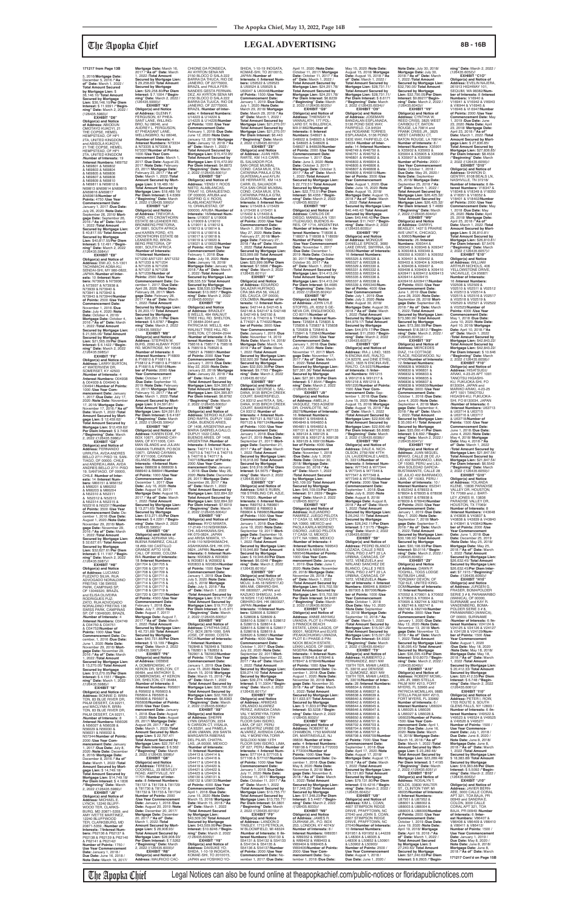# LEGAL ADVERTISING

**171217 from Page 13B**

5, 2016/**Mortgage Date:** December 5, 2016 /**"As of" Date:** March 1, 2022 / **Total Amount Secured by Mortgage Lien:** $ 38,146.10/ **Total Amount Secured by Mortgage Lien:** $38,146.10/**Per Diem Interest:** $ 11.9381 /**"Beginning" Date:** March 2, 2022 / (126435.5983)//

**EXHIBIT "D8"**

**Obligor(s) and Notice of Address:** ABIODUN OMOTAYO KUKOYI, 21 THE COPSE, HEMEL HEMPSTEAD, OF HP1 2TA, UNITED KINGDOM and REBECCA KUKOYI, 21 THE COPSE, HEMEL HEMPSTEAD, OF HP1 2TA, UNITED KINGDOM /**Number of Interests:** 19 /**Interest Numbers:** N69752 & N69801 & N69802 & N69803 & N69804 & N69805 & N69806 & N69807 & N69808 & N69809 & N69810 & N69811 & N69812 & N69813 &N69814 &N69815 &N69816 &N69817 &N69818/**Number of Points:** 4750 /**Use Year Commencement Date:** January 1, 2017 /**Due Date:** July 26, 2020 /**Note Date:** September 26, 2016/ **Mortgage Date:** September 26, 2016 /**"As of" Date:** March 1, 2022 /**Total Amount Secured by Mortgage Lien:** $ 40,817.06/ **Total Amount Secured by Mortgage Lien:** $40,817.06/**Per Diem Interest:** $ 12.491 /**"Beginning" Date:** March 2, 2022 /(126435.5984)//

**EXHIBIT "E8"**

**Obligor(s) and Notice of Address:** EMI JO, 5-5-1301 TACHIMACHI AOBA-KU, SENDAI-SHI, MY 980-0822, JAPAN /**Number of Interests:** 10 /**Interest Numbers:** N73935 & N73936 & N73937 & N73938 & N73939 & N73940 & N73941 & N73942 & N73943 &N73944/**Number of Points:** 2500 /**Use Year Commencement Date:** November 1, 2016 /**Due Date:** July 4, 2020 /**Note Date:** October 4, 2016/ **Mortgage Date:** October 4, 2016 /**"As of" Date:** March 1, 2022 /**Total Amount Secured by Mortgage Lien:** $ 21,565.09/ **Total Amount Secured by Mortgage Lien:** $21,565.09/**Per Diem Interest:** $ 6.1422 /**"Beginning" Date:** March 2, 2022 /(126435.5985)//

**EXHIBIT "F8"**

**Obligor(s) and Notice of Address:** LARRY BURTON, 47 WATERVIEW DR, SOMERSET, KY 42503 /**Number of Interests:** 4 /**Interest Numbers:** O04938 & O04939 & O04940 & O04941 /**Number of Points:** 1000 /**Use Year Commencement Date:** January 1, 2017 /**Due Date:** July 17, 2020 /**Note Date:** November 17, 2016/ **Mortgage Date:** November 17, 2016 /**"As of" Date:** March 1, 2022 /**Total Amount Secured by Mortgage Lien:** $ 12,459.62/ **Total Amount Secured by Mortgage Lien:** $12,459.62/ **Per Diem Interest:** $ 3.7496 /**"Beginning" Date:** March 2, 2022 /(126435.5986)//

**EXHIBIT "G8"**

**Obligor(s) and Notice of Address:** FERNANDO URRUTIA, AVDA ANDRES BELLO 2711 PISO 19, SANTIAGO, OF 00000, CHILE and MARCELA MALAVOA ANDRES BELLO 2711 PISO 19, SANTIAGO, OF 00000, CHILE /**Number of Interests:** 16 /**Interest Numbers:** M66151 & M66152 & M66201 & M66202 & M66203 & M66204 & N52310 & N52311 & N52312 & N52313 & N52314 & N52315 & N52316 & N52317 /**Number of Points:** 3500 /**Use Year Commencement Date:** December 1, 2016 /**Due Date:** August 1, 2020 /**Note Date:** November 29, 2016/ **Mortgage Date:** November 29, 2016 /**"As of" Date:** March 1, 2022 /**Total Amount Secured by Mortgage Lien:** $ 32,627.61/ **Total Amount Secured by Mortgage Lien:** $32,627.61/**Per Diem Interest:** $ 11.1187 /**"Beginning" Date:** March 2, 2022 /(126435.5987)//

**EXHIBIT "H8"**

**Obligor(s) and Notice of Address:** LUCIANO FUZZARI SILVA, RUA ADVOGADO NORALDINO FREITAS 108 SWISS PARK, CAMPINAS SP, OF 13049320, BRAZIL and ELISA OLIVEIRA RODRIGUES FUZZARI SILVA, RUA ADVOGADO NORALDINO FREITAS 108 SWISS PARK, CAMPINAS SP, OF 13049320, BRAZIL /**Number of Interests:** 4 /**Interest Numbers:** O34749 & O34750 & O34751 & O34752/**Number of Points:** 1000 /**Use Year Commencement Date:** December, 1 2016 /**Due Date:** June 1, 2020 /**Note Date:** November 29, 2016/ **Mortgage Date:** November 29, 2016 /**"As of" Date:** March 1, 2022 /**Total Amount Secured by Mortgage Lien:** $ 13,270.05/ **Total Amount Secured by Mortgage Lien:** $13,270.05/**Per Diem Interest:** $ 4.1551 /**"Beginning" Date:** March 2, 2022 /(126435.5988)//

**EXHIBIT "I8"**

**Obligor(s) and Notice of Address:** BONNIE D. BRINTON, 83 BLUE RIVER DR, PALM DESERT, CA 92211, and MACLYNN R. BRINTON, 83 BLUE RIVER DR, PALM DESERT, CA 92211, /**Number of Interests:** 8 /**Interest Numbers:** N56026 & N56027 & N56028 & N56029 & N56030 & N56031 & N56032 & N57344/**Number of Points:** 2000 /**Use Year Commencement Date:** January 1, 2017 /**Due Date:** July 8, 2020 /**Note Date:** December 8, 2016/ **Mortgage Date:** December 8, 2016 /**"As of" Date:** March 1, 2022 /**Total Amount Secured by Mortgage Lien:** $ 14,749.18/ **Total Amount Secured by Mortgage Lien:** $14,749.18/ **Per Diem Interest:** $ 4.1838 /**"Beginning" Date:** March 2, 2022 /(126435.5989)//

**EXHIBIT "J8"**

**Obligor(s) and Notice of Address:** MICHAEL E. LYNCH, 12240 BLUFF-WOOD TER, CLARKSBURG, MD 20871-5359, and AMY YVETTE MARTINEZ, 12240 BLUFFWOOD TER, CLARKSBURG, MD 20871-5359, /**Number of Interests:** 7 /**Interest Numbers:** P52136 & P52137 & P52138 & P52139 & P52140 & P52141 & P52142 /**Number of Points:** 1750 / **Use Year Commencement Date:** January 1, 2018 / **Due Date:** June 16, 2018 / **Note Date:** March 16, 2017/ **Mortgage Date:** March 16, 2017 /**"As of" Date:** March 1, 2022 /**Total Amount Secured by Mortgage Lien:** $ 29,258.80/**Total Amount Secured by Mortgage Lien:** $29,258.80/**Per Diem Interest:** $ 7.1004 /**"Beginning" Date:** March 2, 2022 /(126435.5990)//

**EXHIBIT "K8"**

**Obligor(s) and Notice of Address:** GLENN F. FERGUSON, 67 PHEASANT LANE, WILLINGBRO, NJ 08046, and AUDREY L. FERGUSON, 67 PHEASANT LANE, WILLINGBRO, NJ 08046, /**Number of Interests:** 4 /**Interest Numbers:** N73334 & N73335 & N73336 & N73337/**Number of Points:** 1000 /**Use Year Commencement Date:** March 1, 2017 /**Due Date:** August 23, 2017 /**Note Date:** February 23, 2017/ **Mortgage Date:** February 23, 2017 /**"As of" Date:** March 1, 2022 /**Total Amount Secured by Mortgage Lien:** $ 18,489.16/ **Total Amount Secured by Mortgage Lien:** $18,489.16/ **Per Diem Interest:** $ 4.6395 /**"Beginning" Date:** March 2, 2022 /(126435.5992)//

**EXHIBIT "L8"**

**Obligor(s) and Notice of Address:** TREVOR A. FORD, 475 CROWTHORN ESTATE 68 LEANDER RD, BRONBERG PRETORIA, OF 0081, SOUTH AFRICA and KAREN FORD, 475 CROWTHORN ESTATE 68 LEANDER RD, BRONBERG PRETORIA, OF 0081, SOUTH AFRICA /**Number of Interests:** 10/**Interest Numbers:** N71230 &N71231 &N71232 & N71233 & N71234 & N71235 & N71236 & N71237 & N71238 & N71239/**Number of Points:** 2500 /**Use Year Commencement Date:** December 1, 2017 /**Due Date:** April 28, 2020 /**Note Date:** February 28, 2017/ **Mortgage Date:** February 28, 2017 /**"As of" Date:** March 1, 2022 /**Total Amount Secured by Mortgage Lien:** $ 20,203.11/ **Total Amount Secured by Mortgage Lien:** $20,203.11/**Per Diem Interest:** $ 5.6787 /**"Beginning" Date:** March 2, 2022 /(126435.5993)//

**EXHIBIT "M8"**

**Obligor(s) and Notice of Address:** STEPHEN W. BUHS, 2280 ALBANY POST RD, MONTROSE, NY 10548 /**Number of Interests:** 8 /**Interest Numbers:** P16809 & P16810 & P16811 & P16812 & P16813 & P16814 & P16815 & P16816/**Number of Points:** 2000 /**Use Year Commencement Date:** January 1, 2017 /**Due Date:** September 10, 2019 /**Note Date:** February 10, 2017/ **Mortgage Date:** February 10, 2017 /**"As of" Date:** March 1, 2022 /**Total Amount Secured by Mortgage Lien:** $ 24,591.81/ **Total Amount Secured by Mortgage Lien:** $24,591.81/ **Per Diem Interest:** $ 6.4187 /**"Beginning" Date:** March 2, 2022 /(126435.5994)//

**EXHIBIT "N8"**

**Obligor(s) and Notice of Address:** KAREN EDIE, PO BOX 10971, GRAND CAYMAN, OF KY11005, CAYMAN ISLANDS and JULIAN DAMIAN TURNER, PO BOX 10971, GRAND CAYMAN, OF KY11005, CAYMAN ISLANDS /**Number of Interests:** 4/**Interest Numbers:** B88938 & B88939 & B88940 & B88941/**Number of Points:** 1000 /**Use Year Commencement Date:** December 1, 2017 /**Due Date:** July 16, 2020 /**Note Date:** August 16, 2017/ **Mortgage Date:** August 16, 2017 /**"As of" Date:** March 1, 2022 /**Total Amount Secured by Mortgage Lien:** $ 13,271.65/ **Total Amount Secured by Mortgage Lien:** $13,271.65/**Per Diem Interest:** $ 4.2291 /**"Beginning" Date:** March 2, 2022 /(126435.5995)//

**EXHIBIT "O8"**

**Obligor(s) and Notice of Address:** ADRIANA VALBUENA RAMIREZ, CALLE 18 #69-100 CASTILLO GRANDE APTO 101B, CALI, OF 00000, COLOMBIA /**Number of Interests:** 18 /**Interest Numbers:** Q91704 & Q91705 & Q91706 & Q91707 & Q91708 & Q91709 & Q91710 & Q91711 & Q91712 & Q91713 & Q91714 & Q91715 & Q91716 & Q91717 & Q91718 & Q91719 & Q91720 & Q91721/**Number of Points:** 4500 /**Use Year Commencement Date:** January 1, 2018 /**Due Date:** July 7, 2020 /**Note Date:** August 7, 2017/ **Mortgage Date:** August 7, 2017 /**"As of" Date:** March 1, 2022 /**Total Amount Secured by Mortgage Lien:** $ 40,731.58/ **Total Amount Secured by Mortgage Lien:** $40,731.58/**Per Diem Interest:** $ 13.109 /**"Beginning" Date:** March 2, 2022 /(126435.5997)//

**EXHIBIT "P8"**

**Obligor(s) and Notice of Address:** DEBBIE A. DOMBROWSKI, 47 KERION DR, SHELTON, CT 06484, and ANTHONY S. DOMBROWSKI, 47 KERION DR, SHELTON, CT 06484, /**Number of Interests:** 8 /**Interest Numbers:** R95601 & R95602 & R95603 & R95604 & R95605 & R95606 & R95607 & R95608/**Number of Points:** 2000 /**Use Year Commencement Date:** January 1, 2018 /**Due Date:** August 29, 2017 /**Note Date:** August 29, 2017/ **Mortgage Date:** August 29, 2017 /**"As of" Date:** March 1, 2022 /**Total Amount Secured by Mortgage Lien:** $ 22,797.47/ **Total Amount Secured by Mortgage Lien:** $22,797.47/ **Per Diem Interest:** $ 6.562 /**"Beginning" Date:** March 2, 2022 /(126435.5998)//

**EXHIBIT "Q8"**

**Obligor(s) and Notice of Address:** TERESA J. COCKRELL, 23 BENTLEY ROAD, AMITYVILLE, NY 11701 /**Number of Interests:** 8 /**Interest Numbers:** T81727 & T81728 & T81729 & T81730 & T81731 & T81732 & T81733 & T81734/ **Number of Points:** 2000 /**Use Year Commencement Date:** January 1, 2018 /**Due Date:** August 20, 2019 /**Note Date:** December 20, 2017/ **Mortgage Date:** December 20, 2017 /**"As of" Date:** March 1, 2022 /**Total Amount Secured by Mortgage Lien:** $ 28,908.93/ **Total Amount Secured by Mortgage Lien:** $28,908.93/ **Per Diem Interest:** $ 7.5262 /**"Beginning" Date:** March 2, 2022 /(126435.6000)//

**EXHIBIT "R8"**

**Obligor(s) and Notice of Address:** MAURICIO CACHIONE DA FONSECA, AV AYRTON SENA NR 2150 BLOCO D SALA 222 BARRA DA TIJUCA, RIO DE JANEIRO, OF 22775900, BRAZIL and PAULA FERNANDES GESTA FERNANDEZ, AV AYRTON SENA NR 2150 BLOCO D SALA 222 BARRA DA TIJUCA, RIO DE JANEIRO, OF 22775900, BRAZIL /**Number of Interests:** 4 /**Interest Numbers:** U14223 & U14224 & U14225 & U14226/**Number of Points:** 1000 /**Use Year Commencement Date:** February 1, 2018 /**Due Date:** January 12, 2020 /**Note Date:** January 12, 2018/ **Mortgage Date:** January 12, 2018 /**"As of" Date:** March 1, 2022 /**Total Amount Secured by Mortgage Lien:** $ 15,472.95/ **Total Amount Secured by Mortgage Lien:** $15,472.95/ **Per Diem Interest:** $4.8871 /**"Beginning" Date:** March 2, 2022 /(126435.6001)//

**EXHIBIT "S8"**

**Obligor(s) and Notice of Address:** YENSI Y. ROCIS NIETO, ALABLANCASTRAAT 10, ORANJESTAD, OF 000000, ARUBA and SIGFRID C.Y. ROCIS ALABLANCASTRAAT 10, ORANJESTAD, OF 000000, ARUBA /**Number of Interests:** 8 /**Interest Numbers:** U19007 & U19008 & U19009 & U19010 & U19011 & U19012 & U19013 & U19014 & U19015 & U19016 & U19017 & U19018 & U19019 & U19020 & U19021 & U19022/**Number of Points:** 4000 /**Use Year Commencement Date:** February 1, 2018 /**Due Date:** July 18, 2020 /**Note Date:** January 18, 2018/ **Mortgage Date:** January 18, 2018 /**"As of" Date:** March 1, 2022 /**Total Amount Secured by Mortgage Lien:** $38,535.53/ **Total Amount Secured by Mortgage Lien:** $38,535.53/**Per Diem Interest:** $13.0957 /**"Beginning" Date:** March 2, 2022 /(126435.6002)//

**EXHIBIT "T8"**

**Obligor(s) and Notice of Address:** BRADLEY S WELLS, 484 WALNUT TREE HILL RD, SHELTON, CT 06484-2044 and PATRICIA M. WELLS, 484 WALNUT TREE HILL RD, SHELTON, CT 06484-2044 /**Number of Interests:** 8 /**Interest Numbers:** 758818 & 758819 & 758817 & 758820 & 758821 & 768601 & 768602 & 768603/**Number of Points:** 2000 /**Use Year Commencement Date:** January 1, 2019 /**Due Date:** May 22, 2020 /**Note Date:** January 22, 2018/ **Mortgage Date:** January 22, 2018 /**"As of" Date:** March 1, 2022 /**Total Amount Secured by Mortgage Lien:** $24,395.87/ **Total Amount Secured by Mortgage Lien:** $24,395.87/ **Per Diem Interest:** $6.8792 /**"Beginning" Date:** March 2, 2022 /(126435.6003)//

**EXHIBIT "U8"**

**Obligor(s) and Notice of Address:** JORGE ALEJANDRO RAFFA, DUPUY 1022 CABA, BUENOS AIRES, OF 1408, ARGENTINA and MARIA GABRIELA GALLO, DUPUY 1022 CABA, BUENOS AIRES, OF 1408, ARGENTINA /**Number of Interests:** 8 /**Interest Numbers:** T40711 & T40712 & T40713 & T40714 & T40715 & T40716 & T40717 & T40718/**Number of Points:** 2000 /**Use Year Commencement Date:** January 1, 2019 /**Due Date:** May 26, 2020 /**Note Date:** December 26, 2017/ **Mortgage Date:** December 26, 2017 /**"As of" Date:** March 1, 2022 /**Total Amount Secured by Mortgage Lien:** $22,894.32/ **Total Amount Secured by Mortgage Lien:** $22,894.32/ **Per Diem Interest:** $7.6018 /**"Beginning" Date:** March 2, 2022 /(126435.6004)//

**EXHIBIT "V8"**

**Obligor(s) and Notice of Address:** RYO IWATA, 17-2148-110 NISHIKIMACHI, ASAHIKAWA-SHI, HK 070-0824, JAPAN and ARISA IWATA, 17-2148-110 NISHIKIMACHI, ASAHIKAWA-SHI, HK 070-0824, JAPAN /**Number of Interests:** 4 /**Interest Numbers:** W20830 & W20830 & W20831 & W20832 & W20833 & W20834/**Number of Points:** 1000 /**Use Year Commencement Date:** July 5, 2020 /**Note Date:** July 5, 2018/ **Mortgage Date:** July 5, 2018 /**"As of" Date:** March 1, 2022 /**Total Amount Secured by Mortgage Lien:** $ 19,717.26/ **Total Amount Secured by Mortgage Lien:** $19,717.26/ **Per Diem Interest:** $ +5.971 /**"Beginning" Date:** March 2, 2022 /(126435.6005)//

**EXHIBIT "W8"**

**Obligor(s) and Notice of Address:** JOSE GAMEZ, P.O. BOX 876-1000, SAN JOSE, OF 00000, COSTA RICA/**Number of Interests:** 7 /**Interest Numbers:** T82848 & T82849 & T82850 & T82851 & T82852 & T82901 & T82902/**Number of Points:** 1750 /**Use Year Commencement Date:** January 1, 2019 /**Due Date:** June 15, 2020 /**Note Date:** March 15, 2018 /**"As of" Date:** March 1, 2022 /**Total Amount Secured by Mortgage Lien:** $22,706.30/ **Total Amount Secured by Mortgage Lien:** $22,706.30/ **Per Diem Interest:** $6.8363 /**"Beginning" Date:** March 2, 2022 /(126435.6008)//

**EXHIBIT "X8"**

**Obligor(s) and Notice of Address:** SHERRI LYNN VANDERWALL, 26 N CARSON CT VISALIA, CA 93291, and PAMELA JEAN UNANN, 209 SANTA MARGARITA RIBERAS DEL PILAR, CHAPALA, JA 00000, MEXICO /**Number of Interests:** 14 /**Interest Numbers:** U54413 & U54414 & U54415 & U54416 & U54417 & U54418 & U54419 & U54420 & U54421 & U54422 & U54423 & U54424 & U56120 & U56121 & U56122 & U56123/**Number of Points:** 4000 /**Use Year Commencement Date:** April 1, 2018 /**Due Date:** June 15, 2020 /**Note Date:** March 15, 2018/ **Mortgage Date:** March 15, 2018 /**"As of" Date:** March 1, 2022 /**Total Amount Secured by Mortgage Lien:** $43,509.06/**Per Diem Interest:** $10.8246 /**"Beginning" Date:** March 2, 2022 /(126435.6009)//

**EXHIBIT "Y8"**

**Obligor(s) and Notice of Address:** YUKIKO SHIDA, 1-10-19 INOGATA, KOMAE-SHI, TO 2010015, JAPAN and YOSHIKO YOSHIDA, 1-10-19 INOGATA, KOMAE-SHI, TO 2010015, JAPAN /**Number of Interests:** 6 /**Interest Numbers:** U55523 & U55523 & U55524 & U55525 & U55947 & U55948/**Number of Points:** 1500 /**Use Year Commencement Date:** June 1, 2020 /**Due Date:** July 1, 2020 /**Note Date:** March 29, 2018/ **Mortgage Date:** March 29, 2018 /**"As of" Date:** March 1, 2022 /**Total Amount Secured by Mortgage Lien:** $21,270.07/ **Total Amount Secured by Mortgage Lien:** $21,270.07/ **Per Diem Interest:** $6.2295 /**"Beginning" Date:** March 2, 2022 /(126435.6010)//

**EXHIBIT "Z8"**

**Obligor(s) and Notice of Address:** JUAN HERNANDEZ, KM 14.5 CARR. EL SALVADOR FCA SAN CIRGE MUXBAL CONDOMINIO STA. CATARINA PINULA GTM, GUATEMALA and RUTH DE HERNANDEZ, KM 14.5 CARR. EL SALVADOR FCA SAN CIRGE MUXBAL CONDOMINIO STA. CATARINA PINULA GTM, GUATEMALA /**Number of Interests:** 8 /**Interest Numbers:** U15428 & U15429 & U15430 & U15431 & U15432 & U15433 & U15434 & U15435/**Number of Points:** 2000 /**Use Year Commencement Date:** April 1, 2018 /**Due Date:** May 27, 2020 /**Note Date:** February 27, 2018/ **Mortgage Date:** February 27, 2018 /**"As of" Date:** March 1, 2022 /**Total Amount Secured by Mortgage Lien:** $23,857.91/ **Total Amount Secured by Mortgage Lien:** $23,857.91/**Per Diem Interest:** $7.5896 /**"Beginning" Date:** March 2, 2022 /(126435.6011)//

**EXHIBIT "A9"**

**Obligor(s) and Notice of Address:** EDUARDO ANDRES GOMEZ, CRA 38A #5A 56, VALLE DEL CAUCA, OF 00000, COLOMBIA /**Number of Interests:** 12 /**Interest Numbers:** S42144 & S42145 & S42146 & S42147 & S42148 & S42149 & S42150 & S42151 & T14018 & T14020 & T14021 & T14022/**Number of Points:** 3000 /**Use Year Commencement Date:** January 1, 2019 /**Due Date:** November 14, 2019 /**Note Date:** March 14, 2018/ **Mortgage Date:** March 14, 2018 /**"As of" Date:** March 1, 2022 /**Total Amount Secured by Mortgage Lien:** $32,920.26/ **Total Amount Secured by Mortgage Lien:** $32,920.26/**Per Diem Interest:** $9.7747 /**"Beginning" Date:** March 2, 2022 /(126435.6012)//

**EXHIBIT "B9"**

**Obligor(s) and Notice of Address:** GEORGE L. SALDANA, 8105 BIRCH CREEK COURT, BAKERSFIELD, CA 93312 and RITA A. SALDANA, 8105 BIRCH CREEK COURT, BAKERSFIELD, CA 93312 /**Number of Interests:** 4 /**Interest Numbers:** R07121 & R07122 & R07123 & R07124/**Number of Points:** 1000 /**Use Year Commencement Date:** January 1, 2019 /**Due Date:** April 21, 2019 /**Note Date:** September 21, 2017/ **Mortgage Date:** September 21, 2017 /**"As of" Date:** March 1, 2022 /**Total Amount Secured by Mortgage Lien:** $16,918.80/ **Total Amount Secured by Mortgage Lien:** $16,918.80/**Per Diem Interest:** $4.5079 /**"Beginning" Date:** March 2, 2022 /(126435.6014)//

**EXHIBIT "C9"**

**Obligor(s) and Notice of Address:** SAM S. RUBIN, 768 STIRRLING CIR, AZLE, TX 76020, /**Number of Interests:** 6 /**Interest Numbers:** R88752 & R88801 & R88802 & R88803 & R88804 & R88805/**Number of Points:** 1500 /**Use Year Commencement Date:** January 1, 2018 /**Due Date:** June 19, 2020 /**Note Date:** September 19, 2017/ **Mortgage Date:** September 19, 2017 /**"As of" Date:** March 1, 2022 /**Total Amount Secured by Mortgage Lien:** $19,946.20/ **Total Amount Secured by Mortgage Lien:** $19,946.20/**Per Diem Interest:** $6.0248 /**"Beginning" Date:** March 2, 2022 /(126435.6015)//

**EXHIBIT "D9"**

**Obligor(s) and Notice of Address:** TADAKAZU SHIMOJU, 3-45-16 NISHIYUKI-NI, AMI, OBIHIRO-SHI, HK 0800027, JAPAN and KAZUKO SHIMOJU, 3-45-16 NISHIYUKI-NI AMI, OBIHIRO-SHI, HK 0800027, JAPAN /**Number of Interests:** 16 /**Interest Numbers:** S28606 & S28607 & S28608 & S28609 & S28610 & S28611 & S28612 & S28613 & S28614 & S28615 & S28616 & S28617 & S28618 & S28619 & S28620 & S28621/**Number of Points:** 4000 /**Use Year Commencement Date:** October 1, 2017 /**Due Date:** July 22, 2020 /**Note Date:** September 22, 2017/ **Mortgage Date:** September 22, 2017 /**"As of" Date:** March 1, 2022 /**Total Amount Secured by Mortgage Lien:** $39,274.16/ **Total Amount Secured by Mortgage Lien:** $39,274.16/**Per Diem Interest:** $11.3524 /**"Beginning" Date:** March 2, 2022 /(126435.6017)//

**EXHIBIT "E9"**

**Obligor(s) and Notice of Address:** ARMANDO ORLANDO ALVAREZ PEREZ, AVENIDA CANAVAL Y MOREYRA TORRE 1 CONDOMINIO 10TH FLOOR SAN ISIDRO, LIMA, OF 027, PERU and BEATRIZ JANSSE DE ALVAREZ, AVENIDA CANAVAL Y MOREYRA TORRE 1 CONDOMINIO 10TH FLOOR SAN ISIDRO, LIMA, OF 027, PERU /**Number of Interests:** 8 /**Interest Numbers:** S77103 & S77104 & S77105 & S77106 & S77107/**Number of Points:** 1250 /**Use Year Commencement Date:** January 1, 2018 /**Due Date:** July 11, 2020 /**Note Date:** October 11, 2017/ **Mortgage Date:** October 11, 2017 /**"As of" Date:** March 1, 2022 /**Total Amount Secured by Mortgage Lien:** $13,775.77/ **Total Amount Secured by Mortgage Lien:** $13,775.77/ **Per Diem Interest:** $4.3601 /**"Beginning" Date:** March 2, 2022 /(126435.6018)//

**EXHIBIT "F9"**

**Obligor(s) and Notice of Address:** LINCOLN D. TINSLEY, 1713 PETIOLA, WBLOOMFIELD, MI 48324 /**Number of Interests:** 8 /**Interest Numbers:** S54130 & S54131 & S54132 & S54133 & S54134 & S54135 & S54136 & S54137/**Number of Points:** 2000 /**Use Year Commencement Date:** January 1, 2018 /**Due Date:** April 10, 2020 /**Note Date:** October 10, 2017/ **Mortgage Date:** October 10, 2017 /**"As of" Date:** March 1, 2022 /**Total Amount Secured by Mortgage Lien:** $24,251.76/ **Total Amount Secured by Mortgage Lien:** $24,251.76/ **Per Diem Interest:** $6.8239 /**"Beginning" Date:** March 2, 2022 /(126435.6020)//

**EXHIBIT "G9"**

**Obligor(s) and Notice of Address:** THEMBA V. VANNALAH, 177 POLLARD ST, N BILLERICA, MA 01862 /**Number of Interests:** 8 /**Interest Numbers:** S48922 & S48923 & S48924 & S48925 & S48926 & S48927 & S48928 /**Number of Points:** 2000 /**Use Year Commencement Date:** November 1, 2017 /**Due Date:** June 3, 2020 /**Note Date:** October 3, 2017/ **Mortgage Date:** October 3, 2017 /**"As of" Date:** March 1, 2022 /**Total Amount Secured by Mortgage Lien:** $ 22,772.51/ **Total Amount Secured by Mortgage Lien:** $22,772.51/**Per Diem Interest:** $6.6551 /**"Beginning" Date:** March 2, 2022 /(126435.6021)//

**EXHIBIT "H9"**

**Obligor(s) and Notice of Address:** CARLOS DE DIEGO, MANSILLA N 1351 ITUZAINGO, BUENOS AIRES, OF 1714, ARGENTINA /**Number of Interests:** 4 /**Interest Numbers:** T18936 & T18937 & T18938 & T18939 /**Number of Points:** 1000 /**Use Year Commencement Date:** December 1, 2017 /**Due Date:** December 20, 2019 /**Note Date:** November 20, 2017/ **Mortgage Date:** November 20, 2017 /**"As of" Date:** March 1, 2022 /**Total Amount Secured by Mortgage Lien:** $14,413.24/ **Total Amount Secured by Mortgage Lien:** $ 14,413.24/ **Per Diem Interest:** $4.4285 /**"Beginning" Date:** March 2, 2022 /(126435.6022)//

**EXHIBIT "I9"**

**Obligor(s) and Notice of Address:** JOHN LYLE STOFFEL JR, 6352 S GENEVA CIR, ENGLEWOOD, CO 80111 /**Number of Interests:** 6 /**Interest Numbers:** T25837 & T25838 & T25839 & T25840 & T25841 & T25842/**Number of Points:** 2250 /**Use Year Commencement Date:** January 1, 2018 /**Due Date:** June 17, 2020 /**Note Date:** November 17, 2017/ **Mortgage Date:** November 17, 2017 /**"As of" Date:** March 1, 2022 /**Total Amount Secured by Mortgage Lien:** $27,361.30/ **Total Amount Secured by Mortgage Lien:** $27,361.30/**Per Diem Interest:** $ 7.4994 /**"Beginning" Date:** March 2, 2022 /(126435.6023)//

**EXHIBIT "J9"**

**Obligor(s) and Notice of Address:** AMELIA J. VASQUEZ, 1503 ANDREW DR, CHARLOTTE, NC 28216 /**Number of Interests:** 4 /**Interest Numbers:** W64847 & W64848 & W64849 & W64850 & W64851 & W64852 & X67131 & X67132 & X67133 & X69124 & X69125 & X69126 & X69127 & X69128 & X69129/**Number of Points:** 4000 /**Use Year Commencement Date:** November 1, 2018 /**Due Date:** July 1, 2020 /**Note Date:** October 30, 2018/ **Mortgage Date:** October 30, 2018 /**"As of" Date:** March 1, 2022 /**Total Amount Secured by Mortgage Lien:** $ 45,106.03/ **Total Amount Secured by Mortgage Lien:** $45,106.03/**Per Diem Interest:** $11.2839 /**"Beginning" Date:** March 2, 2022 /(126435.6027)//

**EXHIBIT "K9"**

**Obligor(s) and Notice of Address:** ALEJANDRO RAMIREZ, JUEGO PELOTA 17 CASA 12, MEXICO CITY, NA 10660, MEXICO and PAOLA KARLA MORENO ODRIAZ, JUEGO PELOTA 17 CASA 12, MEXICO CITY, NA 10660, MEXICO /**Number of Interests:** 8 /**Interest Numbers:** N69543 & N69544 & N69545 & N69546/**Number of Points:** 1000 /**Use Year Commencement Date:** January 1, 2019 /**Due Date:** June 1, 2020 /**Note Date:** November 29, 2018/ **Mortgage Date:** November 29, 2018 /**"As of" Date:** March 1, 2022 /**Total Amount Secured by Mortgage Lien:** $15,752.59/ **Total Amount Secured by Mortgage Lien:** $15,752.59/ **Per Diem Interest:** $4.9481 /**"Beginning" Date:** March 2, 2022 /(126435.6030)//

**EXHIBIT "L9"**

**Obligor(s) and Notice of Address:** ANNE ANYANWU UWADIA, PLOT E1-PHASE-3 PINNOCK BEACH ESTATE, LEKKI LAGOS, OF 00001, NIGERIA and ELVIS IFEAKACHUKWU UWADIA, PLOT E1-PHASE-3 PINNOCK BEACH ESTATE, LEKKI LAGOS, OF 00001, NIGERIA /**Number of Interests:** 4 /**Interest Numbers:** AT9649 & AT9646 & AT9647 & AT9648/**Number of Points:** 1000 /**Use Year Commencement Date:** December 1, 2018 /**Due Date:** August 1, 2020 /**Note Date:** November 30, 2018/ **Mortgage Date:** November 30, 2018 /**"As of" Date:** March 1, 2022 /**Total Amount Secured by Mortgage Lien:** $17,348.23/ **Total Amount Secured by Mortgage Lien:** $17,348.23/**Per Diem Interest:** $ 5.2911 /**"Beginning" Date:** March 2, 2022 /(126435.6031)//

**EXHIBIT "M9"**

**Obligor(s) and Notice of Address:** ROBERT M. CHAMBON, 1753 BARHAM DR, MARTINSVILLE, IN 46151 /**Number of Interests:** 6 /**Interest Numbers:** F81138 & F72002 & F72003 & F72004/**Number of Points:** 1000 /**Use Year Commencement Date:** December 1, 2018 /**Due Date:** May 8, 2020 /**Note Date:** November 8, 2018/ **Mortgage Date:** November 8, 2018 /**"As of" Date:** March 1, 2022 /**Total Amount Secured by Mortgage Lien:** $17,348.23/ **Total Amount Secured by Mortgage Lien:** $17,348.23/**Per Diem Interest:** $ 5.4467 /**"Beginning" Date:** March 2, 2022 /(126435.6032)//

**EXHIBIT "N9"**

**Obligor(s) and Notice of Address:** JAMES R. CONNELL, JR, P.O. BOX 253, LONDON, KY 40743 /**Number of Interests:** 4 /**Interest Numbers:** W80500 & W80501 & W80402 & W80403 & W80404 & W80405 & W80406 & W80407/**Number of Points:** 2000 /**Use Year Commencement Date:** September 1, 2018 /**Due Date:** June 1, 2020 / **Note Date:** May 15, 2020 /**Note Date:** August 15, 2018 /**Mortgage Date:** August 15, 2018 /**"As of" Date:** March 1, 2022 / **Total Amount Secured by Mortgage Lien:** $28,731.11/ **Total Amount Secured by Mortgage Lien:** $28,731.11/ **Per Diem Interest:** $ 8.6171 /**"Beginning" Date:** March 2, 2022 /(126435.6034)//

**EXHIBIT "O9"**

**Obligor(s) and Notice of Address:** JOSEMARI BANDALAN ESPELANA, 5136 POND SIDE WAY, FAIRFIELD, CA 94534 and ROSANNE TORRES ESPELANDA, 5136 POND SIDE WAY, FAIRFIELD, CA 94534 /**Number of Interests:** 14 /**Interest Numbers:** W46749 & W46750 & W46751 & W46752 & W46801 & W46802 & W46803 & W46804 & W46805 & W46806 & W46807 & W46808 & W46809 & W46810/**Number of Points:** 3500 /**Use Year Commencement Date:** August 1, 2020 /**Due Date:** June 15, 2020 /**Note Date:** August 15, 2018/ **Mortgage Date:** August 15, 2018 /**"As of" Date:** March 1, 2022 /**Total Amount Secured by Mortgage Lien:** $40,446.42/**Per Diem Interest:** $11.7437 /**"Beginning" Date:** March 2, 2022 /(126435.6035)//

**EXHIBIT "P9"**

**Obligor(s) and Notice of Address:** MONIQUE DANIELLE SPENCE, 3680 LAKE DRIVE, SMYRNA, GA 30082/**Number of Interests:** 12 /**Interest Numbers:** W65325 & W65326 & W65327 & W65328 & W65329 & W65330 & W65331 & W65332 & W65333 & W65334 & W65335 & W65336 & W65337 & W65338 & W65339 & W65340 /**Number of Points:** 4000 /**Use Year Commencement Date:** July 1, 2019 /**Due Date:** July 3, 2020 /**Note Date:** August 30, 2018/ **Mortgage Date:** August 30, 2018 /**"As of" Date:** March 1, 2022 /**Total Amount Secured by Mortgage Lien:** $44,979.17/ **Total Amount Secured by Mortgage Lien:** $44,979.17/**Per Diem Interest:** $11.2593 /**"Beginning" Date:** March 2, 2022 /(126435.6037)//

**EXHIBIT "Q9"**

**Obligor(s) and Notice of Address:** IRA J. LINO, 1835 N ENCINA AVE, RIALTO, CA 92376, and DINE ETHEL LINO, 1835 N ENCINA AVE, RIALTO, CA 92376/**Number of Interests:** 6 /**Interest Numbers:** W91215 & W91216 & W91217 & W91218 & W91219 & W91220/**Number of Points:** 1500 /**Use Year Commencement Date:** September 1, 2018 /**Due Date:** June 15, 2020 /**Note Date:** August 15, 2018/ **Mortgage Date:** August 15, 2018 /**"As of" Date:** March 1, 2022 /**Total Amount Secured by Mortgage Lien:** $22,608.48/ **Total Amount Secured by Mortgage Lien:** $22,608.48/ **Per Diem Interest:** $6.8085 /**"Beginning" Date:** March 2, 2022 /(126435.6038)//

**EXHIBIT "R9"**

**Obligor(s) and Notice of Address:** DALE A. NICHOLSON, 2759 NW 47TH LN, LAUDERDALE LAKES, FL 33313/**Number of Interests:** 8 /**Interest Numbers:** W77343 & W77344 & W77345 & W77346 & W77347 & W77348 & W77349 & W77350/**Number of Points:** 2000 /**Use Year Commencement Date:** September 1, 2018 /**Due Date:** July 8, 2020 /**Note Date:** August 8, 2018/ **Mortgage Date:** August 8, 2018 /**"As of" Date:** March 1, 2022 /**Total Amount Secured by Mortgage Lien:** $ 26,242.11/ **Total Amount Secured by Mortgage Lien:** $26,242.11/**Per Diem Interest:** $ 7.5175 /**"Beginning" Date:** March 2, 2022 /(126435.6039)//

**EXHIBIT "S9"**

**Obligor(s) and Notice of Address:** PEDRO BLANCO LOZADA, CALLE 3 RES FINAL PISO 2 APT 22 LA URBINA, CARACAS, OF 1072, VENEZUELA and NIRLAND SANCHEZ DE BLANCO, CALLE 3 RES FINAL PISO 2 APT 22 LA URBINA, CARACAS, OF 1072, VENEZUELA /**Number of Interests:** 4 /**Interest Numbers:** B96946 & B96947 & B97005 & B97006/**Number of Points:** 1000 /**Use Year Commencement Date:** October 1, 2018 /**Due Date:** May 10, 2020 /**Note Date:** September 10, 2018/ **Mortgage Date:** September 10, 2018 /**"As of" Date:** March 1, 2022 /**Total Amount Secured by Mortgage Lien:** $15,021.29/ **Total Amount Secured by Mortgage Lien:** $15,021.29/ **Per Diem Interest:** $4.9322 /**"Beginning" Date:** March 2, 2022 /(126435.6040)//

**EXHIBIT "T9"**

**Obligor(s) and Notice of Address:** ROBERTO J. FERNANDEZ, 8021 NW 159TH TER, MIAMI LAKES, FL 33016 and DENISSE S. QUINONEZ, 8021 NW 159TH TER, MIAMI LAKES, FL 33016/**Number of Interests:** 16 /**Interest Numbers:** W68624 & W68625 & W68626 & W68627 & W68628 & W68629 & W68630 & W68631 & W68632 & W68633 & W68634 & W68635 & W68636 & W68637 & W68638 & W68639 & W68640 & W68641/**Number of Points:** 4500 /**Use Year Commencement Date:** September 1, 2018 /**Due Date:** July 13, 2020 /**Note Date:** August 13, 2018/ **Mortgage Date:** August 17, 2018 /**"As of" Date:** March 1, 2022 /**Total Amount Secured by Mortgage Lien:** $79,131.80/ **Total Amount Secured by Mortgage Lien:** $79,131.80/**Per Diem Interest:** $18.4216 /**"Beginning" Date:** March 2, 2022 /(126435.6042)//

**EXHIBIT "U9"**

**Obligor(s) and Notice of Address:** KIM L. COAN, 4607 STIMPSON RIDGE DRIVE, PFAFFTOWN, NC 27040 and JOHN S. COAN, 4607 STIMPSON RIDGE DRIVE, PFAFFTOWN, NC 27040/**Number of Interests:** 10 /**Interest Numbers:** K91851 & K91852 & L48304 & L48305 & L48306 & L48306 & L50502 & L50901 & L50902 & L50903/ **Number of Points:** 2500 / **Use Year Commencement Date:** July 30, 2018/ **Mortgage Date:** July 30, 2018 /**"As of" Date:** March 1, 2022 /**Total Amount Secured by Mortgage Lien:** $32,790.05/ **Total Amount Secured by Mortgage Lien:** $32,790.05/**Per Diem Interest:** $8.8707 /**"Beginning" Date:** March 2, 2022 /(126435.6043)//

**EXHIBIT "V9"**

**Obligor(s) and Notice of Address:** CYNTHIA W. REED CRISS, 3825 WEST CARIBOU CT, BATON ROUGE, LA 70814 and FRANK CRISS JR., 3825 WEST CARIBOU CT, BATON ROUGE, LA 70814 /**Number of Interests:** 8 /**Interest Numbers:** X35901 & X35902 & X35903 & X35904 & X35905 & X35906 & X35907 & X35908/**Number of Points:** 2000 / **Use Year Commencement Date:** October 1, 2018 / **Due Date:** May 25, 2020 / **Note Date:** September 25, 2018/ **Mortgage Date:** September 25, 2018 /**"As of" Date:** March 1, 2022 /**Total Amount Secured by Mortgage Lien:** $26,425.32/ **Total Amount Secured by Mortgage Lien:** $26,425.32/**Per Diem Interest:** $ 7.4689 /**"Beginning" Date:** March 2, 2022 /(126435.6044)//

**EXHIBIT "W9"**

**Obligor(s) and Notice of Address:** DARRYL BEASLEY, 1437 S PRAIRIE AVE UNIT K, CHICAGO, IL 60605/**Number of Interests:** 26 /**Interest Numbers:** X09344 & X09345 & X09346 & X09347 & X09348 & X09349 & X09350 & X09351 & X09352 & X09401 & X09402 & X09403 & X09404 & X09405 & X09406 & X09407 & X09408 & X09409 & X09410 & X09411 & X09412 & X09413 &X09414 &X09415 &X09416 &X09417/**Number of Points:** 6500 /**Use Year Commencement Date:** June 1, 2019 /**Due Date:** June 28, 2020 /**Note Date:** September 28, 2018/ **Mortgage Date:** September 28, 2018 /**"As of" Date:** March 1, 2022 /**Total Amount Secured by Mortgage Lien:** $73,380.99/ **Total Amount Secured by Mortgage Lien:** $73,380.99/**Per Diem Interest:** $18.3812 /**"Beginning" Date:** March 2, 2022 /(126435.6045)//

**EXHIBIT "X9"**

**Obligor(s) and Notice of Address:** MERCEDES DIAZ, 114 COTTAGE PLACE, RIDGEWOOD, NJ 07450/**Number of Interests:** 12 /**Interest Numbers:** W96828 & W96829 & W96830 & W96831 & W96832 & W96833 & W96834 & W96835 & W96836 & W96837 & W96838 & W96839/**Number of Points:** 3000 /**Use Year Commencement Date:** October 1, 2018 /**Due Date:** June 4, 2020 /**Note Date:** September 4, 2018/ **Mortgage Date:** September 4, 2018 /**"As of" Date:** March 1, 2022 /**Total Amount Secured by Mortgage Lien:** $35,060.41/ **Total Amount Secured by Mortgage Lien:** $35,060.41/**Per Diem Interest:** $ 8.692 /**"Beginning" Date:** March 2, 2022 /(126435.6047)//

**EXHIBIT "Y9"**

**Obligor(s) and Notice of Address:** JUAN MIGUEL BRAVO, CALLE 28 DE JULIO 402 BARRANCO, LIMA, OF 15063, PERU and LILIANA SOLEDAD GARCIA BUSTAMANTE, CALLE 28 DE JULIO 402 BARRANCO, LIMA, OF 15063, PERU /**Number of Interests:** 10 /**Interest Numbers:** 652341 & 652342 & 678933 & 678934 & 678935 & 678936 & 678937 & 678938 & 678939 & 678940/**Number of Points:** 2500 /**Use Year Commencement Date:** January 1, 2019 /**Due Date:** May 7, 2020 /**Note Date:** September 7, 2018/ **Mortgage Date:** September 7, 2018 /**"As of" Date:** March 1, 2022 /**Total Amount Secured by Mortgage Lien:** $30,198.93/ **Total Amount Secured by Mortgage Lien:** $30,198.93/**Per Diem Interest:** $9.0116 /**"Beginning" Date:** March 2, 2022 /(126435.6048)//

**EXHIBIT "Z9"**

**Obligor(s) and Notice of Address:** DAWN P. TOGHILL, TOGS LODGE NUTBUSH LANE, TORDWAY DEVON, OF TQ2 6LE, UNITED KINGDOM/**Number of Interests:** 8 /**Interest Numbers:** X70552 & X70601 & X70602 & X70603 & X70604 & X70605 & X82744 & X82745 & X82746 & X82747 & X82748 & X82749/**Number of Points:** 3000 /**Use Year Commencement Date:** January 1, 2020 /**Due Date:** May 13, 2020 /**Note Date:** November 13, 2018/ **Mortgage Date:** November 13, 2018 /**"As of" Date:** March 1, 2022 /**Total Amount Secured by Mortgage Lien:** $ 36,095.43/ **Total Amount Secured by Mortgage Lien:** $36,095.43/**Per Diem Interest:** $10.9073 /**"Beginning" Date:** March 2, 2022 /(126435.6049)//

**EXHIBIT "A10"**

**Obligor(s) and Notice of Address:** ROBERT MOKLAN, JR, 9885 STELLA PALM WAY #213, FORT MYERS, FL 33966 and PATRICIA MCMILLAN, 9885 STELLA PALM WAY #213, FORT MYERS, FL 33966/ **Number of Interests:** 6 /**Interest Numbers:** U60024 & U60025 & U60026 & U60027 & U60028 & U60029/**Number of Points:** 1500 /**Use Year Commencement Date:** April 1, 2018 /**Due Date:** June 16, 2020 /**Note Date:** March 16, 2018/ **Mortgage Date:** March 16, 2018 /**"As of" Date:** March 1, 2022 /**Total Amount Secured by Mortgage Lien:** $23,289.48/ **Total Amount Secured by Mortgage Lien:** $23,289.48/ **Per Diem Interest:** $ 7.4195 /**"Beginning" Date:** March 2, 2022 /(126435.6051)//

**EXHIBIT "B10"**

**Obligor(s) and Notice of Address:** ROSALYN T. BOLDS, 33830 WALTER ST., CLINTON TWP, MI 48035/**Number of Interests:** 8 /**Interest Numbers:** U87951 & U87952 & U88001 & U88002 & U88003 & U88004 & U88005 & U88006/**Number of Points:** 2000 /**Use Year Commencement Date:** January 1, 2019 /**Due Date:** June 19, 2020 /**Note Date:** April 19, 2018/ **Mortgage Date:** April 19, 2018 /**"As of" Date:** March 1, 2022 /**Total Amount Secured by Mortgage Lien:** $27,240.63/ **Total Amount Secured by Mortgage Lien:** $27,240.63/**Per Diem Interest:** $ 8.2605 /**"Beginning" Date:** March 2, 2022 /(126435.6052)//

**EXHIBIT "C10"**

**Obligor(s) and Notice of Address:** EVELIN NAJERA, 261913 HIGHWAY 101, SEQUIM, WA 98382/**Number of Interests:** 6 /**Interest Numbers:** V18940 & V18941 & V18942 & V18943 & V18944 & V18945 & V18946 & V18947/**Number of Points:** 2000 /**Use Year Commencement Date:** May 1, 2019 /**Due Date:** June 23, 2020 /**Note Date:** April 23, 2018/ **Mortgage Date:** April 23, 2018 /**"As of" Date:** March 1, 2022 /**Total Amount Secured by Mortgage Lien:** $ 27,835.85/ **Total Amount Secured by Mortgage Lien:** $27,835.85/ **Per Diem Interest:** $8.4534 /**"Beginning" Date:** March 2, 2022 /(126435.6056)//

**EXHIBIT "D10"**

**Obligor(s) and Notice of Address:** SHARON D. GENTRY, 616 BEALS LN, NASHVILLE, TN 37218/ **Number of Interests:** 8 /**Interest Numbers:** V18347 & V18348 & V18349 & V18350 & V18351 & V18352 & V18401 & V18402/**Number of Points:** 2000 /**Use Year Commencement Date:** May 1, 2018 /**Due Date:** May 25, 2020 /**Note Date:** April 25, 2018/ **Mortgage Date:** April 25, 2018 /**"As of" Date:** March 1, 2022 /**Total Amount Secured by Mortgage Lien:** $ 26,810.81/ **Total Amount Secured by Mortgage Lien:** $26,810.81/**Per Diem Interest:** $7.9556 /**"Beginning" Date:** March 2, 2022 /(126435.6057)//

**EXHIBIT "E10"**

**Obligor(s) and Notice of Address:** ARTHUR NICHOLS, 406 YELLOWSTONE DRIVE, VACAVILLE, CA 95687/ **Number of Interests:** 16 /**Interest Numbers:** V02508 & V02509 & V02510 & V02511 & V02512 & V02513 & V02514 & V02515 & V02516 & V02517 & V02518 & V02519 & V02520 & V02521 & V02522 & V02523/**Number of Points:** 4000 /**Use Year Commencement Date:** May 1, 2018 /**Due Date:** June 10, 2020 /**Note Date:** April 10, 2018/ **Mortgage Date:** April 10, 2018 /**"As of" Date:** March 1, 2022 /**Total Amount Secured by Mortgage Lien:** $42,643.25/ **Total Amount Secured by Mortgage Lien:** $42,643.25/ **Per Diem Interest:** $ 10.646 /**"Beginning" Date:** March 2, 2022 /(126435.6058)//

**EXHIBIT "F10"**

**Obligor(s) and Notice of Address:** HIDATSUGU ARAKI, 4-23-25 APT 1001 TANOTSU HIGASHIKU, FUKUOKA-SHI, FO 8130034, JAPAN and MARIKO ARAKI, 4-23-25 APT 1001 TANOTSU HIGASHIKU, FUKUOKA-SHI, FO 8130034, JAPAN /**Number of Interests:** 6 /**Interest Numbers:** U63713 & U63714 & U63715 & U63716 & U63717 & U63718/**Number of Points:** 1500 /**Use Year Commencement Date:** July 1, 2018 /**Due Date:** June 4, 2020 /**Note Date:** May 4, 2018/ **Mortgage Date:** May 4, 2018 /**"As of" Date:** March 1, 2022 /**Total Amount Secured by Mortgage Lien:** $27,847.54/ **Total Amount Secured by Mortgage Lien:** $27,847.54/**Per Diem Interest:** $6.3542 /**"Beginning" Date:** March 2, 2022 /(126435.6059)//

**EXHIBIT "G10"**

**Obligor(s) and Notice of Address:** YOLANDA KLENE, 13836 PARADISE VALLEY DR, HOUSTON, TX 77069 and J. BARTLEY JONES III, 13836 PARADISE VALLEY DR, HOUSTON, TX 77069 /**Number of Interests:** 5 /**Interest Numbers:** V43846 & V43806 & V43807 & V43808 & V43809 & V43840 & V43841 & V43842/**Number of Points:** 2000 /**Use Year Commencement Date:** June 1, 2018 /**Due Date:** December 25, 2019 /**Note Date:** May 25, 2018/ **Mortgage Date:** May 25, 2018 /**"As of" Date:** March 1, 2022 /**Total Amount Secured by Mortgage Lien:** $26,632.45/ **Total Amount Secured by Mortgage Lien:** $26,632.45/**Per Diem Interest:** $7.1315 /**"Beginning" Date:** March 2, 2022 /(126435.6060)//

**EXHIBIT "H10"**

**Obligor(s) and Notice of Address:** JURGEN E. FRASER, BOMANFOLDER SERIE 3 # 8, PARAMARIBO (WANICA), OF 00000, SURINAME and RAUL VANDENBERG, BOMANFOLDER SERIE 3 # 8, PARAMARIBO (WANICA), OF 00000, SURINAME /**Number of Interests:** 4 /**Interest Numbers:** V24124 & V24125 & V24126 & V24127 & V24128 & V24129/**Number of Points:** 1500 /**Use Year Commencement Date:** August 1, 2020 /**Due Date:** May 18, 2020 /**Note Date:** May 18, 2018/ **Mortgage Date:** May 18, 2018 /**"As of" Date:** March 1, 2022 /**Total Amount Secured by Mortgage Lien:** $20,412.37/ **Total Amount Secured by Mortgage Lien:** $20,412.37/**Per Diem Interest:** $ 6.748 /**"Beginning" Date:** March 2, 2022 /(126435.6061)//

**EXHIBIT "I10"**

**Obligor(s) and Notice of Address:** PETER L. ROW, 1705 ROUTE 9, SOUTH GLENS FALLS, NY 12803 / **Number of Interests:** 6 /**Interest Numbers:** V49522 & V49523 & V49524 & V49525 & V49526 & V49527 /**Number of Points:** 1500 / **Use Year Commencement Date:** July 1, 2018 /**Due Date:** June 8, 2020 / **Note Date:** June 8, 2018/ **Mortgage Date:** June 8, 2018 /**"As of" Date:** March 1, 2022 /**Total Amount Secured by Mortgage Lien:** $ 18,383.89/ **Total Amount Secured by Mortgage Lien:** $18,383.89/**Per Diem Interest:** $ 5.0582 /**"Beginning" Date:** March 2, 2022 /(126435.6062)//

**EXHIBIT "J10"**

**Obligor(s) and Notice of Address:** JAVIER BERNABE, 3900 CALLE CORAL APT 321, TOA BAJA, PR 00949 and SANDRA E. COLON, 3900 CALLE CORAL APT 321, TOA BAJA, PR 00949 /**Number of Interests:** 6 /**Interest Numbers:** V86406 & V86407 & V86408 & V86409 & V86410 & V86411 & V86412/ **Number of Points:** 1500 / **Use Year Commencement Date:** January 1, 2019 / **Due Date:** May 8, 2020 / **Note Date:** June 8, 2018/ **Mortgage Date:** June 8, 2018 /**"As of" Date:** March 1, 2022 /

**171217 Cont'd on Page 15B**

Legal Notices can also be found online at theapopkachief.com/public-notices or floridapublicnotices.com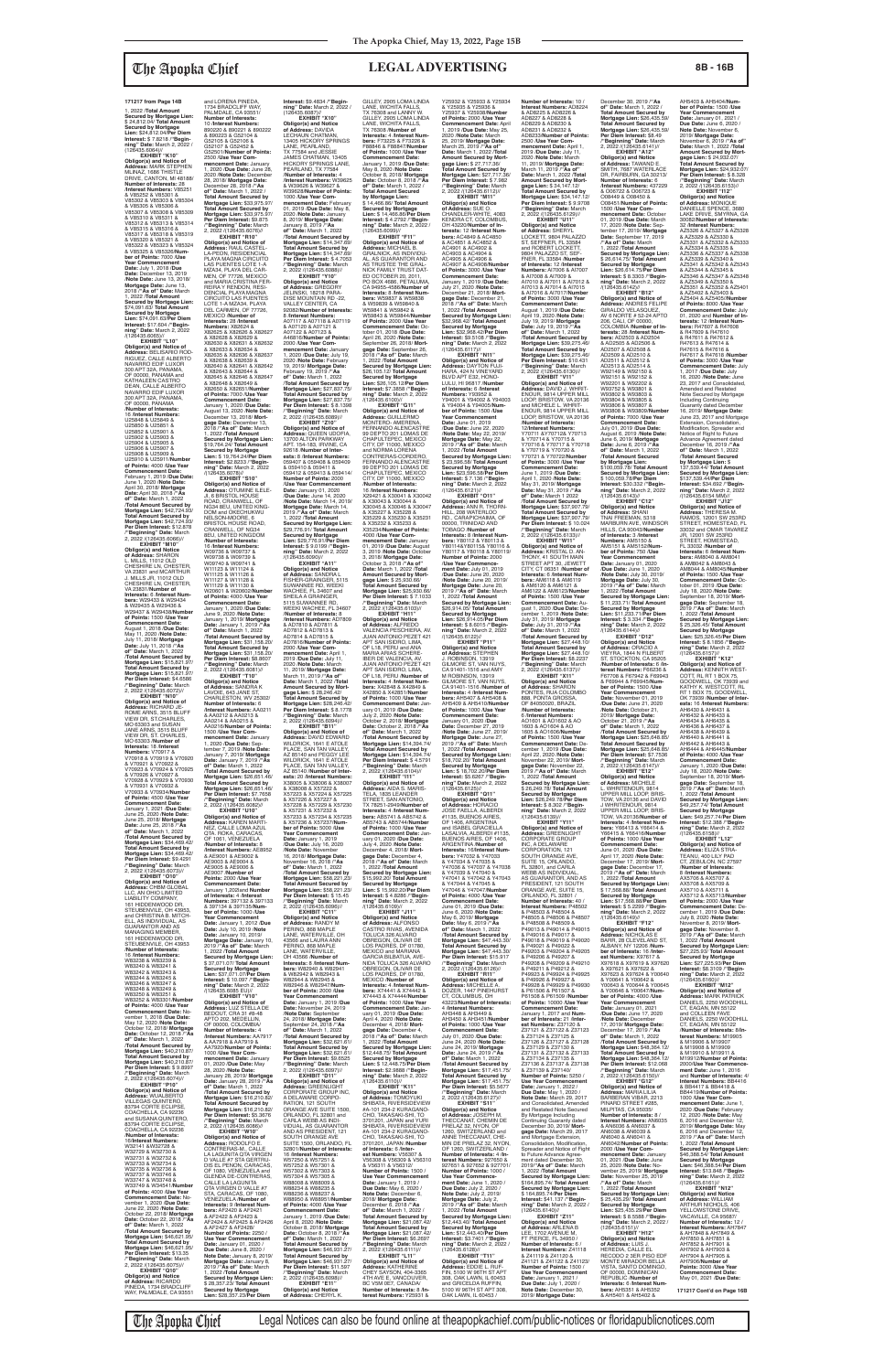171217 from Page 14B

1, 2022 /Total Amount Secured by Mortgage Lien: $ 24,812.04/ Per Diem Interest: $ 7.8218 /"Beginning" Date: March 2, 2022 /(126435.6064)//

**EXHIBIT "K10"**
**Obligor(s) and Notice of Address:** MARK STEPHEN MLINAZ, 1686 THISTLE DRIVE, CANTON, MI 48188/ **Number of Interests:** 28 /**Interest Numbers:** V85251 & V85252 & V85301 & V85302 & V85303 & V85304 & V85305 & V85306 & V85307 & V85308 & V85309 & V85310 & V85311 & V85312 & V85313 & V85314 & V85315 & V85316 & V85317 & V85318 & V85319 & V85320 & V85321 & V85322 & V85323 & V85324 & V85325 & V85326/**Number of Points:** 7000 /**Use Year Commencement Date:** July 1, 2018 /**Due Date:** December 13, 2019 /**Note Date:** June 13, 2018/ **Mortgage Date:** June 13, 2018 /**"As of" Date:** March 1, 2022 /**Total Amount Secured by Mortgage Lien:** $74,081.63/ **Total Amount Secured by Mortgage Lien:** $74,081.63/**Per Diem Interest:** $17.604 /**"Beginning" Date:** March 2, 2022 /(126435.6065)//

**EXHIBIT "L10"**
**Obligor(s) and Notice of Address:** DELSHAD RODRIGUEZ, CALLE ALBERTO NAVARRO EDIF LUXOR 300 APT 32A, PANAMA, OF 00000, PANAMA and KATHALEEN CASTRO DEAN, CALLE ALBERTO NAVARRO EDIF LUXOR 300 APT 32A, PANAMA, OF 00000, PANAMA /**Number of Interests:** 16 /**Interest Numbers:** U25848 & U25849 & U25850 & U25851 & U25852 & U25901 & U25902 & U25903 & U25904 & U25905 & U25906 & U25907 & U25908 & U25909 & U25910 & U25911/**Number of Points:** 4000 /**Use Year Commencement Date:** February 1, 2019 /**Due Date:** June 1, 2020 /**Note Date:** April 30, 2018/ **Mortgage Date:** April 30, 2018 /**"As of" Date:** March 1, 2022 /**Total Amount Secured by Mortgage Lien:** $42,724.93/ **Total Amount Secured by Mortgage Lien:** $42,724.93/ **Per Diem Interest:** $12.878 /**"Beginning" Date:** March 2, 2022 /(126435.6066)//

**EXHIBIT "M10"**
**Obligor(s) and Notice of Address:** SHARON L MILLS, 11012 OLD CHESHIRE LN, CHESTER, VA 23831 and MCARTHUR J. MILLS JR, 11012 OLD CHESHIRE LN, CHESTER, VA 23831 /**Number of Interests:** 6 /**Interest Numbers:** W29433 & W29434 & W29435 & W29436 & W29437 & W29438/**Number of Points:** 1500 /**Use Year Commencement Date:** August 1, 2018 /**Due Date:** May 11, 2020 /**Note Date:** July 11, 2018/ **Mortgage Date:** July 11, 2018 /**"As of" Date:** March 1, 2022 /**Total Amount Secured by Mortgage Lien:** $15,821.97/ **Total Amount Secured by Mortgage Lien:** $15,821.97/ **Per Diem Interest:** $4.6580 /**"Beginning" Date:** March 2, 2022 /(126435.6072)//

**EXHIBIT "N10"**
**Obligor(s) and Notice of Address:** RICHARD JEROME ARNS, 3515 BLUFF VIEW DR, ST CHARLES, MO 63303 and SHARI JAEGER ARNS, 3515 BLUFF VIEW DR, ST. CHARLES, MO 63303 /**Number of Interests:** 18 /**Interest Numbers:** V70917 & V70918 & V70919 & V70920 & V70921 & V70922 & V70923 & V70924 & V70925 & V70926 & V70927 & V70928 & V70929 & V70930 & V70931 & V70932 & V70933 & V70934/**Number of Points:** 4500 /**Use Year Commencement Date:** January 1, 2021 /**Due Date:** June 25, 2020 /**Note Date:** June 25, 2018/ **Mortgage Date:** June 25, 2018 /**"As of" Date:** March 1, 2022 /**Total Amount Secured by Mortgage Lien:** $34,469.42/ **Total Amount Secured by Mortgage Lien:** $34,469.42/ **Per Diem Interest:** $9.4291 /**"Beginning" Date:** March 2, 2022 /(126435.6073)//

**EXHIBIT "O10"**
**Obligor(s) and Notice of Address:** CHBM GLOBAL LLC, AN OHIO LIMITED LIABILITY COMPANY, 161 HIDDENWOOD DR, STEUBENVILLE, OH 43953, and CHRISTINA B. MITCHELL, AS INDIVIDUAL, AS GUARANTOR AND AS MANAGING MEMBER, 161 HIDDENWOOD DR, STEUBENVILLE, OH 43953 /**Number of Interests:** 16 /**Interest Numbers:** W83238 & W83239 & W83240 & W83241 & W83242 & W83243 & W83244 & W83245 & W83246 & W83247 & W83248 & W83249 & W83250 & W83251 & W83252 & W83301/**Number of Points:** 4000 /**Use Year Commencement Date:** November 1, 2018 /**Due Date:** May 12, 2020 /**Note Date:** October 12, 2018/ **Mortgage Date:** October 12, 2018 /**"As of" Date:** March 1, 2022 /**Total Amount Secured by Mortgage Lien:** $40,210.87/ **Total Amount Secured by Mortgage Lien:** $40,210.87/ **Per Diem Interest:** $ 9.8997 /**"Beginning" Date:** March 2, 2022 /(126435.6074)//

**EXHIBIT "P10"**
**Obligor(s) and Notice of Address:** WUALBERTO GOMEZ GUTIERREZ, 83794 CORTE ECLIPSE, COACHELLA, CA 92236 and SUSANA QUINTERO, 83794 CORTE ECLIPSE, COACHELLA, CA 92236 /**Number of Interests:** 16 /**Interest Numbers:** W32741 & W32742 & W32743 & W32744 & W32745 & W32746 & W32747 & W32748 & W32749 & W32750 & W32751 & W32752 & W32801 & W32802 & W32803 & W32804/**Number of Points:** 4000 /**Use Year Commencement Date:** November 1, 2018 /**Due Date:** June 22, 2020 /**Note Date:** October 22, 2018/ **Mortgage Date:** October 22, 2018 /**"As of" Date:** March 1, 2022 /**Total Amount Secured by Mortgage Lien:** $46,621.55/ **Total Amount Secured by Mortgage Lien:** $46,621.55/ **Per Diem Interest:** $13.35 /**"Beginning" Date:** March 2, 2022 /(126435.6075)//

**EXHIBIT "Q10"**
**Obligor(s) and Notice of Address:** RICARDO PINEDA, 1734 BRADCLIFF WAY, PALMDALE, CA 93551 and LORENA PINEDA, 1734 BRADCLIFF WAY, PALMDALE, CA 93551/ **Number of Interests:** 10 /**Interest Numbers:** B90220 & B90221 & B90222 & B90223 & G52104 & G52105 & G52106 & G52107 & G52452 & G52501/**Number of Points:** 2500 /**Use Year Commencement Date:** January 1, 2020 /**Due Date:** June 28, 2020 /**Note Date:** December 28, 2018/ **Mortgage Date:** December 28, 2018 /**"As of" Date:** March 1, 2022 /**Total Amount Secured by Mortgage Lien:** $33,975.97/ **Total Amount Secured by Mortgage Lien:** $33,975.97/ **Per Diem Interest:** $9.875 /**"Beginning" Date:** March 2, 2022 /(126435.6076)//

**EXHIBIT "R10"**
**Obligor(s) and Notice of Address:** RAUL CASTELLA-PEDRON, RESIDENCIAL PLAYA MAGNA CIRCUITO LAS PUENTES LOTE 1-A MZA34, PLAYA DEL CARMEN, OF 77726, MEXICO and MARIA CRISTINA FERREIRA Y RENDON, RESIDENCIAL PLAYA MAGNA CIRCUITO LAS PUENTES LOTE 1-A MZA34, PLAYA DEL CARMEN, OF 77726, MEXICO /**Number of Interests:** 28 /**Interest Numbers:** X82624 & X82625 & X82626 & X82627 & X82628 & X82629 & X82630 & X82631 & X82632 & X82633 & X82634 & X82635 & X82636 & X82637 & X82638 & X82639 & X82640 & X82641 & X82642 & X82643 & X82644 & X82645 & X82646 & X82647 & X82648 & X82649 & X82650 & X82651/**Number of Points:** 7000 /**Use Year Commencement Date:** January 1, 2020 /**Due Date:** January 13, 2020 /**Note Date:** December 13, 2018/ **Mortgage Date:** December 13, 2018 /**"As of" Date:** March 1, 2022 /**Total Amount Secured by Mortgage Lien:** $19,764.24/**Per Diem Interest:** $2.8233 /**"Beginning" Date:** March 2, 2022 /(126435.6078)//

**EXHIBIT "S10"**
**Obligor(s) and Notice of Address:** OTUMINE ILELEJI, 6 BRISTOL HOUSE ROAD, CRANWELL, OF NG34 8EU, UNITED KINGDOM and OKECHUKWU NELSON-MOORE, 6 BRISTOL HOUSE ROAD, CRANWELL, OF NG34 8EU, UNITED KINGDOM /**Number of Interests:** 16 /**Interest Numbers:** W09736 & W09737 & W09738 & W09739 & W09740 & W09741 & W11123 & W11124 & W11125 & W11126 & W11127 & W11128 & W11129 & W11130 & W20601 & W20602/**Number of Points:** 4000 /**Use Year Commencement Date:** January 1, 2020 /**Due Date:** June 9, 2020 /**Note Date:** January 1, 2019/ **Mortgage Date:** January 1, 2019 /**"As of" Date:** March 1, 2022 /**Total Amount Secured by Mortgage Lien:** $31,158.20/ **Total Amount Secured by Mortgage Lien:** $31,158.20/ **Per Diem Interest:** $8.8607 /**"Beginning" Date:** March 2, 2022 /(126435.6081)//

**EXHIBIT "T10"**
**Obligor(s) and Notice of Address:** SANDRA K LAVOIE, 645 JANE ST, CHARLESTON, WV 25302 /**Number of Interests:** 6 /**Interest Numbers:** AA0211 & AA0212 & AA0213 & AA0214 & AA0215 & AA0216/**Number of Points:** 1500 /**Use Year Commencement Date:** January 1, 2020 /**Due Date:** September 7, 2019 /**Note Date:** January 7, 2019/ **Mortgage Date:** January 7, 2019 /**"As of" Date:** March 1, 2022 /**Total Amount Secured by Mortgage Lien:** $26,651.46/ **Total Amount Secured by Mortgage Lien:** $26,651.46/ **Per Diem Interest:** $7.0818 /**"Beginning" Date:** March 2, 2022 /(126435.6082)//

**EXHIBIT "U10"**
**Obligor(s) and Notice of Address:** KAREN MARTINEZ, CALLE LOMA AZUL QTA. ROKA, CARACAS, OF 1061, VENEZUELA /**Number of Interests:** 8 /**Interest Numbers:** AE8952 & AE9001 & AE9002 & AE9003 & AE9004 & AE9005 & AE9006 & AE9007 /**Number of Points:** 2000 /**Use Year Commencement Date:** January 1, 2020 and **Number of Interests:** 4 /**Interest Numbers:** 397132 & 397133 & 397134 & 397135/**Number of Points:** 1000 /**Use Year Commencement Date:** January 1, 2012 /**Due Date:** July 10, 2019 /**Note Date:** January 10, 2019/ **Mortgage Date:** January 10, 2019 /**"As of" Date:** March 1, 2022 /**Total Amount Secured by Mortgage Lien:** $ 37,071.07/ **Total Amount Secured by Mortgage Lien:** $37,071.07/**Per Diem Interest:** $ 10.097 /**"Beginning" Date:** March 2, 2022 /(126435.6085 EU)//

**EXHIBIT "V10"**
**Obligor(s) and Notice of Address:** LUZ STELLA DE BEDOUT, CRA 32 #8-48 APTO 202, MEDELLIN, OF 00000, COLOMBIA /**Number of Interests:** 4 /**Interest Numbers:** AA7917 & AA7918 & AA7919 & AA7920/**Number of Points:** 1000 /**Use Year Commencement Date:** January 01, 2020 /**Due Date:** May 28, 2020 /**Note Date:** January 28, 2019/ **Mortgage Date:** January 28, 2019 /**"As of" Date:** March 1, 2022 /**Total Amount Secured by Mortgage Lien:** $16,210.82/ **Total Amount Secured by Mortgage Lien:** $16,210.82/ **Per Diem Interest:** $5.3678 /**"Beginning" Date:** March 2, 2022 /(126435.6086)//

**EXHIBIT "W10"**
**Obligor(s) and Notice of Address:** RODOLFO E CONTRERAS-M., CALLE LA LAGUNITA QTA VIRGEN D VALLE #7 STA GERTRUDIS EL PENON, CARACAS, OF 1080, VENEZUELA and GLENDA DE-CONTRERAS, CALLE LA LAGUNITA QTA VIRGEN D VALLE #7 STA, CARACAS, OF 1080, VENEZUELA /**Number of Interests:** 8 /**Interest Numbers:** AF2420 & AF2421 & AF2422 & AF2423 & AF2424 & AF2425 & AF2426 & AF2427/**Number of Points:** 2250 /**Use Year Commencement Date:** January 01, 2020 /**Due Date:** June 8, 2020 /**Note Date:** January 8, 2019/ **Mortgage Date:** January 8, 2019 /**"As of" Date:** March 1, 2022 /**Total Amount Secured by Mortgage Lien:** $28,357.23/ **Total Amount Secured by Mortgage Lien:** $28,357.23/**Per Diem Interest:** $9.4834 /**"Beginning" Date:** March 2, 2022 /(126435.6087)//

**EXHIBIT "X10"**
**Obligor(s) and Notice of Address:** DAVIDA LECHAUN CHATMAN, 13405 HICKORY SPRINGS LANE, PEARLAND, TX 77584 and JESSIE JAMES CHATMAN, 13405 HICKORY SPRINGS LANE, PEARLAND, TX 77584 /**Number of Interests:** 4 /**Interest Numbers:** W30625 & W30626 & W30627 & W30628/**Number of Points:** 1000 /**Use Year Commencement Date:** February 01, 2019 /**Due Date:** May 8, 2020 /**Note Date:** January 8, 2019/ **Mortgage Date:** January 8, 2019 /**"As of" Date:** March 1, 2022 /**Total Amount Secured by Mortgage Lien:** $14,347.69/ **Total Amount Secured by Mortgage Lien:** $14,347.69/ **Per Diem Interest:** $ 4.7053 /**"Beginning" Date:** March 2, 2022 /(126435.6088)//

**EXHIBIT "Y10"**
**Obligor(s) and Notice of Address:** GREGORY JELINSKI, 16218 PARADISE MOUNTAIN RD., VALLEY CENTER, CA 92082/**Number of Interests:** 8 /**Interest Numbers:** A07117 & A07118 & A07119 & A07120 & A07121 & A07122 & A07123 & A46616/**Number of Points:** 2000 /**Use Year Commencement Date:** January 1, 2020 /**Due Date:** July 15, 2020 /**Note Date:** February 15, 2019/ **Mortgage Date:** February 15, 2019 /**"As of" Date:** March 1, 2022 /**Total Amount Secured by Mortgage Lien:** $27,837.75/ **Total Amount Secured by Mortgage Lien:** $27,837.75/ **Per Diem Interest:** $ 8.1306 /**"Beginning" Date:** March 2, 2022 /(126435.6089)//

**EXHIBIT "Z10"**
**Obligor(s) and Notice of Address:** QUEEN UDOFIA, 13700 ALTON PARKWAY APT. 154-193, IRVINE, CA 92618 /**Number of Interests:** 8 /**Interest Numbers:** 059407 & 059408 & 059409 & 059410 & 059411 & 059412 & 059413 & 059414/**Number of Points:** 2000 /**Use Year Commencement Date:** January 01, 2020 /**Due Date:** June 14, 2020 /**Note Date:** January 14, 2019/ **Mortgage Date:** January 14, 2019 /**"As of" Date:** March 1, 2022 /**Total Amount Secured by Mortgage Lien:** $29,776.91/ **Total Amount Secured by Mortgage Lien:** $29,776.91/**Per Diem Interest:** $ 9.0189 /**"Beginning" Date:** March 2, 2022 /(126435.6090)//

**EXHIBIT "A11"**
**Obligor(s) and Notice of Address:** SANDRA L FISHER-GRANGER, 5115 SUWANNEE RD, WEEKI WACHEE, FL 34607 and SHEILA A GRANGER, 5115 SUWANNEE RD, WEEKI WACHEE, FL 34607 /**Number of Interests:** 8 /**Interest Numbers:** A07809 & A07810 & A07811 & A07812 & A07813 & A07814 & A07815 & A07816/**Number of Points:** 2000 /**Use Year Commencement Date:** February 1, 2019 /**Due Date:** July 11, 2020 /**Note Date:** January 11, 2019/ **Mortgage Date:** January 11, 2019 /**"As of" Date:** March 1, 2022 /**Total Amount Secured by Mortgage Lien:** $ 26,246.42/ **Total Amount Secured by Mortgage Lien:** $26,246.42/ **Per Diem Interest:** $ 8.1778 /**"Beginning" Date:** March 2, 2022 /(126435.6094)//

**EXHIBIT "B11"**
**Obligor(s) and Notice of Address:** DAVID EDWARD WILDRICK, 1941 E ATTLE PLACE, SAN TAN VALLEY, AZ 85140 and SHELLEY LEE WILDRICK, 1941 E ATTLE PLACE, SAN TAN VALLEY, AZ 85140 /**Number of Interests:** 16 /**Interest Numbers:** X36905 & X36906 & X36907 & X36908 & X37222 & X37223 & X37224 & X37225 & X37226 & X37227 & X37228 & X37229 & X37230 & X37231 & X37232 & X37233/**Number of Points:** 4000 /**Use Year Commencement Date:** January 1, 2019 /**Due Date:** November 16, 2019 /**Note Date:** November 16, 2018/ **Mortgage Date:** November 16, 2018 /**"As of" Date:** March 1, 2022 /**Total Amount Secured by Mortgage Lien:** $38,221.23/ **Total Amount Secured by Mortgage Lien:** $38,221.23/ **Per Diem Interest:** $ 15.45 /**"Beginning" Date:** March 2, 2022 /(126435.6095)//

**EXHIBIT "C11"**
**Obligor(s) and Notice of Address:** RANDY M PERINE, 888 MAPLE LANE, WATERVILLE, OH 43566 and LAURA ANN PERINE, 888 MAPLE LANE, WATERVILLE, OH 43566 /**Number of Interests:** 8 /**Interest Numbers:** W82940 & W82941 & W82942 & W82943 & W82944 & W82945 & W82946 & W82947/**Number of Points:** 2000 /**Use Year Commencement Date:** January 1, 2019 /**Due Date:** November 26, 2019 /**Note Date:** October 26, 2018/ **Mortgage Date:** October 26, 2018 /**"As of" Date:** March 1, 2022 /**Total Amount Secured by Mortgage Lien:** $32,621.61/ **Total Amount Secured by Mortgage Lien:** $32,621.61/ **Per Diem Interest:** $9.6525 /**"Beginning" Date:** March 2, 2022 /(126435.6097)//

**EXHIBIT "D11"**
**Obligor(s) and Notice of Address:** GREENLIGHT CORPORATE GROUP INC, A DELAWARE CORPORATION, 121 SOUTH ORANGE AVE SUITE 1500, ORLANDO, FL 32801 and DANIEL WEBB AS INDIVIDUAL, AS GUARANTOR AND AS PRESIDENT, 121 SOUTH ORANGE AVE SUITE 1500, ORLANDO, FL 32801 /**Number of Interests:** 16 /**Interest Numbers:** W57302 & W57303 & W57304 & W57305 & W88008 & W88009 & W88234 & W88235 & W88236 & W88237 & W88238 & W88239 & W88240 & W88241 & W88242 & W88243/**Number of Points:** 4000 /**Use Year Commencement Date:** January 1, 2020 /**Due Date:** April 8, 2020 /**Note Date:** October 8, 2018/ **Mortgage Date:** October 8, 2018 /**"As of" Date:** March 1, 2022 /**Total Amount Secured by Mortgage Lien:** $46,931.27/ **Total Amount Secured by Mortgage Lien:** $46,931.27/ **Per Diem Interest:** $16.7976 /**"Beginning" Date:** March 2, 2022 /(126435.6099)//

**EXHIBIT "E11"**
**Obligor(s) and Notice of Address:** CHERYL K. GILLEY, 2905 LOMA LINDA LANE, WICHITA FALLS, TX 76308 and LANNY W. GILLEY, 2905 LOMA LINDA LANE, WICHITA FALLS, TX 76308 /**Number of Interests:** 4 /**Interest Numbers:** F73225 & F73226 & F68846 & F68847/**Number of Points:** 1000 /**Use Year Commencement Date:** January 1, 2019 /**Due Date:** May 8, 2020 /**Note Date:** October 8, 2018/ **Mortgage Date:** October 8, 2018 /**"As of" Date:** March 1, 2022 /**Total Amount Secured by Mortgage Lien:** $ 14,466.80/ **Total Amount Secured by Mortgage Lien:** $ 14,466.80/**Per Diem Interest:** $ 4.2782 /**"Beginning" Date:** March 2, 2022 /(126435.6100)//

**EXHIBIT "F11"**
**Obligor(s) and Notice of Address:** MICHAEL B. GRAHAM, AS INDIVIDUAL, AS GUARANTOR AND AS TRUSTEE THE GRAHAM FAMILY TRUST DATED OCTOBER 20, 2011, PO BOX 4450, PETALUMA, CA 94955-4566/**Number of Interests:** 8 /**Interest Numbers:** W59837 & W59838 & W59839 & W59840 & W59841 & W59842 & W59843 & W59844/**Number of Points:** 2000 /**Use Year Commencement Date:** October 1, 2018 /**Due Date:** April 26, 2020 /**Note Date:** September 26, 2018/ **Mortgage Date:** September 26, 2018 /**"As of" Date:** March 1, 2022 /**Total Amount Secured by Mortgage Lien:** $17,889.38/ **Total Amount Secured by Mortgage Lien:** $17,889.38/ **Per Diem Interest:** $7.3858 /**"Beginning" Date:** March 2, 2022 /(126435.6100)//

**EXHIBIT "G11"**
**Obligor(s) and Notice of Address:** GUILLERMO FERNANDO ALENCASTRE, 99 DEPTO 301 LOMAS DE CHAPULTEPEC, MEXICO CITY, OF 11000, MEXICO and NORMA LORENA CONTRERAS-CORDERO, FERNANDO ALENCASTRE 99 DEPTO 301 LOMAS DE CHAPULTEPEC, MEXICO CITY, OF 11000, MEXICO /**Number of Interests:** 12 /**Interest Numbers:** X30042 & X30041 & X30043 & X30044 & X30046 & X30047 & X35229 & X35230 & X35231 & X35232 & X35233 & X35234/**Number of Points:** 4000 /**Use Year Commencement Date:** January 01, 2019 /**Due Date:** August 3, 2019 /**Note Date:** October 3, 2018/ **Mortgage Date:** October 3, 2018 /**"As of" Date:** March 1, 2022 /**Total Amount Secured by Mortgage Lien:** $ 25,930.66/ **Total Amount Secured by Mortgage Lien:** $25,930.66/ **Per Diem Interest:** $ 7.1033 /**"Beginning" Date:** March 2, 2022 /(126435.6103)//

**EXHIBIT "H11"**
**Obligor(s) and Notice of Address:** ALFREDO VALENCIA PESCHIERA, AV. JUAN ANTONIO PEZET 421 APT SAN ISIDRO, LIMA, OF L 16, PERU and ANA MARIA BUNGER REBOREIBER DE VALENCIA, AV. JUAN ANTONIO PEZET 421 APT SAN ISIDRO, LIMA, OF L 16, PERU /**Number of Interests:** 4 /**Interest Numbers:** X42844 & X42846 & X42850 & X42851/**Number of Points:** 1000 /**Use Year Commencement Date:** January 01, 2019 /**Due Date:** June 2, 2020 /**Note Date:** October 2, 2018/ **Mortgage Date:** October 2, 2018 /**"As of" Date:** March 1, 2022 /**Total Amount Secured by Mortgage Lien:** $14,204.74/ **Total Amount Secured by Mortgage Lien:** $14,204.74/ **Per Diem Interest:** $ 4.5791 /**"Beginning" Date:** March 2, 2022 /(126435.6104)//

**EXHIBIT "I11"**
**Obligor(s) and Notice of Address:** ADA S. MARSHALL, 7152 DELAWARE STREET, SAN ANTONIO, TX 78251-3244/**Number of Interests:** 4 /**Interest Numbers:** AB57411 & AB57412 & AB57413 & AB57414/**Number of Points:** 1000 /**Use Year Commencement Date:** January 1, 2020 /**Due Date:** July 4, 2020 /**Note Date:** December 4, 2018/ **Mortgage Date:** December 4, 2018 /**"As of" Date:** March 1, 2022 /**Total Amount Secured by Mortgage Lien:** $ 15,992.20/ **Total Amount Secured by Mortgage Lien:** $ 15,992.20/ **Per Diem Interest:** $ 4.8280 /**"Beginning" Date:** March 2, 2022 /(126435.6107)//

**EXHIBIT "J11"**
**Obligor(s) and Notice of Address:** ALFONSO CASTRO RUVAL, AVENIDA TOLUCA 324, ALVARO OBREGON, OLIVAR DE LOS PADRES, DF 01780, MEXICO and MARIANA GARCIA BULKOLAN, AVENIDA TOLUCA 324 ALVARO OBREGON, OLIVAR DE LOS PADRES, DF 01780, MEXICO /**Number of Interests:** 4 /**Interest Numbers:** X74441 & X74442 & X74443 & X74444/**Number of Points:** 1000 /**Use Year Commencement Date:** January 01, 2019 /**Due Date:** April 4, 2020 /**Note Date:** December 4, 2018/ **Mortgage Date:** December 4, 2018 /**"As of" Date:** March 1, 2022 /**Total Amount Secured by Mortgage Lien:** $12,448.75/ **Total Amount Secured by Mortgage Lien:** $ 12,448.75/**Per Diem Interest:** $ 3.7209 /**"Beginning" Date:** March 2, 2022 /(126435.6109)//

**EXHIBIT "K11"**
**Obligor(s) and Notice of Address:** TOMOYUKI SHIBATA, RIVERSIDEVIEW #4-101 234-2 KURASAKICHO, TAKASAKI-SHI, TO 3701201, JAPAN and TAMAYO SHIBATA, RIVERSIDEVIEW #4-101 234-2 KURASAKICHO, TAKASAKI-SHI, TO 3701201, JAPAN /**Number of Interests:** 6 /**Interest Numbers:** V56307 & V56308 & V56309 & V56310 & V56311 & V56312/**Number of Points:** 1500 /**Use Year Commencement Date:** January 1, 2019 /**Due Date:** May 6, 2020 /**Note Date:** December 6, 2018/ **Mortgage Date:** December 6, 2018 /**"As of" Date:** March 1, 2022 /**Total Amount Secured by Mortgage Lien:** $21,087.42/ **Total Amount Secured by Mortgage Lien:** $21,087.42/ **Per Diem Interest:** $6.9792 /**"Beginning" Date:** March 2, 2022 /(126435.6110)//

**EXHIBIT "L11"**
**Obligor(s) and Notice of Address:** SIU LUENNE CHEY SAYSON, 404-3385 4TH AVE E, VANCOUVER, BC V5M 0E7, CANADA /**Number of Interests:** 8 /**Interest Numbers:** Y25931 & Y25932 & Y25933 & Y25934 & Y25935 & Y25936 & Y25937 & Y25938/**Number of Points:** 2000 /**Use Year Commencement Date:** January 1, 2019 /**Due Date:** May 25, 2020 /**Note Date:** March 25, 2019/ **Mortgage Date:** March 25, 2019 /**"As of" Date:** March 1, 2022 /**Total Amount Secured by Mortgage Lien:** $ 27,717.36/ **Total Amount Secured by Mortgage Lien:** $ 27,717.36/**Per Diem Interest:** $ 7.082 /**"Beginning" Date:** March 2, 2022 /(126435.6111)//

**EXHIBIT "M11"**
**Obligor(s) and Notice of Address:** SUE O CHANDLER-WHITE, 4083 KENDRA CT, COLUMBUS, OH 43232/**Number of Interests:** 12 /**Interest Numbers:** AC4849 & AC4850 & AC4851 & AC4852 & AC4901 & AC4902 & AC4903 & AC4904 & AC4905 & AC4906 & AC4907 & AC4908/**Number of Points:** 3000 /**Use Year Commencement Date:** January 1, 2020 /**Due Date:** July 21, 2020 /**Note Date:** December 21, 2018/ **Mortgage Date:** December 21, 2018 /**"As of" Date:** March 1, 2022 /**Total Amount Secured by Mortgage Lien:** $32,968.42/ **Total Amount Secured by Mortgage Lien:** $32,968.42/ **Per Diem Interest:** $9.5108 /**"Beginning" Date:** March 2, 2022 /(126435.6117)//

**EXHIBIT "N11"**
**Obligor(s) and Notice of Address:** DAYTON PUA-PUA, 711 KAPIOLANI BLVD APT 532, HONOLULU, HI 96813 /**Number of Interests:** 6 /**Interest Numbers:** Y94000 & Y94001 & Y94002 & Y94003 & Y94004 & Y94005/**Number of Points:** 1500 /**Use Year Commencement Date:** June 1, 2019 /**Due Date:** June 22, 2020 /**Note Date:** May 22, 2019/ **Mortgage Date:** May 22, 2019 /**"As of" Date:** March 1, 2022 /**Total Amount Secured by Mortgage Lien:** $ 23,596.58/ **Total Amount Secured by Mortgage Lien:** $23,596.58/ **Per Diem Interest:** $ 7.136 /**"Beginning" Date:** March 2, 2022 /(126435.6121)//

**EXHIBIT "O11"**
**Obligor(s) and Notice of Address:** ANN R. THORNHILL, 229 WATERLOO RD., CARAPICHAIMA, OF 00000, TRINIDAD AND TOBAGO /**Number of Interests:** 8 /**Interest Numbers:** Y80712 & Y80713 & Y80714 & Y80716 & Y80718 & Y80917 & Y80918 & Y80919/**Number of Points:** 2000 /**Use Year Commencement Date:** July 01, 2019 /**Due Date:** June 20, 2020 /**Note Date:** June 20, 2019/ **Mortgage Date:** June 20, 2019 /**"As of" Date:** March 1, 2022 /**Total Amount Secured by Mortgage Lien:** $29,014.25/ **Total Amount Secured by Mortgage Lien:** $29,014.25/**Per Diem Interest:** $ 8.6513 /**"Beginning" Date:** March 2, 2022 /(126435.6123)//

**EXHIBIT "P11"**
**Obligor(s) and Notice of Address:** STEPHEN ROBINSON, 13919 GILMORE ST, VAN NUYS, CA 91401-1516 and MIRNA ROBINSON, 13919 GILMORE ST, VAN NUYS, CA 91401-1516 /**Number of Interests:** 4 /**Interest Numbers:** AH5427 & AH5428 & AH5429 & AH5430/**Number of Points:** 1000 /**Use Year Commencement Date:** January 01, 2020 /**Due Date:** December 27, 2019 /**Note Date:** June 27, 2019/ **Mortgage Date:** June 27, 2019 /**"As of" Date:** March 1, 2022 /**Total Amount Secured by Mortgage Lien:** $18,702.20/ **Total Amount Secured by Mortgage Lien:** $18,702.20/**Per Diem Interest:** $5.6287 /**"Beginning" Date:** March 2, 2022 /(126435.6129)//

**EXHIBIT "Q11"**
**Obligor(s) and Notice of Address:** HORACIO JOSE FAELLA, ALBERDI #1135, BUENOS AIRES, OF 1406, ARGENTINA and ISABEL GRACIELA LASALVIA, ALBERDI #1135, BUENOS AIRES, OF 1406, ARGENTINA /**Number of Interests:** 16 /**Interest Numbers:** Y47032 & Y47033 & Y47034 & Y47035 & Y47036 & Y47037 & Y47038 & Y47039 & Y47040 & Y47041 & Y47042 & Y47043 & Y47044 & Y47045 & Y47046 & Y47047/**Number of Points:** 4000 /**Use Year Commencement Date:** June 01, 2019 /**Due Date:** June 6, 2020 /**Note Date:** May 6, 2019/ **Mortgage Date:** May 6, 2019 /**"As of" Date:** March 1, 2022 /**Total Amount Secured by Mortgage Lien:** $47,443.30/ **Total Amount Secured by Mortgage Lien:** $47,443.30/**Per Diem Interest:** $11.17 /**"Beginning" Date:** March 2, 2022 /(126435.6130)//

**EXHIBIT "R11"**
**Obligor(s) and Notice of Address:** JONATHAN ZACHARY DOZIER, 1447 PINEHURST CT, COLUMBUS, OH 43223/**Number of Interests:** 4 /**Interest Numbers:** AH5448 & AH5449 & AH5450 & AH5451/**Number of Points:** 1000 /**Use Year Commencement Date:** July 01, 2019 /**Due Date:** June 24, 2020 /**Note Date:** June 24, 2019/ **Mortgage Date:** June 24, 2019 /**"As of" Date:** March 1, 2022 /**Total Amount Secured by Mortgage Lien:** $17,451.75/ **Total Amount Secured by Mortgage Lien:** $17,451.75/ **Per Diem Interest:** $5.4917 /**"Beginning" Date:** March 2, 2022 /(126435.6131)//

**EXHIBIT "S11"**
**Obligor(s) and Notice of Address:** ANNE THECLANAY, CHEMIN DE PHELAZ 32, NYON, OF 1260, SWITZERLAND /**Number of Interests:** 4 /**Interest Numbers:** 507650 & 507651 & 507700 & 507701/ **Number of Points:** 1000 /**Use Year Commencement Date:** June 1, 2020 /**Due Date:** July 2, 2019 /**Note Date:** July 2, 2019/ **Mortgage Date:** July 2, 2019 /**"As of" Date:** March 1, 2022 /**Total Amount Secured by Mortgage Lien:** $12,443.40/ **Total Amount Secured by Mortgage Lien:** $12,443.40/**Per Diem Interest:** $3.7451 /**"Beginning" Date:** March 2, 2022 /(126435.6136)//

**EXHIBIT "T11"**
**Obligor(s) and Notice of Address:** DAVID BRUCE RUFFIN, 5100 W 96TH ST APT 308, OAK LAWN, IL 60453 and GRICELDA RUFFIN, 5100 W 96TH ST APT 308, OAK LAWN, IL 60453 /**Number of Interests:** 10 / **Interest Numbers:** AD8224 & AD8225 & AD8226 & AD8227 & AD8228 & AD8229 & AD8230 & AD8231 & AD8232 & AD8233/**Number of Points:** 2500 /**Use Year Commencement Date:** April 1, 2019 /**Due Date:** July 11, 2020 /**Note Date:** March 11, 2019/ **Mortgage Date:** March 11, 2019 /**"As of" Date:** March 1, 2022 /**Total Amount Secured by Mortgage Lien:** $ 34,147.12/ **Total Amount Secured by Mortgage Lien:** $34,147.12/ **Per Diem Interest:** $ 9.9708 /**"Beginning" Date:** March 2, 2022 /(126435.6129)//

**EXHIBIT "U11"**
**Obligor(s) and Notice of Address:** SHERYL LOCKETT, 8804 PALAZZO ST, SEFFNER, FL 33584 and ROBERT LOCKETT, 8804 PALAZZO ST, SEFFNER, FL 33584 /**Number of Interests:** 12 /**Interest Numbers:** A07006 & A07007 & A07008 & A07009 & A07010 & A07011 & A07012 & A07013 & A07014 & A07015 & A07016 & A07017/**Number of Points:** 3000 /**Use Year Commencement Date:** August 1, 2019 /**Due Date:** April 19, 2020 /**Note Date:** July 19, 2019/ **Mortgage Date:** July 19, 2019 /**"As of" Date:** March 1, 2022 /**Total Amount Secured by Mortgage Lien:** $39,275.46/ **Total Amount Secured by Mortgage Lien:** $39,275.46/ **Per Diem Interest:** $10.431 /**"Beginning" Date:** March 2, 2022 /(126435.6130)//

**EXHIBIT "V11"**
**Obligor(s) and Notice of Address:** DAVID J. WHITE-EOUNI, 9814 UPPER MILL LOOP, BRISTOW, VA 20136 and ARCELLE L. WHITE-EOUNI, 9814 UPPER MILL LOOP, BRISTOW, VA 20136 /**Number of Interests:** 12 /**Interest Numbers:** Y70711 & Y70712 & Y70713 & Y70714 & Y70715 & Y70716 & Y70717 & Y70718 & Y70719 & Y70720 & Y70721 & Y70722/**Number of Points:** 3000 /**Use Year Commencement Date:** June 1, 2019 /**Due Date:** April 1, 2020 /**Note Date:** May 31, 2019/ **Mortgage Date:** May 31, 2019 /**"As of" Date:** March 1, 2022 /**Total Amount Secured by Mortgage Lien:** $37,607.79/ **Total Amount Secured by Mortgage Lien:** $37,607.79/ **Per Diem Interest:** $ 10.024 /**"Beginning" Date:** March 2, 2022 /(126435.6133)//

**EXHIBIT "W11"**
**Obligor(s) and Notice of Address:** KRISTAL D. ANTHONY, 41 SOUTH MAIN STREET APT 3E, JEWETT CITY, CT 06351 /**Number of Interests:** 6 /**Interest Numbers:** AM6118 & AM6119 & AM6120 & AM6121 & AM6122 & AM6123/**Number of Points:** 1500 /**Use Year Commencement Date:** August 1, 2019 /**Due Date:** December 31, 2020 /**Note Date:** July 31, 2019/ **Mortgage Date:** July 31, 2019 /**"As of" Date:** March 1, 2022 /**Total Amount Secured by Mortgage Lien:** $27,448.10/ **Total Amount Secured by Mortgage Lien:** $27,448.10/ **Per Diem Interest:** $8.2237 /**"Beginning" Date:** March 2, 2022 /(126435.6137)//

**EXHIBIT "X11"**
**Obligor(s) and Notice of Address:** SHARON PONTES, RUA COLOMBO 288, PONTA GROSSA, OF 84050000, BRAZIL /**Number of Interests:** 6 /**Interest Numbers:** AO1601 & AO1602 & AO1603 & AO1604 & AO1605 & AO1606/**Number of Points:** 1500 /**Use Year Commencement Date:** January 1, 2019 /**Due Date:** April 22, 2020 /**Note Date:** November 22, 2019/ **Mortgage Date:** November 22, 2019 /**"As of" Date:** March 1, 2022 /**Total Amount Secured by Mortgage Lien:** $26,249.78/ **Total Amount Secured by Mortgage Lien:** $26,249.78/**Per Diem Interest:** $ 8.302 /**"Beginning" Date:** March 2, 2022 /(126435.6139)//

**EXHIBIT "Y11"**
**Obligor(s) and Notice of Address:** GREENLIGHT CORPORATE GROUP INC, A DELAWARE CORPORATION, 121 SOUTH ORANGE AVE. SUITE 15, ORLANDO, FL 32801, and CARLA WEBB AS INDIVIDUAL, AS GUARANTOR, AND AS PRESIDENT, 121 SOUTH ORANGE AVE. SUITE 15, ORLANDO, FL 32801 / **Number of Interests:** 40 /**Interest Numbers:** P48502 & P48503 & P48504 & P48505 & P48506 & P48507 & P48508 & P48509 & P49013 & P49014 & P49015 & P49016 & P49017 & P49018 & P49019 & P49020 & P49021 & P49022 & P49023 & P49024 & P49025 & P49026 & P49027 & P49028 & P49029 & P49210 & P49211 & P49212 & P49923 & P49924 & P49925 & P49926 & P49927 & P49928 & P49929 & P49930 & P61506 & P61507 & P61508 & P61509 /**Number of Points:** 10000 /**Use Year Commencement Date:** January 1, 2017 and **Number of Interests:** 21 /**Interest Numbers:** Z37120 & Z37121 & Z37122 & Z37123 & Z37124 & Z37125 & Z37126 & Z37127 & Z37128 & Z37129 & Z37130 & Z37131 & Z37132 & Z37133 & Z37134 & Z37135 & Z37136 & Z37137 & Z37138 & Z37139 & Z37140 /**Number of Points:** 5250 /**Use Year Commencement Date:** January 1, 2020 / **Due Date:** May 1, 2020 / **Note Date:** March 29, 2017 and Consolidated, Amended and Restated Note Secured By Mortgage Including Continuing Guaranty dated December 30, 2019/ **Mortgage Date:** March 29, 2017 and Mortgage Extension, Consolidation, Modification, Spreader and Notice of Right to Future Advance Agreement dated December 30, 2019/ **"As of" Date:** March 1, 2022 /**Total Amount Secured by Mortgage Lien:** $164,895.74/ **Total Amount Secured by Mortgage Lien:** $164,895.74/**Per Diem Interest:** $41.137 /**"Beginning" Date:** March 2, 2022 /(126435.6140)//

**EXHIBIT "Z11"**
**Obligor(s) and Notice of Address:** ARLENA B LEE, 1702 AVENUE M, FT PIERCE, FL 34950 / **Number of Interests:** 6 /**Interest Numbers:** Z41118 & Z41119 & Z41120 & Z41121 & Z41122 & Z41123/ **Number of Points:** 1500 / **Use Year Commencement Date:** January 1, 2020 / **Due Date:** July 1, 2020 / **Note Date:** December 30, 2019/ **Mortgage Date:** December 30, 2019 /**"As of" Date:** March 1, 2022 / **Total Amount Secured by Mortgage Lien:** $26,435.59/ **Total Amount Secured by Mortgage Lien:** $26,435.59/**Per Diem Interest:** $8.49 /**"Beginning" Date:** March 2, 2022 /(126435.6141)//

**EXHIBIT "A12"**
**Obligor(s) and Notice of Address:** TAWAND E. SMITH, 7687 WATERLACE DR, FAIRBURN, GA 30213/ **Number of Interests:** 6 /**Interest Numbers:** O06721 & O06722 & O06723 & O08449 & O08450 & O08451/**Number of Points:** 1500 /**Use Year Commencement Date:** October 01, 2019 /**Due Date:** March 17, 2020 /**Note Date:** September 17, 2019/ **Mortgage Date:** September 17, 2019 /**"As of" Date:** March 1, 2022 /**Total Amount Secured by Mortgage Lien:** $ 26,614.75/ **Total Amount Secured by Mortgage Lien:** $26,614.75/**Per Diem Interest:** $ 8.3005 /**"Beginning" Date:** March 2, 2022 /(126435.6142)//

**EXHIBIT "B12"**
**Obligor(s) and Notice of Address:** ANDRES FELIPE GIRALDO VELASQUEZ, AV 6 NORTE # 52-24 APTO 206, CALI, OF 00000, COLOMBIA /**Number of Interests:** 28 /**Interest Numbers:** AD2503 & AD2504 & AD2505 & AD2506 & AD2507 & AD2508 & AD2509 & AD2510 & AD2511 & AD2512 & AD2513 & AD2514 & W92149 & W92150 & W92151 & W92152 & W92201 & W92202 & W93752 & W93801 & W93802 & W93803 & W93804 & W93805 & W93806 & W93807 & W93808 & W93809/**Number of Points:** 7000 /**Use Year Commencement Date:** July 01, 2019 /**Due Date:** August 6, 2019 /**Note Date:** June 6, 2019/ **Mortgage Date:** June 6, 2019 /**"As of" Date:** March 1, 2022 /**Total Amount Secured by Mortgage Lien:** $100,059.78/**Per Diem Interest:** $30.332 /**"Beginning" Date:** March 2, 2022 /(126435.6143)//

**EXHIBIT "C12"**
**Obligor(s) and Notice of Address:** SHANI TNAI FREEMAN, 5318 MARBURN AVE, WINDSOR HILLS, CA 90043/**Number of Interests:** 3 /**Interest Numbers:** AM5150 & AM5151 & AM5152/**Number of Points:** 750 /**Use Year Commencement Date:** January 1, 2020 /**Due Date:** June 1, 2020 /**Note Date:** July 30, 2019/ **Mortgage Date:** July 30, 2019 /**"As of" Date:** March 1, 2022 /**Total Amount Secured by Mortgage Lien:** $ 11,233.71/ **Total Amount Secured by Mortgage Lien:** $11,233.71/**Per Diem Interest:** $ 3.334 /**"Beginning" Date:** March 2, 2022 /(126435.6144)//

**EXHIBIT "D12"**
**Obligor(s) and Notice of Address:** GRACIELA VIEYRA, 1844 N FILBERT ST, STOCKTON, CA 95205 /**Number of Interests:** 6 /**Interest Numbers:** F66236 & F67708 & F67942 & F69944 & F69945/**Number of Points:** 1500 /**Use Year Commencement Date:** November 1, 2019 /**Due Date:** June 21, 2020 /**Note Date:** October 21, 2019/ **Mortgage Date:** October 21, 2019 /**"As of" Date:** March 1, 2022 /**Total Amount Secured by Mortgage Lien:** $25,646.85/ **Total Amount Secured by Mortgage Lien:** $25,646.85/ **Per Diem Interest:** $7.7336 /**"Beginning" Date:** March 2, 2022 /(126435.6147)//

**EXHIBIT "E12"**
**Obligor(s) and Notice of Address:** MICHELE L. WHRITENOUR, 9814 UPPER MILL LOOP, BRISTOW, VA 20136 and DAVID J WHRITENOUR, 9814 UPPER MILL LOOP, BRISTOW, VA 20136/**Number of Interests:** 4 /**Interest Numbers:** Y66413 & Y66414 & Y66415 & Y66416/**Number of Points:** 1000 /**Use Year Commencement Date:** June 01, 2020 /**Due Date:** April 17, 2020 /**Note Date:** December 17, 2019/ **Mortgage Date:** December 17, 2019 /**"As of" Date:** March 1, 2022 /**Total Amount Secured by Mortgage Lien:** $17,568.80/ **Total Amount Secured by Mortgage Lien:** $17,568.80/**Per Diem Interest:** $ 5.2299 /**"Beginning" Date:** March 2, 2022 /(126435.6149)//

**EXHIBIT "F12"**
**Obligor(s) and Notice of Address:** NICHOLAS E. BARR, 28 CLEVELAND ST, ALBANY, NY 12206 /**Number of Interests:** 16 /**Interest Numbers:** X97617 & X97618 & X97619 & X97620 & X97621 & X97622 & X97623 & X97624 & Y00640 & Y00641 & Y00642 & Y00643 & Y00644 & Y00645 & Y00646 & Y00647/**Number of Points:** 4000 /**Use Year Commencement Date:** January 01, 2020 /**Due Date:** June 17, 2020 /**Note Date:** December 17, 2019/ **Mortgage Date:** December 17, 2019 /**"As of" Date:** March 1, 2022 /**Total Amount Secured by Mortgage Lien:** $48,364.12/ **Total Amount Secured by Mortgage Lien:** $48,364.12/ **Per Diem Interest:** $12.068 /**"Beginning" Date:** March 2, 2022 /(126435.6150)//

**EXHIBIT "G12"**
**Obligor(s) and Notice of Address:** MARIA LILIA BARBERAN VIBAR, 2213 PINARD STREET #285, MILPITAS, CA 95035/ **Number of Interests:** 8 /**Interest Numbers:** AN6035 & AN6036 & AN6037 & AN6038 & AN6039 & AN6040 & AN6041 & AN6042/**Number of Points:** 2000 /**Use Year Commencement Date:** January 01, 2021 /**Due Date:** June 25, 2020 /**Note Date:** November 25, 2019/ **Mortgage Date:** November 25, 2019 /**"As of" Date:** March 1, 2022 /**Total Amount Secured by Mortgage Lien:** $ 25,435.29/ **Total Amount Secured by Mortgage Lien:** $25,435.29/ **Per Diem Interest:** $ 8.5588 /**"Beginning" Date:** March 2, 2022 /(126435.6151)//

**EXHIBIT "H12"**
**Obligor(s) and Notice of Address:** LUIS J. HEREDIA, CALLE EL RECODO # 3ER PISO EDF MONTE PIEDRA BELLA VISTA, SANTO DOMINGO, OF 00000, DOMINICAN REPUBLIC /**Number of Interests:** 6 /**Interest Numbers:** AH5351 & AH5352 & AH5401 & AH5402 & AH5403 & AH5404/**Number of Points:** 1500 /**Use Year Commencement Date:** January 01, 2021 / **Due Date:** June 6, 2020 / **Note Date:** November 6, 2019/ **Mortgage Date:** November 6, 2019 /**"As of" Date:** March 1, 2022 /**Total Amount Secured by Mortgage Lien:** $ 24,932.07/ **Total Amount Secured by Mortgage Lien:** $24,932.07/ **Per Diem Interest:** $ 8.326 /**"Beginning" Date:** March 2, 2022 /(126435.6153)//

**EXHIBIT "I12"**
**Obligor(s) and Notice of Address:** MONIQUE DANIELLE SPENCE, 3880 LAKE DRIVE, SMYRNA, GA 30082/**Number of Interests:** 28 /**Interest Numbers:** AZ5328 & AZ5329 & AZ5330 & AZ5331 & AZ5332 & AZ5333 & AZ5334 & AZ5335 & AZ5336 & AZ5337 & AZ5338 & AZ5339 & AZ5340 & AZ5341 & AZ5342 & AZ5343 & AZ5344 & AZ5345 & AZ5346 & AZ5347 & AZ5348 & AZ5349 & AZ5350 & AZ5351 & AZ5352 & AZ5401 & AZ5402 & AZ5403/**Number of Points:** 7000 /**Use Year Commencement Date:** July 01, 2020 and **Number of Interests:** 12 /**Interest Numbers:** R47608 & R47609 & R47610 & R47611 & R47612 & R47613 & R47614 & R47615 & R47616 & R47617 & R47618 & R47619/**Number of Points:** 3000 /**Use Year Commencement Date:** July 1, 2017 /**Due Date:** June 16, 2020 /**Note Date:** June 23, 2017 and Consolidated, Amended and Restated Note Secured By Mortgage Including Continuing Guaranty dated December 16, 2019/ **Mortgage Date:** June 23, 2017 and Mortgage Extension, Consolidation, Modification, Spreader and Notice of Right to Future Advance Agreement dated December 16, 2019 /**"As of" Date:** March 1, 2022 /**Total Amount Secured by Mortgage Lien:** $137,539.44/ **Total Amount Secured by Mortgage Lien:** $137,539.44/**Per Diem Interest:** $34.692 /**"Beginning" Date:** March 2, 2022 /(126435.6154 MM)//

**EXHIBIT "J12"**
**Obligor(s) and Notice of Address:** MARIA E. RAMOS, 12601 SW 253RD STREET, HOMESTEAD, FL 33032 and OMAR TAVAREZ JR, 12601 SW 253RD STREET, HOMESTEAD, FL 33032 /**Number of Interests:** 6 /**Interest Numbers:** AM8640 & AM8641 & AM8642 & AM8643 & AM8644 & AM8645/**Number of Points:** 1500 /**Use Year Commencement Date:** October 01, 2019 /**Due Date:** July 18, 2020 /**Note Date:** September 18, 2019/ **Mortgage Date:** September 18, 2019 /**"As of" Date:** March 1, 2022 /**Total Amount Secured by Mortgage Lien:** $25,326.45/ **Total Amount Secured by Mortgage Lien:** $25,326.45/**Per Diem Interest:** $ 8.1856 /**"Beginning" Date:** March 2, 2022 /(126435.6155)//

**EXHIBIT "K12"**
**Obligor(s) and Notice of Address:** KENNETH WESTCOTE, RURAL RT 1 BOX 75, GOODWELL, OK 73939 and KATHY K. WESTCOTE, RURAL RT 1 BOX 75, GOODWELL, OK 73939 /**Number of Interests:** 16 /**Interest Numbers:** AH6430 & AH6431 & AH6432 & AH6433 & AH6434 & AH6435 & AH6436 & AH6437 & AH6438 & AH6439 & AH6440 & AH6441 & AH6442 & AH6443 & AH6444 & AH6445/**Number of Points:** 4000 /**Use Year Commencement Date:** January 1, 2020 /**Due Date:** July 18, 2020 /**Note Date:** September 18, 2019/ **Mortgage Date:** September 18, 2019 /**"As of" Date:** March 1, 2022 /**Total Amount Secured by Mortgage Lien:** $49,257.74/ **Total Amount Secured by Mortgage Lien:** $49,257.74/**Per Diem Interest:** $12.388 /**"Beginning" Date:** March 2, 2022 /(126435.6156)//

**EXHIBIT "L12"**
**Obligor(s) and Notice of Address:** ELIZA STRATEANU, 400 LILY PAD CT, ZEBULON, NC 27597 /**Number of Interests:** 8 /**Interest Numbers:** AX5706 & AX5707 & AX5708 & AX5709 & AX5710 & AX5711 & AX5712 & AX5713/**Number of Points:** 2000 /**Use Year Commencement Date:** January 1, 2020 /**Due Date:** July 8, 2020 /**Note Date:** November 8, 2019/ **Mortgage Date:** November 8, 2019 /**"As of" Date:** March 1, 2022 /**Total Amount Secured by Mortgage Lien:** $27,225.93/ **Total Amount Secured by Mortgage Lien:** $27,225.93/**Per Diem Interest:** $8.5109 /**"Beginning" Date:** March 2, 2022 /(126435.6159)//

**EXHIBIT "M12"**
**Obligor(s) and Notice of Address:** MARK PATRICK DANIELS, 2250 WOODHILL CT, EAGAN, MN 55122 and COLLEEN FAYE DANIELS, 2250 WOODHILL CT, EAGAN, MN 55122 /**Number of Interests:** 8 /**Interest Numbers:** M19905 & M19906 & M19907 & M19908 & M19909 & M19910 & M19911 & M19912/**Number of Points:** 2000/**Use Year Commencement Date:** June 1, 2016 and **Number of Interests:** 4 /**Interest Numbers:** BB4416 & BB4417 & BB4418 & BB4419/**Number of Points:** 1000 /**Use Year Commencement Date:** January 1, 2021 /**Due Date:** February 12, 2020 /**Note Date:** May 6, 2016 and Consolidated, Amended and Restated Note Secured By Mortgage Including Continuing Guaranty dated December 12, 2019/ **Mortgage Date:** May 6, 2016 and Mortgage Extension, Consolidation, Modification, Spreader and Notice of Right to Future Advance Agreement dated December 12, 2019 /**"As of" Date:** March 1, 2022 /**Total Amount Secured by Mortgage Lien:** $46,386.54/ **Total Amount Secured by Mortgage Lien:** $46,386.54/ **Per Diem Interest:** $13.848 /**"Beginning" Date:** March 2, 2022 /(126435.6161)//

**EXHIBIT "N12"**
**Obligor(s) and Notice of Address:** WILLIAM ARTHUR NICHOLS, 406 YELLOWSTONE DRIVE, VACAVILLE, CA 95687/ **Number of Interests:** 12 / **Interest Numbers:** AH7847 & AH7848 & AH7849 & AH7850 & AH7851 & AH7852 & AH7901 & AH7902 & AH7903 & AH7904 & AH7905 & AH7906/**Number of Points:** 3000 /**Use Year Commencement Date:**

171217 Cont'd on Page 16B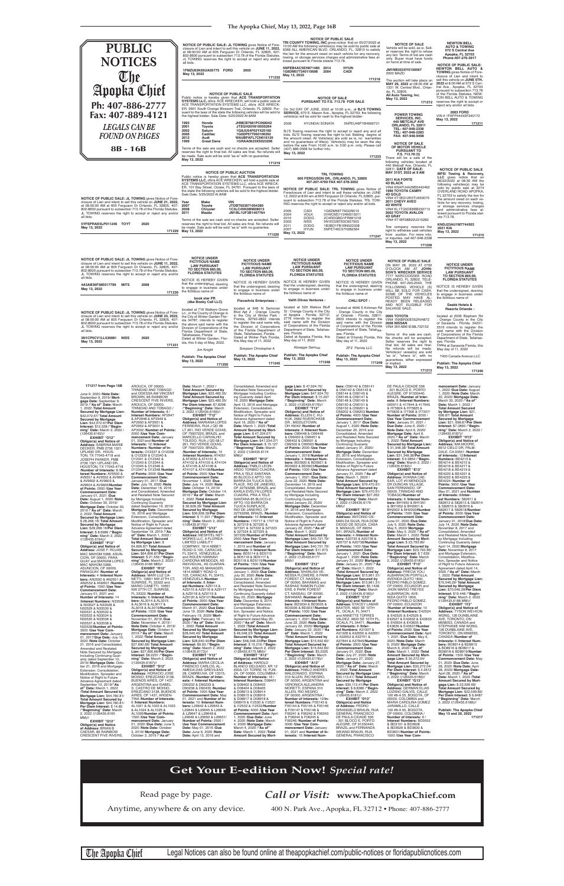# PUBLIC NOTICES

## The Apopka Chief

Ph: 407-886-2777
Fax: 407-889-4121

*LEGALS CAN BE FOUND ON PAGES*
**8B - 16B**

---

**NOTICE OF PUBLIC SALE: JL TOWING** gives Notice of Foreclosure of Lien and intent to sell this vehicle on **JUNE 11, 2022**, at 08:00:00 AM at 605 Ferguson Dr Orlando, FL 32805, 407-802-8600 pursuant to subsection 713.78 of the Florida Statutes. JL TOWING reserves the right to accept or reject any and/or all bids.

**1FMZU63K65UA05775 FORD 2005**

**May 12, 2022**
**171232**

---

**NOTICE OF PUBLIC SALE**

Public notice is hereby given that **ACE TRANSPORTATION SYSTEMS LLC**, d/b/a ACE WRECKER, will hold a public sale at ACE TRANSPORTATION SYSTEMS LLC, d/b/a ACE WRECKER, 5601 South Orange Blossom Trail, Orlando, FL 32839. Pursuant to the laws of the state the following vehicles will be sold to the highest bidder. Sale Date: 5/25/2022 At 8AM

| | | |
|---|---|---|
| **1993** | **Honda** | **JHMCB7681PC058042** |
| **2001** | **Toyota** | **JTEGH20V810005264** |
| **2002** | **Saturn** | **1G8JU52F92Y525160** |
| **2006** | **Cadillac** | **1G6DP577060106392** |
| **2012** | **Audi** | **WAUBF...** |
| **1999** | **Great Dane** | **1GRAA0623XS023206** |

Terms of the sale are cash and no checks are accepted. Seller reserves the right to final bid. All sales are final. No refunds will be made. Sale auto will be sold "as-is" with no guarantee.

**May 12, 2022**
**171219**

---

**NOTICE OF PUBLIC AUCTION**

Public notice is hereby given that **ACE TRANSPORTATION SYSTEMS LLC**, d/b/a ACE WRECKER, will hold a public sale at ACE TRANSPORTATION SYSTEMS LLC, d/b/a ACE WRECKER, 101 Bay Street, Ocoee, FL 34761. Pursuant to the laws of the state the following vehicles will be sold to the highest bidder. Sale Date: 5/25/2022 At 8AM

| Year | Make | VIN |
|---|---|---|
| **2007** | **Toyota** | **JTDBT923071004280** |
| **2008** | **Chrysler** | **1C3LC45K08N698013** |
| **2011** | **Mazda** | **JM1BL1U71B1407764** |

Terms of the sale are cash and no checks are accepted. Seller reserves the right to final bid. All sales are final. No refunds will be made. Sale auto will be sold "as-is" with no guarantee.

**May 12, 2022**
**171220**

---

**NOTICE OF PUBLIC SALE**

**TRI COUNTY TOWING, INC** gives notice that on 05/27/2022 at 10:00 AM the following vehicles(s) may be sold by public sale at 6365 ALL AMERICAN BLVD. ORLANDO, FL 32810 to satisfy the lien for the amount owed on each vehicle for any recovery, towing, or storage services charges and administrative fees allowed pursuant to Florida statute 713.78.

**5NPEB4AC5EH671485 2014 HYUN**
**1G6DM577340110686 2004 CADI**

**May 12, 2022**
**171218**

---

**NOTICE OF SALE PURSUANT TO F.S. 713.78 FOR SALE**

On 3rd DAY OF JUNE, 2022 at 10:00 a.m., at **BJ'S TOWING SERVICE**, 670 E. Mason Ave., Apopka, FL 32703, the following vehicle(s) will be sold for cash to the highest bidder:

2006 HYUNDAI SONATA 5NPEU46F76H060731

BJ'S Towing reserves the right to accept or reject any and all bids. BJ'S Towing reserves the right to bid. Bidding begins at the amount owed. All Vehicle(s) are sold as is, no warranties and no guarantees of title(s). Vehicle(s) may be seen the day before the sale from 10:00 a.m. to 3:00 p.m. only. Please call (407) 886-0568 for further info.

**May 12, 2022**
**171233**

---

**TRL TOWING**
**605 FERGUSON DR., ORLANDO, FL 32805**
**407-207-4790 FAX 407-578-3052**

**NOTICE OF PUBLIC SALE: TRL TOWING** gives Notice of Foreclosure of Lien and intent to sell these vehicles on **JUNE 12, 2022** at 8:00 am at 605 Ferguson Dr Orlando, FL 32805, pursuant to subsection 713.78 of the Florida Statutes. TRL TOWING reserves the right to accept or reject any and/or all bids.

| | | |
|---|---|---|
| 2005 | CADI | 1G6DM56T750229015 |
| 2004 | VOLK | 3VWCM31Y24M313011 |
| 2015 | DODG | 2C4RDGBG1FR691018 |
| 2003 | NISS | 5N1ED28T63C657503 |
| 2011 | DODG | 1B3BD1FB1BN520338 |
| 2007 | HYUN | 5NPET46C57H282364 |

**May 12, 2022**
**171247**

---

**NOTICE OF SALE**

Vehicle will be sold, as is. Seller reserves the right to refuse any bid. Terms of bid are cash only. Buyer must have funds on hand at time of sale.

**JM1NB353XY0150567**
**2000 MAZD**

The auction will take place on **MAY 29, 2022** at 08:00 AM at 1331 W. Central Blvd., Orlando, FL 32805.
**All Auto Towing, Inc.**

**May 12, 2022**
**171212**

---

**NEWTON BELL AUTO & TOWING**
**572 S Central Ave**
**Apopka, FL 32703**
**Phone:407-876-3917**

**NOTICE OF PUBLIC SALE: NEWTON BELL AUTO & TOWING** gives Notice of Foreclosure of Lien and intent to sell this vehicle on **JUNE 5TH, 2022** at 8:00 AM at 572 S Central Ave., Apopka, FL 32703 pursuant to subsection 713.78 of the Florida Statutes. NEWTON BELL AUTO & TOWING reserves the right to accept or reject any and/or all bids.

**2003 FORD**
VIN # 1FAFP44443F340172

**May 12, 2022**
**171211**

---

**POWER TOWING SERVICES, INC.**
**440 METCALF AVE**
**ORLANDO, FL 32811**
**TEL: 407-948-2338**
**TEL: 407-948-2283**
**FAX: 407-948-9498**

**NOTICE OF SALE OF MOTOR VEHICLE PURSUANT TO F.S. 713.78 (5)**

There will be a sale of the following vehicles located at 440 Metcalf Ave, Orlando, FL 32811. **DATE OF SALE: MAY 31ST, 2022 at 9 AM**

**2011 KIA FORTE 4D BLACK**
VIN# KNAFU4A29B5442462
**1996 TOYOTA CAMRY 4D GOLD**
VIN# 4T1BG12K5TU853070
**2011 CHEVY AVEO 4D WHITE**
VIN# KL1TG5DE8BB232713
**2002 TOYOTA AVALON 4D GRAY**
VIN# 4T1BF28B22U125282

Tow company reserves the right to withdraw said vehicles from auction. For more info, or inquiries, call 407-948-2338

**May 12, 2022**
**171228**

---

**NOTICE OF PUBLIC SALE MPSI Towing & Recovery, LLC** gives notice that on 06/22/2022 at 08:30 AM the following vehicles(s) may be sold by public sale at 3274 OVERLAND ROAD APOPKA, FL 32703 to satisfy the lien for the amount owed on each vehicle for any recovery, towing, or storage services charges and administrative fees allowed pursuant to Florida statute 713.78.

**KNDJ23AU1M7744303**
**2021 KIA**

**May 12, 2022**
**171215**

---

**NOTICE OF PUBLIC SALE: JL TOWING** gives Notice of Foreclosure of Lien and intent to sell this vehicle on **JUNE 21, 2022**, at 08:00:00 AM at 605 Ferguson Dr Orlando, FL 32805, 407-802-8600 pursuant to subsection 713.78 of the Florida Statutes. JL TOWING reserves the right to accept or reject any and/or all bids.

**5YFEPRAE5LP011246 TOYT 2020**

**May 12, 2022**
**171229**

---

**NOTICE OF PUBLIC SALE: JL TOWING** gives Notice of Foreclosure of Lien and intent to sell this vehicle on **JUNE 11, 2022**, at 08:00:00 AM at 605 Ferguson Dr Orlando, FL 32805, 407-802-8600 pursuant to subsection 713.78 of the Florida Statutes. JL TOWING reserves the right to accept or reject any and/or all bids.

**4A3AB36F38E017799 MITS 2008**

**May 12, 2022**
**171230**

---

**NOTICE OF PUBLIC SALE: JL TOWING** gives Notice of Foreclosure of Lien and intent to sell this vehicle on **JUNE 23, 2022**, at 08:00:00 AM at 605 Ferguson Dr Orlando, FL 32805, 407-802-8600 pursuant to subsection 713.78 of the Florida Statutes. JL TOWING reserves the right to accept or reject any and/or all bids.

**3N1CP5CV1LL530081 NISS 2020**

**May 12, 2022**
**171231**

---

**NOTICE UNDER FICTITIOUS NAME LAW PURSUANT TO SECTION 865.09, FLORIDA STATUTES**

NOTICE IS HEREBY GIVEN that the undersigned, desiring to engage in business under the fictitious name of

**book star PR (dba Booky Cell LLC)**

located at 716 Walkers Grove Ln, in the County of Orange in the City of Winter Garden Florida 34787, intends to register the above said name with the Division of Corporations of the Florida Department of State, Tallahassee, Florida.

Dated at Winter Garden, Florida, this 5 day of May, 2022.

Jim Knight

**Publish: The Apopka Chief May 12, 2022**
**171250**

---

**NOTICE UNDER FICTITIOUS NAME LAW PURSUANT TO SECTION 865.09, FLORIDA STATUTES**

NOTICE IS HEREBY GIVEN that the undersigned, desiring to engage in business under the fictitious name of

**Flavachris Enterprises :**

located at 646 N Semoran Blvd Apt 2 : Orange County in the City of Winter Park : Florida, 32792-3622 intends to register the said name with the Division of Corporations of the Florida Department of State, Tallahassee, Florida.

Dated at Winter Park Florida, this May 04 day of May, 2022.

Simpson Christopher A

**Publish: The Apopka Chief May 12, 2022**
**171245**

---

**NOTICE UNDER FICTITIOUS NAME LAW PURSUANT TO SECTION 865.09, FLORIDA STATUTES**

NOTICE IS HEREBY GIVEN that the undersigned, desiring to engage in business under the fictitious name of

**Vaith Olives Ventures :**

located at 520 Wekiva Bluff St : Orange County in the City of Apopka : Florida, 32712-6475 intends to register the said name with the Division of Corporations of the Florida Department of State, Tallahassee, Florida.

Dated at Apopka Florida, this May day of 11, 2022.

Aboagye Samuel

**Publish: The Apopka Chief May 12, 2022**
**171248**

---

**NOTICE UNDER FICTITIOUS NAME LAW PURSUANT TO SECTION 865.09, FLORIDA STATUTES**

NOTICE IS HEREBY GIVEN that the undersigned, desiring to engage in business under the fictitious name of

**CHILI SPOT :**

located at 4846 S Kirkman Rd : Orange County in the City of Orlando : Florida, 32811-2833 intends to register the said name with the Division of Corporations of the Florida Department of State, Tallahassee, Florida.

Dated at Orlando Florida, this May day of 11, 2022.

ZFZ Florida LLC

**Publish: The Apopka Chief May 12, 2022**
**171249**

---

**NOTICE OF PUBLIC SALE**

ON MAY 26, 2022 AT 0700 O'CLOCK AM AT **JOHNSON'S WRECKER SERVICE** 7777 NARCOOSSEE ROAD ORLANDO, FL 32822, TELEPHONE 407-293-2540, THE FOLLOWING VEHICLE (S) WILL BE SOLD FOR CASH. SOME OF THE VEHICLES POSTED MAY HAVE ALREADY BEEN RELEASED AND NOT ELIGIBLE FOR SALVAGE SALE.

**2005 TOYOTA**
VIN# 1NXBR30E55Z404872
**2008 NISSAN**
VIN# 3N1AB61E38L732152

Terms of the sale are cash. No checks will be accepted. Seller reserves the right to final bid. All sales are final. No refunds will be made. Vehicle(s)/ vessel(s) are sold "as is", "where is", with no guarantees, either expressed or implied.

**May 12, 2022**
**171213**

---

**NOTICE UNDER FICTITIOUS NAME LAW PURSUANT TO SECTION 865.09, FLORIDA STATUTES**

NOTICE IS HEREBY GIVEN that the undersigned, desiring to engage in business under the fictitious name of

**Dealn Hotels & Resorts Orlando :**

located at 2036 Bispham Rd : Orange County in the City of Sarasota : Florida, 34231-6016 intends to register the said name with the Division of Corporations of the Florida Department of State, Tallahassee, Florida.

Dated at Sarasota Florida, this May day of 11, 2022.

7400 Canada Avenue LLC

**Publish: The Apopka Chief May 12, 2022**
**171246**

---

**171217 from Page 15B**

June 9, 2020 /**Note Date:** September 9, 2019/ **Mortgage Date:** September 9, 2019 /**"As of" Date:** March 1, 2022 /**Total Amount Secured by Mortgage Lien:** $42,072.67/ **Total Amount Secured by Mortgage Lien:** $42,072.67/**Per Diem Interest:** $13.028 /**"Beginning" Date:** March 2, 2022 /(126435.6162)//

**EXHIBIT "O12"**
**Obligor(s) and Notice of Address:** SABRINA MARIE DECKER, PMB 2736 1321 UPLAND DR., HOUSTON, TX 77043-4718 and JOSEPH PARKER, PMB 2736 1321 UPLAND DR., HOUSTON, TX 77043-4718 /**Number of Interests:** 8 /**Interest Numbers:** AV9550 & AV9551 & AV9552 & AV9601 & AV9602 & AV9603 & AV9604 & AV9605/**Number of Points:** 2000 /**Use Year Commencement Date:** January 01, 2021 /**Due Date:** August 1, 2020 /**Note Date:** October 30, 2019/ **Mortgage Date:** October 30, 2019 /**"As of" Date:** March 2, 2022 /**Total Amount Secured by Mortgage Lien:** $28,268.16/**Per Diem Interest:** $ 8.6969 /**"Beginning" Date:** March 2, 2022 /(126435.6164)//

**EXHIBIT "P12"**
**Obligor(s) and Notice of Address:** JOSE F. ROJAS, MAC 5368, ASUNCION, OF 00000, PARAGUAY and MARIAM LOPEZ, MAC MAHON 5368, ASUNCION, OF 00000, PARAGUAY /**Number of Interests:** 4 /**Interest Numbers:** AN2550 & AN2551 & AN2552 & AN2601 /**Number of Points:** 1000 /**Use Year Commencement Date:** January 01, 2021 and **Number of Interests:** 14 **Interest Numbers:** N33526 & N33527 & N33528 & N33529 & N33530 & N33531 & N33532 & N33533 & N33534 & N33535 & N33536 & N33537 & N33538 & N33539/**Number of Points:** 3500 /**Use Year Commencement Date:** January 01, 2017/**Due Date:** July 10, 2020 /**Note Date:** October 21, 2016 and Consolidated, Amended and Restated Note Secured by Mortgage Including Continuing Guaranty dated September 10, 2019/ **Mortgage Date:** October 21, 2016 and Mortgage Extension, Consolidation, Modification, Spreader and Notice of Right to Future Advance Agreement dated September 10, 2019/**"As of" Date:** March 1, 2022 /**Total Amount Secured by Mortgage Lien:** $44,780.81/ **Total Amount Secured by Mortgage Lien:** $44,780.81/**Per Diem Interest:** $ 14.85 /**"Beginning" Date:** March 2, 2022 /(126435.6165 MM)//

**EXHIBIT "Q12"**
**Obligor(s) and Notice of Address:** BRIAN B CAESAR, 85 RAINBOW CRESCENT FIVE RIVERS, AROUCA, OF 00000, TRINIDAD AND TOBAGO and ODESSA AM VINCENT BROWN, 85 RAINBOW CRESCENT FIVE RIVERS, AROUCA, OF 00000, TRINIDAD AND TOBAGO /**Number of Interests:** 8 /**Interest Numbers:** AP2947 & AP2948 & AP2949 & AP2950 & AP2951 & AP2952 & AP3001 & AP3002 /**Number of Points:** 2000 /**Use Year Commencement Date:** January 01, 2021and **Number of Interests:** 12 /**Interest Numbers:** **Number of Interests:** O12337 & O12338 & O12339 & O12340 & O12341 & O12342 & O12343 & O12344 & O12345 & O12346 & O12347 & O12348 **Number of Points:** 3000 /**Use Year Commencement Date:** January 01, 2017 /**Due Date:** July 19, 2020 /**Note Date:** December 16, 2016 and Consolidated, Amended and Restated Note Secured by Mortgage Including Continuing Guaranty dated September 19, 2019/ **Mortgage Date:** December 16, 2016 and Mortgage Extension, Consolidation, Modification, Spreader and Notice of Right to Future Advance Agreement dated September 19, 2019 /**"As of" Date:** March 1, 2022 /**Total Amount Secured by Mortgage Lien:** $ 64,606.87/ **Total Amount Secured by Mortgage Lien:** $64,606.87/**Per Diem Interest:** $ 21.556 /**"Beginning" Date:** March 2, 2022 /(126435.6166 MM)//

**EXHIBIT "R12"**
**Obligor(s) and Notice of Address:** MARI LUZ CANETTI, 10661 NW 27TH CT, SUNRISE, FL 33322 and MARIO CANETTI, 10661 NW 27TH CT, SUNRISE, FL 33322 /**Number of Interests:** 6 /**Interest Numbers:** AL3014 & AL3015 & AL3016 & AL3017 & AL3018 & AL3019/**Number of Points:** 1500 /**Use Year Commencement Date:** November 01, 2019 /**Due Date:** November 4, 2019 / **Note Date:** October 4, 2019/ **Mortgage Date:** October 4, 2019 /**"As of" Date:** March 1, 2022 /**Total Amount Secured by Mortgage Lien:** $27,690.66/**Total Amount Secured by Mortgage Lien:** $27,690.66/**Per Diem Interest:** $8.2231 /**"Beginning" Date:** March 2, 2022 /(126435.6167)//

**EXHIBIT "S12"**
**Obligor(s) and Notice of Address:** HORACIO JOSE MOISIO, EREZCANO 3138, BUENOS AIRES, OF 1437, ARGENTINA and ISABEL S. CASTRO DE MOISIO, EREZCANO 3138, BUENOS AIRES, OF 1437, ARGENTINA /**Number of Interests:** 6 /**Interest Numbers:** AL1021 & AL1022 & AL1023 & AL1024 & AL1025 & AL1026/**Number of Points:** 1500 /**Use Year Commencement Date:** January 01, 2020 /**Due Date:** June 3, 2020 /**Note Date:** October 3, 2019/ **Mortgage Date:** October 3, 2019 /**"As of" Date:** March 1, 2022 / **Total Amount Secured by Mortgage Lien:** $23,480.35/ **Total Amount Secured by Mortgage Lien:** $23,480.35/ **Per Diem Interest:** $7.8228 /**"Beginning" Date:** March 2, 2022 /(126435.6168)//

**EXHIBIT "T12"**
**Obligor(s) and Notice of Address:** MARIANA LOPES FERREIRA, RUA J QD 08 LT 261, RIO VERDE GOIAS, OF 75907220, BRAZIL and MARCELLO CARVALHO TOLEDO, RUA J QD 08 LT 261, RIO VERDE GOIAS, OF 75907220, BRAZIL /**Number of Interests:** 10 /**Interest Numbers:** AT4051 & AT4052 & AT4101 & AT4102 & AT4103 & AT4104 & AT4105 & AT4106 & AT4107 & AT4108/**Number of Points:** 2500 /**Use Year Commencement Date:** November 1, 2020 /**Due Date:** July 14, 2020 /**Note Date:** October 14, 2019/ **Mortgage Date:** October 14, 2019 /**"As of" Date:** March 1, 2022 /**Total Amount Secured by Mortgage Lien:** $ 36,928.30 /**Total Amount Secured by Mortgage Lien:** $36,928.30/**Per Diem Interest:** $ 11.031 /**"Beginning" Date:** March 2, 2022 /(126435.6170)//

**EXHIBIT "U12"**
**Obligor(s) and Notice of Address:** MESHTEL NETWORKS LLC, A FLORIDA LIMITED LIABILITY COMPANY, 1814 ABBEY ROAD G 105, CARACAS, FL 33415, VENEZUELA and ROLEN YANNAHJ CARDONA MENDOZA, AS INDIVIDUAL, AS GUARANTOR, AND AS MANAGER, 1814 ABBEY ROAD G 105, CARACAS, FL 33415, VENEZUELA /**Number of Interests:** 8 /**Interest Numbers:** AZ5114 & AZ5115 & AZ5116 & AZ5117 & AZ5118 & AZ5119 & AZ5120 & AZ5121/**Number of Points:** 2000 /**Use Year Commencement Date:** March 01, 2020 /**Due Date:** June 19, 2020 /**Note Date:** February 19, 2020/ **Mortgage Date:** February 19, 2020 /**"As of" Date:** March 1, 2022 /**Total Amount Secured by Mortgage Lien:** $28,645.09/**Total Amount Secured by Mortgage Lien:** $28,645.09/**Per Diem Interest:** $9.63 /**"Beginning" Date:** March 2, 2022 /(126435.6173)//

**EXHIBIT "V12"**
**Obligor(s) and Notice of Address:** MARIA CECILIA FINENCO CARLOS, ALAMEDA DAS ORQUILEAS 28, CABREUVA, OF 13315, BRAZIL /**Number of Interests:** 4 /**Interest Numbers:** D90228 & D90229 & D90238 & D90435 /**Number of Points:** 1000 /**Use Year Commencement Date:** January 01, 2015 and **Number of Interests:** 6/ **Interest Numbers:** L29643 & L29643 & L29644 & L29645 & L29646 & L29647 & L29648 & L29649 & L29650 & L29651 / **Number of Points:** 2500 / **Use Year Commencement Date:** May 01, 2016 /**Due Date:** June 8, 2020 /**Note Date:** April 13, 2016 and Consolidated, Amended and Restated Note Secured by Mortgage Including Continuing Guaranty dated April 16, 2020/ **Mortgage Date:** April 13, 2016 and Mortgage Extension, Consolidation, Modification, Spreader and Notice of Right to Future Advance Agreement dated April 16, 2020 /**"As of" Date:** March 1, 2022 /**Total Amount Secured by Mortgage Lien:** $47,234.07/ **Total Amount Secured by Mortgage Lien:** $47,234.07/ **Per Diem Interest:** $ 15.127 /**"Beginning" Date:** March 2, 2022 /(126435.6174 MM)//

**EXHIBIT "W12"**
**Obligor(s) and Notice of Address:** PABLO LEONARDO TORRES CUADRA, PRAIA TELE SANTANA 88 BLOCO 2 APTO 103 BARRA DA TIJUCA SON PAULO, RIO DE JANEIRO, OF 22793295, BRAZIL and KARLA EVELYN LOPES CUADRA, PRAIA TELE SANTANA 88, BLOCO 2 APTO 103 BARRA DA TIJUCA SON PAULO, RIO DE JANEIRO, OF 22793295, BRAZIL /**Number of Interests:** 10 /**Interest Numbers:** 170717 & 170718 & 327219 & 327220 & 327221 & 327222 & 327223 & 327224 & 327225 & 327226/**Number of Points:** 2500 /**Use Year Commencement Date:** January 1, 2015 and **Number of Interests:** 6 /**Interest Numbers:** BD5114 & BD5115 & BD5116 & BD5117 & BD5118 & BD5119/**Number of Points:** 1500 /**Use Year Commencement Date:** January 1, 2023 /**Due Date:** July 20, 2020 /**Note Date:** December 8, 2014 and Consolidated, Amended and Restated Note Secured by Mortgage Including Continuing Guaranty dated May 20, 2020/ **Mortgage Date:** December 8, 2014 and Mortgage Extension, Consolidation, Modification, Spreader and Notice of Right to Future Advance Agreement dated May 20, 2020 /**"As of" Date:** March 1, 2022 /**Total Amount Secured by Mortgage Lien:** $46,048.23/ **Total Amount Secured by Mortgage Lien:** $46,048.23/**Per Diem Interest:** $ 15.216 /**"Beginning" Date:** March 2, 2022 /(126435.6175 MM)//

**EXHIBIT "X12"**
**Obligor(s) and Notice of Address:** HAROLD ALFONSO DELGADO, KR 12 A 64 A 12 TORRE 2, LINZA, OF 00000, COLOMBIA /**Number of Interests:** 16 /**Interest Numbers:** D08401 & D08402 & D08403 & D08404 & D08405 & D08913 & D08914 & D08915 & D08916 & D08917 & D08918 & D08919 & I12530 & I12531 & I12532 & I12533/**Number of Points:** 4000 /**Use Year Commencement Date:** April 1, 2013 /**Due Date:** June 4, 2020 /**Note Date:** March 4, 2020 /**Mortgage Date:** March 4, 2020 /**"As of" Date:** March 1, 2022 /**Total Amount Secured by Mortgage Lien:** $ 47,924.70/ **Total Amount Secured by Mortgage Lien:** $47,924.70/ **Per Diem Interest:** $ 13.297 /**"Beginning" Date:** March 2, 2022 /(126435.6176)//

**EXHIBIT "Y12"**
**Obligor(s) and Notice of Address:** ELLEN C. KUKUK, 2682 RIVERCHASE DR., MIDDLETOWN, OH 45042 /**Number of Interests:** 8 /**Interest Numbers:** C99448 & C99449 & C99450 & C99451 & C99452 & C99503 /**Number of Points:** 2000 /**Use Year Commencement Date:** January 1, 2018 /**Number of Interests:** 4 /**Interest Numbers:** BD0920 & BD0921 & BD0922 & BD0923/**Number of Points:** 1000 /**Use Year Commencement Date:** January 1, 2021 /**Due Date:** June 22, 2020 /**Note Date:** December 14, 2016 and Consolidated, Amended and Restated Note Secured by Mortgage Including Continuing Guaranty dated January 22, 2020/ **Mortgage Date:** December 14, 2016 and Mortgage Extension, Consolidation, Modification, Spreader and Notice of Right to Future Advance Agreement dated January 22, 2020 /**"As of" Date:** March 1, 2022 /**Total Amount Secured by Mortgage Lien:** $40,721.79/ **Total Amount Secured by Mortgage Lien:** $40,721.79/**Per Diem Interest:** $ 13.373 /**"Beginning" Date:** March 2, 2022 /(126435.6177 MM)//

**EXHIBIT "Z12"**
**Obligor(s) and Notice of Address:** SHARLISA VENESSA FLOWERS, 6 PARK FOREST CT. NASSAU, OF 00000, BAHAMAS and SHIRAD RAMON FLOWERS, 6 PARK FOREST CT. NASSAU, OF 00000, BAHAMAS /**Number of Interests:** 4 /**Interest Numbers:** BD2024 & BD2025 & BD2026 & BD2027/**Number of Points:** 1000 /**Use Year Commencement Date:** January 1, 2021 /**Due Date:** June 22, 2020 /**Note Date:** January 22, 2020/ **Mortgage Date:** January 22, 2020 /**"As of" Date:** March 1, 2022 /**Total Amount Secured by Mortgage Lien:** $15,642.60/ **Total Amount Secured by Mortgage Lien:** $15,642.60/ **Per Diem Interest:** $5.2225 /**"Beginning" Date:** March 2, 2022 /(126435.6178)//

**EXHIBIT "A13"**
**Obligor(s) and Notice of Address:** ANDRES MALDONADO, ESPANA 310 ALLEN, RIO NEGRO, OF 00000, ARGENTINA and VERONICA ALEJANDRA MORETTI, ESPANA 310 ALLEN, RIO NEGRO, OF 00000, ARGENTINA / **Number of Interests:** 12 /**Interest Numbers:** F05143 & F05144 & F05145 & F05146 & F05147 & F05148 & F06241 & F06242 & F06243 & F06244 & F06245 & F06246 /**Number of Points:** 3000 /**Use Year Commencement Date:** January 01, 2021 and **Number of Interests:** 16 /**Interest Numbers:** C56140 & C56141 & C56142 & C56143 & C56144 & C56145 & C56146 & C56147 & C56148 & C56149 & C56150 & C56151 & C56152 & C56201 & C56202 & C56203 /**Number of Points:** 4000 /**Use Year Commencement Date:** January 1, 2017 /**Due Date:** August 1, 2020 /**Note Date:** December 20, 2016 and Consolidated, Amended and Restated Note Secured by Mortgage Including Continuing Guaranty dated January 31, 2020/ **Mortgage Date:** December 20, 2016 and Mortgage Extension, Consolidation, Modification, Spreader and Notice of Right to Future Advance Agreement dated January 31, 2020 /**"As of" Date:** March 1, 2022 / **Total Amount Secured by Mortgage Lien:** $79,470.91/ **Total Amount Secured by Mortgage Lien:** $79,470.91/ **Per Diem Interest:** $27.263 /**"Beginning" Date:** March 2, 2022 /(126435.6179 MM)//

**EXHIBIT "B13"**
**Obligor(s) and Notice of Address:** ANTONIO CIRIAN DA SILVA, RUA DOM DIOGO DE SOUZA, CASA 8, MANAUS, OF 69054-641, BRAZIL /**Number of Interests:** 4 /**Interest Numbers:** A20735 & A20736 & A20737 & A20738/**Number of Points:** 1000 /**Use Year Commencement Date:** January 1, 2021 /**Due Date:** August 1, 2020 /**Note Date:** January 30, 2020/ **Mortgage Date:** January 30, 2020 /**"As of" Date:** March 1, 2022 /**Total Amount Secured by Mortgage Lien:** $15,961.31/ **Total Amount Secured by Mortgage Lien:** $15,961.31/ **Per Diem Interest:** $5.1436 /**"Beginning" Date:** March 2, 2022 /(126435.6180)//

**EXHIBIT "C13"**
**Obligor(s) and Notice of Address:** STACEY LAMAR BAXTER, 4820 SE 10TH PL, OCALA, FL 34471 and ANNETTE TORRES VALDEZ, 4820 SE 10TH PL, OCALA, FL 34471, /**Number of Interests:** 8 /**Interest Numbers:** A31927 & A31928 & A32650 & A32651 & A37844 & A37845/**Number of Points:** 2000 /**Use Year Commencement Date:** January 01, 2022 /**Due Date:** July 27, 2020 /**Note Date:** January 27, 2020/ **Mortgage Date:** January 27, 2020 /**"As of" Date:** March 1, 2022 /**Total Amount Secured by Mortgage Lien:** $30,113.41/ **Total Amount Secured by Mortgage Lien:** $30,113.41/ **Per Diem Interest:** $ 8.8386 /**"Beginning" Date:** March 2, 2022 /(126435.6181)//

**EXHIBIT "D13"**
**Obligor(s) and Notice of Address:** PEDRO SIRANGELO BRAUN, RUA GENERAL FRANCISCO DE PAULA CIDADE 556 - 301 BLOCO E, PORTO ALEGRE, OF 91330440, BRAZIL and FERNANDA WEIAND BRAUN, RUA GENERAL FRANCISCO DE PAULA CIDADE 556 - 301 BLOCO E, PORTO ALEGRE, OF 91330440, BRAZIL /**Number of Interests:** 8 **Interest Numbers:** 000101 & H17644 & H17645 & H75824 & H75825 & H75826 & I77306 & I77307/ **Number of Points:** 2000 / **Use Year Commencement Date:** January 01, 2021 / **Due Date:** June 6, 2020 / **Note Date:** April 6, 2020/ **Mortgage Date:** April 6, 2020 /**"As of" Date:** March 1, 2022 /**Total Amount Secured by Mortgage Lien:** $ 31,348.38/ **Total Amount Secured by Mortgage Lien:** $31,348.38/**Per Diem Interest:** $ 9.9854 /**"Beginning" Date:** March 2, 2022 /(126435.6182)//

**EXHIBIT "E13"**
**Obligor(s) and Notice of Address:** AYANNA CAESAR, LOT #5 MENDOZA DR DUNCAN VILLAGE, SAN FERNANDO, OF 00000, TRINIDAD AND TOBAGO/**Number of Interests:** 6 /**Interest Numbers:** BH1950 & BH1951 & BH1952 & BH2001 & BH2002 & BH2003/**Number of Points:** 1500 /**Use Year Commencement Date:** June 01, 2020 /**Due Date:** July 5, 2020 /**Note Date:** May 5, 2020/ **Mortgage Date:** May 5, 2020 /**"As of" Date:** March 1, 2022 /**Total Amount Secured by Mortgage Lien:** $ 23,793.99/ **Total Amount Secured by Mortgage Lien:** $23,793.99/ **Per Diem Interest:** $ 7.639 /**"Beginning" Date:** March 2, 2022 /(126435.6183)//

**EXHIBIT "F13"**
**Obligor(s) and Notice of Address:** FRECIA YOLI ALBARRACIN PORTILLA, AVENIDA QUITO 1600, PEDRO PABLO GOMEZ, OF 00000, ECUADOR and JOHN MARIO TREYES ALBARRACIN, AVENIDA QUITO 1600, PEDRO PABLO GOMEZ, OF 00000, ECUADOR /**Number of Interests:** 10 /**Interest Numbers:** E42524 & E42525 & E42526 & E42527 & E43632 & E43633 & E43634 & E43635 & E43636 & E43637/**Number of Points:** 2500 /**Use Year Commencement Date:** April 1, 2021 /**Due Date:** May 6, 2020 /**Note Date:** March 6, 2020/ **Mortgage Date:** March 6, 2020 /**"As of" Date:** March 1, 2022 /**Total Amount Secured by Mortgage Lien:** $30,272.04/ **Total Amount Secured by Mortgage Lien:** $30,272.04/ **Per Diem Interest:** $ 9.4212 /**"Beginning" Date:** March 2, 2022 /(126435.6185)//

**EXHIBIT "G13"**
**Obligor(s) and Notice of Address:** GERMAN ELIAS LOZANO GALVIS, CALLE 100 #8-A 55, BOGOTA, OF 00000, COLOMBIA and MARIA CAROLINA GOMEZ JARAMILLO, CALLE 100 #8-A 55, BOGOTA, OF 00000, COLOMBIA / **Number of Interests:** 6 / **Interest Numbers:** BD3052 & BD3101 & BD3628 & BD3629 & BD3630 & BD3631/**Number of Points:** 1500 /**Use Year Commencement Date:** January 1, 2022 /**Due Date:** August 1, 2020 /**Note Date:** March 30, 2020/ **Mortgage Date:** March 30, 2020 /**"As of" Date:** March 1, 2022 / **Total Amount Secured by Mortgage Lien:** $21,698.87/ **Total Amount Secured by Mortgage Lien:** $21,698.87/**Per Diem Interest:** $ 7.3658 /**"Beginning" Date:** March 2, 2022 / (126435.6187)//

**EXHIBIT "H13"**
**Obligor(s) and Notice of Address:** WA WOORE, 6612 CIELO DR, PALMDALE, CA 93551 /**Number of Interests:** 12 /**Interest Numbers:** BE4213 & BE4214 & BE4215 & BE4216 & BE4217 & BE4218 & BE4219 & BE4220 & BE4221 & BE4222 & BE4223 & BE4224 /**Number of Points:** 3000 /**Use Year Commencement Date:** May 01, 2021 and **Number of Interests:** 6/**Interest Numbers:** S82611 & S82612 & S82613 & S82614 & S82615 & S82616/**Number of Points:** 1500 /**Use Year Commencement Date:** January 1, 2018 /**Due Date:** July 14, 2020 /**Note Date:** November 8, 2017 and Consolidated, Amended and Restated Note Secured by Mortgage Including Continuing Guaranty dated April 14, 2020 /**Mortgage Date:** November 8, 2017 and Mortgage Extension, Consolidation, Modification, Spreader and Notice of Right to Future Advance Agreement dated April 14, 2020 /**"As of" Date:** March 1, 2022 /**Total Amount Secured by Mortgage Lien:** $70,046.29/ **Total Amount Secured by Mortgage Lien:** $70,046.29/**Per Diem Interest:** $19.448 /**"Beginning" Date:** March 2, 2022 /(126435.6188 MM)//

**EXHIBIT "I13"**
**Obligor(s) and Notice of Address:** TYSON KEI-KON WONG, 126 DUNBLAINE AVE, TORONTO, ON M5M2S3, CANADA and STEPHANIE KIM WONG, 126 DUNBLAINE AVE, TORONTO, ON M5M2S3, CANADA /**Number of Interests:** 6 /**Interest Numbers:** BD6914 & BD6915 & BD6916 & BD6917 & BD6918 & BD6919/**Number of Points:** 1500 /**Use Year Commencement Date:** May 01, 2020 /**Due Date:** June 28, 2020 /**Note Date:** April 28, 2020/ **Mortgage Date:** April 28, 2020 /**"As of" Date:** March 1, 2022 /**Total Amount Secured by Mortgage Lien:** $22,599.69/ **Total Amount Secured by Mortgage Lien:** $22,599.69/ **Per Diem Interest:** $ 6.8487 /**"Beginning" Date:** March 2, 2022 /(126435.6189)//

**Publish: The Apopka Chief May 12 and 20, 2022**
**171217**

---

## Get Your E-edition Now! *Special rate!*

Read page by page. ***Call or Visit: www.TheApopkaChief.com***

Anytime, anywhere & on any device. 400 N. Park Ave., Apopka, FL 32712 • Phone: 407-886-2777

---

*The Apopka Chief* Legal Notices can also be found online at theapopkachief.com/public-notices or floridapublicnotices.com